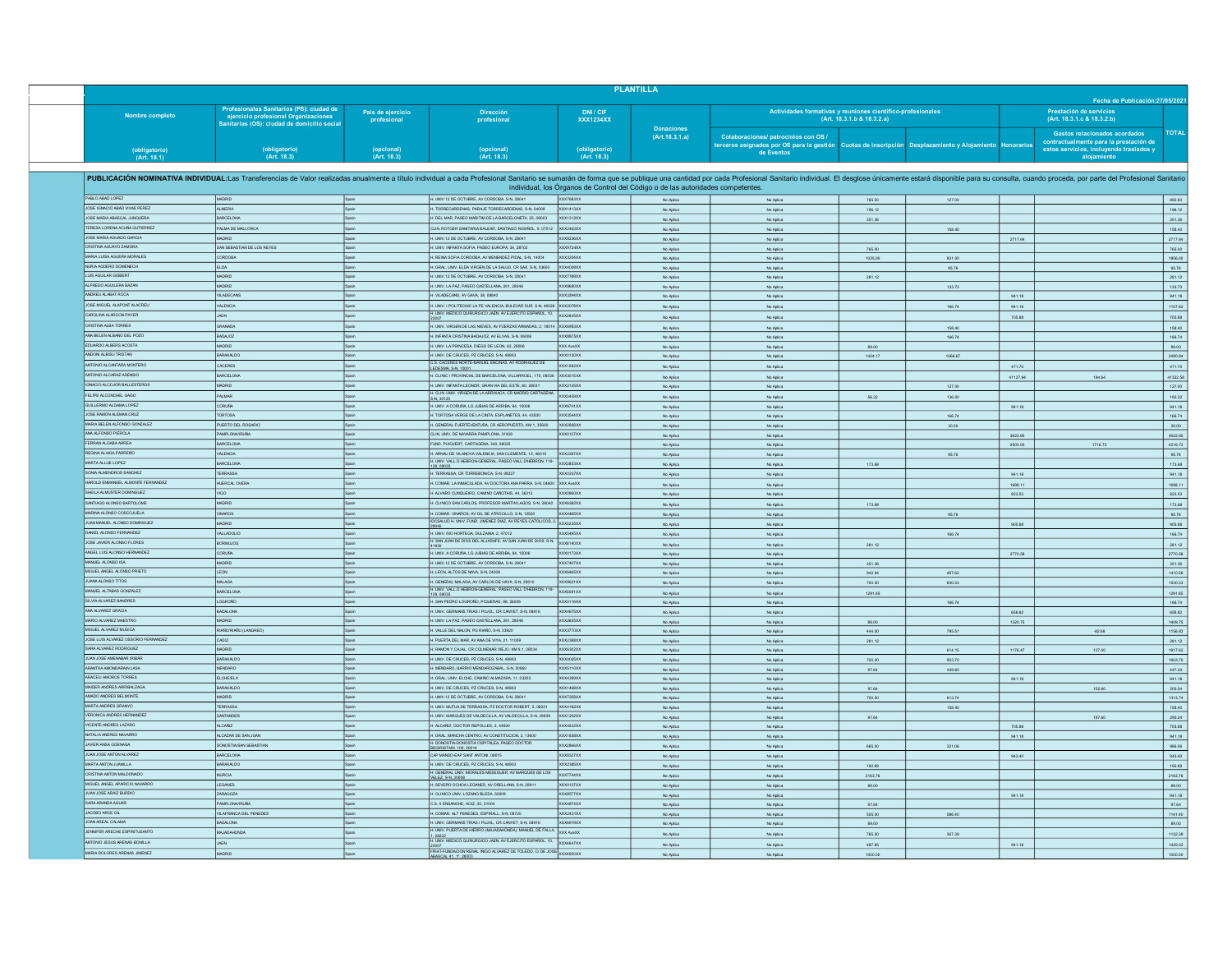# PLANTILLA

Fecha de Publicación:27/05/2021

**PUBLICACIÓN NOMINATIVA INDIVIDUAL:** Las Transferencias de Valor realizadas anualmente a título individual a cada Profesional Sanitario se sumarán de forma que se publique una cantidad por cada Profesional Sanitario individual. El desglose únicamente estará disponible para su consulta, cuando proceda, por parte del Profesional Sanitario individual, los Órganos de Control del Código o de las autoridades competentes.

| Nombre completo (obligatorio) (Art. 18.1) | Profesionales Sanitarios (PS): ciudad de ejercicio profesional Organizaciones Sanitarias (OS): ciudad de domicilio social (obligatorio) (Art. 18.3) | País de ejercicio profesional (opcional) (Art. 18.3) | Dirección profesional (opcional) (Art. 18.3) | DNI / CIF XXX1234XX (obligatorio) (Art. 18.3) | Donaciones (Art.18.3.1.a) | Actividades formativas y reuniones científico-profesionales (Art. 18.3.1.b & 18.3.2.a) | | | Prestación de servicios (Art. 18.3.1.c & 18.3.2.b) | | TOTAL |
|---|---|---|---|---|---|---|---|---|---|---|---|
| | | | | | | Colaboraciones/ patrocinios con OS / terceros asignados por OS para la gestión de Eventos | Cuotas de inscripción | Desplazamiento y Alojamiento | Honorarios | Gastos relacionados acordados contractualmente para la prestación de estos servicios, incluyendo traslados y alojamiento | |
| PABLO ABAD LOPEZ | MADRID | Spain | H. UNIV.12 DE OCTUBRE, AV CORDOBA, S-N, 28041 | XXX7681XX | No Aplica | No Aplica | 765.00 | 127.00 | | | 892.00 |
| JOSE IGNACIO ABAD VIVAS PEREZ | ALMERIA | Spain | H. TORRECARDENAS, PARAJE TORRECARDENAS, S-N, 04009 | XXX1412XX | No Aplica | No Aplica | 196.12 | | | | 196.12 |
| JOSE MARIA ABASCAL JUNQUERA | BARCELONA | Spain | H. DEL MAR, PASEO MARITIM DE LA BARCELONETA, 25, 08003 | XXX1312XX | No Aplica | No Aplica | 351.36 | | | | 351.36 |
| TERESA LORENA ACUÑA GUTIERREZ | PALMA DE MALLORCA | Spain | CLIN. ROTGER SANITARIA BALEAR, SANTIAGO RUSIÑOL, 9, 07012 | XXX2463XX | No Aplica | No Aplica | | 158.40 | | | 158.40 |
| JOSE MARIA AGUADO GARCIA | MADRID | Spain | H. UNIV.12 DE OCTUBRE, AV CORDOBA, S-N, 28041 | XXX9236XX | No Aplica | No Aplica | | | 2717.64 | | 2717.64 |
| CRISTINA AGUAYO ZAMORA | SAN SEBASTIAN DE LOS REYES | Spain | H. UNIV. INFANTA SOFIA, PASEO EUROPA, 34, 28703 | XXX9734XX | No Aplica | No Aplica | 765.00 | | | | 765.00 |
| MARIA LUISA AGUERA MORALES | CORDOBA | Spain | H. REINA SOFIA CORDOBA, AV MENENDEZ PIDAL, S-N, 14004 | XXX3284XX | No Aplica | No Aplica | 1025.00 | 831.00 | | | 1856.00 |
| NURIA AGUERO DOMENECH | ELDA | Spain | H. GRAL. UNIV. ELDA VIRGEN DE LA SALUD, CR SAX, S-N, 03600 | XXX4088XX | No Aplica | No Aplica | | 95.76 | | | 95.76 |
| LUIS AGUILAR GISBERT | MADRID | Spain | H. UNIV.12 DE OCTUBRE, AV CORDOBA, S-N, 28041 | XXX7789XX | No Aplica | No Aplica | 281.12 | | | | 281.12 |
| ALFREDO AGUILERA BAZAN | MADRID | Spain | H. UNIV. LA PAZ, PASEO CASTELLANA, 261, 28046 | XXX8680XX | No Aplica | No Aplica | | 133.73 | | | 133.73 |
| ANDREU ALABAT ROCA | VILADECANS | Spain | H. VILADECANS, AV GAVA, 38, 08840 | XXX3394XX | No Aplica | No Aplica | | | 941.18 | | 941.18 |
| JOSE MIGUEL ALAPONT ALACREU | VALENCIA | Spain | H. UNIV. I POLITECNIC LA FE VALENCIA, BULEVAR SUR, S-N, 46026 | XXX2076XX | No Aplica | No Aplica | | 166.74 | 941.18 | | 1107.92 |
| CAROLINA ALARCON PAYER | JAEN | Spain | H. UNIV. MEDICO QUIRURGICO JAEN, AV EJERCITO ESPAÑOL, 10, 23007 | XXX2645XX | No Aplica | No Aplica | | | 705.88 | | 705.88 |
| CRISTINA ALBA TORRES | GRANADA | Spain | H. UNIV. VIRGEN DE LAS NIEVES, AV FUERZAS ARMADAS, 2, 18014 | XXX6953XX | No Aplica | No Aplica | | 158.40 | | | 158.40 |
| ANA BELEN ALBANO DEL POZO | BADAJOZ | Spain | H. INFANTA CRISTINA BADAJOZ, AV ELVAS, S-N, 06006 | XXX8875XX | No Aplica | No Aplica | | 166.74 | | | 166.74 |
| EDUARDO ALBERS ACOSTA | MADRID | Spain | H. UNIV. LA PRINCESA, DIEGO DE LEON, 62, 28006 | XXX AxxXX | No Aplica | No Aplica | 89.00 | | | | 89.00 |
| ANDONI ALBISU TRISTAN | BARAKALDO | Spain | H. UNIV. DE CRUCES, PZ CRUCES, S-N, 48903 | XXX0130XX | No Aplica | No Aplica | 1424.17 | 1066.67 | | | 2490.84 |
| ANTONIO ALCANTARA MONTERO | CACERES | Spain | C.S. CACERES NORTE-MANUEL ENCINAS, AV RODRIGUEZ DE LEDESMA, S-N, 10001 | XXX1582XX | No Aplica | No Aplica | | | 471.70 | | 471.70 |
| ANTONIO ALCARAZ ASENSIO | BARCELONA | Spain | H. CLINIC I PROVINCIAL DE BARCELONA, VILLARROEL, 170, 08036 | XXX3515XX | No Aplica | No Aplica | | | 41127.94 | 194.64 | 41322.58 |
| IGNACIO ALCOJOR BALLESTEROS | MADRID | Spain | H. UNIV. INFANTA LEONOR, GRAN VIA DEL ESTE, 80, 28031 | XXX2135XX | No Aplica | No Aplica | | 127.00 | | | 127.00 |
| FELIPE ALCONCHEL GAGO | PALMAR | Spain | H. CLIN. UNIV. VIRGEN DE LA ARRIXACA, CR MADRID CARTAGENA, S-N, 30120 | XXX0459XX | No Aplica | No Aplica | 56.32 | 136.00 | | | 192.32 |
| GUILLERMO ALDANA LOPEZ | CORUÑA | Spain | H. UNIV. A CORUÑA, LG JUBIAS DE ARRIBA, 84, 15006 | XXX6741XX | No Aplica | No Aplica | | | 941.18 | | 941.18 |
| JOSE RAMON ALEMAN CRUZ | TORTOSA | Spain | H. TORTOSA VERGE DE LA CINTA, ESPLANETES, 44, 43500 | XXX3544XX | No Aplica | No Aplica | | 166.74 | | | 166.74 |
| MARIA BELEN ALFONSO GONZALEZ | PUERTO DEL ROSARIO | Spain | H. GENERAL FUERTEVENTURA, CR AEROPUERTO, KM 1, 35600 | XXX2888XX | No Aplica | No Aplica | | 30.00 | | | 30.00 |
| ANA ALFONSO PIEROLA | PAMPLONA/IRUÑA | Spain | CLIN. UNIV. DE NAVARRA PAMPLONA, 31008 | XXX0127XX | No Aplica | No Aplica | | | 3622.65 | | 3622.65 |
| FERRAN ALGABA ARREA | BARCELONA | Spain | FUND. PUIGVERT, CARTAGENA, 340, 08025 | | No Aplica | No Aplica | | | 2500.00 | 1716.73 | 4216.73 |
| REGINA ALIAGA PARREÑO | VALENCIA | Spain | H. ARNAU DE VILANOVA VALENCIA, SAN CLEMENTE, 12, 46015 | XXX2287XX | No Aplica | No Aplica | | 95.76 | | | 95.76 |
| MARTA ALLUE LOPEZ | BARCELONA | Spain | H. UNIV. VALL D HEBRON-GENERAL, PASEO VALL D'HEBRON, 119-129, 08035 | XXX0853XX | No Aplica | No Aplica | 173.68 | | | | 173.68 |
| SONIA ALMENDROS SANCHEZ | TERRASSA | Spain | H. TERRASSA, CR TORREBONICA, S-N, 08227 | XXX0337XX | No Aplica | No Aplica | | | 941.18 | | 941.18 |
| HAROLD ENMANUEL ALMONTE FERNANDEZ | HUERCAL OVERA | Spain | H. COMAR. LA INMACULADA, AV DOCTORA ANA PARRA, S-N, 04600 | XXX AxxXX | No Aplica | No Aplica | | | 1698.11 | | 1698.11 |
| SHEILA ALMUSTER DOMINGUEZ | VIGO | Spain | H. ALVARO CUNQUEIRO, CAMINO CAROTAIS, 44, 36312 | XXX2865XX | No Aplica | No Aplica | | | 823.53 | | 823.53 |
| SANTIAGO ALONSO BARTOLOME | MADRID | Spain | H. CLINICO SAN CARLOS, PROFESOR MARTIN LAGOS, S-N, 28040 | XXX6382XX | No Aplica | No Aplica | 173.68 | | | | 173.68 |
| MARINA ALONSO COSCOJUELA | VINAROS | Spain | H. COMAR. VINAROS, AV GIL DE ATROCILLO, S-N, 12500 | XXX4465XX | No Aplica | No Aplica | | 95.76 | | | 95.76 |
| JUAN MANUEL ALONSO DOMINGUEZ | MADRID | Spain | IDCSALUD H. UNIV. FUND. JIMENEZ DIAZ, AV REYES CATOLICOS, 2, 28040 | XXX0235XX | No Aplica | No Aplica | | | 905.88 | | 905.88 |
| DANIEL ALONSO FERNANDEZ | VALLADOLID | Spain | H. UNIV. RIO HORTEGA, DULZAINA, 2, 47012 | XXX5495XX | No Aplica | No Aplica | | 166.74 | | | 166.74 |
| JOSE JAVIER ALONSO FLORES | BORMUJOS | Spain | H. SAN JUAN DE DIOS DEL ALJARAFE, AV SAN JUAN DE DIOS, S-N, 41930 | XXX8140XX | No Aplica | No Aplica | 281.12 | | | | 281.12 |
| ANGEL LUIS ALONSO HERNANDEZ | CORUÑA | Spain | H. UNIV. A CORUÑA, LG JUBIAS DE ARRIBA, 84, 15006 | XXX0171XX | No Aplica | No Aplica | | | 2770.58 | | 2770.58 |
| MANUEL ALONSO ISA | MADRID | Spain | H. UNIV.12 DE OCTUBRE, AV CORDOBA, S-N, 28041 | XXX7407XX | No Aplica | No Aplica | 351.36 | | | | 351.36 |
| MIGUEL ANGEL ALONSO PRIETO | LEON | Spain | H. LEON, ALTOS DE NAVA, S-N, 24008 | XXX6465XX | No Aplica | No Aplica | 942.94 | 467.62 | | | 1410.56 |
| JUANA ALONSO TITOS | MALAGA | Spain | H. GENERAL MALAGA, AV CARLOS DE HAYA, S-N, 29010 | XXX9621XX | No Aplica | No Aplica | 700.00 | 830.33 | | | 1530.33 |
| MANUEL ALTABAS GONZALEZ | BARCELONA | Spain | H. UNIV. VALL D HEBRON-GENERAL, PASEO VALL D'HEBRON, 119-129, 08035 | XXX5891XX | No Aplica | No Aplica | 1291.85 | | | | 1291.85 |
| SILVIA ALVAREZ BANDRES | LOGROÑO | Spain | H. SAN PEDRO LOGROÑO, PIQUERAS, 98, 26006 | XXX0116XX | No Aplica | No Aplica | | 166.74 | | | 166.74 |
| ANA ALVAREZ GRACIA | BADALONA | Spain | H. UNIV. GERMANS TRIAS I PUJOL, CR CANYET, S-N, 08916 | XXX6675XX | No Aplica | No Aplica | | | 658.82 | | 658.82 |
| MARIO ALVAREZ MAESTRO | MADRID | Spain | H. UNIV. LA PAZ, PASEO CASTELLANA, 261, 28046 | XXX2655XX | No Aplica | No Aplica | 89.00 | | 1320.75 | | 1409.75 |
| MIGUEL ALVAREZ MUGICA | RIAÑO/RIAÑU (LANGREO) | Spain | H. VALLE DEL NALON, PG RIAÑO, S-N, 33920 | XXX3770XX | No Aplica | No Aplica | 444.00 | 795.51 | | -82.68 | 1156.83 |
| JOSE LUIS ALVAREZ OSSORIO FERNANDEZ | CADIZ | Spain | H. PUERTA DEL MAR, AV ANA DE VIYA, 21, 11009 | XXX2366XX | No Aplica | No Aplica | 281.12 | | | | 281.12 |
| SARA ALVAREZ RODRIGUEZ | MADRID | Spain | H. RAMON Y CAJAL, CR COLMENAR VIEJO, KM 9,1, 28034 | XXX6302XX | No Aplica | No Aplica | | 614.15 | 1176.47 | 127.00 | 1917.62 |
| JUAN JOSE AMENABAR IRIBAR | BARAKALDO | Spain | H. UNIV. DE CRUCES, PZ CRUCES, S-N, 48903 | XXX0035XX | No Aplica | No Aplica | 700.00 | 903.70 | | | 1603.70 |
| ARANTXA AMONDARAIN LASA | MENDARO | Spain | H. MENDARO, BARRIO MENDAROZABAL, S-N, 20850 | XXX5110XX | No Aplica | No Aplica | 97.64 | 349.60 | | | 447.24 |
| ARACELI AMOROS TORRES | ELCHE/ELX | Spain | H. GRAL. UNIV. ELCHE, CAMINO ALMAZARA, 11, 03203 | XXX4389XX | No Aplica | No Aplica | | | 941.18 | | 941.18 |
| MAIDER ANDRES ARRIBALZAGA | BARAKALDO | Spain | H. UNIV. DE CRUCES, PZ CRUCES, S-N, 48903 | XXX1488XX | No Aplica | No Aplica | 97.64 | | | 102.60 | 200.24 |
| AMADO ANDRES BELMONTE | MADRID | Spain | H. UNIV.12 DE OCTUBRE, AV CORDOBA, S-N, 28041 | XXX7258XX | No Aplica | No Aplica | 700.00 | 613.74 | | | 1313.74 |
| MARTA ANDRES GRANYO | TERRASSA | Spain | H. UNIV. MUTUA DE TERRASSA, PZ DOCTOR ROBERT, 5, 08221 | XXX4182XX | No Aplica | No Aplica | | 158.40 | | | 158.40 |
| VERONICA ANDRES HERNANDEZ | SANTANDER | Spain | H. UNIV. MARQUES DE VALDECILLA, AV VALDECILLA, S-N, 39008 | XXX1202XX | No Aplica | No Aplica | 97.64 | | | 197.60 | 295.24 |
| VICENTE ANDRES LAZARO | ALCAÑIZ | Spain | H. ALCAÑIZ, DOCTOR REPOLLES, 2, 44600 | XXX0222XX | No Aplica | No Aplica | | | 705.88 | | 705.88 |
| NATALIA ANDRES NAVARRO | ALCAZAR DE SAN JUAN | Spain | H. GRAL. MANCHA CENTRO, AV CONSTITUCION, 3, 13600 | XXX1038XX | No Aplica | No Aplica | | | 941.18 | | 941.18 |
| JAVIER ANSA GOENAGA | DONOSTIA/SAN SEBASTIAN | Spain | H. DONOSTIA-DONOSTIA OSPITALEA, PASEO DOCTOR BEGIRISTAIN, 109, 20014 | XXX2860XX | No Aplica | No Aplica | 665.00 | 321.06 | | | 986.06 |
| JUAN JOSE ANTON ALVAREZ | BARCELONA | Spain | CAP MANSO-CEAP SANT ANTONI, 08015 | XXX0327XX | No Aplica | No Aplica | | | 943.40 | | 943.40 |
| MARTA ANTON JUANILLA | BARAKALDO | Spain | H. UNIV. DE CRUCES, PZ CRUCES, S-N, 48903 | XXX2385XX | No Aplica | No Aplica | 192.69 | | | | 192.69 |
| CRISTINA ANTON MALDONADO | MURCIA | Spain | H. GENERAL UNIV. MORALES MESEGUER, AV MARQUES DE LOS VELEZ, S-N, 30008 | XXX7744XX | No Aplica | No Aplica | 2163.76 | | | | 2163.76 |
| MIGUEL ANGEL APARICIO NAVARRO | LEGANES | Spain | H. SEVERO OCHOA LEGANES, AV ORELLANA, S-N, 28911 | XXX0137XX | No Aplica | No Aplica | 89.00 | | | | 89.00 |
| JUAN JOSE ARAIZ BURDIO | ZARAGOZA | Spain | H. CLINICO UNIV. LOZANO BLESA, 50009 | XXX0577XX | No Aplica | No Aplica | | | 941.18 | | 941.18 |
| SARA ARANDA AGUAR | PAMPLONA/IRUÑA | Spain | C.S. II ENSANCHE, AOIZ, 35, 31004 | XXX6974XX | No Aplica | No Aplica | 97.64 | | | | 97.64 |
| JACOBO ARCE GIL | VILAFRANCA DEL PENEDES | Spain | H. COMAR. ALT PENEDES, ESPIRALL, S-N, 08720 | XXX2431XX | No Aplica | No Aplica | 555.00 | 586.40 | | | 1141.40 |
| JOAN AREAL CALAMA | BADALONA | Spain | H. UNIV. GERMANS TRIAS I PUJOL, CR CANYET, S-N, 08916 | XXX6916XX | No Aplica | No Aplica | 89.00 | | | | 89.00 |
| JENNIFER ARECHE ESPIRITUSANTO | MAJADAHONDA | Spain | H. UNIV. PUERTA DE HIERRO (MAJADAHONDA), MANUEL DE FALLA, 1, 28222 | XXX AxxXX | No Aplica | No Aplica | 765.00 | 367.39 | | | 1132.39 |
| ANTONIO JESUS ARENAS BONILLA | JAEN | Spain | H. UNIV. MEDICO QUIRURGICO JAEN, AV EJERCITO ESPAÑOL, 10, 23007 | XXX8847XX | No Aplica | No Aplica | 487.85 | | 941.18 | | 1429.03 |
| MARIA DOLORES ARENAS JIMENEZ | MADRID | Spain | FRIAT FUNDACION RENAL INIGO ALVAREZ DE TOLEDO, C/ DE JOSE ABASCAL 41, 1º, 28003 | XXX4593XX | No Aplica | No Aplica | 1000.00 | | | | 1000.00 |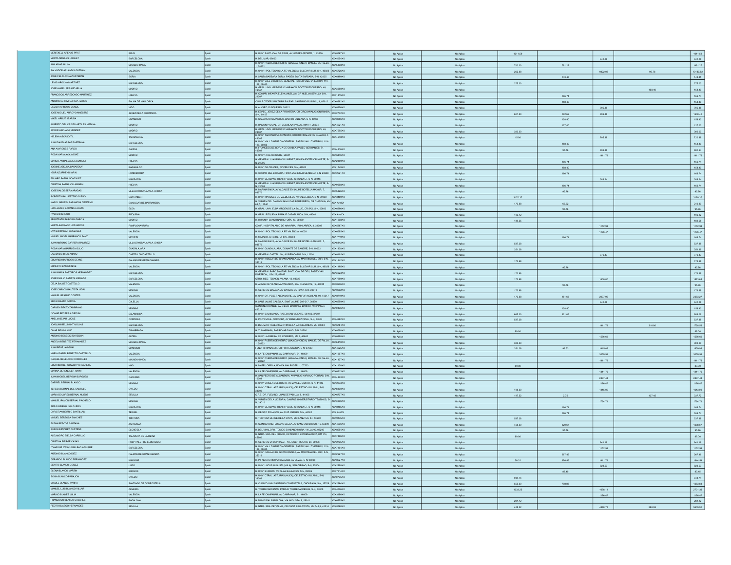| | | | | | | | | | | | |
|---|---|---|---|---|---|---|---|---|---|---|---|
| MERITXELL ARENAS PRAT | REUS | Spain | H. UNIV. SANT JOAN DE REUS, AV JOSEP LAPORTE, 1, 43206 | XXX0667XX | No Aplica | No Aplica | 1011.58 | | | | 1011.58 |
| MARTA ARGILES HUGUET | BARCELONA | Spain | H. DEL MAR, 08003 | XXX4854XX | No Aplica | No Aplica | | | 941.18 | | 941.18 |
| ANA ARIAS MILLA | MAJADAHONDA | Spain | H. UNIV. PUERTA DE HIERRO (MAJADAHONDA), MANUEL DE FALLA, 1, 28222 | XXX5800XX | No Aplica | No Aplica | 700.00 | 791.27 | | | 1491.27 |
| SALVADOR ARLANDIS GUZMAN | VALENCIA | Spain | H. UNIV. I POLITECNIC LA FE VALENCIA, BULEVAR SUR, S-N, 46026 | XXX5730XX | No Aplica | No Aplica | 262.68 | | 9822.08 | 95.76 | 10180.52 |
| JOSE FELIX ARNAIZ ESTEBAN | SORIA | Spain | H. SANTA BARBARA SORIA, PASEO SANTA BARBARA, S-N, 42005 | XXX6498XX | No Aplica | No Aplica | | 143.45 | | | 143.45 |
| LEMIS ARNOHA MARTINEZ | BARCELONA | Spain | H. UNIV. VALL D HEBRON-GENERAL, PASEO VALL D'HEBRON, 119-129, 08035 | XXX5009XX | No Aplica | No Aplica | 275.00 | | | | 275.00 |
| JOSE ANGEL ARRANZ ARIJA | MADRID | Spain | H. GRAL. UNIV. GREGORIO MARAÑON, DOCTOR ESQUERDO, 46, 28007 | XXX0800XX | No Aplica | No Aplica | | | | 158.40 | 158.40 |
| FRANCISCO ARREDONDO MARTINEZ | HUELVA | Spain | H. COMAR. INFANTA ELENA (HUELVA), CR HUELVA SEVILLA, S-N, 21007 | XXX1415XX | No Aplica | No Aplica | | 166.74 | | | 166.74 |
| ANTONIO ARRIVI GARCIA RAMOS | PALMA DE MALLORCA | Spain | C.U.N. ROTGER SANITARIA BALEAR, SANTIAGO RUSIÑOL, 9, 07012 | XXX0382XX | No Aplica | No Aplica | | 158.40 | | | 158.40 |
| CECILIA ARROYO CONDE | VIGO | Spain | H. ALVARO CUNQUEIRO, 36312 | XXX0226XX | No Aplica | No Aplica | | | 705.88 | | 705.88 |
| JOSE MIGUEL ARROYO MAESTRE | JEREZ DE LA FRONTERA | Spain | H. ESPEC. JEREZ DE LA FRONTERA, CR CIRCUNVALACION RONDA, S-N, 11407 | XXX2732XX | No Aplica | No Aplica | 601.90 | 192.62 | 705.88 | | 1500.40 |
| MIKEL ARRUTI IBARBIA | USANSOLO | Spain | H. GALDAKAO-USANSOLO, BARRIO LABEAGA, S-N, 48960 | XXX0356XX | No Aplica | No Aplica | | 158.40 | | | 158.40 |
| ALBERTO DEL CRISTO ARTILES MEDINA | MADRID | Spain | H. RAMON Y CAJAL, CR COLMENAR VIEJO, KM 9,1, 28034 | XXX4621XX | No Aplica | No Aplica | | 127.00 | | | 127.00 |
| JAVIER ARZUAGA MENDEZ | MADRID | Spain | H. GRAL. UNIV. GREGORIO MARAÑON, DOCTOR ESQUERDO, 46, 28007 | XXX7595XX | No Aplica | No Aplica | 300.00 | | | | 300.00 |
| HELENA ASCASO TIL | TARRAGONA | Spain | H. UNIV. TARRAGONA JOAN XXIII, DOCTOR MALLAFRE GUASCH, 4, 43005 | XXX4648XX | No Aplica | No Aplica | 15.00 | | 705.88 | | 720.88 |
| JUAN DAVID ASSAF PASTRANA | BARCELONA | Spain | H. UNIV. VALL D HEBRON-GENERAL, PASEO VALL D'HEBRON, 119-129, 08035 | XXX0000XX | No Aplica | No Aplica | | 158.40 | | | 158.40 |
| ANA AVARGUES PARDO | GANDIA | Spain | H. FRANCESC DE BORJA DE GANDIA, PASEO GERMANIES, 71, 46702 | XXX4616XX | No Aplica | No Aplica | | 95.76 | 705.88 | | 801.64 |
| ROSA MARIA AYALA DIAZ | MADRID | Spain | H. UNIV.12 DE OCTUBRE, 28041 | XXX5946XX | No Aplica | No Aplica | | | 1411.76 | | 1411.76 |
| MARCO ANIBAL AYALA SEMIDEI | HUELVA | Spain | H. GENERAL JUAN RAMON JIMENEZ, RONDA EXTERIOR NORTE, S-N, 21005 | XXX0386XX | No Aplica | No Aplica | | 166.74 | | | 166.74 |
| JOSUNE AZKUNA SAGARDUY | BARAKALDO | Spain | H. UNIV. DE CRUCES, PZ CRUCES, S-N, 48903 | XXX1749XX | No Aplica | No Aplica | | 158.40 | | | 158.40 |
| IGOR AZURMENDI ARIN | HONDARRIBIA | Spain | H. COMAR. DEL BIDASOA, FINCA ZUBIETA B MENDELU, S-N, 20280 | XXX2601XX | No Aplica | No Aplica | | 166.74 | | | 166.74 |
| EDUARD BAENA GONZALEZ | BADALONA | Spain | H. UNIV. GERMANS TRIAS I PUJOL, CR CANYET, S-N, 08916 | XXX0000XX | No Aplica | No Aplica | | | 388.24 | | 388.24 |
| CRISTINA BAENA VILLAMARIN | HUELVA | Spain | H. GENERAL JUAN RAMON JIMENEZ, RONDA EXTERIOR NORTE, S-N, 21005 | XXX9966XX | No Aplica | No Aplica | | 166.74 | | | 166.74 |
| JOSE BALDISSERA ARADAS | VILLAJOYOSA/LA VILA JOIOSA | Spain | H. MARINA BAIXA, AV ALCALDE EN JAUME BOTELLA MAYOR, 7, 03570 | XXX5326XX | No Aplica | No Aplica | | 95.76 | | | 95.76 |
| ROBERTO BALLESTERO DIEGO | SANTANDER | Spain | H. UNIV. MARQUES DE VALDECILLA, AV VALDECILLA, S-N, 39008 | XXX2466XX | No Aplica | No Aplica | 2170.37 | | | | 2170.37 |
| KAROL ARLENY BARAHONA CENTENO | SANLUCAR DE BARRAMEDA | Spain | H. VIRGEN DEL CAMINO SANLUCAR BARRAMEDA, CR CHIPIONA, KM 63,7, 11540 | XXX AxxXX | No Aplica | No Aplica | 173.68 | 66.62 | | | 240.30 |
| LUIS JAVIER BARANDA AYATS | ELDA | Spain | H. GRAL. UNIV. ELDA VIRGEN DE LA SALUD, CR SAX, S-N, 03600 | XXX0298XX | No Aplica | No Aplica | | 95.76 | | | 95.76 |
| IYAD BARGHOUTI | REQUENA | Spain | H. GRAL. REQUENA, PARAJE CASABLANCA, S-N, 46340 | XXX AxxXX | No Aplica | No Aplica | 166.12 | | | | 166.12 |
| ARANTZAZU BARQUIN GARCIA | MADRID | Spain | H. HM UNIV. SANCHINARRO, OÑA, 10, 28050 | XXX1360XX | No Aplica | No Aplica | 189.55 | | | | 189.55 |
| MARTA BARRADO LOS ARCOS | PAMPLONA/IRUÑA | Spain | COMP. HOSPITALARIO DE NAVARRA, IRUNLARREA, 3, 31008 | XXX0287XX | No Aplica | No Aplica | | | 1152.94 | | 1152.94 |
| EVA BARRAGAN GONZALEZ | VALENCIA | Spain | H. UNIV. I POLITECNIC LA FE VALENCIA, 46026 | XXX6685XX | No Aplica | No Aplica | | | 1176.47 | | 1176.47 |
| MIGUEL ANGEL BARRANCO SANZ | MATARO | Spain | H. MATARO, CR CIRERA, S-N, 08304 | XXX7716XX | No Aplica | No Aplica | | 166.74 | | | 166.74 |
| JUAN ANTONIO BARRERA RAMIREZ | VILLAJOYOSA/LA VILA JOIOSA | Spain | H. MARINA BAIXA, AV ALCALDE EN JAUME BOTELLA MAYOR, 7, 03570 | XXX6012XX | No Aplica | No Aplica | 537.38 | | | | 537.38 |
| ROSA MARIA BARRIGA GUIJO | GUADALAJARA | Spain | H. UNIV. GUADALAJARA, DONANTE DE SANGRE, S-N, 19002 | XXX1800XX | No Aplica | No Aplica | 351.36 | | | | 351.36 |
| LAURA BARRIOS ARNAU | CASTELLON/CASTELLO | Spain | H. GENERAL CASTELLON, AV BENICASIM, S-N, 12004 | XXX0102XX | No Aplica | No Aplica | | | 776.47 | | 776.47 |
| EDUARDO BARROSO DEYNE | PALMAS DE GRAN CANARIA | Spain | H. UNIV. INSULAR DE GRAN CANARIA, AV MARITIMA DEL SUR, S-N, 35016 | XXX1642XX | No Aplica | No Aplica | 173.68 | | | | 173.68 |
| ERNESTO BAS ESTEVE | VALENCIA | Spain | H. UNIV. I POLITECNIC LA FE VALENCIA, BULEVAR SUR, S-N, 46026 | XXX1195XX | No Aplica | No Aplica | | 95.76 | | | 95.76 |
| JUAN MARIA BASTARDAS HERNANDEZ | BARCELONA | Spain | H. GENERAL PARC SANITARI SANT JOAN DE DEU, PASEO VALL D'HEBRON, 119-129, 08035 | XXX0823XX | No Aplica | No Aplica | 173.68 | | | | 173.68 |
| JOSE EMILIO BATISTA MIRANDA | BARCELONA | Spain | CTRO. MED. TEKNON, VILANA, 12, 08022 | XXX7886XX | No Aplica | No Aplica | 173.68 | | 1400.00 | | 1573.68 |
| CELIA BAUSET CASTELLO | VALENCIA | Spain | H. ARNAU DE VILANOVA VALENCIA, SAN CLEMENTE, 12, 46015 | XXX0206XX | No Aplica | No Aplica | | 95.76 | | | 95.76 |
| JOSE CARLOS BAUTISTA VIDAL | MALAGA | Spain | H. GENERAL MALAGA, AV CARLOS DE HAYA, S-N, 29010 | XXX0962XX | No Aplica | No Aplica | 173.68 | | | | 173.68 |
| MANUEL BEAMUD CORTES | VALENCIA | Spain | H. UNIV. DR. PESET ALEIXANDRE, AV GASPAR AGUILAR, 90, 46017 | XXX0749XX | No Aplica | No Aplica | 173.68 | 151.53 | 2037.96 | | 2363.27 |
| SERGI BEATO GARCIA | CALELLA | Spain | H. SANT JAUME CALELLA, SANT JAUME, 209-217, 08370 | XXX0290XX | No Aplica | No Aplica | | | 941.18 | | 941.18 |
| CARMEN BEATO ZAMBRANO | SEVILLA | Spain | CLIN.CONCHAVALE, AV DIEGO MARTINEZ BARRIO, 19 3º PTA 4, 41013 | XXX0436XX | No Aplica | No Aplica | | 158.40 | | | 158.40 |
| IVONNE BECERRA GIFFUNI | SALAMANCA | Spain | H. UNIV. SALAMANCA, PASEO SAN VICENTE, 58-182, 37007 | XXX0000XX | No Aplica | No Aplica | 665.00 | 321.06 | | | 986.06 |
| AMELIA BEJAR LUQUE | CORDOBA | Spain | H. PROVINCIAL CORDOBA, AV MENENDEZ PIDAL, S-N, 14004 | XXX4282XX | No Aplica | No Aplica | 537.38 | | | | 537.38 |
| JOAQUIM BELLMUNT MOLINS | BARCELONA | Spain | H. DEL MAR, PASEO MARITIM DE LA BARCELONETA, 25, 08003 | XXX0781XX | No Aplica | No Aplica | | | 1411.76 | 316.80 | 1728.56 |
| OMAR BEN MILOUD | ZUMARRAGA | Spain | H. ZUMARRAGA, BARRIO ARGIXAO, S-N, 20700 | XXX0660XX | No Aplica | No Aplica | 89.00 | | | | 89.00 |
| ANTONIO BENEDICTO REDON | ALZIRA | Spain | H. UNIV. LA RIBERA, CR CORBERA, KM 1, 46600 | XXX0360XX | No Aplica | No Aplica | | | 1556.60 | | 1556.60 |
| ANGELA BENITEZ FERNANDEZ | MAJADAHONDA | Spain | H. UNIV. PUERTA DE HIERRO (MAJADAHONDA), MANUEL DE FALLA, 1, 28222 | XXX0410XX | No Aplica | No Aplica | 300.00 | | | | 300.00 |
| JUAN BENEJAM GUAL | MANACOR | Spain | FUND. H. MANACOR, CR PORT ALCUDIA, S-N, 07500 | XXX4020XX | No Aplica | No Aplica | 351.36 | 93.53 | 1415.09 | | 1859.98 |
| MARIA ISABEL BENEYTO CASTELLO | VALENCIA | Spain | H. LA FE CAMPANAR, AV CAMPANAR, 21, 46009 | XXX1597XX | No Aplica | No Aplica | | | 3059.96 | | 3059.96 |
| RAQUEL BENLLOCH RODRIGUEZ | MAJADAHONDA | Spain | H. UNIV. PUERTA DE HIERRO (MAJADAHONDA), MANUEL DE FALLA, 1, 28222 | XXX1327XX | No Aplica | No Aplica | | | 1411.76 | | 1411.76 |
| EDUARDO BERCOVSKY URDANETA | MAO | Spain | H. MATEU ORFILA, RONDA MALBUGER, 1, 07703 | XXX1130XX | No Aplica | No Aplica | 89.00 | | | | 89.00 |
| MARINA BERENGUER HAYM | VALENCIA | Spain | H. LA FE CAMPANAR, AV CAMPANAR, 21, 46009 | XXX0213XX | No Aplica | No Aplica | | | 1411.76 | | 1411.76 |
| JUAN MIGUEL BERGUA BURGUES | CACERES | Spain | H. SAN PEDRO DE ALCANTARA, AV PABLO NARANJO PORRAS, S-N, 10003 | XXX0437XX | No Aplica | No Aplica | | | 2897.44 | | 2897.44 |
| GABRIEL BERNAL BLANCO | SEVILLA | Spain | H. UNIV. VIRGEN DEL ROCIO, AV MANUEL SIUROT, S-N, 41013 | XXX0287XX | No Aplica | No Aplica | | | 1176.47 | | 1176.47 |
| TERESA BERNAL DEL CASTILLO | OVIEDO | Spain | H. UNIV. CTRAL. ASTURIAS (HUCA), CELESTINO VILLAMIL, S-N, 33006 | XXX8800XX | No Aplica | No Aplica | 198.00 | | 1415.09 | | 1613.09 |
| MARIA DOLORES BERNAL MUÑOZ | SEVILLA | Spain | C.P.E. DR. FLEMING, JUAN DE PADILLA, 8, 41005 | XXX0707XX | No Aplica | No Aplica | 197.52 | 2.75 | | 137.45 | 337.72 |
| MANUEL RAMON BERNAL PACHECO | MALAGA | Spain | H. VIRGEN DE LA VICTORIA, CAMPUS UNIVERSITARIO TEATINOS, S-N, 29010 | XXX0066XX | No Aplica | No Aplica | | | 1764.71 | | 1764.71 |
| SERGI BERNAL SALGUERO | BADALONA | Spain | H. UNIV. GERMANS TRIAS I PUJOL, CR CANYET, S-N, 08916 | XXX0155XX | No Aplica | No Aplica | | 166.74 | | | 166.74 |
| CHRISTIAN BERRIO SANTILLAN | TERUEL | Spain | H. OBISPO POLANCO, AV RUIZ JARABO, S-N, 44002 | XXX AxxXX | No Aplica | No Aplica | | 166.74 | | | 166.74 |
| MIGUEL BERZOSA SANCHEZ | TORTOSA | Spain | H. TORTOSA VERGE DE LA CINTA, ESPLANETES, 44, 43500 | XXX0175XX | No Aplica | No Aplica | 537.38 | | | | 537.38 |
| ELENA BESCOS SANTANA | ZARAGOZA | Spain | H. CLINICO UNIV. LOZANO BLESA, AV SAN JUAN BOSCO, 15, 50009 | XXX4606XX | No Aplica | No Aplica | 468.00 | 920.67 | | | 1388.67 |
| RUBEN BETORET GUSTEMS | ELCHE/ELX | Spain | H. DEL VINALOPO, TONICO SANSANO MORA, 14 LLANO, 03293 | XXX6654XX | No Aplica | No Aplica | | 95.76 | | | 95.76 |
| ALEJANDRO BIELSA CARRILLO | TALAVERA DE LA REINA | Spain | H. NTRA. SRA. DEL PRADO, CR MADRID EXTREMADURA, KM 114, 45600 | XXX7466XX | No Aplica | No Aplica | 89.00 | | | | 89.00 |
| CRISTINA BIERGE CASAS | HOSPITALET DE LLOBREGAT | Spain | H. GENERAL L'HOSPITALET, AV JOSEP MOLINS, 29, 08906 | XXX2735XX | No Aplica | No Aplica | | | 941.18 | | 941.18 |
| ITXARONE IZASKUN BILBAO AGUIRRE | BARCELONA | Spain | H. UNIV. VALL D HEBRON-GENERAL, PASEO VALL D'HEBRON, 119-129, 08035 | XXX7164XX | No Aplica | No Aplica | | | 1152.94 | | 1152.94 |
| ANTONIO BLANCO DIEZ | PALMAS DE GRAN CANARIA | Spain | H. UNIV. INSULAR DE GRAN CANARIA, AV MARITIMA DEL SUR, S-N, 35016 | XXX0527XX | No Aplica | No Aplica | | 267.46 | | | 267.46 |
| GERARDO BLANCO FERNANDEZ | BADAJOZ | Spain | H. INFANTA CRISTINA BADAJOZ, AV ELVAS, S-N, 06006 | XXX0027XX | No Aplica | No Aplica | 56.32 | 376.46 | 1411.76 | | 1844.54 |
| BENITO BLANCO GOMEZ | LUGO | Spain | H. UNIV. LUCUS AUGUSTI (HULA), SAN CIBRAO, S-N, 27004 | XXX2580XX | No Aplica | No Aplica | | | 823.53 | | 823.53 |
| ELENA BLANCO MARTIN | BURGOS | Spain | H. UNIV. BURGOS, AV ISLAS BALEARES, S-N, 09006 | XXX0734XX | No Aplica | No Aplica | | 83.45 | | | 83.45 |
| SONIA BLANCO PARAJON | OVIEDO | Spain | H. UNIV. CTRAL. ASTURIAS (HUCA), CELESTINO VILLAMIL, S-N, 33006 | XXX0735XX | No Aplica | No Aplica | 944.74 | | | | 944.74 |
| MIGUEL BLANCO PARRA | SANTIAGO DE COMPOSTELA | Spain | H. CLINICO UNIV.SANTIAGO COMPOSTELA, CHOUPANA, S-N, 15706 | XXX2364XX | No Aplica | No Aplica | 555.00 | 798.08 | | | 1353.08 |
| MANUEL LUIS BLANCO VILLAR | ALMERIA | Spain | H. TORRECARDENAS, PARAJE TORRECARDENAS, S-N, 04009 | XXX0576XX | No Aplica | No Aplica | 1033.25 | | 1698.11 | | 2731.36 |
| MARINO BLANES JULIA | VALENCIA | Spain | H. LA FE CAMPANAR, AV CAMPANAR, 21, 46009 | XXX3186XX | No Aplica | No Aplica | | | 1176.47 | | 1176.47 |
| FRANCISCO BLASCO CASARES | BADALONA | Spain | H. MUNICIPAL BADALONA, VIA AUGUSTA, 9, 08911 | XXX6575XX | No Aplica | No Aplica | 261.12 | | | | 261.12 |
| PEDRO BLASCO HERNANDEZ | SEVILLA | Spain | H. NTRA. SRA. DE VALME, CR CADIZ BELLAVISTA, KM 548,8, 41014 | XXX0586XX | No Aplica | No Aplica | 428.22 | | 4888.73 | 288.85 | 5605.80 |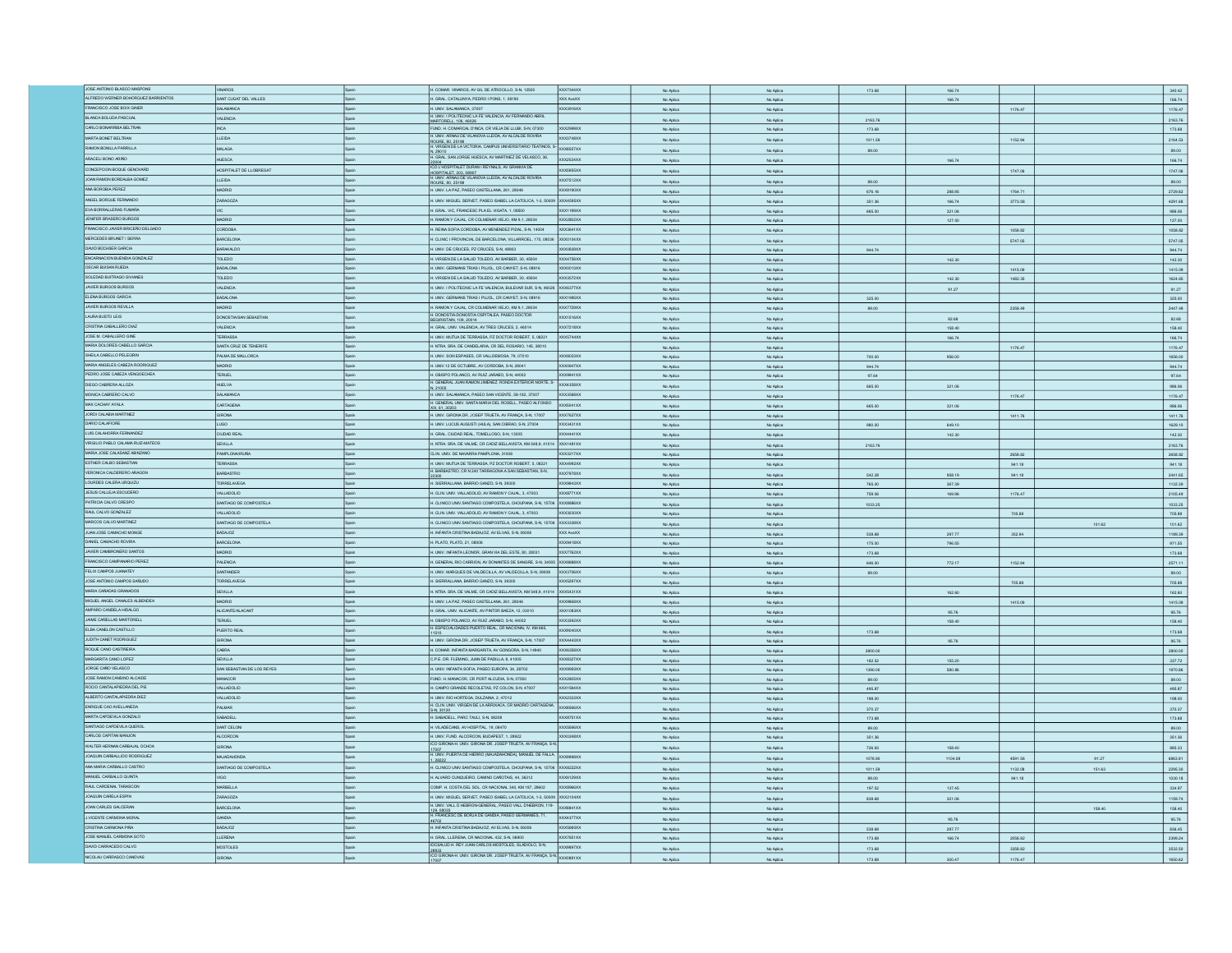| | | | | | | | | | | | |
|---|---|---|---|---|---|---|---|---|---|---|---|
| JOSE ANTONIO BLASCO MASPONS | VINAROS | Spain | H. COMAR. VINAROS, AV GIL DE ATROCILLO, S-N, 12500 | XXX7344XX | No Aplica | No Aplica | 173.68 | 166.74 | | | 340.42 |
| ALFREDO WERNER BOHORQUEZ BARRIENTOS | SANT CUGAT DEL VALLES | Spain | H. GRAL. CATALUNYA, PEDRO I PONS, 1, 08190 | XXX XxxXX | No Aplica | No Aplica | | 166.74 | | | 166.74 |
| FRANCISCO JOSE BOIX GINER | SALAMANCA | Spain | H. UNIV. SALAMANCA, 37007 | XXX3916XX | No Aplica | No Aplica | | | 1176.47 | | 1176.47 |
| BLANCA BOLUDA PASCUAL | VALENCIA | Spain | H. UNIV. Y POLITECNIC LA FE VALENCIA, AV FERNANDO ABRIL MARTORELL, 106, 46026 | | No Aplica | No Aplica | 2163.76 | | | | 2163.76 |
| CARLO BONARRIBA BELTRAN | INCA | Spain | FUND. H. COMARCAL D'INCA, CR VELLA DE LLUBI, S-N, 07300 | XXX2098XX | No Aplica | No Aplica | 173.68 | | | | 173.68 |
| MARTA BONET BELTRAN | LLEIDA | Spain | H. UNIV. ARNAU DE VILANOVA LLEIDA, AV ALCALDE ROVIRA ROURE, 80, 25198 | XXX3748XX | No Aplica | No Aplica | 1011.59 | | 1152.94 | | 2164.53 |
| RAMON BONILLA PARRILLA | MALAGA | Spain | H. VIRGEN DE LA VICTORIA, CAMPUS UNIVERSITARIO TEATINOS, S-N, 29010 | XXX6557XX | No Aplica | No Aplica | 89.00 | | | | 89.00 |
| ARACELI BONO ARIÑO | HUESCA | Spain | H. GRAL. SAN JORGE HUESCA, AV MARTINEZ DE VELASCO, 36, 22004 | XXX2024XX | No Aplica | No Aplica | | 166.74 | | | 166.74 |
| CONCEPCION BOQUE GENOVARD | HOSPITALET DE LLOBREGAT | Spain | ICO L'HOSPITALET DURAN I REYNALS, AV GRANVIA DE HOSPITALET, 203, 08907 | XXX5965XX | No Aplica | No Aplica | | | 1747.08 | | 1747.08 |
| JOAN RAMON BORDALBA GOMEZ | LLEIDA | Spain | H. UNIV. ARNAU DE VILANOVA LLEIDA, AV ALCALDE ROVIRA ROURE, 80, 25198 | XXX7512XX | No Aplica | No Aplica | 89.00 | | | | 89.00 |
| ANA BOROBIA PEREZ | MADRID | Spain | H. UNIV. LA PAZ, PASEO CASTELLANA, 261, 28046 | XXX0190XX | No Aplica | No Aplica | 676.16 | 288.65 | 1764.71 | | 2729.52 |
| ANGEL BORQUE FERNANDO | ZARAGOZA | Spain | H. UNIV. MIGUEL SERVET, PASEO ISABEL LA CATOLICA, 1-3, 50009 | XXX4586XX | No Aplica | No Aplica | 351.36 | 166.74 | 3773.58 | | 4291.68 |
| EVA BORRALLERAS FUMAÑA | VIC | Spain | H. GRAL. VIC, FRANCESC PLA EL VIGATA, 1, 08500 | XXX1196XX | No Aplica | No Aplica | 665.00 | 321.06 | | | 986.06 |
| JENIFER BRASERO BURGOS | MADRID | Spain | H. RAMON Y CAJAL, CR COLMENAR VIEJO, KM 9,1, 28034 | XXX2862XX | No Aplica | No Aplica | | 127.00 | | | 127.00 |
| FRANCISCO JAVIER BRICEÑO DELGADO | CORDOBA | Spain | H. REINA SOFIA CORDOBA, AV MENENDEZ PIDAL, S-N, 14004 | XXX3641XX | No Aplica | No Aplica | | | 1058.82 | | 1058.82 |
| MERCEDES BRUNET I SERRA | BARCELONA | Spain | H. CLINIC I PROVINCIAL DE BARCELONA, VILLARROEL, 170, 08036 | XXX0104XX | No Aplica | No Aplica | | | 5747.05 | | 5747.05 |
| DAVID BUCHSER GARCIA | BARAKALDO | Spain | H. UNIV. DE CRUCES, PZ CRUCES, S-N, 48903 | XXX0939XX | No Aplica | No Aplica | 944.74 | | | | 944.74 |
| ENCARNACION BUENDIA GONZALEZ | TOLEDO | Spain | H. VIRGEN DE LA SALUD TOLEDO, AV BARBER, 30, 45004 | XXX4788XX | No Aplica | No Aplica | | 142.30 | | | 142.30 |
| OSCAR BUISAN RUEDA | BADALONA | Spain | H. UNIV. GERMANS TRIAS I PUJOL, CR CANYET, S-N, 08916 | XXX0010XX | No Aplica | No Aplica | | | 1415.09 | | 1415.09 |
| SOLEDAD BUITRAGO SIVIANES | TOLEDO | Spain | H. VIRGEN DE LA SALUD TOLEDO, AV BARBER, 30, 45004 | XXX3572XX | No Aplica | No Aplica | | 142.30 | 1482.35 | | 1624.65 |
| JAVIER BURGOS BURGOS | VALENCIA | Spain | H. UNIV. I POLITECNIC LA FE VALENCIA, BULEVAR SUR, S-N, 46026 | XXX0277XX | No Aplica | No Aplica | | 91.27 | | | 91.27 |
| ELENA BURGOS GARCIA | BADALONA | Spain | H. UNIV. GERMANS TRIAS I PUJOL, CR CANYET, S-N, 08916 | XXX1966XX | No Aplica | No Aplica | 325.00 | | | | 325.00 |
| JAVIER BURGOS REVILLA | MADRID | Spain | H. RAMON Y CAJAL, CR COLMENAR VIEJO, KM 9,1, 28034 | XXX7729XX | No Aplica | No Aplica | 89.00 | | 2358.49 | | 2447.49 |
| LAURA BUSTO LEIS | DONOSTIA/SAN SEBASTIAN | Spain | H. DONOSTIA-DONOSTIA OSPITALEA, PASEO DOCTOR BEGIRISTAIN, 109, 20014 | XXX1516XX | No Aplica | No Aplica | | 82.68 | | | 82.68 |
| CRISTINA CABALLERO DIAZ | VALENCIA | Spain | H. GRAL. UNIV. VALENCIA, AV TRES CRUCES, 2, 46014 | XXX7216XX | No Aplica | No Aplica | | 158.40 | | | 158.40 |
| JOSE M. CABALLERO GINE | TERRASSA | Spain | H. UNIV. MUTUA DE TERRASSA, PZ DOCTOR ROBERT, 5, 08221 | XXX5744XX | No Aplica | No Aplica | | 166.74 | | | 166.74 |
| MARIA DOLORES CABELLO GARCIA | SANTA CRUZ DE TENERIFE | Spain | H. NTRA. SRA. DE CANDELARIA, CR DEL ROSARIO, 145, 38010 | | No Aplica | No Aplica | | | 1176.47 | | 1176.47 |
| SHEILA CABELLO PELEGRIN | PALMA DE MALLORCA | Spain | H. UNIV. SON ESPASES, CR VALLDEMOSA, 79, 07010 | XXX8033XX | No Aplica | No Aplica | 700.00 | 956.00 | | | 1656.00 |
| MARIA ANGELES CABEZA RODRIGUEZ | MADRID | Spain | H. UNIV. 12 DE OCTUBRE, AV CORDOBA, S-N, 28041 | XXX3647XX | No Aplica | No Aplica | 944.74 | | | | 944.74 |
| PEDRO JOSE CABEZA VENGOECHEA | TERUEL | Spain | H. OBISPO POLANCO, AV RUIZ JARABO, S-N, 44002 | XXX9841XX | No Aplica | No Aplica | 97.64 | | | | 97.64 |
| DIEGO CABRERA ALLOZA | HUELVA | Spain | H. GENERAL JUAN RAMON JIMENEZ, RONDA EXTERIOR NORTE, S-N, 21005 | XXX4358XX | No Aplica | No Aplica | 665.00 | 321.06 | | | 986.06 |
| MONICA CABRERO CALVO | SALAMANCA | Spain | H. UNIV. SALAMANCA, PASEO SAN VICENTE, 58-182, 37007 | XXX3588XX | No Aplica | No Aplica | | | 1176.47 | | 1176.47 |
| MAX CACHAY AYALA | CARTAGENA | Spain | H. GENERAL UNIV. SANTA MARIA DEL ROSELL, PASEO ALFONSO XIII, 61, 30203 | XXX5041XX | No Aplica | No Aplica | 665.00 | 321.06 | | | 986.06 |
| JORDI CALABIA MARTINEZ | GIRONA | Spain | H. UNIV. GIRONA DR. JOSEP TRUETA, AV FRANÇA, S-N, 17007 | XXX7627XX | No Aplica | No Aplica | | | 1411.76 | | 1411.76 |
| DARIO CALAFIORE | LUGO | Spain | H. UNIV. LUCUS AUGUSTI (HULA), SAN CIBRAO, S-N, 27004 | XXX3431XX | No Aplica | No Aplica | 980.00 | 649.10 | | | 1629.10 |
| LUIS CALAHORRA FERNANDEZ | CIUDAD REAL | Spain | H. GRAL. CIUDAD REAL, TOMELLOSO, S-N, 13005 | XXX4441XX | No Aplica | No Aplica | | 142.30 | | | 142.30 |
| VIRGILIO PABLO CALAMA RUIZ-MATEOS | SEVILLA | Spain | H. NTRA. SRA. DE VALME, CR CADIZ BELLAVISTA, KM 548,9, 41014 | XXX1481XX | No Aplica | No Aplica | 2163.76 | | | | 2163.76 |
| MARIA JOSE CALASANZ ABINZANO | PAMPLONA/IRUÑA | Spain | CLIN. UNIV. DE NAVARRA PAMPLONA, 31008 | XXX3217XX | No Aplica | No Aplica | | | 2658.82 | | 2658.82 |
| ESTHER CALBO SEBASTIAN | TERRASSA | Spain | H. UNIV. MUTUA DE TERRASSA, PZ DOCTOR ROBERT, 5, 08221 | XXX4406XX | No Aplica | No Aplica | | | 941.18 | | 941.18 |
| VERONICA CALDERERO ARAGON | BARBASTRO | Spain | H. BARBASTRO, CR N 240 TARRAGONA A SAN SEBASTIAN, S-N, 22300 | XXX7978XX | No Aplica | No Aplica | 542.28 | 958.19 | 941.18 | | 2441.65 |
| LOURDES CALERA URQUIZU | TORRELAVEGA | Spain | H. SIERRALLANA, BARRIO GANZO, S-N, 39300 | XXX9842XX | No Aplica | No Aplica | 765.00 | 367.39 | | | 1132.39 |
| JESUS CALLEJA ESCUDERO | VALLADOLID | Spain | H. CLIN. UNIV. VALLADOLID, AV RAMON Y CAJAL, 3, 47003 | XXX8771XX | No Aplica | No Aplica | 759.06 | 169.96 | 1176.47 | | 2105.49 |
| PATRICIA CALVO CRESPO | SANTIAGO DE COMPOSTELA | Spain | H. CLINICO UNIV.SANTIAGO COMPOSTELA, CHOUPANA, S-N, 15706 | XXX0986XX | No Aplica | No Aplica | 1033.25 | | | | 1033.25 |
| RAUL CALVO GONZALEZ | VALLADOLID | Spain | H. CLIN. UNIV. VALLADOLID, AV RAMON Y CAJAL, 3, 47003 | XXX3830XX | No Aplica | No Aplica | | | 705.88 | | 705.88 |
| MARCOS CALVO MARTINEZ | SANTIAGO DE COMPOSTELA | Spain | H. CLINICO UNIV.SANTIAGO COMPOSTELA, CHOUPANA, S-N, 15706 | XXX3336XX | No Aplica | No Aplica | | | | 101.62 | 101.62 |
| JUAN JOSE CAMACHO MONGE | BADAJOZ | Spain | H. INFANTA CRISTINA BADAJOZ, AV ELVAS, S-N, 06006 | XXX XxxXX | No Aplica | No Aplica | 538.68 | 297.77 | 352.94 | | 1189.39 |
| DANIEL CAMACHO ROVIRA | BARCELONA | Spain | H. PLATO, PLATO, 21, 08006 | XXX9416XX | No Aplica | No Aplica | 175.00 | 796.55 | | | 971.55 |
| JAVIER CAMBRONERO SANTOS | MADRID | Spain | H. UNIV. INFANTA LEONOR, GRAN VIA DEL ESTE, 80, 28031 | XXX7762XX | No Aplica | No Aplica | 173.68 | | | | 173.68 |
| FRANCISCO CAMPANARIO PEREZ | PALENCIA | Spain | H. GENERAL RIO CARRION, AV DONANTES DE SANGRE, S-N, 34005 | XXX8688XX | No Aplica | No Aplica | 646.00 | 772.17 | 1152.94 | | 2571.11 |
| FELIX CAMPOS JUANATEY | SANTANDER | Spain | H. UNIV. MARQUES DE VALDECILLA, AV VALDECILLA, S-N, 39008 | XXX3788XX | No Aplica | No Aplica | 89.00 | | | | 89.00 |
| JOSE ANTONIO CAMPOS SAÑUDO | TORRELAVEGA | Spain | H. SIERRALLANA, BARRIO GANZO, S-N, 39300 | XXX5297XX | No Aplica | No Aplica | | | 705.88 | | 705.88 |
| MARIA CAÑADAS GRANADOS | SEVILLA | Spain | H. NTRA. SRA. DE VALME, CR CADIZ BELLAVISTA, KM 548,9, 41014 | XXX5431XX | No Aplica | No Aplica | | 162.60 | | | 162.60 |
| MIGUEL ANGEL CANALES ALBENDEA | MADRID | Spain | H. UNIV. LA PAZ, PASEO CASTELLANA, 261, 28046 | XXX9966XX | No Aplica | No Aplica | | | 1415.09 | | 1415.09 |
| AMPARO CANDELA HIDALGO | ALICANTE/ALACANT | Spain | H. GRAL. UNIV. ALICANTE, AV PINTOR BAEZA, 12, 03010 | XXX1083XX | No Aplica | No Aplica | | 95.76 | | | 95.76 |
| JAIME CANELLAS MARTORELL | TERUEL | Spain | H. OBISPO POLANCO, AV RUIZ JARABO, S-N, 44002 | XXX3392XX | No Aplica | No Aplica | | 158.40 | | | 158.40 |
| ELBA CANELON CASTILLO | PUERTO REAL | Spain | H. ESPECIALIDADES PUERTO REAL, CR NACIONAL IV, KM 665, 11510 | XXX8040XX | No Aplica | No Aplica | 173.68 | | | | 173.68 |
| JUDITH CANET RODRIGUEZ | GIRONA | Spain | H. UNIV. GIRONA DR. JOSEP TRUETA, AV FRANÇA, S-N, 17007 | XXX4443XX | No Aplica | No Aplica | | 95.76 | | | 95.76 |
| ROQUE CANO CASTIÑEIRA | CABRA | Spain | H. COMAR. INFANTA MARGARITA, AV GONGORA, S-N, 14940 | XXX0256XX | No Aplica | No Aplica | 2800.00 | | | | 2800.00 |
| MARGARITA CANO LOPEZ | SEVILLA | Spain | C.P.E. DR. FLEMING, JUAN DE PADILLA, 8, 41005 | XXX6527XX | No Aplica | No Aplica | 182.52 | 155.20 | | | 337.72 |
| JORGE CANO VELASCO | SAN SEBASTIAN DE LOS REYES | Spain | H. UNIV. INFANTA SOFIA, PASEO EUROPA, 34, 28702 | XXX9955XX | No Aplica | No Aplica | 1390.00 | 580.86 | | | 1970.86 |
| JOSE RAMON CANSINO ALCAIDE | MANACOR | Spain | FUND. H. MANACOR, CR PORT ALCUDIA, S-N, 07500 | XXX2665XX | No Aplica | No Aplica | 89.00 | | | | 89.00 |
| ROCIO CANTALAPIEDRA DEL PIE | VALLADOLID | Spain | H. CAMPO GRANDE RECOLETAS, PZ COLON, S-N, 47007 | XXX1594XX | No Aplica | No Aplica | 495.87 | | | | 495.87 |
| ALBERTO CANTALAPIEDRA DIEZ | VALLADOLID | Spain | H. UNIV. RIO HORTEGA, DULZAINA, 2, 47012 | XXX2333XX | No Aplica | No Aplica | 198.00 | | | | 198.00 |
| ENRIQUE CAO AVELLANEDA | PALMAR | Spain | H. CLIN. UNIV. VIRGEN DE LA ARRIXACA, CR MADRID CARTAGENA, S-N, 30120 | XXX5560XX | No Aplica | No Aplica | 370.37 | | | | 370.37 |
| MARTA CAPDEVILA GONZALO | SABADELL | Spain | H. SABADELL, PARC TAULI, S-N, 08208 | XXX8751XX | No Aplica | No Aplica | 173.68 | | | | 173.68 |
| SANTIAGO CAPDEVILA QUEROL | SANT CELONI | Spain | H. VILADECANS, AV HOSPITAL, 19, 08470 | XXX5066XX | No Aplica | No Aplica | 89.00 | | | | 89.00 |
| CARLOS CAPITAN MANJON | ALCORCON | Spain | H. UNIV. FUND. ALCORCON, BUDAPEST, 1, 28922 | XXX0249XX | No Aplica | No Aplica | 351.36 | | | | 351.36 |
| WALTER HERNAN CARBAJAL OCHOA | GIRONA | Spain | ICO GIRONA-H. UNIV. GIRONA DR. JOSEP TRUETA, AV FRANÇA, S-N, 17007 | | No Aplica | No Aplica | 726.93 | 158.40 | | | 885.33 |
| JOAQUIN CARBALLIDO RODRIGUEZ | MAJADAHONDA | Spain | H. UNIV. PUERTA DE HIERRO (MAJADAHONDA), MANUEL DE FALLA, 1, 28222 | XXX9488XX | No Aplica | No Aplica | 1076.00 | 1104.09 | 4591.56 | 91.27 | 6863.01 |
| ANA MARIA CARBALLO CASTRO | SANTIAGO DE COMPOSTELA | Spain | H. CLINICO UNIV.SANTIAGO COMPOSTELA, CHOUPANA, S-N, 15706 | XXX6222XX | No Aplica | No Aplica | 1011.59 | | 1132.08 | 151.63 | 2295.30 |
| MANUEL CARBALLO QUINTA | VIGO | Spain | H. ALVARO CUNQUEIRO, CAMINO CAÑOTAIS, 44, 36312 | XXX6125XX | No Aplica | No Aplica | 89.00 | | 941.18 | | 1030.18 |
| RAUL CARDENAL TRABACON | MARBELLA | Spain | COMP. H. COSTA DEL SOL, CR NACIONAL 340, KM 187, 29603 | XXX0966XX | No Aplica | No Aplica | 197.52 | 137.45 | | | 334.97 |
| JOAQUIN CARELA ESPIN | ZARAGOZA | Spain | H. UNIV. MIGUEL SERVET, PASEO ISABEL LA CATOLICA, 1-3, 50009 | XXX2134XX | No Aplica | No Aplica | 838.68 | 321.06 | | | 1159.74 |
| JOAN CARLES GALCERAN | BARCELONA | Spain | H. UNIV. VALL D'HEBRON-GENERAL, PASEO VALL D'HEBRON, 119-129, 08035 | XXX6641XX | No Aplica | No Aplica | | | | 158.40 | 158.40 |
| J.VICENTE CARMONA MORAL | GANDIA | Spain | H. FRANCESC DE BORJA DE GANDIA, PASEO GERMANIES, 71, 46702 | XXX4377XX | No Aplica | No Aplica | | 95.76 | | | 95.76 |
| CRISTINA CARMONA PIÑA | BADAJOZ | Spain | H. INFANTA CRISTINA BADAJOZ, AV ELVAS, S-N, 06006 | XXX5688XX | No Aplica | No Aplica | 538.68 | 297.77 | | | 836.45 |
| JOSE MANUEL CARMONA SOTO | LLERENA | Spain | H. GRAL. LLERENA, CR NACIONAL 432, S-N, 06900 | XXX7651XX | No Aplica | No Aplica | 173.68 | 166.74 | 2058.82 | | 2399.24 |
| DAVID CARRACEDO CALVO | MOSTOLES | Spain | IDCSALUD H. REY JUAN CARLOS MOSTOLES, GLADIOLO, S-N, 28933 | XXX6897XX | No Aplica | No Aplica | 173.68 | | 3358.82 | | 3532.50 |
| NICOLAU CARRASCO CANOVAS | GIRONA | Spain | ICO GIRONA-H. UNIV. GIRONA DR. JOSEP TRUETA, AV FRANÇA, S-N, 17007 | XXX0881XX | No Aplica | No Aplica | 173.68 | 300.47 | 1176.47 | | 1650.62 |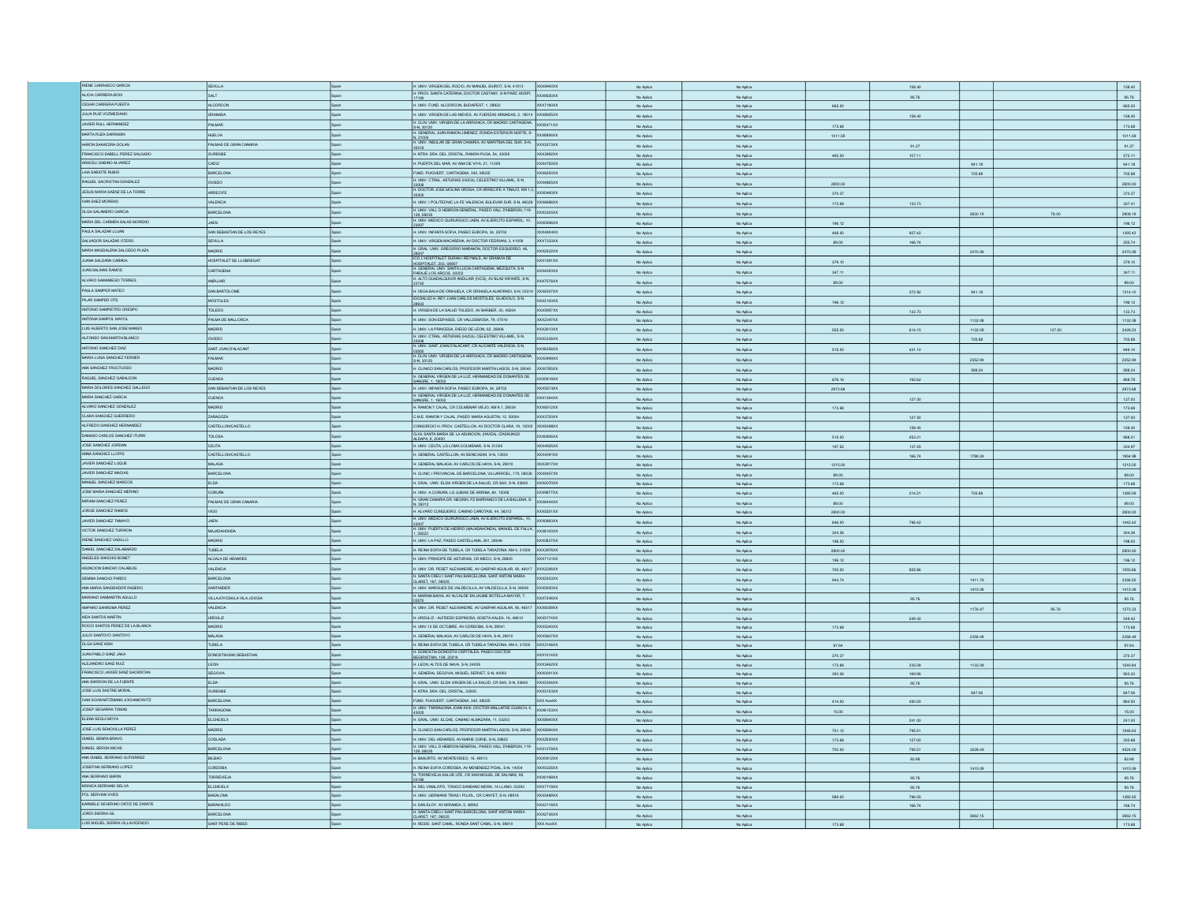| | | | | | | | | | | | |
|---|---|---|---|---|---|---|---|---|---|---|---|
| IRENE CARRASCO GARCIA | SEVILLA | Spain | H. UNIV. VIRGEN DEL ROCIO, AV MANUEL SIUROT, S-N, 41013 | XXX9940XX | No Aplica | No Aplica | | 158.40 | | | 158.40 |
| ALICIA CARRERA BOIX | SALT | Spain | H. PROV. SANTA CATERINA, DOCTOR CASTANY, S-N PARC HOSPI 17190 | XXX9550XX | No Aplica | No Aplica | | 95.76 | | | 95.76 |
| CESAR CARRERA PUERTA | ALCORCON | Spain | H. UNIV. FUND. ALCORCON, BUDAPEST, 1, 28922 | XXX7190XX | No Aplica | No Aplica | 665.00 | | | | 665.00 |
| JULIA RUIZ VOZMEDIANO | GRANADA | Spain | H. UNIV. VIRGEN DE LAS NIEVES, AV FUERZAS ARMADAS, 2, 18014 | XXX8605XX | No Aplica | No Aplica | | 158.40 | | | 158.40 |
| JAVIER RULL HERNANDEZ | PALMAR | Spain | H. CLIN. UNIV. VIRGEN DE LA ARRIXACA, CR MADRID CARTAGENA, S-N, 30120 | XXX5471XX | No Aplica | No Aplica | 173.68 | | | | 173.68 |
| MARTA RUZA SARRASIN | HUELVA | Spain | H. GENERAL JUAN RAMON JIMENEZ, RONDA EXTERIOR NORTE, S-N, 21005 | XXX8856XX | No Aplica | No Aplica | 1011.59 | | | | 1011.59 |
| AARON SAAVEDRA GOLAN | PALMAS DE GRAN CANARIA | Spain | H. UNIV. INSULAR DE GRAN CANARIA, AV MARITIMA DEL SUR, S-N, 35016 | XXX5573XX | No Aplica | No Aplica | | 91.27 | | | 91.27 |
| FRANCISCO SABELL PEREZ SALGADO | OURENSE | Spain | H. NTRA. SRA. DEL CRISTAL, RAMON PUGA, 54, 32005 | XXX3892XX | No Aplica | No Aplica | 465.00 | 107.11 | | | 572.11 |
| ARACELI SABINO ALVAREZ | CADIZ | Spain | H. PUERTA DEL MAR, AV ANA DE VIYA, 21, 11009 | XXX4750XX | No Aplica | No Aplica | | | 941.18 | | 941.18 |
| LAIA SABIOTE RUBIO | BARCELONA | Spain | FUND. PUIGVERT, CARTAGENA, 340, 08025 | XXX6250XX | No Aplica | No Aplica | | | 705.88 | | 705.88 |
| RAQUEL SACRISTAN GONZALEZ | OVIEDO | Spain | H. UNIV. CTRAL. ASTURIAS (HUCA), CELESTINO VILLAMIL, S-N, 33006 | XXX4865XX | No Aplica | No Aplica | 2800.00 | | | | 2800.00 |
| JESUS MARIA SAENZ DE LA TORRE | ARRECIFE | Spain | H. DOCTOR JOSE MOLINA OROSA, CR ARRECIFE A TINAJO, KM 1,3, 35500 | XXX0490XX | No Aplica | No Aplica | 370.37 | | | | 370.37 |
| IVAN SAEZ MORENO | VALENCIA | Spain | H. UNIV. I POLITECNIC LA FE VALENCIA, BULEVAR SUR, S-N, 46026 | XXX6666XX | No Aplica | No Aplica | 173.68 | 133.73 | | | 307.41 |
| OLGA SALAMERO GARCIA | BARCELONA | Spain | H. UNIV. VALL D HEBRON-GENERAL, PASEO VALL D'HEBRON, 119-129, 08035 | XXX3305XX | No Aplica | No Aplica | | | 2830.19 | 76.00 | 2906.19 |
| MARIA DEL CARMEN SALAS MORENO | JAEN | Spain | H. UNIV. MEDICO QUIRURGICO JAEN, AV EJERCITO ESPAÑOL, 10, 23007 | XXX0596XX | No Aplica | No Aplica | 196.12 | | | | 196.12 |
| PAULA SALAZAR LUJAN | SAN SEBASTIAN DE LOS REYES | Spain | H. UNIV. INFANTA SOFIA, PASEO EUROPA, 34, 28702 | XXX6934XX | No Aplica | No Aplica | 468.00 | 927.42 | | | 1395.42 |
| SALVADOR SALAZAR OTERO | SEVILLA | Spain | H. UNIV. VIRGEN MACARENA, AV DOCTOR FEDRIANI, 3, 41009 | XXX7133XX | No Aplica | No Aplica | 89.00 | 166.74 | | | 255.74 |
| MARIA MAGDALENA SALCEDO PLAZA | MADRID | Spain | H. GRAL. UNIV. GREGORIO MARAÑON, DOCTOR ESQUERDO, 46, 28007 | XXX2523XX | No Aplica | No Aplica | | | 2470.59 | | 2470.59 |
| JUANA SALDAÑA CAÑADA | HOSPITALET DE LLOBREGAT | Spain | ICO L'HOSPITALET DURAN I REYNALS, AV GRANVIA DE HOSPITALET, 203, 08907 | XXX1081XX | No Aplica | No Aplica | 379.10 | | | | 379.10 |
| JUAN SALINAS RAMOS | CARTAGENA | Spain | H. GENERAL UNIV. SANTA LUCIA CARTAGENA, MEZQUITA, S-N PARAJE LOS ARCOS, 30202 | XXX4166XX | No Aplica | No Aplica | 347.11 | | | | 347.11 |
| ALVARO SAMANIEGO TORRES | ANDUJAR | Spain | H. ALTO GUADALQUIVIR ANDUJAR (HCS), AV BLAS INFANTE, S-N, 23740 | XXX7576XX | No Aplica | No Aplica | 89.00 | | | | 89.00 |
| PAULA SAMPER MATEO | SAN BARTOLOME | Spain | H. VEGA BAJA DE ORIHUELA, CR ORIHUELA ALMORADI, S-N, 03314 | XXX8387XX | No Aplica | No Aplica | | 372.92 | 941.18 | | 1314.10 |
| PILAR SAMPER OTS | MOSTOLES | Spain | IDCSALUD H. REY JUAN CARLOS MOSTOLES, GLADIOLO, S-N, 28933 | XXX5100XX | No Aplica | No Aplica | 196.12 | | | | 196.12 |
| ANTONIO SAMPIETRO CRESPO | TOLEDO | Spain | H. VIRGEN DE LA SALUD TOLEDO, AV BARBER, 30, 45004 | XXX5957XX | No Aplica | No Aplica | | 133.73 | | | 133.73 |
| ANTONIA SAMPOL MAYOL | PALMA DE MALLORCA | Spain | H. UNIV. SON ESPASES, CR VALLDEMOSA, 79, 07010 | XXX2347XX | No Aplica | No Aplica | | | 1132.08 | | 1132.08 |
| LUIS ALBERTO SAN JOSE MANSO | MADRID | Spain | H. UNIV. LA PRINCESA, DIEGO DE LEON, 62, 28006 | XXX2610XX | No Aplica | No Aplica | 555.00 | 614.15 | 1132.08 | 127.00 | 2428.23 |
| ALFONSO SAN MARTIN BLANCO | OVIEDO | Spain | H. UNIV. CTRAL. ASTURIAS (HUCA), CELESTINO VILLAMIL, S-N, 33006 | XXX3336XX | No Aplica | No Aplica | | | 705.88 | | 705.88 |
| ANTONIO SANCHEZ DIAZ | SANT JOAN D'ALACANT | Spain | H. UNIV. SANT JOAN D'ALACANT, CR ALICANTE VALENCIA, S-N, 03550 | XXX8356XX | No Aplica | No Aplica | 515.00 | 431.10 | | | 946.10 |
| MARIA LUISA SANCHEZ FERRER | PALMAR | Spain | H. CLIN. UNIV. VIRGEN DE LA ARRIXACA, CR MADRID CARTAGENA, S-N, 30120 | XXX0996XX | No Aplica | No Aplica | | | 2352.94 | | 2352.94 |
| ANA SANCHEZ FRUCTUOSO | MADRID | Spain | H. CLINICO SAN CARLOS, PROFESOR MARTIN LAGOS, S-N, 28040 | XXX0765XX | No Aplica | No Aplica | | | 588.24 | | 588.24 |
| RAQUEL SANCHEZ GABALDON | CUENCA | Spain | H. GENERAL VIRGEN DE LA LUZ, HERMANDAD DE DONANTES DE SANGRE, 1, 16002 | XXX0910XX | No Aplica | No Aplica | 676.16 | 192.62 | | | 868.78 |
| MARIA DOLORES SANCHEZ GALLEGO | SAN SEBASTIAN DE LOS REYES | Spain | H. UNIV. INFANTA SOFIA, PASEO EUROPA, 34, 28702 | XXX5573XX | No Aplica | No Aplica | 2973.68 | | | | 2973.68 |
| MARIA SANCHEZ GARCIA | CUENCA | Spain | H. GENERAL VIRGEN DE LA LUZ, HERMANDAD DE DONANTES DE SANGRE, 1, 16002 | XXX1364XX | No Aplica | No Aplica | | 127.00 | | | 127.00 |
| ALVARO SANCHEZ GONZALEZ | MADRID | Spain | H. RAMON Y CAJAL, CR COLMENAR VIEJO, KM 9,1, 28034 | XXX6015XX | No Aplica | No Aplica | 173.68 | | | | 173.68 |
| CLARA SANCHEZ GUERRERO | ZARAGOZA | Spain | C.M.E. RAMON Y CAJAL, PASEO MARIA AGUSTIN, 12, 50004 | XXX3733XX | No Aplica | No Aplica | | 127.00 | | | 127.00 |
| ALFREDO SANCHEZ HERNANDEZ | CASTELLON/CASTELLO | Spain | CONSORCIO H. PROV. CASTELLON, AV DOCTOR CLARA, 19, 12002 | XXX9398XX | No Aplica | No Aplica | | 158.40 | | | 158.40 |
| DAMASO CARLOS SANCHEZ ITURRI | TOLOSA | Spain | CLIN. SANTA MARIA DE LA ASUNCION, (INVIZA), IZASKUNGO ALDAPA, 9, 20400 | XXX0996XX | No Aplica | No Aplica | 515.00 | 453.21 | | | 968.21 |
| JOSE SANCHEZ JORDAN | CEUTA | Spain | H. UNIV. CEUTA, LG LOMA COLMENAR, S-N, 51005 | XXX4935XX | No Aplica | No Aplica | 197.52 | 137.45 | | | 334.97 |
| ANNA SANCHEZ LLOPIS | CASTELLON/CASTELLO | Spain | H. GENERAL CASTELLON, AV BENICASIM, S-N, 12004 | XXX4091XX | No Aplica | No Aplica | | 166.74 | 1788.24 | | 1954.98 |
| JAVIER SANCHEZ LUQUE | MALAGA | Spain | H. GENERAL MALAGA, AV CARLOS DE HAYA, S-N, 29010 | XXX2617XX | No Aplica | No Aplica | 1215.00 | | | | 1215.00 |
| JAVIER SANCHEZ MACIAS | BARCELONA | Spain | H. CLINIC I PROVINCIAL DE BARCELONA, VILLARROEL, 170, 08036 | XXX9457XX | No Aplica | No Aplica | 89.00 | | | | 89.00 |
| MANUEL SANCHEZ MARCOS | ELDA | Spain | H. GRAL. UNIV. ELDA VIRGEN DE LA SALUD, CR SAX, S-N, 03600 | XXX0070XX | No Aplica | No Aplica | 173.68 | | | | 173.68 |
| JOSE MARIA SANCHEZ MERINO | CORUÑA | Spain | H. UNIV. A CORUÑA, LG JUBIAS DE ARRIBA, 84, 15006 | XXX9877XX | No Aplica | No Aplica | 465.00 | 214.21 | 705.88 | | 1385.09 |
| MIRIAM SANCHEZ PEREZ | PALMAS DE GRAN CANARIA | Spain | H. GRAN CANARIA DR. NEGRIN, PZ BARRANCO DE LA BALLENA, S-N, 35012 | XXX9444XX | No Aplica | No Aplica | 89.00 | | | | 89.00 |
| JORGE SANCHEZ RAMOS | VIGO | Spain | H. ALVARO CUNQUEIRO, CAMINO CANOTAIS, 44, 36312 | XXX5251XX | No Aplica | No Aplica | 2800.00 | | | | 2800.00 |
| JAVIER SANCHEZ TAMAYO | JAEN | Spain | H. UNIV. MEDICO QUIRURGICO JAEN, AV EJERCITO ESPAÑOL, 10, 23007 | XXX0988XX | No Aplica | No Aplica | 646.00 | 796.42 | | | 1442.42 |
| VICTOR SANCHEZ TURRION | MAJADAHONDA | Spain | H. UNIV. PUERTA DE HIERRO (MAJADAHONDA), MANUEL DE FALLA, 1, 28222 | XXX8100XX | No Aplica | No Aplica | 304.26 | | | | 304.26 |
| IRENE SANCHEZ VAZILLO | MADRID | Spain | H. UNIV. LA PAZ, PASEO CASTELLANA, 261, 28046 | XXX8637XX | No Aplica | No Aplica | 196.00 | | | | 196.00 |
| DANIEL SANCHEZ ZALABARDO | TUDELA | Spain | H. REINA SOFIA DE TUDELA, CR TUDELA TARAZONA, KM 4, 31500 | XXX3976XX | No Aplica | No Aplica | 2800.00 | | | | 2800.00 |
| ANGELES SANCHIS BONET | ALCALA DE HENARES | Spain | H. UNIV. PRINCIPE DE ASTURIAS, CR MECO, S-N, 28805 | XXX7131XX | No Aplica | No Aplica | 196.12 | | | | 196.12 |
| ASUNCION SANCHO CALABUIG | VALENCIA | Spain | H. UNIV. DR. PESET ALEIXANDRE, AV GASPAR AGUILAR, 90, 46017 | XXX2296XX | No Aplica | No Aplica | 700.00 | 855.86 | | | 1555.86 |
| GEMMA SANCHO PARDO | BARCELONA | Spain | H. SANTA CREU I SANT PAU BARCELONA, SANT ANTONI MARIA CLARET, 167, 08025 | XXX2553XX | No Aplica | No Aplica | 944.74 | | 1411.76 | | 2356.50 |
| ANA MARIA SANGRADOR RABERO | SANTANDER | Spain | H. UNIV. MARQUES DE VALDECILLA, AV VALDECILLA, S-N, 39008 | XXX5900XX | No Aplica | No Aplica | | | 1415.09 | | 1415.09 |
| MARIANO SANMARTIN AGULLO | VILLAJOYOSA/LA VILA JOIOSA | Spain | H. MARINA BAIXA, AV ALCALDE EN JAUME BOTELLA MAYOR, 7, 03570 | XXX7246XX | No Aplica | No Aplica | | 95.76 | | | 95.76 |
| AMPARO SANROMA PEREZ | VALENCIA | Spain | H. UNIV. DR. PESET ALEIXANDRE, AV GASPAR AGUILAR, 90, 46017 | XXX9259XX | No Aplica | No Aplica | | | 1176.47 | 95.76 | 1272.23 |
| AIDA SANTOS MARTIN | URDULIZ | Spain | H. URDULIZ - ALFREDO ESPINOSA, GOIETA KALEA, 16, 48610 | XXX5174XX | No Aplica | No Aplica | | 249.42 | | | 249.42 |
| ROCIO SANTOS PEREZ DE LA BLANCA | MADRID | Spain | H. UNIV. 12 DE OCTUBRE, AV CORDOBA, S-N, 28041 | XXX5240XX | No Aplica | No Aplica | 173.68 | | | | 173.68 |
| JULIO SANTOYO SANTOYO | MALAGA | Spain | H. GENERAL MALAGA, AV CARLOS DE HAYA, S-N, 29010 | XXX5647XX | No Aplica | No Aplica | | | 2358.49 | | 2358.49 |
| OLGA SANZ ASIN | TUDELA | Spain | H. REINA SOFIA DE TUDELA, CR TUDELA TARAZONA, KM 4, 31500 | XXX3146XX | No Aplica | No Aplica | 97.64 | | | | 97.64 |
| JUAN PABLO SANZ JAKA | DONOSTIA/SAN SEBASTIAN | Spain | H. DONOSTIA-DONOSTIA OSPITALEA, PASEO DOCTOR BEGIRISTAIN, 109, 20014 | XXX1014XX | No Aplica | No Aplica | 370.37 | | | | 370.37 |
| ALEJANDRO SANZ RUIZ | LEON | Spain | H. LEON, ALTOS DE NAVA, S-N, 24008 | XXX3462XX | No Aplica | No Aplica | 173.68 | 235.08 | 1132.08 | | 1540.84 |
| FRANCISCO JAVIER SANZ SACRISTAN | SEGOVIA | Spain | H. GENERAL SEGOVIA, MIGUEL SERVET, S-N, 40002 | XXX3081XX | No Aplica | No Aplica | 393.36 | 169.86 | | | 563.22 |
| ANA SARRION DE LA FUENTE | ELDA | Spain | H. GRAL. UNIV. ELDA VIRGEN DE LA SALUD, CR SAX, S-N, 03600 | XXX5354XX | No Aplica | No Aplica | | 95.76 | | | 95.76 |
| JOSE LUIS SASTRE MORAL | OURENSE | Spain | H. NTRA. SRA. DEL CRISTAL, 32005 | XXX5153XX | No Aplica | No Aplica | | | 847.06 | | 847.06 |
| IVAN SCHWARTZMANN JOCHAMOWITZ | BARCELONA | Spain | FUND. PUIGVERT, CARTAGENA, 340, 08025 | XXX AxxXX | No Aplica | No Aplica | 414.00 | 450.50 | | | 864.50 |
| JOSEP SEGARRA TOMAS | TARRAGONA | Spain | H. UNIV. TARRAGONA JOAN XXIII, DOCTOR MALLAFRE GUASCH, 4, 43005 | XXX6153XX | No Aplica | No Aplica | 15.00 | | | | 15.00 |
| ELENA SEGUI MOYA | ELCHE/ELX | Spain | H. GRAL. UNIV. ELCHE, CAMINO ALMAZARA, 11, 03203 | XXX9840XX | No Aplica | No Aplica | | 241.00 | | | 241.00 |
| JOSE LUIS SENOVILLA PEREZ | MADRID | Spain | H. CLINICO SAN CARLOS, PROFESOR MARTIN LAGOS, S-N, 28040 | XXX8094XX | No Aplica | No Aplica | 751.12 | 795.51 | | | 1546.63 |
| ISABEL SENRA BRAVO | COSLADA | Spain | H. UNIV. DEL HENARES, AV MARIE CURIE, S-N, 28822 | XXX2530XX | No Aplica | No Aplica | 173.68 | 127.00 | | | 300.68 |
| DANIEL SERON MICAS | BARCELONA | Spain | H. UNIV. VALL D HEBRON-GENERAL, PASEO VALL D'HEBRON, 119-129, 08035 | XXX1378XX | No Aplica | No Aplica | 700.00 | 795.51 | 3028.49 | | 4524.00 |
| ANA ISABEL SERRANO GUTIERREZ | BILBAO | Spain | H. BASURTO, AV MONTEVIDEO, 18, 48013 | XXX0612XX | No Aplica | No Aplica | | 82.68 | | | 82.68 |
| JOSEFINA SERRANO LOPEZ | CORDOBA | Spain | H. REINA SOFIA CORDOBA, AV MENENDEZ PIDAL, S-N, 14004 | XXX0233XX | No Aplica | No Aplica | | | 1415.09 | | 1415.09 |
| ANA SERRANO MARIN | TORREVIEJA | Spain | H. TORREVIEJA SALUD UTE, CR SAN MIGUEL DE SALINAS, 95, 03186 | XXX0186XX | No Aplica | No Aplica | | 95.76 | | | 95.76 |
| MONICA SERRANO SELVA | ELCHE/ELX | Spain | H. DEL VINALOPO, TONICO SANSANO MORA, 14 LLANO, 03293 | XXX7719XX | No Aplica | No Aplica | | 95.76 | | | 95.76 |
| POL SERVIAN VIVES | BADALONA | Spain | H. UNIV. GERMANS TRIAS I PUJOL, CR CANYET, S-N, 08916 | XXX5489XX | No Aplica | No Aplica | 589.00 | 796.55 | | | 1385.55 |
| KARMELE SEVERINO ORTIZ DE ZARATE | BARAKALDO | Spain | H. SAN ELOY, AV MIRANDA, 5, 48902 | XXX2116XX | No Aplica | No Aplica | | 166.74 | | | 166.74 |
| JORDI SIERRA GIL | BARCELONA | Spain | H. SANTA CREU I SANT PAU BARCELONA, SANT ANTONI MARIA CLARET, 167, 08025 | XXX2736XX | No Aplica | No Aplica | | | 3662.15 | | 3662.15 |
| LUIS MIGUEL SIERRA VILLAVICENCIO | SANT PERE DE RIBES | Spain | H. RESID. SANT CAMIL, RONDA SANT CAMIL, S-N, 08810 | XXX AxxXX | No Aplica | No Aplica | 173.68 | | | | 173.68 |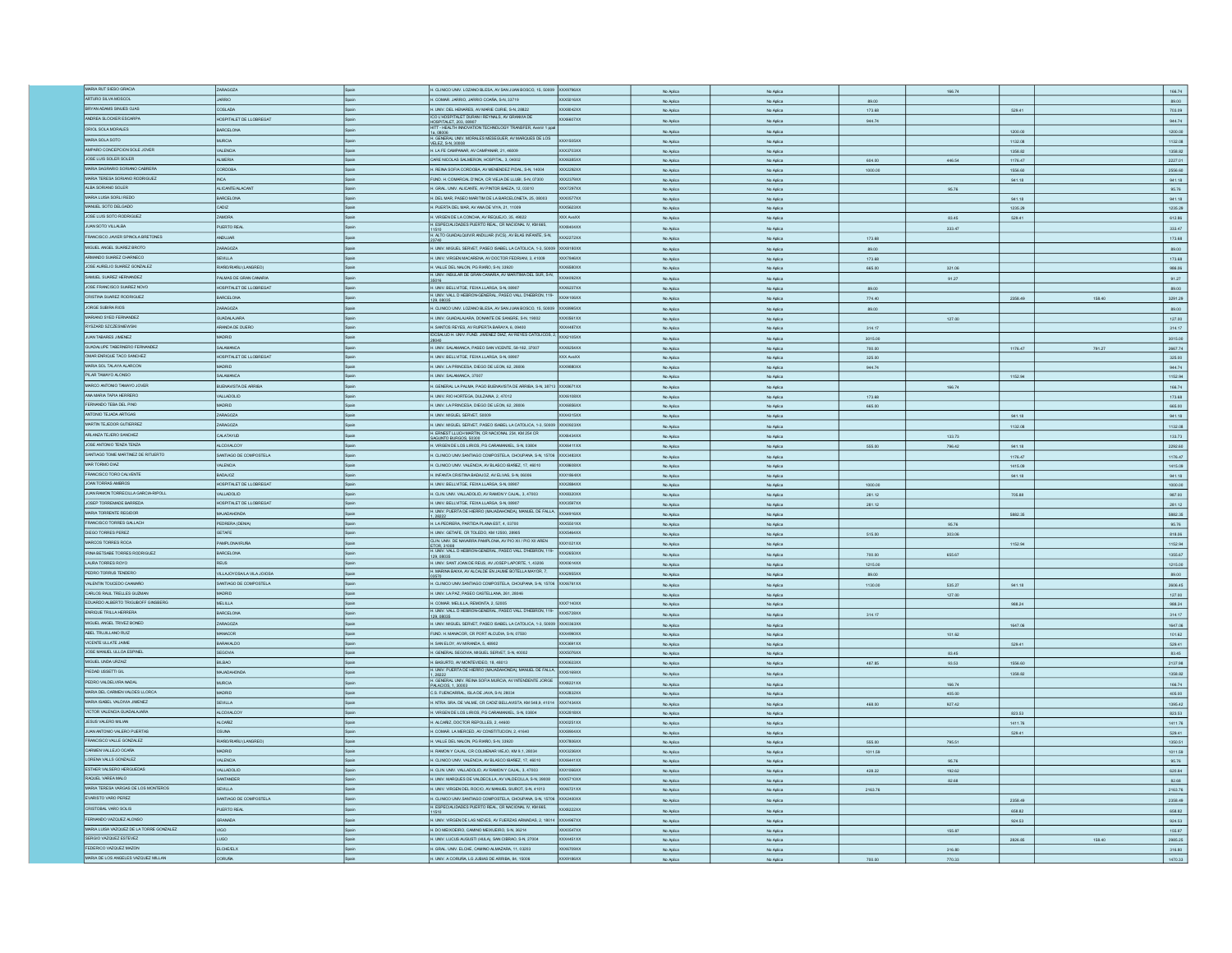| | | | | | | | | | | | |
|---|---|---|---|---|---|---|---|---|---|---|---|
| MARIA RUT SIESO GRACIA | ZARAGOZA | Spain | H. CLINICO UNIV. LOZANO BLESA, AV SAN JUAN BOSCO, 15, 50009 | XXX9796XX | No Aplica | No Aplica | | 166.74 | | | 166.74 |
| ARTURO SILVA MOSCOL | JARRIO | Spain | H. COMAR. JARRIO, JARRIO COAÑA, S-N, 33719 | XXX5016XX | No Aplica | No Aplica | 89.00 | | | | 89.00 |
| BRYAN ADAMS SINUES OJAS | COSLADA | Spain | H. UNIV. DEL HENARES, AV MARIE CURIE, S-N, 28822 | XXX8042XX | No Aplica | No Aplica | 173.68 | | 529.41 | | 703.09 |
| ANDREA SLOCKER ESCARPA | HOSPITALET DE LLOBREGAT | Spain | ICO L'HOSPITALET DURAN I REYNALS, AV GRANVIA DE HOSPITALET, 203, 08907 | XXX6607XX | No Aplica | No Aplica | 944.74 | | | | 944.74 |
| ORIOL SOLA MORALES | BARCELONA | Spain | HITT - HEALTH INNOVATION TECHNOLOGY TRANSFER, Avenir 1 ppal 1a, 08006 | | No Aplica | No Aplica | | | 1200.00 | | 1200.00 |
| MARIA SOLA SOTO | MURCIA | Spain | H. GENERAL UNIV. MORALES MESEGUER, AV MARQUES DE LOS VELEZ, S-N, 30008 | XXX1505XX | No Aplica | No Aplica | | | 1132.08 | | 1132.08 |
| AMPARO CONCEPCION SOLE JOVER | VALENCIA | Spain | H. LA FE CAMPANAR, AV CAMPANAR, 21, 46009 | XXX3703XX | No Aplica | No Aplica | | | 1358.92 | | 1358.92 |
| JOSE LUIS SOLER SOLER | ALMERIA | Spain | CARE NICOLAS SALMERON, HOSPITAL, 3, 04002 | XXX6385XX | No Aplica | No Aplica | 604.00 | 446.54 | 1176.47 | | 2227.01 |
| MARIA SAGRARIO SORIANO CABRERA | CORDOBA | Spain | H. REINA SOFIA CORDOBA, AV MENENDEZ PIDAL, S-N, 14004 | XXX2282XX | No Aplica | No Aplica | 1000.00 | | 1556.60 | | 2556.60 |
| MARIA TERESA SORIANO RODRIGUEZ | INCA | Spain | FUND. H. COMARCAL D'INCA, CR VIEJA DE LLUBI, S-N, 07300 | XXX2376XX | No Aplica | No Aplica | | | 941.18 | | 941.18 |
| ALBA SORIANO SOLER | ALICANTE/ALACANT | Spain | H. GRAL. UNIV. ALICANTE, AV PINTOR BAEZA, 12, 03010 | XXX7287XX | No Aplica | No Aplica | | 95.76 | | | 95.76 |
| MARIA LUISA SORLI REDO | BARCELONA | Spain | H. DEL MAR, PASEO MARITIM DE LA BARCELONETA, 25, 08003 | XXX0577XX | No Aplica | No Aplica | | | 941.18 | | 941.18 |
| MANUEL SOTO DELGADO | CADIZ | Spain | H. PUERTA DEL MAR, AV ANA DE VIYA, 21, 11009 | XXX5823XX | No Aplica | No Aplica | | | 1235.29 | | 1235.29 |
| JOSE LUIS SOTO RODRIGUEZ | ZAMORA | Spain | H. VIRGEN DE LA CONCHA, AV REQUEJO, 35, 49022 | XXX AxxXX | No Aplica | No Aplica | | 83.45 | 529.41 | | 612.86 |
| JUAN SOTO VILLALBA | PUERTO REAL | Spain | H. ESPECIALIDADES PUERTO REAL, CR NACIONAL IV, KM 665, 11510 | XXX8494XX | No Aplica | No Aplica | | 333.47 | | | 333.47 |
| FRANCISCO JAVIER SPINOLA BRETONES | ANDUJAR | Spain | H. ALTO GUADALQUIVIR ANDUJAR (HCS), AV BLAS INFANTE, S-N, 23740 | XXX2372XX | No Aplica | No Aplica | 173.68 | | | | 173.68 |
| MIGUEL ANGEL SUAREZ BROTO | ZARAGOZA | Spain | H. UNIV. MIGUEL SERVET, PASEO ISABEL LA CATOLICA, 1-3, 50009 | XXX8180XX | No Aplica | No Aplica | 89.00 | | | | 89.00 |
| ARMANDO SUAREZ CHARNECO | SEVILLA | Spain | H. UNIV. VIRGEN MACARENA, AV DOCTOR FEDRIANI, 3, 41009 | XXX7846XX | No Aplica | No Aplica | 173.68 | | | | 173.68 |
| JOSE AURELIO SUAREZ GONZALEZ | RIAÑO/RIAÑU (LANGREO) | Spain | H. VALLE DEL NALON, PG RIAÑO, S-N, 33920 | XXX6580XX | No Aplica | No Aplica | 665.00 | 321.06 | | | 986.06 |
| SAMUEL SUAREZ HERNANDEZ | PALMAS DE GRAN CANARIA | Spain | H. UNIV. INSULAR DE GRAN CANARIA, AV MARITIMA DEL SUR, S-N, 35016 | XXX4092XX | No Aplica | No Aplica | | 91.27 | | | 91.27 |
| JOSE FRANCISCO SUAREZ NOVO | HOSPITALET DE LLOBREGAT | Spain | H. UNIV. BELLVITGE, FEIXA LLARGA, S-N, 08907 | XXX6237XX | No Aplica | No Aplica | 89.00 | | | | 89.00 |
| CRISTINA SUAREZ RODRIGUEZ | BARCELONA | Spain | H. UNIV. VALL D HEBRON-GENERAL, PASEO VALL D'HEBRON, 119-129, 08035 | XXX6106XX | No Aplica | No Aplica | 774.40 | | 2358.49 | 158.40 | 3291.29 |
| JORGE SUBIRA RIOS | ZARAGOZA | Spain | H. CLINICO UNIV. LOZANO BLESA, AV SAN JUAN BOSCO, 15, 50009 | XXX8995XX | No Aplica | No Aplica | 89.00 | | | | 89.00 |
| MARIANO SYED FERNANDEZ | GUADALAJARA | Spain | H. UNIV. GUADALAJARA, DONANTE DE SANGRE, S-N, 19002 | XXX0561XX | No Aplica | No Aplica | | 127.00 | | | 127.00 |
| RYSZARD SZCZESNIEWSKI | ARANDA DE DUERO | Spain | H. SANTOS REYES, AV RUPERTA BARAYA, 6, 09400 | XXX4487XX | No Aplica | No Aplica | 314.17 | | | | 314.17 |
| JUAN TABARES JIMENEZ | MADRID | Spain | IDCSALUD H. UNIV. FUND. JIMENEZ DIAZ, AV REYES CATOLICOS, 2, 28040 | XXX2105XX | No Aplica | No Aplica | 3015.00 | | | | 3015.00 |
| GUADALUPE TABERNERO FERNANDEZ | SALAMANCA | Spain | H. UNIV. SALAMANCA, PASEO SAN VICENTE, 58-182, 37007 | XXX9254XX | No Aplica | No Aplica | 700.00 | | 1176.47 | 791.27 | 2667.74 |
| OMAR ENRIQUE TACO SANCHEZ | HOSPITALET DE LLOBREGAT | Spain | H. UNIV. BELLVITGE, FEIXA LLARGA, S-N, 08907 | XXX AxxXX | No Aplica | No Aplica | 325.00 | | | | 325.00 |
| MARIA SOL TALAYA ALARCON | MADRID | Spain | H. UNIV. LA PRINCESA, DIEGO DE LEON, 62, 28006 | XXX9680XX | No Aplica | No Aplica | 944.76 | | | | 944.76 |
| PILAR TAMAYO ALONSO | SALAMANCA | Spain | H. UNIV. SALAMANCA, 37007 | | No Aplica | No Aplica | | | 1152.94 | | 1152.94 |
| MARCO ANTONIO TAMAYO JOVER | BUENAVISTA DE ARRIBA | Spain | H. GENERAL LA PALMA, PAGO BUENAVISTA DE ARRIBA, S-N, 38713 | XXX8671XX | No Aplica | No Aplica | | 166.74 | | | 166.74 |
| ANA MARIA TAPIA HERRERO | VALLADOLID | Spain | H. UNIV. RIO HORTEGA, DULZAINA, 2, 47012 | XXX6100XX | No Aplica | No Aplica | 173.68 | | | | 173.68 |
| FERNANDO TEBA DEL PINO | MADRID | Spain | H. UNIV. LA PRINCESA, DIEGO DE LEON, 62, 28006 | XXX6856XX | No Aplica | No Aplica | 665.00 | | | | 665.00 |
| ANTONIO TEJADA ARTIGAS | ZARAGOZA | Spain | H. UNIV. MIGUEL SERVET, 50009 | XXX4315XX | No Aplica | No Aplica | | | 941.18 | | 941.18 |
| MARTIN TEJEDOR GUTIERREZ | ZARAGOZA | Spain | H. UNIV. MIGUEL SERVET, PASEO ISABEL LA CATOLICA, 1-3, 50009 | XXX0902XX | No Aplica | No Aplica | | | 1132.08 | | 1132.08 |
| ARLANZA TEJERO SANCHEZ | CALATAYUD | Spain | H. ERNEST LLUCH MARTIN, CR NACIONAL 234, KM 254 CR SAGUNTO BURGOS, 50300 | XXX6434XX | No Aplica | No Aplica | | 133.73 | | | 133.73 |
| JOSE ANTONIO TENZA TENZA | ALCOI/ALCOY | Spain | H. VIRGEN DE LOS LIRIOS, PG CARAMANXEL, S-N, 03804 | XXX9411XX | No Aplica | No Aplica | 555.00 | 796.42 | 941.18 | | 2292.60 |
| SANTIAGO TOME MARTINEZ DE RITUERTO | SANTIAGO DE COMPOSTELA | Spain | H. CLINICO UNIV. SANTIAGO COMPOSTELA, CHOUPANA, S-N, 15706 | XXX3483XX | No Aplica | No Aplica | | | 1176.47 | | 1176.47 |
| MAR TORMO DIAZ | VALENCIA | Spain | H. CLINICO UNIV. VALENCIA, AV BLASCO IBAÑEZ, 17, 46010 | XXX8600XX | No Aplica | No Aplica | | | 1415.09 | | 1415.09 |
| FRANCISCO TORO CALVENTE | BADAJOZ | Spain | H. INFANTA CRISTINA BADAJOZ, AV ELVAS, S-N, 06006 | XXX1564XX | No Aplica | No Aplica | | | 941.18 | | 941.18 |
| JOAN TORRAS AMBROS | HOSPITALET DE LLOBREGAT | Spain | H. UNIV. BELLVITGE, FEIXA LLARGA, S-N, 08907 | XXX2884XX | No Aplica | No Aplica | 1000.00 | | | | 1000.00 |
| JUAN RAMON TORRECILLA GARCIA-RIPOLL | VALLADOLID | Spain | H. CLIN. UNIV. VALLADOLID, AV RAMON Y CAJAL, 3, 47003 | XXX0020XX | No Aplica | No Aplica | 281.12 | | 705.88 | | 987.00 |
| JOSEP TORREMADE BARREDA | HOSPITALET DE LLOBREGAT | Spain | H. UNIV. BELLVITGE, FEIXA LLARGA, S-N, 08907 | XXX3597XX | No Aplica | No Aplica | 281.12 | | | | 281.12 |
| MARIA TORRENTE REGIDOR | MAJADAHONDA | Spain | H. UNIV. PUERTA DE HIERRO (MAJADAHONDA), MANUEL DE FALLA, 1, 28222 | XXX6916XX | No Aplica | No Aplica | | | 5882.35 | | 5882.35 |
| FRANCISCO TORRES GALLACH | PEDRERA (DENIA) | Spain | H. LA PEDRERA, PARTIDA PLANA EST, 4, 03700 | XXX5561XX | No Aplica | No Aplica | | 95.76 | | | 95.76 |
| DIEGO TORRES PEREZ | GETAFE | Spain | H. UNIV. GETAFE, CR TOLEDO, KM 12500, 28905 | XXX5464XX | No Aplica | No Aplica | 515.00 | 303.06 | | | 818.06 |
| MARCOS TORRES ROCA | PAMPLONA/IRUÑA | Spain | CLIN. UNIV. DE NAVARRA PAMPLONA, AV PIO XII / PIO XII AREN ETOR, 31008 | XXX1021XX | No Aplica | No Aplica | | | 1152.94 | | 1152.94 |
| IRINA BETSABE TORRES RODRIGUEZ | BARCELONA | Spain | H. UNIV. VALL D HEBRON-GENERAL, PASEO VALL D'HEBRON, 119-129, 08035 | XXX2693XX | No Aplica | No Aplica | 700.00 | 655.67 | | | 1355.67 |
| LAURA TORRES ROYO | REUS | Spain | H. UNIV. SANT JOAN DE REUS, AV JOSEP LAPORTE, 1, 43204 | XXX5614XX | No Aplica | No Aplica | 1215.00 | | | | 1215.00 |
| PEDRO TORRUS TENDERO | VILLAJOYOSA/LA VILA JOIOSA | Spain | H. MARINA BAIXA, AV ALCALDE EN JAUME BOTELLA MAYOR, 7, 03570 | XXX2955XX | No Aplica | No Aplica | 89.00 | | | | 89.00 |
| VALENTIN TOUCEDO CAAMAÑO | SANTIAGO DE COMPOSTELA | Spain | H. CLINICO UNIV. SANTIAGO COMPOSTELA, CHOUPANA, S-N, 15706 | XXX6781XX | No Aplica | No Aplica | 1130.00 | 535.27 | 941.18 | | 2606.45 |
| CARLOS RAUL TRELLES GUZMAN | MADRID | Spain | H. UNIV. LA PAZ, PASEO CASTELLANA, 261, 28046 | | No Aplica | No Aplica | | 127.00 | | | 127.00 |
| EDUARDO ALBERTO TRIGUBOFF GINSBERG | MELILLA | Spain | H. COMAR. MELILLA, REMONTA, 2, 52005 | XXX7140XX | No Aplica | No Aplica | | | 988.24 | | 988.24 |
| ENRIQUE TRILLA HERRERA | BARCELONA | Spain | H. UNIV. VALL D HEBRON-GENERAL, PASEO VALL D'HEBRON, 119-129, 08035 | XXX5720XX | No Aplica | No Aplica | 314.17 | | | | 314.17 |
| MIGUEL ANGEL TRIVEZ BONED | ZARAGOZA | Spain | H. UNIV. MIGUEL SERVET, PASEO ISABEL LA CATOLICA, 1-3, 50009 | XXX0363XX | No Aplica | No Aplica | | | 1647.06 | | 1647.06 |
| ABEL TRUJILLANO RUIZ | MANACOR | Spain | FUND. H. MANACOR, CR PORT ALCUDIA, S-N, 07500 | XXX4490XX | No Aplica | No Aplica | | 101.62 | | | 101.62 |
| VICENTE ULLATE JAIME | BARAKALDO | Spain | H. SAN ELOY, AV MIRANDA, 5, 48902 | XXX3691XX | No Aplica | No Aplica | | | 529.41 | | 529.41 |
| JOSE MANUEL ULLOA ESPINEL | SEGOVIA | Spain | H. GENERAL SEGOVIA, MIGUEL SERVET, S-N, 40002 | XXX5076XX | No Aplica | No Aplica | | 83.45 | | | 83.45 |
| MIGUEL UNDA URZAIZ | BILBAO | Spain | H. BASURTO, AV MONTEVIDEO, 18, 48013 | XXX0633XX | No Aplica | No Aplica | 487.85 | 93.53 | 1556.60 | | 2137.98 |
| PIEDAD USSETTI GIL | MAJADAHONDA | Spain | H. UNIV. PUERTA DE HIERRO (MAJADAHONDA), MANUEL DE FALLA, 1, 28222 | XXX5160XX | No Aplica | No Aplica | | | 1358.92 | | 1358.92 |
| PEDRO VALDELVIRA NADAL | MURCIA | Spain | H. GENERAL UNIV. REINA SOFIA MURCIA, AV INTENDENTE JORGE PALACIOS, 1, 30003 | XXX8221XX | No Aplica | No Aplica | | 166.74 | | | 166.74 |
| MARIA DEL CARMEN VALDES LLORCA | MADRID | Spain | C.S. FUENCARRAL, ISLA DE JAVA, S-N, 28034 | XXX2832XX | No Aplica | No Aplica | | 405.00 | | | 405.00 |
| MARIA ISABEL VALDIVIA JIMENEZ | SEVILLA | Spain | H. NTRA. SRA. DE VALME, CR CADIZ BELLAVISTA, KM 548.8, 41014 | XXX7434XX | No Aplica | No Aplica | 468.00 | 827.42 | | | 1295.42 |
| VICTOR VALENCIA GUADALAJARA | ALCOI/ALCOY | Spain | H. VIRGEN DE LOS LIRIOS, PG CARAMANXEL, S-N, 03804 | XXX2616XX | No Aplica | No Aplica | | | 823.53 | | 823.53 |
| JESUS VALERO MILIAN | ALCAÑIZ | Spain | H. ALCAÑIZ, DOCTOR REPOLLES, 2, 44600 | XXX2517XX | No Aplica | No Aplica | | | 1411.76 | | 1411.76 |
| JUAN ANTONIO VALERO PUERTAS | OSUNA | Spain | H. COMAR. LA MERCED, AV CONSTITUCION, 2, 41640 | XXX8994XX | No Aplica | No Aplica | | | 529.41 | | 529.41 |
| FRANCISCO VALLE GONZALEZ | RIAÑO/RIAÑU (LANGREO) | Spain | H. VALLE DEL NALON, PG RIAÑO, S-N, 33920 | XXX7806XX | No Aplica | No Aplica | 555.00 | 795.51 | | | 1350.51 |
| CARMEN VALLEJO OCAÑA | MADRID | Spain | H. RAMON Y CAJAL, CR COLMENAR VIEJO, KM 9.1, 28034 | XXX3236XX | No Aplica | No Aplica | 1011.59 | | | | 1011.59 |
| LORENA VALLS GONZALEZ | VALENCIA | Spain | H. CLINICO UNIV. VALENCIA, AV BLASCO IBAÑEZ, 17, 46010 | XXX6441XX | No Aplica | No Aplica | | 95.76 | | | 95.76 |
| ESTHER VALVERDE HERGUEDAS | VALLADOLID | Spain | H. CLIN. UNIV. VALLADOLID, AV RAMON Y CAJAL, 3, 47003 | XXX1066XX | No Aplica | No Aplica | 428.22 | 192.62 | | | 620.84 |
| RAQUEL VAREA MALO | SANTANDER | Spain | H. UNIV. MARQUES DE VALDECILLA, AV VALDECILLA, S-N, 39008 | XXX5710XX | No Aplica | No Aplica | | 82.68 | | | 82.68 |
| MARIA TERESA VARGAS DE LOS MONTEROS | SEVILLA | Spain | H. UNIV. VIRGEN DEL ROCIO, AV MANUEL SIUROT, S-N, 41013 | XXX6721XX | No Aplica | No Aplica | 2163.76 | | | | 2163.76 |
| EVARISTO VARO PEREZ | SANTIAGO DE COMPOSTELA | Spain | H. CLINICO UNIV. SANTIAGO COMPOSTELA, CHOUPANA, S-N, 15706 | XXX2400XX | No Aplica | No Aplica | | | 2358.49 | | 2358.49 |
| CRISTOBAL VARO SOLIS | PUERTO REAL | Spain | H. ESPECIALIDADES PUERTO REAL, CR NACIONAL IV, KM 665, 11510 | XXX8222XX | No Aplica | No Aplica | | | 658.82 | | 658.82 |
| FERNANDO VAZQUEZ ALONSO | GRANADA | Spain | H. UNIV. VIRGEN DE LAS NIEVES, AV FUERZAS ARMADAS, 2, 18014 | XXX6987XX | No Aplica | No Aplica | | | 924.53 | | 924.53 |
| MARIA LUISA VAZQUEZ DE LA TORRE GONZALEZ | VIGO | Spain | H. DO MEIXOEIRO, CAMINO MEIXOEIRO, S-N, 36214 | XXX6547XX | No Aplica | No Aplica | | 155.87 | | | 155.87 |
| SERGIO VAZQUEZ ESTEVEZ | LUGO | Spain | H. UNIV. LUCUS AUGUSTI (HULA), SAN CIBRAO, S-N, 27004 | XXX4451XX | No Aplica | No Aplica | | | 2826.85 | 158.40 | 2985.25 |
| FEDERICO VAZQUEZ MAZON | ELCHE/ELX | Spain | H. GRAL. UNIV. ELCHE, CAMINO ALMAZARA, 11, 03203 | XXX6789XX | No Aplica | No Aplica | | 316.80 | | | 316.80 |
| MARIA DE LOS ANGELES VAZQUEZ MILLAN | CORUÑA | Spain | H. UNIV. A CORUÑA, LG JUBIAS DE ARRIBA, 84, 15006 | XXX9186XX | No Aplica | No Aplica | 700.00 | 770.33 | | | 1470.33 |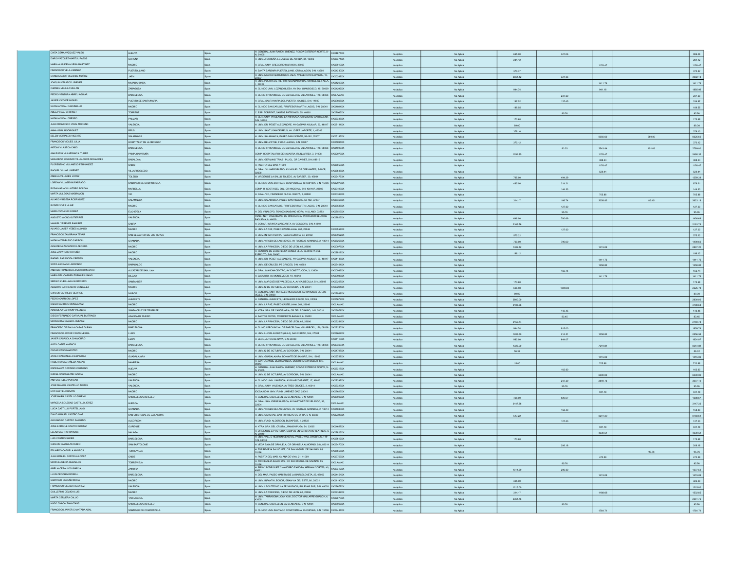| | | | | | | | | | | | |
|---|---|---|---|---|---|---|---|---|---|---|---|
| CINTA GEMA VAZQUEZ VALEO | HUELVA | Spain | H. GENERAL JUAN RAMON JIMENEZ, RONDA EXTERIOR NORTE, S-N, 21005 | XXX4871XX | No Aplica | No Aplica | 665.00 | 321.06 | | | 986.06 |
| DARIO VAZQUEZ-MARTUL PAZOS | CORUÑA | Spain | H. UNIV. A CORUÑA, LG JUBIAS DE ARRIBA, 84, 15006 | XXX7371XX | No Aplica | No Aplica | 281.12 | | | | 281.12 |
| MARIA ALMUDENA VEGA MARTINEZ | MADRID | Spain | H. GRAL. UNIV. GREGORIO MARAÑON, 28007 | XXX6910XX | No Aplica | No Aplica | | | 1176.47 | | 1176.47 |
| FRANCISCO VELA JIMENEZ | PUERTOLLANO | Spain | H. SANTA BARBARA PUERTOLLANO, CR MALAGON, S-N, 13500 | XXX4430XX | No Aplica | No Aplica | 370.37 | | | | 370.37 |
| CONSOLACION VELARDE MUÑOZ | JAEN | Spain | H. UNIV. MEDICO QUIRURGICO JAEN, AV EJERCITO ESPAÑOL, 10, 23007 | XXX0346XX | No Aplica | No Aplica | 3561.12 | 321.06 | | | 3882.18 |
| JOAQUIN VELASCO JIMENEZ | MAJADAHONDA | Spain | H. UNIV. PUERTA DE HIERRO (MAJADAHONDA), MANUEL DE FALLA, 1, 28222 | XXX1260XX | No Aplica | No Aplica | | | 1411.76 | | 1411.76 |
| CARMEN VELILLA MILLAN | ZARAGOZA | Spain | H. CLINICO UNIV. LOZANO BLESA, AV SAN JUAN BOSCO, 15, 50009 | XXX4282XX | No Aplica | No Aplica | 944.74 | | 941.18 | | 1885.92 |
| PEDRO VENTURA ABREU AGUIAR | BARCELONA | Spain | H. CLINIC I PROVINCIAL DE BARCELONA, VILLARROEL, 170, 08036 | XXX AxxXX | No Aplica | No Aplica | | 237.60 | | | 237.60 |
| JAVIER VICO DE MIGUEL | PUERTO DE SANTA MARIA | Spain | H. GRAL. SANTA MARIA DEL PUERTO, VALDES, S-N, 11500 | XXX9668XX | No Aplica | No Aplica | 197.52 | 137.45 | | | 334.97 |
| NATALIA VIDAL CASSINELLO | MADRID | Spain | H. CLINICO SAN CARLOS, PROFESOR MARTIN LAGOS, S-N, 28040 | XXX1804XX | No Aplica | No Aplica | 188.55 | | | | 188.55 |
| ADELA VIDAL CHORNET | TORRENT | Spain | C. ESP. TORRENT, SANTOS PATRONOS, 35, 46900 | XXX7965XX | No Aplica | No Aplica | | 95.76 | | | 95.76 |
| NATALIA VIDAL CRESPO | PALMAR | Spain | H. CLIN. UNIV. VIRGEN DE LA ARRIXACA, CR MADRID CARTAGENA, S-N, 30120 | XXX2335XX | No Aplica | No Aplica | 173.68 | | | | 173.68 |
| JUAN FRANCISCO VIDAL MORENO | VALENCIA | Spain | H. UNIV. DR. PESET ALEIXANDRE, AV GASPAR AGUILAR, 90, 46017 | XXX0191XX | No Aplica | No Aplica | 89.00 | | | | 89.00 |
| ANNA VIDAL RODRIGUEZ | REUS | Spain | H. UNIV. SANT JOAN DE REUS, AV JOSEP LAPORTE, 1, 43206 | | No Aplica | No Aplica | 379.10 | | | | 379.10 |
| BELEN VIDRIALES VICENTE | SALAMANCA | Spain | H. UNIV. SALAMANCA, PASEO SAN VICENTE, 58-182, 37007 | XXX5145XX | No Aplica | No Aplica | | | 6056.60 | 569.00 | 6625.60 |
| FRANCISCO VIGUES JULIA | HOSPITALET DE LLOBREGAT | Spain | H. UNIV. BELLVITGE, FEIXA LLARGA, S-N, 08907 | XXX2686XX | No Aplica | No Aplica | 370.12 | | | | 370.12 |
| ANTONI VILASECA CABO | BARCELONA | Spain | H. CLINIC I PROVINCIAL DE BARCELONA, VILLARROEL, 170, 08036 | XXX4012XX | No Aplica | No Aplica | | 93.53 | 2543.84 | 151.63 | 2789.00 |
| ANA ELENA VILLAFRANCA ITURRE | PAMPLONA/IRUÑA | Spain | COMP. HOSPITALARIO DE NAVARRA, IRUNLARREA, 3, 31008 | XXX2073XX | No Aplica | No Aplica | 1291.85 | | 1176.47 | | 2468.32 |
| MAKARENA SOLEDAD VILLALOBOS MONARDES | BADALONA | Spain | H. UNIV. GERMANS TRIAS I PUJOL, CR CANYET, S-N, 08916 | | No Aplica | No Aplica | | | 388.24 | | 388.24 |
| FLORENTINO VILLANEGO FERNANDEZ | CADIZ | Spain | H. PUERTA DEL MAR, 11009 | XXX5860XX | No Aplica | No Aplica | | | 1176.47 | | 1176.47 |
| RAQUEL VILLAR JIMENEZ | VILLARROBLEDO | Spain | H. GRAL. VILLARROBLEDO, AV MIGUEL DE CERVANTES, S-N CR, 02600 | XXX5846XX | No Aplica | No Aplica | | | 529.41 | | 529.41 |
| ANGELA VILLARES LOPEZ | TOLEDO | Spain | H. VIRGEN DE LA SALUD TOLEDO, AV BARBER, 30, 45004 | XXX2470XX | No Aplica | No Aplica | 765.00 | 494.39 | | | 1259.39 |
| LORENA VILLASENIN PARRADO | SANTIAGO DE COMPOSTELA | Spain | H. CLINICO UNIV SANTIAGO COMPOSTELA, CHOUPANA, S-N, 15706 | XXX2973XX | No Aplica | No Aplica | 465.00 | 214.21 | | | 679.21 |
| ROSA MARIA VILLATORO ROLDAN | MARBELLA | Spain | COMP. H. COSTA DEL SOL, CR NACIONAL 340, KM 187, 29602 | XXX3459XX | No Aplica | No Aplica | | 144.33 | | | 144.33 |
| MARTA VILLEGAS MASRAMON | VIC | Spain | H. GRAL. VIC, FRANCESC PLA EL VIGATA, 1, 08500 | XXX0333XX | No Aplica | No Aplica | | | 705.88 | | 705.88 |
| ALVARO VIRSEDA RODRIGUEZ | SALAMANCA | Spain | H. UNIV. SALAMANCA, PASEO SAN VICENTE, 58-182, 37007 | XXX8357XX | No Aplica | No Aplica | 314.17 | 166.74 | 2058.82 | 83.45 | 2623.18 |
| ROSER VIVES VILME | MADRID | Spain | H. CLINICO SAN CARLOS, PROFESOR MARTIN LAGOS, S-N, 28040 | XXX6545XX | No Aplica | No Aplica | | 127.00 | | | 127.00 |
| MARIA VIZCAINO GOMEZ | ELCHE/ELX | Spain | H. DEL VINALOPO, TONICO SANSANO MORA, 14 LLANO, 03293 | XXX8515XX | No Aplica | No Aplica | | 95.76 | | | 95.76 |
| AUGUSTO WONG GUTIERREZ | VALENCIA | Spain | FUND. INST. VALENCIANO DE ONCOLOGIA, PROFESOR BELTRAN BAGUENA, 8, 46009 | XXX2925XX | No Aplica | No Aplica | 646.00 | 780.69 | | | 1426.69 |
| MANUEL YEBENES RAMIREZ | CABRA | Spain | H. COMAR. INFANTA MARGARITA, AV GONGORA, S-N, 14940 | | No Aplica | No Aplica | 2163.76 | | | | 2163.76 |
| ALVARO JAVIER YEBES ALONSO | MADRID | Spain | H. UNIV. LA PAZ, PASEO CASTELLANA, 261, 28046 | XXX3550XX | No Aplica | No Aplica | | 127.00 | | | 127.00 |
| FRANCISCO ZAMBRANA TEVAR | SAN SEBASTIAN DE LOS REYES | Spain | H. UNIV. INFANTA SOFIA, PASEO EUROPA, 34, 28702 | XXX0562XX | No Aplica | No Aplica | 575.22 | | | | 575.22 |
| NATALIA ZAMBUDIO CARROLL | GRANADA | Spain | H. UNIV. VIRGEN DE LAS NIEVES, AV FUERZAS ARMADAS, 2, 18014 | XXX5258XX | No Aplica | No Aplica | 700.00 | 790.60 | | | 1490.60 |
| ALMUDENA ZAPATERO LABORDA | MADRID | Spain | H. UNIV. LA PRINCESA, DIEGO DE LEON, 62, 28006 | XXX0079XX | No Aplica | No Aplica | 1482.12 | | 1415.09 | | 2897.21 |
| JOSE ZAPATERO ORTUÑO | MADRID | Spain | H. CENTRAL DE LA DEFENSA GOMEZ ULLA, GLORIETA DEL EJERCITO, S-N, 28047 | XXX8919XX | No Aplica | No Aplica | 196.12 | | | | 196.12 |
| RAFAEL ZARAGOZA CRESPO | VALENCIA | Spain | H. UNIV. DR. PESET ALEIXANDRE, AV GASPAR AGUILAR, 90, 46017 | XXX1128XX | No Aplica | No Aplica | | | 1411.76 | | 1411.76 |
| SOFIA ZARRAGA LARRONDO | BARAKALDO | Spain | H. UNIV. DE CRUCES, PZ CRUCES, S-N, 48903 | XXX5441XX | No Aplica | No Aplica | | | 1358.82 | | 1358.82 |
| ANDRES FRANCISCO ZAZO ROMOJARO | ALCAZAR DE SAN JUAN | Spain | H. GRAL. MANCHA CENTRO, AV CONSTITUCION, 3, 13600 | XXX0942XX | No Aplica | No Aplica | | 166.74 | | | 166.74 |
| MARIA DEL CARMEN ZUBIAUR LIBANO | BILBAO | Spain | H. BASURTO, AV MONTEVIDEO, 18, 48013 | XXX0996XX | No Aplica | No Aplica | | | 1411.76 | | 1411.76 |
| SERGIO ZUBILLAGA GUERRERO | SANTANDER | Spain | H. UNIV. MARQUES DE VALDECILLA, AV VALDECILLA, S-N, 39008 | XXX3287XX | No Aplica | No Aplica | 173.68 | | | | 173.68 |
| ALBERTO CARRETERO GONZALEZ | MADRID | Spain | H. UNIV 12 DE OCTUBRE, AV CORDOBA, S-N, 28041 | XXX6934XX | No Aplica | No Aplica | 626.98 | 1898.80 | | | 2525.78 |
| CARLOS CARRILLO GEORGE | MURCIA | Spain | H. GENERAL UNIV. MORALES MESEGUER, AV MARQUES DE LOS VELEZ, S-N, 30008 | XXX7048XX | No Aplica | No Aplica | 89.00 | | | | 89.00 |
| PEDRO CARRION LOPEZ | ALBACETE | Spain | H. GENERAL ALBACETE, HERMANOS FALCO, S-N, 02006 | XXX6760XX | No Aplica | No Aplica | 2800.00 | | | | 2800.00 |
| DIEGO CARRION MONSALVEZ | MADRID | Spain | H. UNIV. LA PAZ, PASEO CASTELLANA, 261, 28046 | XXX AxxXX | No Aplica | No Aplica | 3188.68 | | | | 3188.68 |
| ALMUDENA CARRION VALENCIA | SANTA CRUZ DE TENERIFE | Spain | H. NTRA. SRA. DE CANDELARIA, CR DEL ROSARIO, 145, 38010 | XXX6676XX | No Aplica | No Aplica | | 143.45 | | | 143.45 |
| DIEGO FERNANDO CARVAJAL BUITRAGO | ARANDA DE DUERO | Spain | H. SANTOS REYES, AV RUPERTA BARAYA, 6, 09400 | XXX AxxXX | No Aplica | No Aplica | | 83.45 | | | 83.45 |
| MARGARITA CASADO JIMENEZ | MADRID | Spain | H. UNIV. LA PRINCESA, DIEGO DE LEON, 62, 28006 | XXX6281XX | No Aplica | No Aplica | 2159.74 | | | | 2159.74 |
| FRANCESC DE PAULA CASAS DURAN | BARCELONA | Spain | H. CLINIC I PROVINCIAL DE BARCELONA, VILLARROEL, 170, 08036 | XXX2250XX | No Aplica | No Aplica | 944.74 | 915.00 | | | 1859.74 |
| FRANCISCO JAVIER CASAS NEBRA | LUGO | Spain | H. UNIV. LUCUS AUGUSTI (HULA), SAN CIBRAO, S-N, 27004 | XXX8602XX | No Aplica | No Aplica | 1283.50 | 214.21 | 1058.82 | | 2556.53 |
| JAVIER CASASOLA CHAMORRO | LEON | Spain | H. LEON, ALTOS DE NAVA, S-N, 24008 | XXX4410XX | No Aplica | No Aplica | 980.00 | 644.07 | | | 1624.07 |
| ALEIX CASES AMENOS | BARCELONA | Spain | H. CLINIC I PROVINCIAL DE BARCELONA, VILLARROEL, 170, 08036 | XXX3362XX | No Aplica | No Aplica | 1325.00 | | 7219.01 | | 8544.01 |
| OSCAR CASO MAESTRO | MADRID | Spain | H. UNIV 12 DE OCTUBRE, AV CORDOBA, S-N, 28041 | XXX1747XX | No Aplica | No Aplica | 56.32 | | | | 56.32 |
| JAVIER CASSINELLO ESPINOSA | GUADALAJARA | Spain | H. UNIV. GUADALAJARA, DONANTE DE SANGRE, S-N, 19002 | XXX2750XX | No Aplica | No Aplica | | | 1415.09 | | 1415.09 |
| ROBERTO CASTAÑEDA ARGAIZ | MANRESA | Spain | H. SANT JOAN DE DEU MANRESA, DOCTOR JOAN SOLER, S-N, 08243 | XXX AxxXX | No Aplica | No Aplica | 15.00 | | 705.88 | | 720.88 |
| ESPERANZA CASTAÑO CARDENO | HUELVA | Spain | H. GENERAL JUAN RAMON JIMENEZ, RONDA EXTERIOR NORTE, S-N, 21005 | XXX6317XX | No Aplica | No Aplica | | 162.60 | | | 162.60 |
| DANIEL CASTELLANO GAUNA | MADRID | Spain | H. UNIV 12 DE OCTUBRE, AV CORDOBA, S-N, 28041 | XXX AxxXX | No Aplica | No Aplica | | | 6000.00 | | 6000.00 |
| ANA CASTELLO PORCAR | VALENCIA | Spain | H. CLINICO UNIV. VALENCIA, AV BLASCO IBAÑEZ, 17, 46010 | XXX7397XX | No Aplica | No Aplica | | 247.39 | 2849.73 | | 3097.12 |
| JOSE MANUEL CASTELLO TOMAS | VALENCIA | Spain | H. GRAL. UNIV. VALENCIA, AV TRES CRUCES, 2, 46014 | XXX6029XX | No Aplica | No Aplica | | 95.76 | | | 95.76 |
| EVA CASTILLO BAZAN | MADRID | Spain | IDCSALUD H. UNIV. FUND. JIMENEZ DIAZ, 28040 | XXX6623XX | No Aplica | No Aplica | | | 941.18 | | 941.18 |
| JOSE MARIA CASTILLO GIMENO | CASTELLON/CASTELLO | Spain | H. GENERAL CASTELLON, AV BENICASIM, S-N, 12004 | XXX7003XX | No Aplica | No Aplica | 468.00 | 920.67 | | | 1388.67 |
| MARCELA SOLEDAD CASTILLO JEREZ | HUESCA | Spain | H. GRAL. SAN JORGE HUESCA, AV MARTINEZ DE VELASCO, 36, 22004 | XXX AxxXX | No Aplica | No Aplica | 3147.36 | | | | 3147.36 |
| LUCIA CASTILLO PORTELLANO | GRANADA | Spain | H. UNIV. VIRGEN DE LAS NIEVES, AV FUERZAS ARMADAS, 2, 18014 | XXX4830XX | No Aplica | No Aplica | | 158.40 | | | 158.40 |
| DAVID MANUEL CASTRO DIAZ | SAN CRISTOBAL DE LA LAGUNA | Spain | H. UNIV. CANARIAS, BARRIO NUEVO DE OFRA, S-N, 38320 | XXX2386XX | No Aplica | No Aplica | 517.22 | | 8241.39 | | 8758.61 |
| ALEJANDRO CASTRO FAJARDO | ALCORCON | Spain | H. UNIV. FUND. ALCORCON, BUDAPEST, 1, 28922 | | No Aplica | No Aplica | | 127.00 | | | 127.00 |
| JOSE ENRIQUE CASTRO GOMEZ | OURENSE | Spain | H. NTRA. SRA. DEL CRISTAL, RAMON PUGA, 54, 32005 | XXX4627XX | No Aplica | No Aplica | | | 941.18 | | 941.18 |
| ELENA CASTRO MARCOS | MALAGA | Spain | H. VIRGEN DE LA VICTORIA, CAMPUS UNIVERSITARIO TEATINOS, S-N, 29010 | XXX7835XX | No Aplica | No Aplica | | | 4330.51 | | 4330.51 |
| LUIS CASTRO SADER | BARCELONA | Spain | H. UNIV. VALL D HEBRON-GENERAL, PASEO VALL D'HEBRON, 119-129, 08035 | XXX2612XX | No Aplica | No Aplica | 173.68 | | | | 173.68 |
| CARLOS CAYUELAS RUBIO | SAN BARTOLOME | Spain | H. VEGA BAJA DE ORIHUELA, CR ORIHUELA ALMORADI, S-N, 03314 | XXX6047XX | No Aplica | No Aplica | | 206.18 | | | 206.18 |
| EDUARDO CAZORLA AMOROS | TORREVIEJA | Spain | H. TORREVIEJA SALUD UTE, CR SAN MIGUEL DE SALINAS, 95, 03186 | XXX6856XX | No Aplica | No Aplica | | | | 95.76 | 95.76 |
| JUAN MANUEL CAZORLA LOPEZ | CADIZ | Spain | H. PUERTA DEL MAR, AV ANA DE VIYA, 21, 11009 | XXX3703XX | No Aplica | No Aplica | | | 470.59 | | 470.59 |
| MARIA EUGENIA CEBALLOS | TORREVIEJA | Spain | H. TORREVIEJA SALUD UTE, CR SAN MIGUEL DE SALINAS, 95, 03186 | XXX AxxXX | No Aplica | No Aplica | | 95.76 | | | 95.76 |
| AMELIA CEBALLOS GARCIA | ZAMORA | Spain | H. PROV. RODRIGUEZ CHAMORRO ZAMORA, HERNAN CORTES, 40, 49021 | XXX0312XX | No Aplica | No Aplica | 1011.59 | 296.00 | | | 1307.59 |
| LLUIS CECCHINI ROSELL | BARCELONA | Spain | H. DEL MAR, PASEO MARITIM DE LA BARCELONETA, 25, 08003 | XXX4451XX | No Aplica | No Aplica | | | 1415.09 | | 1415.09 |
| SANTIAGO CEDEÑO MORA | MADRID | Spain | H. UNIV. INFANTA LEONOR, GRAN VIA DEL ESTE, 80, 28031 | XXX1190XX | No Aplica | No Aplica | 325.00 | | | | 325.00 |
| FRANCISCO CELADA ALVAREZ | VALENCIA | Spain | H. UNIV. I POLITECNIC LA FE VALENCIA, BULEVAR SUR, S-N, 46026 | XXX2677XX | No Aplica | No Aplica | 1215.00 | | | | 1215.00 |
| GUILLERMO CELADA LUIS | MADRID | Spain | H. UNIV. LA PRINCESA, DIEGO DE LEON, 62, 28006 | XXX9342XX | No Aplica | No Aplica | 314.17 | | 1188.68 | | 1502.85 |
| MARTA CERVERA CALVO | TARRAGONA | Spain | H. UNIV. TARRAGONA JOAN XXIII, DOCTOR MALLAFRE GUASCH, 4, 43005 | XXX2070XX | No Aplica | No Aplica | 2301.76 | | | | 2301.76 |
| HUGO CHACALTANA TANG | CASTELLON/CASTELLO | Spain | H. GENERAL CASTELLON, AV BENICASIM, S-N, 12004 | XXX8003XX | No Aplica | No Aplica | | 95.76 | | | 95.76 |
| FRANCISCO JAVIER CHANTADA ABAL | SANTIAGO DE COMPOSTELA | Spain | H. CLINICO UNIV SANTIAGO COMPOSTELA, CHOUPANA, S-N, 15706 | XXX9437XX | No Aplica | No Aplica | | | 1764.71 | | 1764.71 |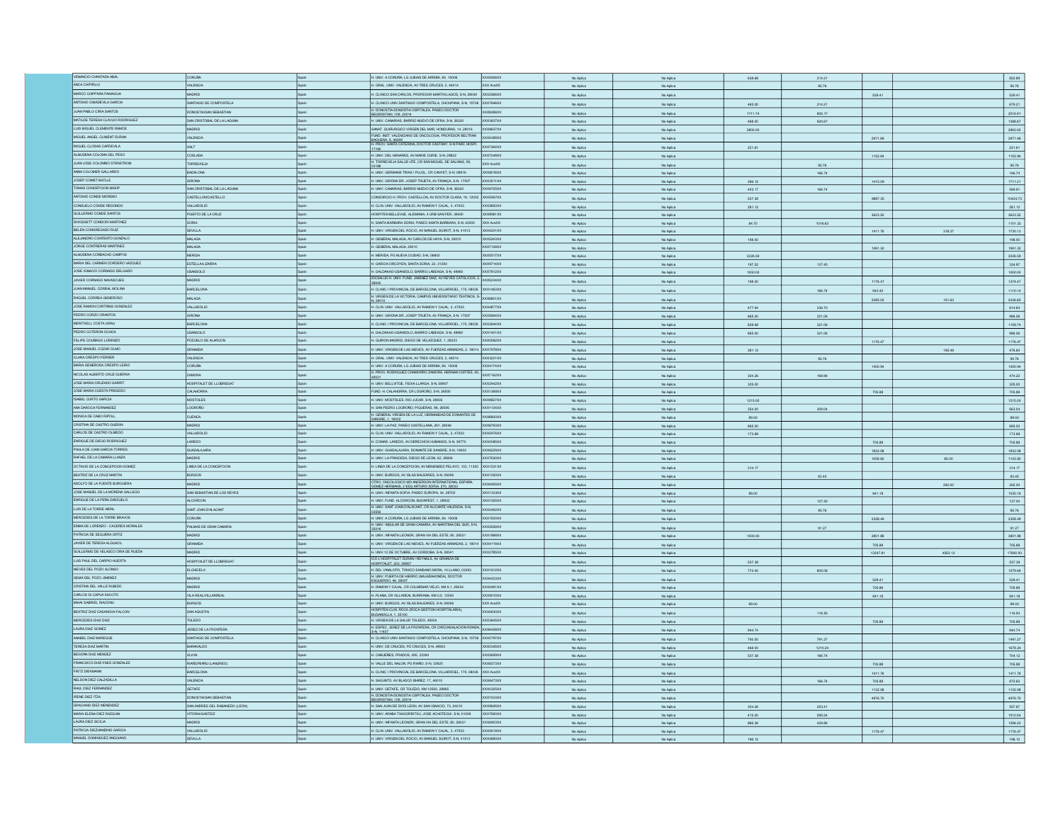| | | | | | | | | | | | |
|---|---|---|---|---|---|---|---|---|---|---|---|
| VENANCIO CHANTADA ABAL | CORUÑA | Spain | H. UNIV. A CORUÑA, LG JUBIAS DE ARRIBA, 84, 15006 | XXX5406XX | No Aplica | No Aplica | 638.68 | 214.21 | | | 852.89 |
| ANCA CHIPIRLIU | VALENCIA | Spain | H. GRAL. UNIV. VALENCIA, AV TRES CRUCES, 2, 46014 | XXX AxxXX | No Aplica | No Aplica | | 95.76 | | | 95.76 |
| MARCO CIAPPARA PANIAGUA | MADRID | Spain | H. CLINICO SAN CARLOS, PROFESOR MARTIN LAGOS, S-N, 28040 | XXX2566XX | No Aplica | No Aplica | | | 529.41 | | 529.41 |
| ANTONIO CIMADEVILA GARCIA | SANTIAGO DE COMPOSTELA | Spain | H. CLINICO UNIV.SANTIAGO COMPOSTELA, CHOUPANA, S-N, 15706 | XXX7646XX | No Aplica | No Aplica | 465.00 | 214.21 | | | 679.21 |
| JUAN PABLO CIRIA SANTOS | DONOSTIA/SAN SEBASTIAN | Spain | H. DONOSTIA-DONOSTIA OSPITALEA, PASEO DOCTOR BEGIRISTAIN, 109, 20014 | XXX8236XX | No Aplica | No Aplica | 1711.74 | 805.17 | | | 2516.91 |
| MATILDE TERESA CLAVIJO RODRIGUEZ | SAN CRISTOBAL DE LA LAGUNA | Spain | H. UNIV. CANARIAS, BARRIO NUEVO DE OFRA, S-N, 38320 | XXX3827XX | No Aplica | No Aplica | 468.00 | 920.67 | | | 1388.67 |
| LUIS MIGUEL CLEMENTE RAMOS | MADRID | Spain | SANAT. QUIRURGICO VIRGEN DEL MAR, HONDURAS, 14, 28016 | XXX6037XX | No Aplica | No Aplica | 2800.00 | | | | 2800.00 |
| MIGUEL ANGEL CLIMENT DURAN | VALENCIA | Spain | FUND. INST. VALENCIANO DE ONCOLOGIA, PROFESOR BELTRAN BAGUENA, 8, 46009 | XXX4386XX | No Aplica | No Aplica | | | 2971.69 | | 2971.69 |
| MIQUEL CLOSAS CAPDEVILA | SALT | Spain | H. PROV. SANTA CATERINA, DOCTOR CASTANY, S-N PARC HOSPI, 17190 | XXX7364XX | No Aplica | No Aplica | 221.61 | | | | 221.61 |
| ALMUDENA COLOMA DEL PESO | COSLADA | Spain | H. UNIV. DEL HENARES, AV MARIE CURIE, S-N, 28822 | XXX7349XX | No Aplica | No Aplica | | | 1152.94 | | 1152.94 |
| JUAN JOSE COLOMBO STRENSTROM | TORREVIEJA | Spain | H. TORREVIEJA SALUD UTE, CR SAN MIGUEL DE SALINAS, 95, 03186 | XXX AxxXX | No Aplica | No Aplica | | 95.76 | | | 95.76 |
| ANNA COLOMER GALLARDO | BADALONA | Spain | H. UNIV. GERMANS TRIAS I PUJOL, CR CANYET, S-N, 08916 | XXX8016XX | No Aplica | No Aplica | | 166.74 | | | 166.74 |
| JOSEP COMET BATLLE | GIRONA | Spain | H. UNIV. GIRONA DR. JOSEP TRUETA, AV FRANÇA, S-N, 17007 | XXX3511XX | No Aplica | No Aplica | 296.12 | | 1415.09 | | 1711.21 |
| TOMAS CONCEPCION MASIP | SAN CRISTOBAL DE LA LAGUNA | Spain | H. UNIV. CANARIAS, BARRIO NUEVO DE OFRA, S-N, 38320 | XXX9720XX | No Aplica | No Aplica | 403.17 | 166.74 | | | 569.91 |
| ANTONIO CONDE MORENO | CASTELLON/CASTELLO | Spain | CONSORCIO H. PROV. CASTELLON, AV DOCTOR CLARA, 19, 12002 | XXX5587XX | No Aplica | No Aplica | 537.38 | | 9887.35 | | 10424.73 |
| CONSUELO CONDE REDONDO | VALLADOLID | Spain | H. CLIN. UNIV. VALLADOLID, AV RAMON Y CAJAL, 3, 47003 | XXX2850XX | No Aplica | No Aplica | 261.12 | | | | 261.12 |
| GUILLERMO CONDE SANTOS | PUERTO DE LA CRUZ | Spain | HOSPITEN BELLEVUE, ALEMANIA, 4 URB SAN FER, 38400 | XXX8961XX | No Aplica | No Aplica | | | 3623.52 | | 3623.52 |
| DHOSSETT CONDORI MARTINEZ | SORIA | Spain | H. SANTA BARBARA SORIA, PASEO SANTA BARBARA, S-N, 42005 | XXX AxxXX | No Aplica | No Aplica | 84.70 | 1016.63 | | | 1101.33 |
| BELEN CONGREGADO RUIZ | SEVILLA | Spain | H. UNIV. VIRGEN DEL ROCIO, AV MANUEL SIUROT, S-N, 41013 | XXX4231XX | No Aplica | No Aplica | | | 1411.76 | 318.37 | 1730.13 |
| ALEJANDRO CONTENTO GONZALO | MALAGA | Spain | H. GENERAL MALAGA, AV CARLOS DE HAYA, S-N, 29010 | XXX5243XX | No Aplica | No Aplica | 198.00 | | | | 198.00 |
| JORGE CONTRERAS MARTINEZ | MALAGA | Spain | H. GENERAL MALAGA, 29010 | XXX7108XX | No Aplica | No Aplica | | | 1061.32 | | 1061.32 |
| ALMUDENA CORBACHO CAMPOS | MERIDA | Spain | H. MERIDA, PG NUEVA CIUDAD, S-N, 06800 | XXX5517XX | No Aplica | No Aplica | 2226.59 | | | | 2226.59 |
| MARIA DEL CARMEN CORDERO VAZQUEZ | ESTELLA/LIZARRA | Spain | H. GARCIA ORCOYEN, SANTA SORIA, 22, 31200 | XXX9716XX | No Aplica | No Aplica | 197.52 | 137.45 | | | 334.97 |
| JOSE IGNACIO CORNAGO DELGADO | USANSOLO | Spain | H. GALDAKAO-USANSOLO, BARRIO LABEAGA, S-N, 48960 | XXX7612XX | No Aplica | No Aplica | 1000.00 | | | | 1000.00 |
| JAVIER CORNAGO NAVASCUES | MADRID | Spain | IDCSALUD H. UNIV. FUND. JIMENEZ DIAZ, AV REYES CATOLICOS, 2, 28040 | XXX5234XX | No Aplica | No Aplica | 198.00 | | 1176.47 | | 1374.47 |
| JUAN MANUEL CORRAL MOLINA | BARCELONA | Spain | H. CLINIC I PROVINCIAL DE BARCELONA, VILLARROEL, 170, 08036 | XXX1463XX | No Aplica | No Aplica | | 166.74 | 943.40 | | 1110.14 |
| RAQUEL CORREA GENEROSO | MALAGA | Spain | H. VIRGEN DE LA VICTORIA, CAMPUS UNIVERSITARIO TEATINOS, S-N, 29010 | XXX8601XX | No Aplica | No Aplica | | | 2285.02 | 151.63 | 2436.65 |
| JOSE RAMON CORTIÑAS GONZALEZ | VALLADOLID | Spain | H. CLIN. UNIV. VALLADOLID, AV RAMON Y CAJAL, 3, 47003 | XXX6877XX | No Aplica | No Aplica | 477.94 | 336.70 | | | 814.64 |
| PEDRO CORZO ORANTOS | GIRONA | Spain | H. UNIV. GIRONA DR. JOSEP TRUETA, AV FRANÇA, S-N, 17007 | XXX5694XX | No Aplica | No Aplica | 665.00 | 321.06 | | | 986.06 |
| MERITXELL COSTA GRAU | BARCELONA | Spain | H. CLINIC I PROVINCIAL DE BARCELONA, VILLARROEL, 170, 08036 | XXX2944XX | No Aplica | No Aplica | 638.68 | 321.06 | | | 1159.74 |
| PEDRO COTERON OCHOA | USANSOLO | Spain | H. GALDAKAO-USANSOLO, BARRIO LABEAGA, S-N, 48960 | XXX1401XX | No Aplica | No Aplica | 665.00 | 321.06 | | | 986.06 |
| FELIPE COURAGO LORENZO | POZUELO DE ALARCON | Spain | H. QUIRON MADRID, DIEGO DE VELAZQUEZ, 1, 28223 | XXX0562XX | No Aplica | No Aplica | | | 1176.47 | | 1176.47 |
| JOSE MANUEL COZAR OLMO | GRANADA | Spain | H. UNIV. VIRGEN DE LAS NIEVES, AV FUERZAS ARMADAS, 2, 18014 | XXX7679XX | No Aplica | No Aplica | 281.12 | | | 195.48 | 476.60 |
| CLARA CRESPO FERRER | VALENCIA | Spain | H. GRAL. UNIV. VALENCIA, AV TRES CRUCES, 2, 46014 | XXX5221XX | No Aplica | No Aplica | | 95.76 | | | 95.76 |
| MARIA GENEROSA CRESPO LEIRO | CORUÑA | Spain | H. UNIV. A CORUÑA, LG JUBIAS DE ARRIBA, 84, 15006 | XXX4174XX | No Aplica | No Aplica | | | 1400.94 | | 1400.94 |
| NICOLAS ALBERTO CRUZ GUERRA | ZAMORA | Spain | H. PROV. RODRIGUEZ CHAMORRO ZAMORA, HERNAN CORTES, 40, 49021 | XXX7182XX | No Aplica | No Aplica | 304.36 | 169.86 | | | 474.22 |
| JOSE MARIA CRUZADO GARRIT | HOSPITALET DE LLOBREGAT | Spain | H. UNIV. BELLVITGE, FEIXA LLARGA, S-N, 08907 | XXX3442XX | No Aplica | No Aplica | 325.00 | | | | 325.00 |
| JOSE MARIA CUESTA PRESEDO | CALAHORRA | Spain | FUND. H. CALAHORRA, CR LOGROÑO, S-N, 26500 | XXX1369XX | No Aplica | No Aplica | | | 705.88 | | 705.88 |
| ISABEL CURTO GARCIA | MOSTOLES | Spain | H. UNIV. MOSTOLES, RIO JUCAR, S-N, 28935 | XXX9827XX | No Aplica | No Aplica | 1215.00 | | | | 1215.00 |
| ANA DAROCA FERNANDEZ | LOGROÑO | Spain | H. SAN PEDRO LOGROÑO, PIQUERAS, 98, 26006 | XXX1124XX | No Aplica | No Aplica | 354.00 | 309.04 | | | 663.04 |
| MONICA DE CABO RIPOLL | CUENCA | Spain | H. GENERAL VIRGEN DE LA LUZ, HERMANDAD DE DONANTES DE SANGRE, 1, 16002 | XXX8800XX | No Aplica | No Aplica | 89.00 | | | | 89.00 |
| CRISTINA DE CASTRO GUERIN | MADRID | Spain | H. UNIV. LA PAZ, PASEO CASTELLANA, 261, 28046 | XXX0976XX | No Aplica | No Aplica | 665.00 | | | | 665.00 |
| CARLOS DE CASTRO OLMEDO | VALLADOLID | Spain | H. CLIN. UNIV. VALLADOLID, AV RAMON Y CAJAL, 3, 47003 | XXX0476XX | No Aplica | No Aplica | 173.68 | | | | 173.68 |
| ENRIQUE DE DIEGO RODRIGUEZ | LAREDO | Spain | H. COMAR. LAREDO, AV DERECHOS HUMANOS, S-N, 39770 | XXX0060XX | No Aplica | No Aplica | | | 705.88 | | 705.88 |
| PAULA DE JUAN GARCIA TORRES | GUADALAJARA | Spain | H. UNIV. GUADALAJARA, DONANTE DE SANGRE, S-N, 19002 | XXX9220XX | No Aplica | No Aplica | | | 1832.08 | | 1832.08 |
| RAFAEL DE LA CAMARA LLANZA | MADRID | Spain | H. UNIV. LA PRINCESA, DIEGO DE LEON, 62, 28006 | XXX7630XX | No Aplica | No Aplica | | | 1058.82 | 85.00 | 1143.82 |
| OCTAVIO DE LA CONCEPCION GOMEZ | LINEA DE LA CONCEPCION | Spain | H. LINEA DE LA CONCEPCION, AV MENENDEZ PELAYO, 103, 11300 | XXX1531XX | No Aplica | No Aplica | 314.17 | | | | 314.17 |
| BEATRIZ DE LA CRUZ MARTIN | BURGOS | Spain | H. UNIV. BURGOS, AV ISLAS BALEARES, S-N, 09006 | XXX1520XX | No Aplica | No Aplica | | 83.45 | | | 83.45 |
| ADOLFO DE LA FUENTE BURGUERA | MADRID | Spain | CTRO. ONCOLOGICO MD ANDERSON INTERNATIONAL ESPAÑA, GOMEZ HERMANS, 2 ESQ ARTURO SORIA, 270, 28033 | XXX4565XX | No Aplica | No Aplica | | | | 260.00 | 260.00 |
| JOSE MANUEL DE LA MORENA GALLEGO | SAN SEBASTIAN DE LOS REYES | Spain | H. UNIV. INFANTA SOFIA, PASEO EUROPA, 34, 28702 | XXX1333XX | No Aplica | No Aplica | 89.00 | | 941.18 | | 1030.18 |
| ENRIQUE DE LA PEÑA ZARZUELO | ALCORCON | Spain | H. UNIV. FUND. ALCORCON, BUDAPEST, 1, 28922 | XXX1025XX | No Aplica | No Aplica | | 127.00 | | | 127.00 |
| LUIS DE LA TORRE ABRIL | SANT JOAN D'ALACANT | Spain | H. UNIV. SANT JOAN D'ALACANT, CR ALICANTE VALENCIA, S-N, 03550 | XXX5490XX | No Aplica | No Aplica | | 95.76 | | | 95.76 |
| MERCEDES DE LA TORRE BRAVOS | CORUÑA | Spain | H. UNIV. A CORUÑA, LG JUBIAS DE ARRIBA, 84, 15006 | XXX1590XX | No Aplica | No Aplica | | | 2358.49 | | 2358.49 |
| EMMA DE LORENZO - CACERES MORALES | PALMAS DE GRAN CANARIA | Spain | H. UNIV. INSULAR DE GRAN CANARIA, AV MARITIMA DEL SUR, S-N, 35016 | XXX0558XX | No Aplica | No Aplica | | 91.27 | | | 91.27 |
| PATRICIA DE SEQUERA ORTIZ | MADRID | Spain | H. UNIV. INFANTA LEONOR, GRAN VIA DEL ESTE, 80, 28031 | XXX1880XX | No Aplica | No Aplica | 1000.00 | | 2801.08 | | 3801.08 |
| JAVIER DE TERESA ALGUACIL | GRANADA | Spain | H. UNIV. VIRGEN DE LAS NIEVES, AV FUERZAS ARMADAS, 2, 18014 | XXX4119XX | No Aplica | No Aplica | | | 705.88 | | 705.88 |
| GUILLERMO DE VELASCO ORIA DE RUEDA | MADRID | Spain | H. UNIV.12 DE OCTUBRE, AV CORDOBA, S-N, 28041 | XXX2785XX | No Aplica | No Aplica | | | 13247.81 | 4553.12 | 17800.93 |
| LUIS PAUL DEL CARPIO HUERTA | HOSPITALET DE LLOBREGAT | Spain | ICO L'HOSPITALET DURAN I REYNALS, AV GRANVIA DE HOSPITALET, 203, 08907 | | No Aplica | No Aplica | 537.38 | | | | 537.38 |
| NIEVES DEL POZO ALONSO | ELCHE/ELX | Spain | H. DEL VINALOPO, TONICO SANSANO MORA, 14 LLANO, 03293 | XXX1612XX | No Aplica | No Aplica | 774.40 | 805.08 | | | 1579.48 |
| GEMA DEL POZO JIMENEZ | MADRID | Spain | H. UNIV. PUERTA DE HIERRO (MAJADAHONDA), DOCTOR ESQUERDO, 46, 28007 | XXX4422XX | No Aplica | No Aplica | | | 529.41 | | 529.41 |
| CRISTINA DEL VALLE RUBIDO | MADRID | Spain | H. RAMON Y CAJAL, CR COLMENAR VIEJO, KM 9,1, 28034 | XXX0491XX | No Aplica | No Aplica | | | 705.88 | | 705.88 |
| CARLOS DI CAPUA SACOTO | VILA REAL/VILLARREAL | Spain | H. PLANA, CR VILLAREAL BURRIANA, KM 0,5, 12540 | XXX0016XX | No Aplica | No Aplica | | | 941.18 | | 941.18 |
| MINAH GABRIEL DIACONU | BURGOS | Spain | H. UNIV. BURGOS, AV ISLAS BALEARES, S-N, 09006 | XXX AxxXX | No Aplica | No Aplica | 89.00 | | | | 89.00 |
| BEATRIZ DIAZ CASANOVA FALCON | SAN AGUSTIN | Spain | HOSPITEN CLIN. ROCA (ROCA GESTION HOSPITALARIA), BUGANVILLA, 1, 35100 | XXX0630XX | No Aplica | No Aplica | | 116.93 | | | 116.93 |
| MERCEDES DIAZ DIAZ | TOLEDO | Spain | H. VIRGEN DE LA SALUD TOLEDO, 45004 | XXX3645XX | No Aplica | No Aplica | | | 705.88 | | 705.88 |
| LAURA DIAZ GOMEZ | JEREZ DE LA FRONTERA | Spain | H. ESPEC. JEREZ DE LA FRONTERA, CR CIRCUNVALACION RONDA, S-N, 11407 | XXX6450XX | No Aplica | No Aplica | 944.74 | | | | 944.74 |
| ANABEL DIAZ MAREQUE | SANTIAGO DE COMPOSTELA | Spain | H. CLINICO UNIV.SANTIAGO COMPOSTELA, CHOUPANA, S-N, 15706 | XXX0787XX | No Aplica | No Aplica | 700.00 | 791.27 | | | 1491.27 |
| TERESA DIAZ MARTIN | BARAKALDO | Spain | H. UNIV. DE CRUCES, PZ CRUCES, S-N, 48903 | XXX0245XX | No Aplica | No Aplica | 468.00 | 1210.24 | | | 1678.24 |
| BEGOÑA DIAZ MENDEZ | GIJON | Spain | H. CABUEÑES, PRADOS, 395, 33394 | XXX5659XX | No Aplica | No Aplica | 537.38 | 166.74 | | | 704.12 |
| FRANCISCO DIAZ-FAES GONZALEZ | RIAÑO RIAÑO (LANGREO) | Spain | H. VALLE DEL NALON, PG RIAÑO, S-N, 33920 | XXX6073XX | No Aplica | No Aplica | | | 705.88 | | 705.88 |
| FRITZ DIEKMANN | BARCELONA | Spain | H. CLINIC I PROVINCIAL DE BARCELONA, VILLARROEL, 170, 08036 | XXX AxxXX | No Aplica | No Aplica | | | 1411.76 | | 1411.76 |
| NELSON DIEZ CALZADILLA | VALENCIA | Spain | H. SAGUNTO, AV BLASCO IBAÑEZ, 17, 46010 | XXX6473XX | No Aplica | No Aplica | | 166.74 | 705.88 | | 872.62 |
| RAUL DIEZ FERNANDEZ | GETAFE | Spain | H. UNIV. GETAFE, CR TOLEDO, KM 12500, 28905 | XXX0325XX | No Aplica | No Aplica | | | 1132.08 | | 1132.08 |
| IRENE DIEZ ITZA | DONOSTIA/SAN SEBASTIAN | Spain | H. DONOSTIA-DONOSTIA OSPITALEA, PASEO DOCTOR BEGIRISTAIN, 109, 20014 | XXX7433XX | No Aplica | No Aplica | | | 4976.70 | | 4976.70 |
| GRACIANO DIEZ MENENDEZ | SAN ANDRES DEL RABANEDO (LEON) | Spain | H. SAN JUAN DE DIOS LEON, AV SAN IGNACIO, 73, 24010 | XXX9845XX | No Aplica | No Aplica | 304.36 | 253.41 | | | 557.67 |
| MARIA ELENA DIEZ RAZQUIN | VITORIA/GASTEIZ | Spain | H. UNIV. ARABA (TXAGORRITXU), JOSE ACHOTEGUI, S-N, 01009 | XXX7880XX | No Aplica | No Aplica | 415.00 | 595.54 | | | 1010.54 |
| LAURA DIEZ SICILIA | MADRID | Spain | H. UNIV. INFANTA LEONOR, GRAN VIA DEL ESTE, 80, 28031 | XXX6903XX | No Aplica | No Aplica | 866.36 | 429.86 | | | 1296.22 |
| PATRICIA DIEZHANDINO GARCIA | VALLADOLID | Spain | H. CLIN. UNIV. VALLADOLID, AV RAMON Y CAJAL, 3, 47003 | XXX0019XX | No Aplica | No Aplica | | | 1176.47 | | 1176.47 |
| MANUEL DOMINGUEZ ANGUIANO | SEVILLA | Spain | H. UNIV. VIRGEN DEL ROCIO, AV MANUEL SIUROT, S-N, 41013 | XXX4690XX | No Aplica | No Aplica | 196.12 | | | | 196.12 |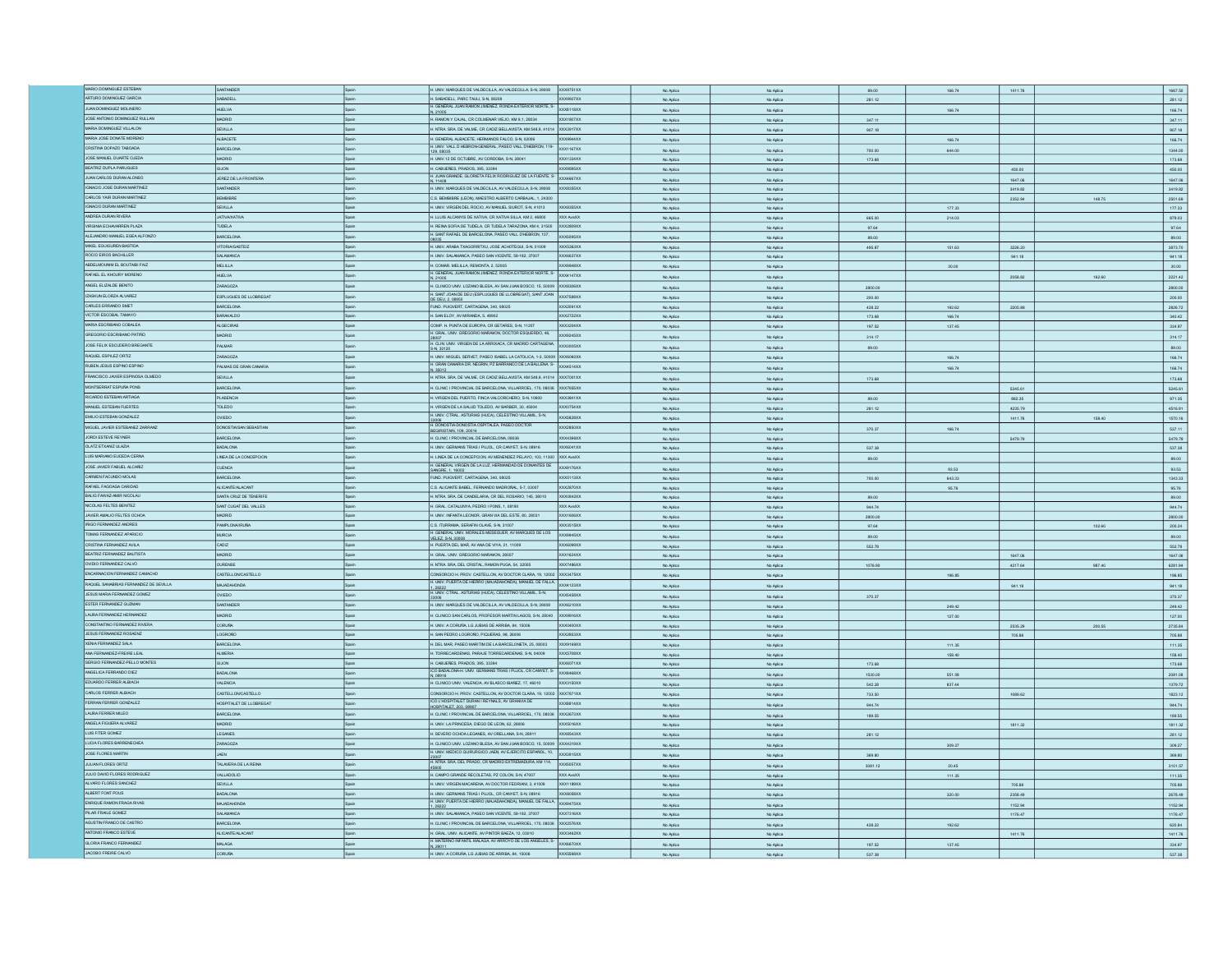| | | | | | | | | | | | |
|---|---|---|---|---|---|---|---|---|---|---|---|
| MARIO DOMINGUEZ ESTEBAN | SANTANDER | Spain | H. UNIV. MARQUES DE VALDECILLA, AV VALDECILLA, S-N, 39008 | XXX9751XX | No Aplica | No Aplica | 89.00 | 166.74 | 1411.78 | | 1667.52 |
| ARTURO DOMINGUEZ GARCIA | SABADELL | Spain | H. SABADELL, PARC TAULI, S-N, 08208 | XXX9607XX | No Aplica | No Aplica | 281.12 | | | | 281.12 |
| JUAN DOMINGUEZ MOLINERO | HUELVA | Spain | H. GENERAL JUAN RAMON JIMENEZ, RONDA EXTERIOR NORTE, S-N, 21005 | XXX8118XX | No Aplica | No Aplica | | 166.74 | | | 166.74 |
| JOSE ANTONIO DOMINGUEZ RULLAN | MADRID | Spain | H. RAMON Y CAJAL, CR COLMENAR VIEJO, KM 9,1, 28034 | XXX1807XX | No Aplica | No Aplica | 347.11 | | | | 347.11 |
| MARIA DOMINGUEZ VILLALON | SEVILLA | Spain | H. NTRA. SRA. DE VALME, CR CADIZ BELLAVISTA, KM 548,9, 41014 | XXX3917XX | No Aplica | No Aplica | 907.18 | | | | 907.18 |
| MARIA JOSE DONATE MORENO | ALBACETE | Spain | H. GENERAL ALBACETE, HERMANOS FALCO, S-N, 02006 | XXX9944XX | No Aplica | No Aplica | | 166.74 | | | 166.74 |
| CRISTINA DOPAZO TABOADA | BARCELONA | Spain | H. UNIV. VALL D'HEBRON-GENERAL, PASEO VALL D'HEBRON, 119-129, 08035 | XXX1167XX | No Aplica | No Aplica | 700.00 | 644.00 | | | 1344.00 |
| JOSE MANUEL DUARTE OJEDA | MADRID | Spain | H. UNIV.12 DE OCTUBRE, AV CORDOBA, S-N, 28041 | XXX1334XX | No Aplica | No Aplica | 173.68 | | | | 173.68 |
| BEATRIZ DUPLA PARUGUES | GIJON | Spain | H. CABUEÑES, PRADOS, 395, 33394 | XXX8995XX | No Aplica | No Aplica | | | 450.00 | | 450.00 |
| JUAN CARLOS DURAN ALONSO | JEREZ DE LA FRONTERA | Spain | H. JUAN GRANDE, GLORIETA FELIX RODRIGUEZ DE LA FUENTE, S-N, 11408 | XXX4867XX | No Aplica | No Aplica | | | 1647.06 | | 1647.06 |
| IGNACIO JOSE DURAN MARTINEZ | SANTANDER | Spain | H. UNIV. MARQUES DE VALDECILLA, AV VALDECILLA, S-N, 39008 | XXX8035XX | No Aplica | No Aplica | | | 3419.82 | | 3419.82 |
| CARLOS YAIR DURAN MARTINEZ | BEMBIBRE | Spain | C.S. BEMBIBRE (LEON), MAESTRO ALBERTO CARBAJAL, 1, 24300 | | No Aplica | No Aplica | | | 2352.94 | 148.75 | 2501.69 |
| IGNACIO DURAN MARTINEZ | SEVILLA | Spain | H. UNIV. VIRGEN DEL ROCIO, AV MANUEL SIUROT, S-N, 41013 | XXX0355XX | No Aplica | No Aplica | | 177.33 | | | 177.33 |
| ANDREA DURAN RIVERA | JATIVA/XATIVA | Spain | H. LLUIS ALCANYIS DE XATIVA, CR XATIVA SILLA, KM 2, 46800 | XXX AxxXX | No Aplica | No Aplica | 665.00 | 214.03 | | | 879.03 |
| VIRGINIA ECHAVARREN PLAZA | TUDELA | Spain | H. REINA SOFIA DE TUDELA, CR TUDELA TARAZONA, KM 4, 31500 | XXX2809XX | No Aplica | No Aplica | 97.64 | | | | 97.64 |
| ALEJANDRO MANUEL EGEA ALFONZO | BARCELONA | Spain | H. SANT RAFAEL DE BARCELONA, PASEO VALL D'HEBRON, 107, 08035 | XXX5095XX | No Aplica | No Aplica | 89.00 | | | | 89.00 |
| MIKEL EGUIGUREN BASTIDA | VITORIA/GASTEIZ | Spain | H. UNIV. ARABA TXAGORRITXU, JOSE ACHOTEGUI, S-N, 01009 | XXX5365XX | No Aplica | No Aplica | 495.97 | 151.63 | 3226.20 | | 3873.79 |
| ROCIO EIROS BACHILLER | SALAMANCA | Spain | H. UNIV. SALAMANCA, PASEO SAN VICENTE, 58-182, 37007 | XXX6637XX | No Aplica | No Aplica | | | 941.18 | | 941.18 |
| ABDELMOUNIM EL BOUTAIBI FAIZ | MELILLA | Spain | H. COMAR, MELILLA, REMONTA, 2, 52005 | XXX9948XX | No Aplica | No Aplica | | 30.00 | | | 30.00 |
| RAFAEL EL KHOURY MORENO | HUELVA | Spain | H. GENERAL JUAN RAMON JIMENEZ, RONDA EXTERIOR NORTE, S-N, 21005 | XXX4147XX | No Aplica | No Aplica | | | 2058.82 | 162.60 | 2221.42 |
| ANGEL ELIZALDE BENITO | ZARAGOZA | Spain | H. CLINICO UNIV. LOZANO BLESA, AV SAN JUAN BOSCO, 15, 50009 | XXX0306XX | No Aplica | No Aplica | 2800.00 | | | | 2800.00 |
| IZASKUN ELORZA ALVAREZ | ESPLUGUES DE LLOBREGAT | Spain | H. SANT JOAN DE DEU (ESPLUGUES DE LLOBREGAT), SANT JOAN DE DEU, 2, 08950 | XXX7588XX | No Aplica | No Aplica | 200.00 | | | | 200.00 |
| CARLES ERRANDO SMET | BARCELONA | Spain | FUND. PUIGVERT, CARTAGENA, 340, 08025 | XXX2891XX | No Aplica | No Aplica | 428.22 | 192.62 | 2205.88 | | 2826.72 |
| VICTOR ESCOBAL TAMAYO | BARAKALDO | Spain | H. SAN ELOY, AV MIRANDA, 5, 48902 | XXX2722XX | No Aplica | No Aplica | 173.68 | 166.74 | | | 340.42 |
| MARIA ESCRIBANO COBALEA | ALGECIRAS | Spain | COMP. H. PUNTA DE EUROPA, CR GETARES, S-N, 11207 | XXX3284XX | No Aplica | No Aplica | 197.52 | 137.45 | | | 334.97 |
| GREGORIO ESCRIBANO PATIÑO | MADRID | Spain | H. GRAL. UNIV. GREGORIO MARAÑON, DOCTOR ESQUERDO, 46, 28007 | XXX9245XX | No Aplica | No Aplica | 314.17 | | | | 314.17 |
| JOSE FELIX ESCUDERO BREGANTE | PALMAR | Spain | H. CLIN. UNIV. VIRGEN DE LA ARRIXACA, CR MADRID CARTAGENA, S-N, 30120 | XXX3855XX | No Aplica | No Aplica | 89.00 | | | | 89.00 |
| RAQUEL ESPILEZ ORTIZ | ZARAGOZA | Spain | H. UNIV. MIGUEL SERVET, PASEO ISABEL LA CATOLICA, 1-3, 50009 | XXX5606XX | No Aplica | No Aplica | | 166.74 | | | 166.74 |
| RUBEN JESUS ESPINO ESPINO | PALMAS DE GRAN CANARIA | Spain | H. GRAN CANARIA DR. NEGRIN, PZ BARRANCO DE LA BALLENA, S-N, 35012 | XXX4514XX | No Aplica | No Aplica | | 166.74 | | | 166.74 |
| FRANCISCO JAVIER ESPINOSA OLMEDO | SEVILLA | Spain | H. NTRA. SRA. DE VALME, CR CADIZ BELLAVISTA, KM 548,9, 41014 | XXX7081XX | No Aplica | No Aplica | 173.68 | | | | 173.68 |
| MONTSERRAT ESPUÑA PONS | BARCELONA | Spain | H. CLINIC I PROVINCIAL DE BARCELONA, VILLARROEL, 170, 08036 | XXX7685XX | No Aplica | No Aplica | | | 5245.61 | | 5245.61 |
| RICARDO ESTEBAN ARTIAGA | PLASENCIA | Spain | H. VIRGEN DEL PUERTO, FINCA VALCORCHERO, S-N, 10600 | XXX3941XX | No Aplica | No Aplica | 89.00 | | 882.35 | | 971.35 |
| MANUEL ESTEBAN FUERTES | TOLEDO | Spain | H. VIRGEN DE LA SALUD TOLEDO, AV BARBER, 30, 45004 | XXX0754XX | No Aplica | No Aplica | 281.12 | | 4235.79 | | 4516.91 |
| EMILIO ESTEBAN GONZALEZ | OVIEDO | Spain | H. UNIV. CTRAL. ASTURIAS (HUCA), CELESTINO VILLAMIL, S-N, 33006 | XXX0820XX | No Aplica | No Aplica | | | 1411.76 | 158.40 | 1570.16 |
| MIGUEL JAVIER ESTEBANEZ ZARRANZ | DONOSTIA/SAN SEBASTIAN | Spain | H. DONOSTIA-DONOSTIA OSPITALEA, PASEO DOCTOR BEGIRISTAIN, 109, 20014 | XXX2935XX | No Aplica | No Aplica | 370.37 | 166.74 | | | 537.11 |
| JORDI ESTEVE REYNER | BARCELONA | Spain | H. CLINIC I PROVINCIAL DE BARCELONA, 08036 | XXX4094XX | No Aplica | No Aplica | | | 5479.79 | | 5479.79 |
| OLATZ ETXANIZ ULAZIA | BADALONA | Spain | H. UNIV. GERMANS TRIAS I PUJOL, CR CANYET, S-N, 08916 | XXX6041XX | No Aplica | No Aplica | 537.38 | | | | 537.38 |
| LUIS MARIANO EUCEDA CERNA | LINEA DE LA CONCEPCION | Spain | H. LINEA DE LA CONCEPCION, AV MENENDEZ PELAYO, 103, 11300 | XXX AxxXX | No Aplica | No Aplica | 89.00 | | | | 89.00 |
| JOSE JAVIER FABUEL ALCAÑIZ | CUENCA | Spain | H. GENERAL VIRGEN DE LA LUZ, HERMANDAD DE DONANTES DE SANGRE, 1, 16002 | XXX9176XX | No Aplica | No Aplica | | 93.53 | | | 93.53 |
| CARMEN FACUNDO MOLAS | BARCELONA | Spain | FUND. PUIGVERT, CARTAGENA, 340, 08025 | XXX5113XX | No Aplica | No Aplica | 700.00 | 643.33 | | | 1343.33 |
| RAFAEL FAGOAGA CARIDAD | ALICANTE/ALACANT | Spain | C.S. ALICANTE BABEL, FERNANDO MADROÑAL, 5-7, 03007 | XXX2870XX | No Aplica | No Aplica | | 95.76 | | | 95.76 |
| BALID FAWAZ AMIR NICOLAU | SANTA CRUZ DE TENERIFE | Spain | H. NTRA. SRA. DE CANDELARIA, CR DEL ROSARIO, 145, 38010 | XXX9543XX | No Aplica | No Aplica | 89.00 | | | | 89.00 |
| NICOLAS FELTES BENITEZ | SANT CUGAT DEL VALLES | Spain | H. GRAL. CATALUNYA, PEDRO I PONS, 1, 08190 | XXX AxxXX | No Aplica | No Aplica | 944.74 | | | | 944.74 |
| JAVIER AMALIO FELTES OCHOA | MADRID | Spain | H. UNIV. INFANTA LEONOR, GRAN VIA DEL ESTE, 80, 28031 | XXX1406XX | No Aplica | No Aplica | 2800.00 | | | | 2800.00 |
| IÑIGO FERNANDEZ ANDRES | PAMPLONA/IRUÑA | Spain | C.S. ITURRAMA, SERAFIN OLAVE, S-N, 31007 | XXX3515XX | No Aplica | No Aplica | 97.64 | | | 102.60 | 200.24 |
| TOMAS FERNANDEZ APARICIO | MURCIA | Spain | H. GENERAL UNIV. MORALES MESEGUER, AV MARQUES DE LOS VELEZ, S-N, 30008 | XXX9945XX | No Aplica | No Aplica | 89.00 | | | | 89.00 |
| CRISTINA FERNANDEZ AVILA | CADIZ | Spain | H. PUERTA DEL MAR, AV ANA DE VIYA, 21, 11009 | XXX9096XX | No Aplica | No Aplica | 552.78 | | | | 552.78 |
| BEATRIZ FERNANDEZ BAUTISTA | MADRID | Spain | H. GRAL. UNIV. GREGORIO MARAÑON, 28007 | XXX1924XX | No Aplica | No Aplica | | | 1647.06 | | 1647.06 |
| OVIDIO FERNANDEZ CALVO | OURENSE | Spain | H. NTRA. SRA. DEL CRISTAL, RAMON PUGA, 54, 32005 | XXX7486XX | No Aplica | No Aplica | 1076.90 | | 4217.64 | 987.40 | 6281.94 |
| ENCARNACION FERNANDEZ CAMACHO | CASTELLON/CASTELLO | Spain | CONSORCIO H. PROV. CASTELLON, AV DOCTOR CLARA, 19, 12002 | XXX3475XX | No Aplica | No Aplica | | 196.85 | | | 196.85 |
| RAQUEL SANABRIAS FERNANDEZ DE SEVILLA | MAJADAHONDA | Spain | H. UNIV. PUERTA DE HIERRO (MAJADAHONDA), MANUEL DE FALLA, 1, 28222 | XXX4123XX | No Aplica | No Aplica | | | 941.18 | | 941.18 |
| JESUS MARIA FERNANDEZ GOMEZ | OVIEDO | Spain | H. UNIV. CTRAL. ASTURIAS (HUCA), CELESTINO VILLAMIL, S-N, 33006 | XXX5450XX | No Aplica | No Aplica | 370.37 | | | | 370.37 |
| ESTER FERNANDEZ GUZMAN | SANTANDER | Spain | H. UNIV. MARQUES DE VALDECILLA, AV VALDECILLA, S-N, 39008 | XXX6210XX | No Aplica | No Aplica | | 249.42 | | | 249.42 |
| LAURA FERNANDEZ HERNANDEZ | MADRID | Spain | H. CLINICO SAN CARLOS, PROFESOR MARTIN LAGOS, S-N, 28040 | XXX9916XX | No Aplica | No Aplica | | 127.00 | | | 127.00 |
| CONSTANTINO FERNANDEZ RIVERA | CORUÑA | Spain | H. UNIV. A CORUÑA, LG JUBIAS DE ARRIBA, 84, 15006 | XXX0400XX | No Aplica | No Aplica | | | 2535.29 | 200.55 | 2735.84 |
| JESUS FERNANDEZ ROSAENZ | LOGROÑO | Spain | H. SAN PEDRO LOGROÑO, PIQUERAS, 98, 26006 | XXX2653XX | No Aplica | No Aplica | | | 705.88 | | 705.88 |
| XENIA FERNANDEZ SALA | BARCELONA | Spain | H. DEL MAR, PASEO MARITIM DE LA BARCELONETA, 25, 08003 | XXX9169XX | No Aplica | No Aplica | | 111.35 | | | 111.35 |
| ANA FERNANDEZ-FREIRE LEAL | ALMERIA | Spain | H. TORRECARDENAS, PARAJE TORRECARDENAS, S-N, 04009 | XXX5700XX | No Aplica | No Aplica | | 158.40 | | | 158.40 |
| SERGIO FERNANDEZ-PELLO MONTES | GIJON | Spain | H. CABUEÑES, PRADOS, 395, 33394 | XXX9071XX | No Aplica | No Aplica | 173.68 | | | | 173.68 |
| ANGELICA FERRANDO DIEZ | BADALONA | Spain | ICO BADALONA-H. UNIV. GERMANS TRIAS I PUJOL, CR CANYET, S-N, 08916 | XXX8468XX | No Aplica | No Aplica | 1530.00 | 551.08 | | | 2081.08 |
| EDUARDO FERRER ALBIACH | VALENCIA | Spain | H. CLINICO UNIV. VALENCIA, AV BLASCO IBAÑEZ, 17, 46010 | XXX3150XX | No Aplica | No Aplica | 542.28 | 837.44 | | | 1379.72 |
| CARLOS FERRER ALBIACH | CASTELLON/CASTELLO | Spain | CONSORCIO H. PROV. CASTELLON, AV DOCTOR CLARA, 19, 12002 | XXX7671XX | No Aplica | No Aplica | 733.50 | | 1089.62 | | 1823.12 |
| FERRAN FERRER GONZALEZ | HOSPITALET DE LLOBREGAT | Spain | ICO L'HOSPITALET DURAN I REYNALS, AV GRANVIA DE HOSPITALET, 203, 08907 | XXX9814XX | No Aplica | No Aplica | 944.74 | | | | 944.74 |
| LAURA FERRER MILEO | BARCELONA | Spain | H. CLINIC I PROVINCIAL DE BARCELONA, VILLARROEL, 170, 08036 | XXX2673XX | No Aplica | No Aplica | 199.55 | | | | 199.55 |
| ANGELA FIGUERA ALVAREZ | MADRID | Spain | H. UNIV. LA PRINCESA, DIEGO DE LEON, 62, 28006 | XXX0916XX | No Aplica | No Aplica | | | 1811.32 | | 1811.32 |
| LUIS FITER GOMEZ | LEGANES | Spain | H. SEVERO OCHOA LEGANES, AV ORELLANA, S-N, 28911 | XXX8543XX | No Aplica | No Aplica | 281.12 | | | | 281.12 |
| LUCIA FLORES BARRENECHEA | ZARAGOZA | Spain | H. CLINICO UNIV. LOZANO BLESA, AV SAN JUAN BOSCO, 15, 50009 | XXX4319XX | No Aplica | No Aplica | | 309.27 | | | 309.27 |
| JOSE FLORES MARTIN | JAEN | Spain | H. UNIV. MEDICO QUIRURGICO JAEN, AV EJERCITO ESPAÑOL, 10, 23007 | XXX2915XX | No Aplica | No Aplica | 369.80 | | | | 369.80 |
| JULIAN FLORES ORTIZ | TALAVERA DE LA REINA | Spain | H. NTRA. SRA. DEL PRADO, CR MADRID EXTREMADURA, KM 114, 45600 | XXX5057XX | No Aplica | No Aplica | 3081.12 | 20.45 | | | 3101.57 |
| JULIO DAVID FLORES RODRIGUEZ | VALLADOLID | Spain | H. CAMPO GRANDE RECOLETAS, PZ COLON, S-N, 47007 | XXX AxxXX | No Aplica | No Aplica | | 111.35 | | | 111.35 |
| ALVARO FLORES SANCHEZ | SEVILLA | Spain | H. UNIV. VIRGEN MACARENA, AV DOCTOR FEDRIANI, 3, 41009 | XXX1189XX | No Aplica | No Aplica | | | 705.88 | | 705.88 |
| ALBERT FONT POUS | BADALONA | Spain | H. UNIV. GERMANS TRIAS I PUJOL, CR CANYET, S-N, 08916 | XXX0958XX | No Aplica | No Aplica | | 320.00 | 2358.49 | | 2678.49 |
| ENRIQUE RAMON FRAGA RIVAS | MAJADAHONDA | Spain | H. UNIV. PUERTA DE HIERRO (MAJADAHONDA), MANUEL DE FALLA, 1, 28222 | XXX8475XX | No Aplica | No Aplica | | | 1152.94 | | 1152.94 |
| PILAR FRAILE GOMEZ | SALAMANCA | Spain | H. UNIV. SALAMANCA, PASEO SAN VICENTE, 58-182, 37007 | XXX7316XX | No Aplica | No Aplica | | | 1176.47 | | 1176.47 |
| AGUSTIN FRANCO DE CASTRO | BARCELONA | Spain | H. CLINIC I PROVINCIAL DE BARCELONA, VILLARROEL, 170, 08036 | XXX2576XX | No Aplica | No Aplica | 428.22 | 192.62 | | | 620.84 |
| ANTONIO FRANCO ESTEVE | ALICANTE/ALACANT | Spain | H. GRAL. UNIV. ALICANTE, AV PINTOR BAEZA, 12, 03010 | XXX3462XX | No Aplica | No Aplica | | | 1411.76 | | 1411.76 |
| GLORIA FRANCO FERNANDEZ | MALAGA | Spain | H. MATERNO INFANTIL MALAGA, AV ARROYO DE LOS ANGELES, S-N, 29011 | XXX8470XX | No Aplica | No Aplica | 197.52 | 137.45 | | | 334.97 |
| JACOBO FREIRE CALVO | CORUÑA | Spain | H. UNIV. A CORUÑA, LG JUBIAS DE ARRIBA, 84, 15006 | XXX5598XX | No Aplica | No Aplica | 537.38 | | | | 537.38 |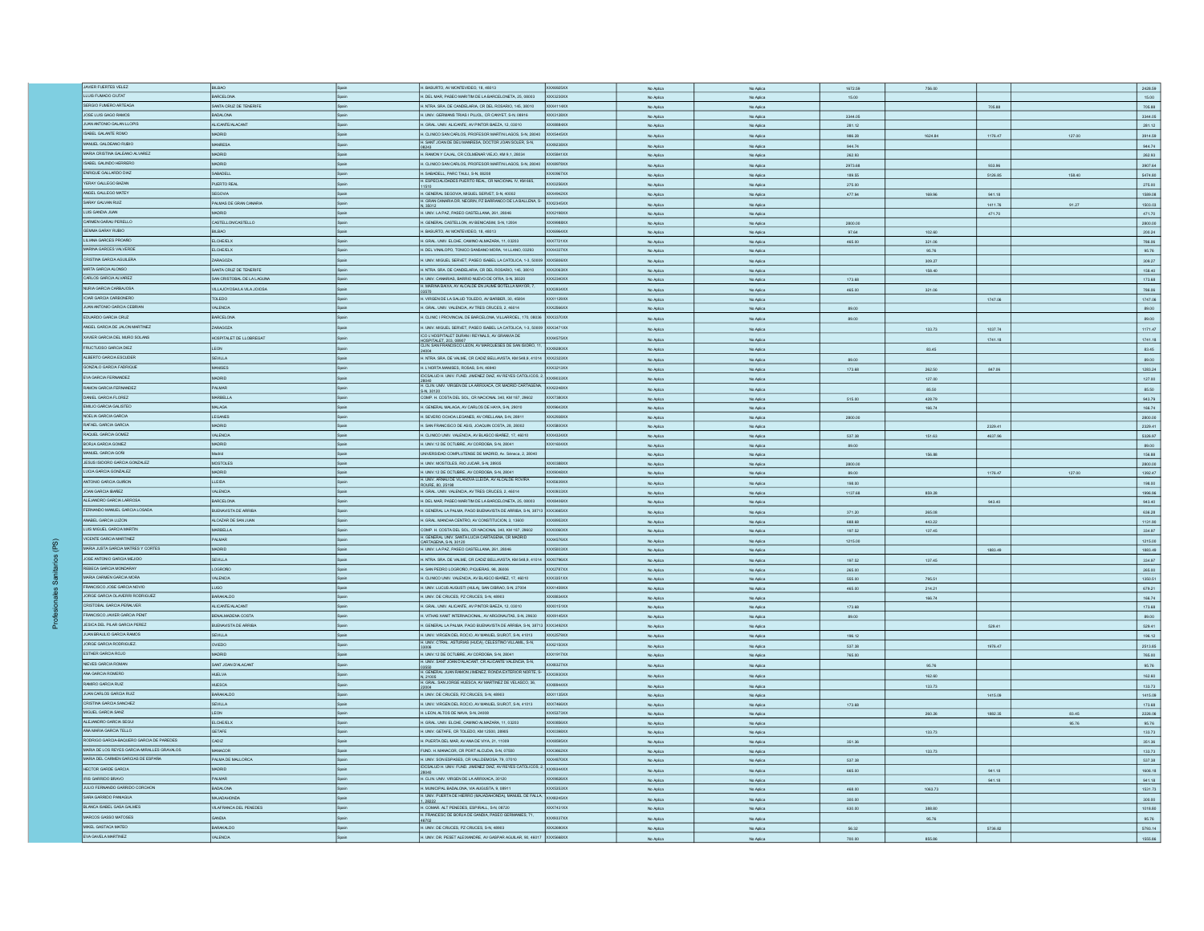Profesionales Sanitarios (PS)

| | | | | | | | | | | | |
|---|---|---|---|---|---|---|---|---|---|---|---|
| JAVIER FUERTES VELEZ | BILBAO | Spain | H. BASURTO, AV MONTEVIDEO, 18, 48013 | XXX6925XX | No Aplica | No Aplica | 1672.58 | 756.00 | | | 2428.58 |
| LLUIS FUMADO CIUTAT | BARCELONA | Spain | H. DEL MAR, PASEO MARITIM DE LA BARCELONETA, 25, 08003 | XXX5293XX | No Aplica | No Aplica | 15.00 | | | | 15.00 |
| SERGIO FUMERO ARTEAGA | SANTA CRUZ DE TENERIFE | Spain | H. NTRA. SRA. DE CANDELARIA, CR DEL ROSARIO, 145, 38010 | XXX4114XX | No Aplica | No Aplica | | | 705.88 | | 705.88 |
| JOSE LUIS GAGO RAMOS | BADALONA | Spain | H. UNIV. GERMANS TRIAS I PUJOL, CR CANYET, S-N, 08916 | XXX3128XX | No Aplica | No Aplica | 3344.05 | | | | 3344.05 |
| JUAN ANTONIO GALAN LLOPIS | ALICANTE/ALACANT | Spain | H. GRAL. UNIV. ALICANTE, AV PINTOR BAEZA, 12, 03010 | XXX8884XX | No Aplica | No Aplica | 281.12 | | | | 281.12 |
| ISABEL GALANTE ROMO | MADRID | Spain | H. CLINICO SAN CARLOS, PROFESOR MARTIN LAGOS, S-N, 28040 | XXX5440XX | No Aplica | No Aplica | 986.28 | 1624.84 | 1176.47 | 127.00 | 3914.59 |
| MANUEL GALDEANO RUBIO | MANRESA | Spain | H. SANT JOAN DE DEU MANRESA, DOCTOR JOAN SOLER, S-N, 08243 | XXX6036XX | No Aplica | No Aplica | 944.74 | | | | 944.74 |
| MARIA CRISTINA GALEANO ALVAREZ | MADRID | Spain | H. RAMON Y CAJAL, CR COLMENAR VIEJO, KM 9,1, 28034 | XXX5841XX | No Aplica | No Aplica | 262.93 | | | | 262.93 |
| ISABEL GALINDO HERRERO | MADRID | Spain | H. CLINICO SAN CARLOS, PROFESOR MARTIN LAGOS, S-N, 28040 | XXX8978XX | No Aplica | No Aplica | 2973.68 | | 933.96 | | 3907.64 |
| ENRIQUE GALLARDO DIAZ | SABADELL | Spain | H. SABADELL, PARC TAULI, S-N, 08208 | XXX0967XX | No Aplica | No Aplica | 189.55 | | 5126.85 | 158.40 | 5474.80 |
| YERAY GALLEGO BAZAN | PUERTO REAL | Spain | H. ESPECIALIDADES PUERTO REAL, CR NACIONAL IV, KM 665, 11510 | XXX5256XX | No Aplica | No Aplica | 275.00 | | | | 275.00 |
| ANGEL GALLEGO MATEY | SEGOVIA | Spain | H. GENERAL SEGOVIA, MIGUEL SERVET, S-N, 40002 | XXX4942XX | No Aplica | No Aplica | 477.94 | 169.96 | 941.18 | | 1589.08 |
| SARAY GALVAN RUIZ | PALMAS DE GRAN CANARIA | Spain | H. GRAN CANARIA DR. NEGRIN, PZ BARRANCO DE LA BALLENA, S-N, 35012 | XXX2345XX | No Aplica | No Aplica | | | 1411.76 | 91.27 | 1503.03 |
| LUIS GANDIA JUAN | MADRID | Spain | H. UNIV. LA PAZ, PASEO CASTELLANA, 261, 28046 | XXX2188XX | No Aplica | No Aplica | | | 471.70 | | 471.70 |
| CARMEN GARAU PERELLO | CASTELLON/CASTELLO | Spain | H. GENERAL CASTELLON, AV BENICASIM, S-N, 12004 | XXX6988XX | No Aplica | No Aplica | 2800.00 | | | | 2800.00 |
| GEMMA GARAY RUBIO | BILBAO | Spain | H. BASURTO, AV MONTEVIDEO, 18, 48013 | XXX6994XX | No Aplica | No Aplica | 97.64 | 102.60 | | | 200.24 |
| LILIANA GARCES PROAÑO | ELCHE/ELX | Spain | H. GRAL. UNIV. ELCHE, CAMINO ALMAZARA, 11, 03203 | XXX7721XX | No Aplica | No Aplica | 465.00 | 321.06 | | | 786.06 |
| MARINA GARCES VALVERDE | ELCHE/ELX | Spain | H. DEL VINALOPO, TONICO SANSANO MORA, 14 LLANO, 03293 | XXX4037XX | No Aplica | No Aplica | | 95.76 | | | 95.76 |
| CRISTINA GARCIA AGUILERA | ZARAGOZA | Spain | H. UNIV. MIGUEL SERVET, PASEO ISABEL LA CATOLICA, 1-3, 50009 | XXX5806XX | No Aplica | No Aplica | | 309.27 | | | 309.27 |
| MIRTA GARCIA ALONSO | SANTA CRUZ DE TENERIFE | Spain | H. NTRA. SRA. DE CANDELARIA, CR DEL ROSARIO, 145, 38010 | XXX2063XX | No Aplica | No Aplica | | 158.40 | | | 158.40 |
| CARLOS GARCIA ALVAREZ | SAN CRISTOBAL DE LA LAGUNA | Spain | H. UNIV. CANARIAS, BARRIO NUEVO DE OFRA, S-N, 38320 | XXX2340XX | No Aplica | No Aplica | 173.68 | | | | 173.68 |
| NURIA GARCIA CARBAJOSA | VILLAJOYOSA/LA VILA JOIOSA | Spain | H. MARINA BAIXA, AV ALCALDE EN JAUME BOTELLA MAYOR, 7, 03570 | XXX5934XX | No Aplica | No Aplica | 465.00 | 321.06 | | | 786.06 |
| ICIAR GARCIA CARBONERO | TOLEDO | Spain | H. VIRGEN DE LA SALUD TOLEDO, AV BARBER, 30, 45004 | XXX1129XX | No Aplica | No Aplica | | | 1747.06 | | 1747.06 |
| JUAN ANTONIO GARCIA CEBRIAN | VALENCIA | Spain | H. GRAL. UNIV. VALENCIA, AV TRES CRUCES, 2, 46014 | XXX2566XX | No Aplica | No Aplica | 89.00 | | | | 89.00 |
| EDUARDO GARCIA CRUZ | BARCELONA | Spain | H. CLINIC I PROVINCIAL DE BARCELONA, VILLARROEL, 170, 08036 | XXX3370XX | No Aplica | No Aplica | 89.00 | | | | 89.00 |
| ANGEL GARCIA DE JALON MARTINEZ | ZARAGOZA | Spain | H. UNIV. MIGUEL SERVET, PASEO ISABEL LA CATOLICA, 1-3, 50009 | XXX3471XX | No Aplica | No Aplica | | 133.73 | 1037.74 | | 1171.47 |
| XAVIER GARCIA DEL MURO SOLANS | HOSPITALET DE LLOBREGAT | Spain | ICO L'HOSPITALET DURAN I REYNALS, AV GRANVIA DE HOSPITALET, 203, 08907 | XXX4675XX | No Aplica | No Aplica | | | 1741.18 | | 1741.18 |
| FRUCTUOSO GARCIA DIEZ | LEON | Spain | CLIN. SAN FRANCISCO LEON, AV MARQUESES DE SAN ISIDRO, 11, 24004 | XXX6690XX | No Aplica | No Aplica | | 83.45 | | | 83.45 |
| ALBERTO GARCIA ESCUDER | SEVILLA | Spain | H. NTRA. SRA. DE VALME, CR CADIZ BELLAVISTA, KM 548,9, 41014 | XXX2322XX | No Aplica | No Aplica | 89.00 | | | | 89.00 |
| GONZALO GARCIA FADRIQUE | MANISES | Spain | H. L'HORTA MANISES, ROSAS, S-N, 46940 | XXX0212XX | No Aplica | No Aplica | 173.68 | 262.50 | 847.06 | | 1283.24 |
| EVA GARCIA FERNANDEZ | MADRID | Spain | IDCSALUD H. UNIV. FUND. JIMENEZ DIAZ, AV REYES CATOLICOS, 2, 28040 | XXX9033XX | No Aplica | No Aplica | | 127.00 | | | 127.00 |
| RAMON GARCIA FERNANDEZ | PALMAR | Spain | H. CLIN. UNIV. VIRGEN DE LA ARRIXACA, CR MADRID CARTAGENA, S-N, 30120 | XXX2248XX | No Aplica | No Aplica | | 85.50 | | | 85.50 |
| DANIEL GARCIA FLOREZ | MARBELLA | Spain | COMP. H. COSTA DEL SOL, CR NACIONAL 340, KM 187, 29602 | XXX7380XX | No Aplica | No Aplica | 515.00 | 428.79 | | | 943.79 |
| EMILIO GARCIA GALISTEO | MALAGA | Spain | H. GENERAL MALAGA, AV CARLOS DE HAYA, S-N, 29010 | XXX9643XX | No Aplica | No Aplica | | 166.74 | | | 166.74 |
| NOELIA GARCIA GARCIA | LEGANES | Spain | H. SEVERO OCHOA LEGANES, AV ORELLANA, S-N, 28911 | XXX2668XX | No Aplica | No Aplica | 2800.00 | | | | 2800.00 |
| RAFAEL GARCIA GARCIA | MADRID | Spain | H. SAN FRANCISCO DE ASIS, JOAQUIN COSTA, 28, 28002 | XXX5800XX | No Aplica | No Aplica | | | 2329.41 | | 2329.41 |
| RAQUEL GARCIA GOMEZ | VALENCIA | Spain | H. CLINICO UNIV. VALENCIA, AV BLASCO IBAÑEZ, 17, 46010 | XXX4024XX | No Aplica | No Aplica | 537.38 | 151.63 | 4637.06 | | 5326.07 |
| BORJA GARCIA GOMEZ | MADRID | Spain | H. UNIV.12 DE OCTUBRE, AV CORDOBA, S-N, 28041 | XXX1604XX | No Aplica | No Aplica | 89.00 | | | | 89.00 |
| MANUEL GARCIA GOÑI | Madrid | Spain | UNIVERSIDAD COMPLUTENSE DE MADRID, Av. Séneca, 2, 28040 | | No Aplica | No Aplica | | 156.88 | | | 156.88 |
| JESUS ISIDORO GARCIA GONZALEZ | MOSTOLES | Spain | H. UNIV. MOSTOLES, RIO JUCAR, S-N, 28935 | XXX0388XX | No Aplica | No Aplica | 2800.00 | | | | 2800.00 |
| LUCIA GARCIA GONZALEZ | MADRID | Spain | H. UNIV.12 DE OCTUBRE, AV CORDOBA, S-N, 28041 | XXX9048XX | No Aplica | No Aplica | 89.00 | | 1176.47 | 127.00 | 1392.47 |
| ANTONIO GARCIA GUIÑON | LLEIDA | Spain | H. UNIV. ARNAU DE VILANOVA LLEIDA, AV ALCALDE ROVIRA ROURE, 80, 25198 | XXX2639XX | No Aplica | No Aplica | 198.00 | | | | 198.00 |
| JOAN GARCIA IBAÑEZ | VALENCIA | Spain | H. GRAL. UNIV. VALENCIA, AV TRES CRUCES, 2, 46014 | XXX0933XX | No Aplica | No Aplica | 1137.68 | 859.38 | | | 1996.06 |
| ALEJANDRO GARCIA LARROSA | BARCELONA | Spain | H. DEL MAR, PASEO MARITIM DE LA BARCELONETA, 25, 08003 | XXX6948XX | No Aplica | No Aplica | | | 943.40 | | 943.40 |
| FERNANDO MANUEL GARCIA LOSADA | BUENAVISTA DE ARRIBA | Spain | H. GENERAL LA PALMA, PAGO BUENAVISTA DE ARRIBA, S-N, 38713 | XXX3685XX | No Aplica | No Aplica | 371.20 | 265.09 | | | 636.29 |
| ANABEL GARCIA LUZON | ALCAZAR DE SAN JUAN | Spain | H. GRAL. MANCHA CENTRO, AV CONSTITUCION, 3, 13600 | XXX8992XX | No Aplica | No Aplica | 688.68 | 443.22 | | | 1131.90 |
| LUIS MIGUEL GARCIA MARTIN | MARBELLA | Spain | COMP. H. COSTA DEL SOL, CR NACIONAL 340, KM 187, 29602 | XXX0066XX | No Aplica | No Aplica | 197.52 | 137.45 | | | 334.97 |
| VICENTE GARCIA MARTINEZ | PALMAR | Spain | H. GENERAL UNIV. SANTA LUCIA CARTAGENA, CR MADRID CARTAGENA, S-N, 30120 | XXX4576XX | No Aplica | No Aplica | 1215.00 | | | | 1215.00 |
| MARIA JUSTA GARCIA MATRES Y CORTES | MADRID | Spain | H. UNIV. LA PAZ, PASEO CASTELLANA, 261, 28046 | XXX5833XX | No Aplica | No Aplica | | | 1883.49 | | 1883.49 |
| JOSE ANTONIO GARCIA MEJIDO | SEVILLA | Spain | H. NTRA. SRA. DE VALME, CR CADIZ BELLAVISTA, KM 548,9, 41014 | XXX0796XX | No Aplica | No Aplica | 197.52 | 137.45 | | | 334.97 |
| REBECA GARCIA MONDARAY | LOGROÑO | Spain | H. SAN PEDRO LOGROÑO, PIQUERAS, 98, 26006 | XXX2787XX | No Aplica | No Aplica | 265.00 | | | | 265.00 |
| MARIA CARMEN GARCIA MORA | VALENCIA | Spain | H. CLINICO UNIV. VALENCIA, AV BLASCO IBAÑEZ, 17, 46010 | XXX3351XX | No Aplica | No Aplica | 555.00 | 795.51 | | | 1350.51 |
| FRANCISCO JOSE GARCIA NOVIO | LUGO | Spain | H. UNIV. LUCUS AUGUSTI (HULA), SAN CIBRAO, S-N, 27004 | XXX1499XX | No Aplica | No Aplica | 465.00 | 214.21 | | | 679.21 |
| JORGE GARCIA OLAVERRI RODRIGUEZ | BARAKALDO | Spain | H. UNIV. DE CRUCES, PZ CRUCES, S-N, 48903 | XXX8834XX | No Aplica | No Aplica | | 166.74 | | | 166.74 |
| CRISTOBAL GARCIA PERALVER | ALICANTE/ALACANT | Spain | H. GRAL. UNIV. ALICANTE, AV PINTOR BAEZA, 12, 03010 | XXX0151XX | No Aplica | No Aplica | 173.68 | | | | 173.68 |
| FRANCISCO JAVIER GARCIA PENIT | BENALMADENA COSTA | Spain | H. VITHAS XANIT INTERNACIONAL, AV ARGONAUTAS, S-N, 29630 | XXX9145XX | No Aplica | No Aplica | 89.00 | | | | 89.00 |
| JESICA DEL PILAR GARCIA PEREZ | BUENAVISTA DE ARRIBA | Spain | H. GENERAL LA PALMA, PAGO BUENAVISTA DE ARRIBA, S-N, 38713 | XXX3492XX | No Aplica | No Aplica | | | 529.41 | | 529.41 |
| JUAN BRAULIO GARCIA RAMOS | SEVILLA | Spain | H. UNIV. VIRGEN DEL ROCIO, AV MANUEL SIUROT, S-N, 41013 | XXX2579XX | No Aplica | No Aplica | 198.12 | | | | 198.12 |
| JORGE GARCIA RODRIGUEZ | OVIEDO | Spain | H. UNIV. CTRAL. ASTURIAS (HUCA), CELESTINO VILLAMIL, S-N, 33006 | XXX2150XX | No Aplica | No Aplica | 537.38 | | 1976.47 | | 2513.85 |
| ESTHER GARCIA ROJO | MADRID | Spain | H. UNIV.12 DE OCTUBRE, AV CORDOBA, S-N, 28041 | XXX1917XX | No Aplica | No Aplica | 765.00 | | | | 765.00 |
| NIEVES GARCIA ROMAN | SANT JOAN D'ALACANT | Spain | H. UNIV. SANT JOAN D'ALACANT, CR ALICANTE VALENCIA, S-N, 03550 | XXX8327XX | No Aplica | No Aplica | | 95.76 | | | 95.76 |
| ANA GARCIA ROMERO | HUELVA | Spain | H. GENERAL JUAN RAMON JIMENEZ, RONDA EXTERIOR NORTE, S-N, 21005 | XXX3930XX | No Aplica | No Aplica | | 162.60 | | | 162.60 |
| RAMIRO GARCIA RUIZ | HUESCA | Spain | H. GRAL. SAN JORGE HUESCA, AV MARTINEZ DE VELASCO, 36, 22004 | XXX8844XX | No Aplica | No Aplica | | 133.73 | | | 133.73 |
| JUAN CARLOS GARCIA RUIZ | BARAKALDO | Spain | H. UNIV. DE CRUCES, PZ CRUCES, S-N, 48903 | XXX1135XX | No Aplica | No Aplica | | | 1415.09 | | 1415.09 |
| CRISTINA GARCIA SANCHEZ | SEVILLA | Spain | H. UNIV. VIRGEN DEL ROCIO, AV MANUEL SIUROT, S-N, 41013 | XXX7466XX | No Aplica | No Aplica | 173.68 | | | | 173.68 |
| MIGUEL GARCIA SANZ | LEON | Spain | H. LEON, ALTOS DE NAVA, S-N, 24008 | XXX0373XX | No Aplica | No Aplica | | 260.26 | 1882.35 | 83.45 | 2226.06 |
| ALEJANDRO GARCIA SEGUI | ELCHE/ELX | Spain | H. GRAL. UNIV. ELCHE, CAMINO ALMAZARA, 11, 03203 | XXX0856XX | No Aplica | No Aplica | | | | 95.76 | 95.76 |
| ANA MARIA GARCIA TELLO | GETAFE | Spain | H. UNIV. GETAFE, CR TOLEDO, KM 12500, 28905 | XXX0399XX | No Aplica | No Aplica | | 133.73 | | | 133.73 |
| RODRIGO GARCIA-BAQUERO GARCIA DE PAREDES | CADIZ | Spain | H. PUERTA DEL MAR, AV ANA DE VIYA, 21, 11009 | XXX6595XX | No Aplica | No Aplica | 351.36 | | | | 351.36 |
| MARIA DE LOS REYES GARCIA-MIRALLES GRAVALOS | MANACOR | Spain | FUND. H. MANACOR, CR PORT ALCUDIA, S-N, 07500 | XXX3862XX | No Aplica | No Aplica | | 133.73 | | | 133.73 |
| MARIA DEL CARMEN GARCIAS DE ESPAÑA | PALMA DE MALLORCA | Spain | H. UNIV. SON ESPASES, CR VALLDEMOSA, 79, 07010 | XXX4670XX | No Aplica | No Aplica | 537.38 | | | | 537.38 |
| HECTOR GARDE GARCIA | MADRID | Spain | IDCSALUD H. UNIV. FUND. JIMENEZ DIAZ, AV REYES CATOLICOS, 2, 28040 | XXX9344XX | No Aplica | No Aplica | 665.00 | | 941.18 | | 1606.18 |
| IRIS GARRIDO BRAVO | PALMAR | Spain | H. CLIN. UNIV. VIRGEN DE LA ARRIXACA, 30120 | XXX9636XX | No Aplica | No Aplica | | | 941.18 | | 941.18 |
| JULIO FERNANDO GARRIDO CORCHON | BADALONA | Spain | H. MUNICIPAL BADALONA, VIA AUGUSTA, 9, 08911 | XXX5353XX | No Aplica | No Aplica | 468.00 | 1063.73 | | | 1531.73 |
| SARA GARRIDO PANIAGUA | MAJADAHONDA | Spain | H. UNIV. PUERTA DE HIERRO (MAJADAHONDA), MANUEL DE FALLA, 1, 28222 | XXX8245XX | No Aplica | No Aplica | 300.00 | | | | 300.00 |
| BLANCA ISABEL GASA GALMES | VILAFRANCA DEL PENEDES | Spain | H. COMAR. ALT PENEDES, ESPIRALL, S-N, 08720 | XXX7431XX | No Aplica | No Aplica | 630.00 | 380.00 | | | 1010.00 |
| MARCOS GASSO MATOSES | GANDIA | Spain | H. FRANCESC DE BORJA DE GANDIA, PASEO GERMANIES, 71, 46702 | XXX6037XX | No Aplica | No Aplica | | 95.76 | | | 95.76 |
| MIKEL GASTACA MATEO | BARAKALDO | Spain | H. UNIV. DE CRUCES, PZ CRUCES, S-N, 48903 | XXX2696XX | No Aplica | No Aplica | 56.32 | | 5736.82 | | 5793.14 |
| EVA GAVELA MARTINEZ | VALENCIA | Spain | H. UNIV. DR. PESET ALEIXANDRE, AV GASPAR AGUILAR, 90, 46017 | XXX5680XX | No Aplica | No Aplica | 700.00 | 855.86 | | | 1555.86 |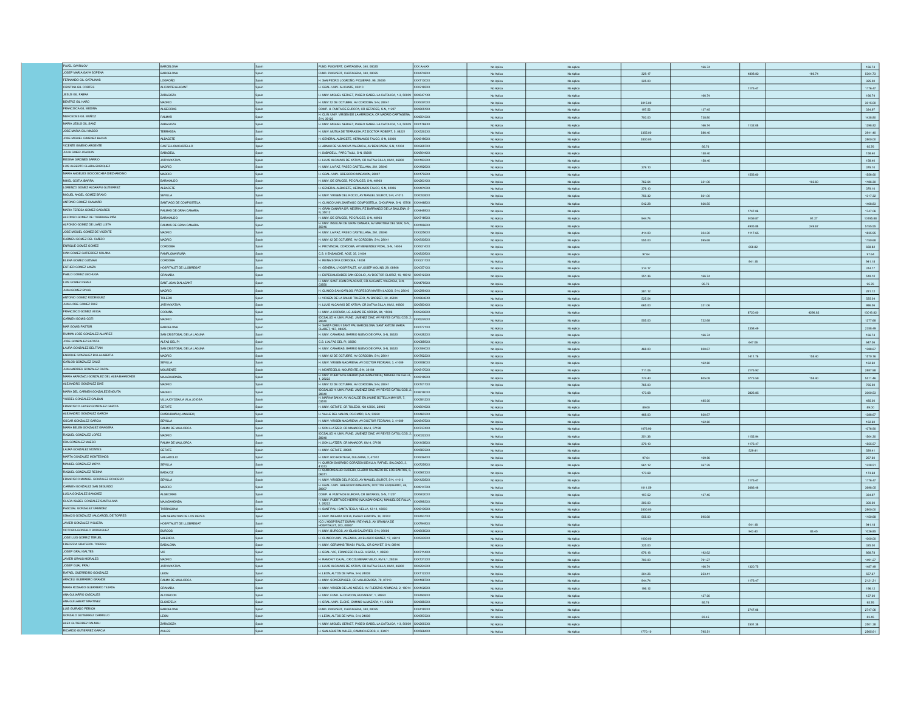| | | | | | | | | | | | |
|---|---|---|---|---|---|---|---|---|---|---|---|
| PAVEL GAVRILOV | BARCELONA | Spain | FUND. PUIGVERT, CARTAGENA, 340, 08025 | XXX AvaXX | No Aplica | No Aplica | | 166.74 | | | 166.74 |
| JOSEP MARIA GAYA SOPENA | BARCELONA | Spain | FUND. PUIGVERT, CARTAGENA, 340, 08025 | XXX4748XX | No Aplica | No Aplica | 329.17 | | 4808.82 | 166.74 | 5304.73 |
| FERNANDO GIL CATALINAS | LOGROÑO | Spain | H. SAN PEDRO LOGROÑO, PIQUERAS, 98, 26006 | XXX7130XX | No Aplica | No Aplica | 325.00 | | | | 325.00 |
| CRISTINA GIL CORTES | ALICANTE/ALACANT | Spain | H. GRAL. UNIV. ALICANTE, 03010 | XXX2185XX | No Aplica | No Aplica | | | 1176.47 | | 1176.47 |
| JESUS GIL FAERA | ZARAGOZA | Spain | H. UNIV. MIGUEL SERVET, PASEO ISABEL LA CATOLICA, 1-3, 50009 | XXX8471XX | No Aplica | No Aplica | | 166.74 | | | 166.74 |
| BEATRIZ GIL HARO | MADRID | Spain | H. UNIV 12 DE OCTUBRE, AV CORDOBA, S-N, 28041 | XXX0070XX | No Aplica | No Aplica | 3015.00 | | | | 3015.00 |
| FRANCISCA GIL MEDINA | ALGECIRAS | Spain | COMP. H. PUNTA DE EUROPA, CR GETARES, S-N, 11207 | XXX8051XX | No Aplica | No Aplica | 197.52 | 137.45 | | | 334.97 |
| MERCEDES GIL MUÑOZ | PALMAR | Spain | H. CLIN. UNIV. VIRGEN DE LA ARRIXACA, CR MADRID CARTAGENA, S-N, 30120 | XXX5513XX | No Aplica | No Aplica | 700.00 | 738.00 | | | 1438.00 |
| MARIA JESUS GIL SANZ | ZARAGOZA | Spain | H. UNIV. MIGUEL SERVET, PASEO ISABEL LA CATOLICA, 1-3, 50009 | XXX1786XX | No Aplica | No Aplica | | 166.74 | 1132.08 | | 1298.82 |
| JOSE MARIA GILI MASSO | TERRASSA | Spain | H. UNIV. MUTUA DE TERRASSA, PZ DOCTOR ROBERT, 5, 08221 | XXX5252XX | No Aplica | No Aplica | 3355.00 | 586.40 | | | 3941.40 |
| JOSE MIGUEL GIMENEZ BACHS | ALBACETE | Spain | H. GENERAL ALBACETE, HERMANOS FALCO, S-N, 02006 | XXX6186XX | No Aplica | No Aplica | 2800.00 | | | | 2800.00 |
| VICENTE GIMENO ARGENTE | CASTELLON/CASTELLO | Spain | H. ARNAU DE VILANOVA VALENCIA, AV BENICASIM, S-N, 12004 | XXX2697XX | No Aplica | No Aplica | | 95.76 | | | 95.76 |
| JULIA GINER JOAQUIN | SABADELL | Spain | H. SABADELL, PARC TAULI, S-N, 08208 | XXX8044XX | No Aplica | No Aplica | | 158.40 | | | 158.40 |
| REGINA GIRONES SARRIO | JATIVA/XATIVA | Spain | H. LLUIS ALCANYS DE XATIVA, CR XATIVA SILLA, KM 2, 46800 | XXX1833XX | No Aplica | No Aplica | | 158.40 | | | 158.40 |
| LUIS ALBERTO GLARIA ENRIQUEZ | MADRID | Spain | H. UNIV. LA PAZ, PASEO CASTELLANA, 261, 28046 | XXX1936XX | No Aplica | No Aplica | 379.10 | | | | 379.10 |
| MARIA ANGELES GOICOECHEA DIEZHANDINO | MADRID | Spain | H. GRAL. UNIV. GREGORIO MARAÑON, 28007 | XXX1792XX | No Aplica | No Aplica | | | 1556.60 | | 1556.60 |
| MIKEL GOITIA IBARRA | BARAKALDO | Spain | H. UNIV. DE CRUCES, PZ CRUCES, S-N, 48903 | XXX2631XX | No Aplica | No Aplica | 762.64 | 321.06 | | 102.60 | 1186.30 |
| LORENZO GOMEZ ALDARAVI GUTIERREZ | ALBACETE | Spain | H. GENERAL ALBACETE, HERMANOS FALCO, S-N, 02006 | XXX4010XX | No Aplica | No Aplica | 379.10 | | | | 379.10 |
| MIGUEL ANGEL GOMEZ BRAVO | SEVILLA | Spain | H. UNIV. VIRGEN DEL ROCIO, AV MANUEL SIUROT, S-N, 41013 | XXX0538XX | No Aplica | No Aplica | 756.32 | 561.00 | | | 1317.32 |
| ANTONIO GOMEZ CAAMAÑO | SANTIAGO DE COMPOSTELA | Spain | H. CLINICO UNIV. SANTIAGO COMPOSTELA, CHOUPANA, S-N, 15706 | XXX4466XX | No Aplica | No Aplica | 542.28 | 926.55 | | | 1468.83 |
| MARIA TERESA GOMEZ CASARES | PALMAS DE GRAN CANARIA | Spain | H. GRAN CANARIA DR. NEGRIN, PZ BARRANCO DE LA BALLENA, S-N, 35012 | XXX4489XX | No Aplica | No Aplica | | | 1747.06 | | 1747.06 |
| ALFONSO GOMEZ DE ITURRIAGA PIÑA | BARAKALDO | Spain | H. UNIV. DE CRUCES, PZ CRUCES, S-N, 48903 | XXX7189XX | No Aplica | No Aplica | 944.74 | | 9159.87 | 91.27 | 10195.88 |
| ALFONSO GOMEZ DE LIAÑO LISTA | PALMAS DE GRAN CANARIA | Spain | H. UNIV. INSULAR DE GRAN CANARIA, AV MARITIMA DEL SUR, S-N, 35016 | XXX1996XX | No Aplica | No Aplica | | | 4905.88 | 249.67 | 5155.55 |
| JOSE MIGUEL GOMEZ DE VICENTE | MADRID | Spain | H. UNIV. LA PAZ, PASEO CASTELLANA, 261, 28046 | XXX2256XX | No Aplica | No Aplica | 414.00 | 304.30 | 1117.65 | | 1835.95 |
| CARMEN GOMEZ DEL CAÑIZO | MADRID | Spain | H. UNIV 12 DE OCTUBRE, AV CORDOBA, S-N, 28041 | XXX0330XX | No Aplica | No Aplica | 555.00 | 595.68 | | | 1150.68 |
| ENRIQUE GOMEZ GOMEZ | CORDOBA | Spain | H. PROVINCIAL CORDOBA, AV MENENDEZ PIDAL, S-N, 14004 | XXX9214XX | No Aplica | No Aplica | | | 658.82 | | 658.82 |
| IVAN GOMEZ GUTIERREZ SOLANA | PAMPLONA/IRUÑA | Spain | C.S. II ENSANCHE, AOIZ, 35, 31004 | XXX8339XX | No Aplica | No Aplica | 97.64 | | | | 97.64 |
| ELENA GOMEZ GUZMAN | CORDOBA | Spain | H. REINA SOFIA CORDOBA, 14004 | XXX2311XX | No Aplica | No Aplica | | | 941.18 | | 941.18 |
| ESTHER GOMEZ LANZA | HOSPITALET DE LLOBREGAT | Spain | H. GENERAL L'HOSPITALET, AV JOSEP MOLINS, 29, 08906 | XXX0571XX | No Aplica | No Aplica | 314.17 | | | | 314.17 |
| PABLO GOMEZ LECHUGA | GRANADA | Spain | H. ESPECIALIDADES SAN CECILIO, AV DOCTOR OLORIZ, 16, 18012 | XXX5123XX | No Aplica | No Aplica | 351.36 | 166.74 | | | 518.10 |
| LUIS GOMEZ PEREZ | SANT JOAN D'ALACANT | Spain | H. UNIV. SANT JOAN D'ALACANT, CR ALICANTE VALENCIA, S-N, 03550 | XXX4760XX | No Aplica | No Aplica | | 95.76 | | | 95.76 |
| JUAN GOMEZ RIVAS | MADRID | Spain | H. CLINICO SAN CARLOS, PROFESOR MARTIN LAGOS, S-N, 28040 | XXX2944XX | No Aplica | No Aplica | 281.12 | | | | 281.12 |
| ANTONIO GOMEZ RODRIGUEZ | TOLEDO | Spain | H. VIRGEN DE LA SALUD TOLEDO, AV BARBER, 30, 45004 | XXX8646XX | No Aplica | No Aplica | 525.04 | | | | 525.04 |
| JUAN JOSE GOMEZ RUIZ | JATIVA/XATIVA | Spain | H. LLUIS ALCANYS DE XATIVA, CR XATIVA SILLA, KM 2, 46800 | XXX5834XX | No Aplica | No Aplica | 665.00 | 321.06 | | | 986.06 |
| FRANCISCO GOMEZ VEIGA | CORUÑA | Spain | H. UNIV. A CORUÑA, LG XUBIAS DE ARRIBA, 84, 15006 | XXX2436XX | No Aplica | No Aplica | | | 8720.00 | 4296.82 | 13016.82 |
| CARMEN GOMIS GOTI | MADRID | Spain | IDCSALUD H. UNIV. FUND. JIMENEZ DIAZ, AV REYES CATOLICOS, 2, 28040 | XXX5276XX | No Aplica | No Aplica | 555.00 | 722.68 | | | 1277.68 |
| MAR GOMIS PASTOR | BARCELONA | Spain | H. SANTA CREU I SANT PAU BARCELONA, SANT ANTONI MARIA CLARET, 167, 08025 | XXX7771XX | No Aplica | No Aplica | | | 2358.49 | | 2358.49 |
| RUMAN JOSE GONZALEZ ALVAREZ | SAN CRISTOBAL DE LA LAGUNA | Spain | H. UNIV. CANARIAS, BARRIO NUEVO DE OFRA, S-N, 38320 | XXX4282XX | No Aplica | No Aplica | | 166.74 | | | 166.74 |
| JOSE GONZALEZ BATISTA | ALFAS DEL PI | Spain | C.S. L'ALFAS DEL PI, 03580 | XXX0859XX | No Aplica | No Aplica | | | 647.06 | | 647.06 |
| LAURA GONZALEZ BELTRAN | SAN CRISTOBAL DE LA LAGUNA | Spain | H. UNIV. CANARIAS, BARRIO NUEVO DE OFRA, S-N, 38320 | XXX1940XX | No Aplica | No Aplica | 468.00 | 920.67 | | | 1388.67 |
| ENRIQUE GONZALEZ BILLALABEITIA | MADRID | Spain | H. UNIV 12 DE OCTUBRE, AV CORDOBA, S-N, 28041 | XXX7622XX | No Aplica | No Aplica | | | 1411.76 | 158.40 | 1570.16 |
| CARLOS GONZALEZ CALIZ | SEVILLA | Spain | H. UNIV. VIRGEN MACARENA, AV DOCTOR FEDRIANI, 3, 41009 | XXX9580XX | No Aplica | No Aplica | | 162.60 | | | 162.60 |
| JUAN ANDRES GONZALEZ DAGAL | MOURENTE | Spain | H. MONTECELO, MOURENTE, S-N, 36164 | XXX0170XX | No Aplica | No Aplica | 711.06 | | 2176.92 | | 2887.98 |
| MARIA ARANZAZU GONZALEZ DEL ALBA BAAMONDE | MAJADAHONDA | Spain | H. UNIV. PUERTA DE HIERRO (MAJADAHONDA), MANUEL DE FALLA, 1, 28222 | XXX3189XX | No Aplica | No Aplica | 774.40 | 805.09 | 3773.58 | 158.40 | 5511.46 |
| ALEJANDRO GONZALEZ DIAZ | MADRID | Spain | H. UNIV 12 DE OCTUBRE, AV CORDOBA, S-N, 28041 | XXX1011XX | No Aplica | No Aplica | 765.00 | | | | 765.00 |
| MARIA DEL CARMEN GONZALEZ ENGUITA | MADRID | Spain | IDCSALUD H. UNIV. FUND. JIMENEZ DIAZ, AV REYES CATOLICOS, 2, 28040 | XXX6180XX | No Aplica | No Aplica | 173.68 | | 2826.85 | | 3000.53 |
| YUSSEL GONZALEZ GALBAN | VILLAJOYOSA/LA VILA JOIOSA | Spain | H. MARINA BAIXA, AV ALCALDE EN JAUME BOTELLA MAYOR, 7, 03570 | XXX3612XX | No Aplica | No Aplica | | 485.00 | | | 485.00 |
| FRANCISCO JAVIER GONZALEZ GARCIA | GETAFE | Spain | H. UNIV. GETAFE, CR TOLEDO, KM 12500, 28905 | XXX9216XX | No Aplica | No Aplica | 89.00 | | | | 89.00 |
| ALEJANDRO GONZALEZ GARCIA | RIAÑO/RIAÑU (LANGREO) | Spain | H. VALLE DEL NALON, PG RIAÑO, S-N, 33920 | XXX4603XX | No Aplica | No Aplica | 468.00 | 920.67 | | | 1388.67 |
| OSCAR GONZALEZ GARCIA | SEVILLA | Spain | H. UNIV. VIRGEN MACARENA, AV DOCTOR FEDRIANI, 3, 41009 | XXX8475XX | No Aplica | No Aplica | | 162.60 | | | 162.60 |
| MARIA BELEN GONZALEZ GRAGERA | PALMA DE MALLORCA | Spain | H. SON LLATZER, CR MANACOR, KM 4, 07198 | XXX7374XX | No Aplica | No Aplica | 1076.90 | | | | 1076.90 |
| RAQUEL GONZALEZ LOPEZ | MADRID | Spain | IDCSALUD H. UNIV. FUND. JIMENEZ DIAZ, AV REYES CATOLICOS, 2, 28040 | XXX0222XX | No Aplica | No Aplica | 351.36 | | 1152.94 | | 1504.30 |
| IRIA GONZALEZ MAESO | PALMA DE MALLORCA | Spain | H. SON LLATZER, CR MANACOR, KM 4, 07198 | XXX1156XX | No Aplica | No Aplica | 379.10 | | 1176.47 | | 1555.57 |
| LAURA GONZALEZ MONTES | GETAFE | Spain | H. UNIV. GETAFE, 28905 | XXX5872XX | No Aplica | No Aplica | | | 529.41 | | 529.41 |
| MARTA GONZALEZ MONTESINOS | VALLADOLID | Spain | H. UNIV. RIO HORTEGA, DULZAINA, 2, 47012 | XXX0394XX | No Aplica | No Aplica | 97.64 | 169.96 | | | 267.60 |
| MANUEL GONZALEZ MOYA | SEVILLA | Spain | H. QUIRON SAGRADO CORAZON SEVILLA, RAFAEL SALGADO, 3, 41013 | XXX7258XX | No Aplica | No Aplica | 961.12 | 367.39 | | | 1328.51 |
| RAQUEL GONZALEZ RESINA | BADAJOZ | Spain | H. QUIRONSALUD CLIDEBA, ELADIO SALINERO DE LOS SANTOS, 6, 06011 | XXX5672XX | No Aplica | No Aplica | 173.68 | | | | 173.68 |
| FRANCISCO MANUEL GONZALEZ RONCERO | SEVILLA | Spain | H. UNIV. VIRGEN DEL ROCIO, AV MANUEL SIUROT, S-N, 41013 | XXX1288XX | No Aplica | No Aplica | | | 1176.47 | | 1176.47 |
| CARMEN GONZALEZ SAN SEGUNDO | MADRID | Spain | H. GRAL. UNIV. GREGORIO MARAÑON, DOCTOR ESQUERDO, 46, 28007 | XXX6147XX | No Aplica | No Aplica | 1011.59 | | 2686.46 | | 3698.05 |
| LUCIA GONZALEZ SANCHEZ | ALGECIRAS | Spain | COMP. H. PUNTA DE EUROPA, CR GETARES, S-N, 11207 | XXX6630XX | No Aplica | No Aplica | 197.52 | 137.45 | | | 334.97 |
| CLARA ISABEL GONZALEZ SANTILLANA | MAJADAHONDA | Spain | H. UNIV. PUERTA DE HIERRO (MAJADAHONDA), MANUEL DE FALLA, 1, 28222 | XXX9948XX | No Aplica | No Aplica | 300.00 | | | | 300.00 |
| PASCUAL GONZALEZ URENDEZ | TARRAGONA | Spain | H. SANT PAU I SANTA TECLA, VELLA, 12-14, 43003 | XXX6139XX | No Aplica | No Aplica | 2800.00 | | | | 2800.00 |
| IGNACIO GONZALEZ VALCARCEL DE TORRES | SAN SEBASTIAN DE LOS REYES | Spain | H. UNIV. INFANTA SOFIA, PASEO EUROPA, 34, 28702 | XXX4693XX | No Aplica | No Aplica | 555.00 | 595.68 | | | 1150.68 |
| JAVIER GONZALEZ VIGUERA | HOSPITALET DE LLOBREGAT | Spain | ICO L'HOSPITALET DURAN I REYNALS, AV GRANVIA DE HOSPITALET, 203, 08907 | XXX7946XX | No Aplica | No Aplica | | | 941.18 | | 941.18 |
| VICTORIA GONZALO RODRIGUEZ | BURGOS | Spain | H. UNIV. BURGOS, AV ISLAS BALEARES, S-N, 09006 | XXX6050XX | No Aplica | No Aplica | | | 943.40 | 83.45 | 1026.85 |
| JOSE LUIS GORRIZ TERUEL | VALENCIA | Spain | H. CLINICO UNIV. VALENCIA, AV BLASCO IBAÑEZ, 17, 46010 | XXX9335XX | No Aplica | No Aplica | 1000.00 | | | | 1000.00 |
| FREDDZIA GRATEROL TORRES | BADALONA | Spain | H. UNIV. GERMANS TRIAS I PUJOL, CR CANYET, S-N, 08916 | XXX | No Aplica | No Aplica | 325.00 | | | | 325.00 |
| JOSEP GRAU GALTES | VIC | Spain | H. GRAL. VIC, FRANCESC PLA EL VIGATA, 1, 08500 | XXX7114XX | No Aplica | No Aplica | 676.16 | 192.62 | | | 868.78 |
| JAVIER GRAUS MORALES | MADRID | Spain | H. RAMON Y CAJAL, CR COLMENAR VIEJO, KM 9,1, 28034 | XXX1213XX | No Aplica | No Aplica | 700.00 | 791.27 | | | 1491.27 |
| JOSEP GUAL FRAU | JATIVA/XATIVA | Spain | H. LLUIS ALCANYS DE XATIVA, CR XATIVA SILLA, KM 2, 46800 | XXX2543XX | No Aplica | No Aplica | | 166.74 | 1320.75 | | 1487.49 |
| RAFAEL GUERRERO GONZALEZ | LEON | Spain | H. LEON, ALTOS DE NAVA, S-N, 24008 | XXX1122XX | No Aplica | No Aplica | 304.06 | 253.61 | | | 557.67 |
| ARACELI GUERRERO GRANDE | PALMA DE MALLORCA | Spain | H. UNIV. SON ESPASES, CR VALLDEMOSA, 79, 07010 | XXX1887XX | No Aplica | No Aplica | 944.74 | | 1176.47 | | 2121.21 |
| MARIA ROSARIO GUERRERO TEJADA | GRANADA | Spain | H. UNIV. VIRGEN DE LAS NIEVES, AV FUERZAS ARMADAS, 2, 18014 | XXX1026XX | No Aplica | No Aplica | 186.12 | | | | 186.12 |
| ANA GUIJARRO CASCALES | ALCORCON | Spain | H. UNIV. FUND. ALCORCON, BUDAPEST, 1, 28922 | XXX4908XX | No Aplica | No Aplica | | 127.00 | | | 127.00 |
| ANA GUILABERT MARTINEZ | ELCHE/ELX | Spain | H. GRAL. UNIV. ELCHE, CAMINO ALMAZARA, 11, 03203 | XXX6988XX | No Aplica | No Aplica | | 95.76 | | | 95.76 |
| LUIS GUIRADO PERICH | BARCELONA | Spain | FUND. PUIGVERT, CARTAGENA, 340, 08025 | XXX6185XX | No Aplica | No Aplica | | | 2747.06 | | 2747.06 |
| GONZALO GUTIERREZ CARRILLO | LEON | Spain | H. LEON, ALTOS DE NAVA, S-N, 24008 | XXX9872XX | No Aplica | No Aplica | | 83.45 | | | 83.45 |
| ALEX GUTIERREZ DALMAU | ZARAGOZA | Spain | H. UNIV. MIGUEL SERVET, PASEO ISABEL LA CATOLICA, 1-3, 50009 | XXX2663XX | No Aplica | No Aplica | | | 2501.38 | | 2501.38 |
| RICARDO GUTIERREZ GARCIA | AVILES | Spain | H. SAN AGUSTIN AVILES, CAMINO HEROS, 4, 33401 | XXX5684XX | No Aplica | No Aplica | 1770.10 | 795.51 | | | 2565.61 |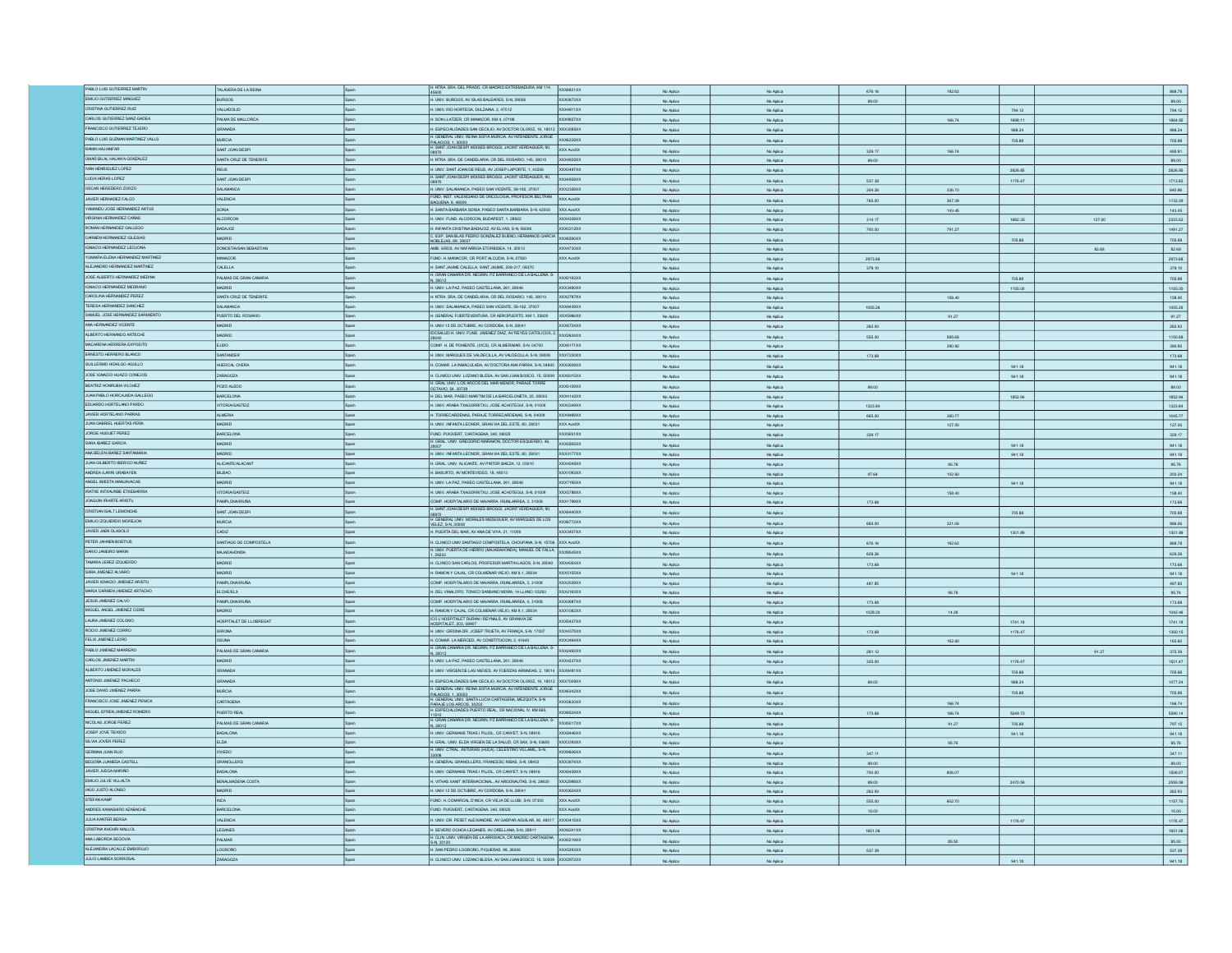| | | | | | | | | | | | |
|---|---|---|---|---|---|---|---|---|---|---|---|
| PABLO LUIS GUTIERREZ MARTIN | TALAVERA DE LA REINA | Spain | H. NTRA. SRA. DEL PRADO, CR MADRID EXTREMADURA, KM 114, 45600 | XXX8821XX | No Aplica | No Aplica | 676.16 | 192.62 | | | 868.78 |
| EMILIO GUTIERREZ MINGUEZ | BURGOS | Spain | H. UNIV. BURGOS, AV ISLAS BALEARES, S-N, 09006 | XXX0970XX | No Aplica | No Aplica | 89.00 | | | | 89.00 |
| CRISTINA GUTIERREZ RUIZ | VALLADOLID | Spain | H. UNIV. RIO HORTEGA, DULZAINA, 2, 47012 | XXX4611XX | No Aplica | No Aplica | | | 794.12 | | 794.12 |
| CARLOS GUTIERREZ SANZ-GADEA | PALMA DE MALLORCA | Spain | H. SON LLATZER, CR MANACOR, KM 4, 07198 | XXX0627XX | No Aplica | No Aplica | | 166.74 | 1698.11 | | 1864.85 |
| FRANCISCO GUTIERREZ TEJERO | GRANADA | Spain | H. ESPECIALIDADES SAN CECILIO, AV DOCTOR OLORIZ, 16, 18012 | XXX3085XX | No Aplica | No Aplica | | | 988.24 | | 988.24 |
| PABLO LUIS GUZMAN MARTINEZ VALLS | MURCIA | Spain | H. GENERAL UNIV. REINA SOFIA MURCIA, AV INTENDENTE JORGE PALACIOS, 1, 30003 | XXX6220XX | No Aplica | No Aplica | | | 705.88 | | 705.88 |
| RAHIN HAJIANFAR | SANT JOAN DESPI | Spain | H. SANT JOAN DESPI MOISES BROGGI, JACINT VERDAGUER, 90, 08970 | XXX AxxXX | No Aplica | No Aplica | 329.17 | 166.74 | | | 495.91 |
| OMAR BILAL HALAWA GONZALEZ | SANTA CRUZ DE TENERIFE | Spain | H. NTRA. SRA. DE CANDELARIA, CR DEL ROSARIO, 145, 38010 | XXX4603XX | No Aplica | No Aplica | 89.00 | | | | 89.00 |
| IVAN HENRIQUEZ LOPEZ | REUS | Spain | H. UNIV. SANT JOAN DE REUS, AV JOSEP LAPORTE, 1, 43206 | XXX0497XX | No Aplica | No Aplica | | | 2826.05 | | 2826.05 |
| LUCIA HERAS LOPEZ | SANT JOAN DESPI | Spain | H. SANT JOAN DESPI MOISES BROGGI, JACINT VERDAGUER, 90, 08970 | XXX4658XX | No Aplica | No Aplica | 537.38 | | 1176.47 | | 1713.85 |
| OSCAR HEREDERO ZORZO | SALAMANCA | Spain | H. UNIV. SALAMANCA, PASEO SAN VICENTE, 58-182, 37007 | XXX2358XX | No Aplica | No Aplica | 304.26 | 336.70 | | | 640.96 |
| JAVIER HERNANDEZ FALCO | VALENCIA | Spain | FUND. INST. VALENCIANO DE ONCOLOGIA, PROFESOR BELTRAN BAGUENA, 8, 46009 | XXX AxxXX | No Aplica | No Aplica | 765.00 | 367.39 | | | 1132.39 |
| YAMANDU JOSE HERNANDEZ ARTUS | SORIA | Spain | H. SANTA BARBARA SORIA, PASEO SANTA BARBARA, S-N, 42005 | XXX AxxXX | No Aplica | No Aplica | | 143.45 | | | 143.45 |
| VIRGINIA HERNANDEZ CAÑAS | ALCORCON | Spain | H. UNIV. FUND. ALCORCON, BUDAPEST, 1, 28922 | XXX4330XX | No Aplica | No Aplica | 314.17 | | 1882.35 | 127.00 | 2323.52 |
| ROMAN HERNANDEZ GALLEGO | BADAJOZ | Spain | H. INFANTA CRISTINA BADAJOZ, AV ELVAS, S-N, 06006 | XXX0212XX | No Aplica | No Aplica | 700.00 | 791.27 | | | 1491.27 |
| CARMEN HERNANDEZ IGLESIAS | MADRID | Spain | C. ESP. SAN BLAS PEDRO GONZALEZ BUENO, HERMANOS GARCIA NOBLEJAS, 69, 28037 | XXX6596XX | No Aplica | No Aplica | | | 705.88 | | 705.88 |
| IGNACIO HERNANDEZ LECUONA | DONOSTIA/SAN SEBASTIAN | Spain | AMB. GROS, AV NAFARROA ETORBIDEA, 14, 20013 | XXX4730XX | No Aplica | No Aplica | | | | 82.69 | 82.69 |
| YUMARA ELENA HERNANDEZ MARTINEZ | MANACOR | Spain | FUND. H. MANACOR, CR PORT ALCUDIA, S-N, 07500 | XXX AxxXX | No Aplica | No Aplica | 2973.68 | | | | 2973.68 |
| ALEJANDRO HERNANDEZ MARTINEZ | CALELLA | Spain | H. SANT JAUME CALELLA, SANT JAUME, 209-217, 08370 | | No Aplica | No Aplica | 378.10 | | | | 378.10 |
| JOSE ALBERTO HERNANDEZ MEDINA | PALMAS DE GRAN CANARIA | Spain | H. GRAN CANARIA DR. NEGRIN, PZ BARRANCO DE LA BALLENA, S-N, 35012 | XXX6182XX | No Aplica | No Aplica | | | 705.88 | | 705.88 |
| IGNACIO HERNANDEZ MEDRANO | MADRID | Spain | H. UNIV. LA PAZ, PASEO CASTELLANA, 261, 28046 | XXX3490XX | No Aplica | No Aplica | | | 1155.08 | | 1155.08 |
| CAROLINA HERNANDEZ PEREZ | SANTA CRUZ DE TENERIFE | Spain | H. NTRA. SRA. DE CANDELARIA, CR DEL ROSARIO, 145, 38010 | XXX2787XX | No Aplica | No Aplica | | 158.40 | | | 158.40 |
| TERESA HERNANDEZ SANCHEZ | SALAMANCA | Spain | H. UNIV. SALAMANCA, PASEO SAN VICENTE, 58-182, 37007 | XXX8439XX | No Aplica | No Aplica | 1055.26 | | | | 1055.26 |
| SAMUEL JOSE HERNANDEZ SARMIENTO | PUERTO DEL ROSARIO | Spain | H. GENERAL FUERTEVENTURA, CR AEROPUERTO, KM 1, 35600 | XXX5966XX | No Aplica | No Aplica | | 91.27 | | | 91.27 |
| ANA HERNANDEZ VICENTE | MADRID | Spain | H. UNIV 12 DE OCTUBRE, AV CORDOBA, S-N, 28041 | XXX0734XX | No Aplica | No Aplica | 262.93 | | | | 262.93 |
| ALBERTO HERNANDO ARTECHE | MADRID | Spain | IDCSALUD H. UNIV. FUND. JIMENEZ DIAZ, AV REYES CATOLICOS, 2, 28040 | XXX2634XX | No Aplica | No Aplica | 555.00 | 595.68 | | | 1150.68 |
| MACARENA HERRERA EXPOSITO | EJIDO | Spain | COMP. H. DE PONIENTE. (HCS), CR ALMERIMAR, S-N, 04700 | XXX5171XX | No Aplica | No Aplica | | 290.92 | | | 290.92 |
| ERNESTO HERRERO BLANCO | SANTANDER | Spain | H. UNIV. MARQUES DE VALDECILLA, AV VALDECILLA, S-N, 39008 | XXX7330XX | No Aplica | No Aplica | 173.68 | | | | 173.68 |
| GUILLERMO HIDALGO AGULLO | HUERCAL-OVERA | Spain | H. COMAR. LA INMACULADA, AV DOCTORA ANA PARRA, S-N, 04600 | XXX5688XX | No Aplica | No Aplica | | | 941.18 | | 941.18 |
| JOSE IGNACIO HIJAZO CONEJOS | ZARAGOZA | Spain | H. CLINICO UNIV. LOZANO BLESA, AV SAN JUAN BOSCO, 15, 50009 | XXX6315XX | No Aplica | No Aplica | | | 941.18 | | 941.18 |
| BEATRIZ HONRUBIA VILCHEZ | POZO ALEDO | Spain | H. GRAL UNIV. LOS ARCOS DEL MAR MENOR, PARAJE TORRE OCTAVIO, 54, 30739 | XXX5159XX | No Aplica | No Aplica | 89.00 | | | | 89.00 |
| JUAN PABLO HORCAJADA GALLEGO | BARCELONA | Spain | H. DEL MAR, PASEO MARITIM DE LA BARCELONETA, 25, 08003 | XXX4142XX | No Aplica | No Aplica | | | 1852.94 | | 1852.94 |
| EDUARDO HORTELANO PARDO | VITORIA/GASTEIZ | Spain | H. UNIV. ARABA TXAGORRITXU, JOSE ACHOTEGUI, S-N, 01009 | XXX0349XX | No Aplica | No Aplica | 1323.84 | | | | 1323.84 |
| JAVIER HORTELANO PARRAS | ALMERIA | Spain | H. TORRECARDENAS, PARAJE TORRECARDENAS, S-N, 04009 | XXX9480XX | No Aplica | No Aplica | 665.00 | 380.77 | | | 1045.77 |
| JUAN GABRIEL HUERTAS PEÑA | MADRID | Spain | H. UNIV. INFANTA LEONOR, GRAN VIA DEL ESTE, 80, 28031 | XXX AxxXX | No Aplica | No Aplica | | 127.00 | | | 127.00 |
| JORGE HUGUET PEREZ | BARCELONA | Spain | FUND. PUIGVERT, CARTAGENA, 340, 08025 | XXX5851XX | No Aplica | No Aplica | 329.17 | | | | 329.17 |
| SARA IBAÑEZ GARCIA | MADRID | Spain | H. GRAL. UNIV. GREGORIO MARAÑON, DOCTOR ESQUERDO, 46, 28007 | XXX5565XX | No Aplica | No Aplica | | | 941.18 | | 941.18 |
| ANA BELEN IBAÑEZ SANTAMARIA | MADRID | Spain | H. UNIV. INFANTA LEONOR, GRAN VIA DEL ESTE, 80, 28031 | XXX3177XX | No Aplica | No Aplica | | | 941.18 | | 941.18 |
| JUAN GILBERTO IBERICO NUÑEZ | ALICANTE/ALACANT | Spain | H. GRAL. UNIV. ALICANTE, AV PINTOR BAEZA, 12, 03010 | XXX4545XX | No Aplica | No Aplica | | 95.76 | | | 95.76 |
| ANDREA ILARRI URABAYEN | BILBAO | Spain | H. BASURTO, AV MONTEVIDEO, 18, 48013 | XXX1093XX | No Aplica | No Aplica | 97.64 | 102.60 | | | 200.24 |
| ANGEL INIESTA MANJAVACAS | MADRID | Spain | H. UNIV. LA PAZ, PASEO CASTELLANA, 261, 28046 | XXX7165XX | No Aplica | No Aplica | | | 941.18 | | 941.18 |
| IRATXE INTXAURBE ETXEBARRIA | VITORIA/GASTEIZ | Spain | H. UNIV. ARABA TXAGORRITXU, JOSE ACHOTEGUI, S-N, 01009 | XXX5780XX | No Aplica | No Aplica | | 158.40 | | | 158.40 |
| JOAQUIN IRIARTE ARISTU | PAMPLONA/IRUÑA | Spain | COMP. HOSPITALARIO DE NAVARRA, IRUNLARREA, 3, 31008 | XXX1799XX | No Aplica | No Aplica | 173.68 | | | | 173.68 |
| CRISTIAN ISALT LEMONCHE | SANT JOAN DESPI | Spain | H. SANT JOAN DESPI MOISES BROGGI, JACINT VERDAGUER, 90, 08970 | XXX6440XX | No Aplica | No Aplica | | | 705.88 | | 705.88 |
| EMILIO IZQUIERDO MOREJON | MURCIA | Spain | H. GENERAL UNIV. MORALES MESEGUER, AV MARQUES DE LOS VELEZ, S-N, 30008 | XXX9772XX | No Aplica | No Aplica | 665.00 | 321.06 | | | 986.06 |
| JAVIER JAÉN OLASOLO | CADIZ | Spain | H. PUERTA DEL MAR, AV ANA DE VIYA, 21, 11009 | XXX3457XX | No Aplica | No Aplica | | | 1301.09 | | 1301.09 |
| PETER JAHNEN BOETIUS | SANTIAGO DE COMPOSTELA | Spain | H. CLINICO UNIV.SANTIAGO COMPOSTELA, CHOUPANA, S-N, 15706 | XXX AxxXX | No Aplica | No Aplica | 676.16 | 192.62 | | | 868.78 |
| DARIO JANEIRO MARIN | MAJADAHONDA | Spain | H. UNIV. PUERTA DE HIERRO (MAJADAHONDA), MANUEL DE FALLA, 1, 28222 | XXX8545XX | No Aplica | No Aplica | 629.26 | | | | 629.26 |
| TAMARA JEREZ IZQUIERDO | MADRID | Spain | H. CLINICO SAN CARLOS, PROFESOR MARTIN LAGOS, S-N, 28040 | XXX4054XX | No Aplica | No Aplica | 173.68 | | | | 173.68 |
| SARA JIMENEZ ALVARO | MADRID | Spain | H. RAMON Y CAJAL, CR COLMENAR VIEJO, KM 9,1, 28034 | XXX5155XX | No Aplica | No Aplica | | | 941.18 | | 941.18 |
| JAVIER IGNACIO JIMENEZ ARISTU | PAMPLONA/IRUÑA | Spain | COMP. HOSPITALARIO DE NAVARRA, IRUNLARREA, 3, 31008 | XXX2539XX | No Aplica | No Aplica | 487.85 | | | | 487.85 |
| MARIA CARMEN JIMENEZ ARTACHO | ELCHE/ELX | Spain | H. DEL VINALOPO, TONICO SANSANO MORA, 14 LLANO, 03293 | XXX2163XX | No Aplica | No Aplica | | 95.76 | | | 95.76 |
| JESUS JIMENEZ CALVO | PAMPLONA/IRUÑA | Spain | COMP. HOSPITALARIO DE NAVARRA, IRUNLARREA, 4, 31008 | XXX0687XX | No Aplica | No Aplica | 173.68 | | | | 173.68 |
| MIGUEL ANGEL JIMENEZ CIDRE | MADRID | Spain | H. RAMON Y CAJAL, CR COLMENAR VIEJO, KM 9,1, 28034 | XXX1082XX | No Aplica | No Aplica | 1028.20 | 14.26 | | | 1042.46 |
| LAURA JIMENEZ COLOMO | HOSPITALET DE LLOBREGAT | Spain | ICO L'HOSPITALET DURAN I REYNALS, AV GRANVIA DE HOSPITALET, 203, 08907 | XXX5437XX | No Aplica | No Aplica | | | 1741.18 | | 1741.18 |
| ROCIO JIMENEZ CORRO | GIRONA | Spain | H. UNIV. GIRONA DR. JOSEP TRUETA, AV FRANÇA, S-N, 17007 | XXX4575XX | No Aplica | No Aplica | 173.68 | | 1176.47 | | 1350.15 |
| FELIX JIMENEZ LEIRO | OSUNA | Spain | H. COMAR. LA MERCED, AV CONSTITUCION, 2, 41640 | XXX3494XX | No Aplica | No Aplica | | 162.60 | | | 162.60 |
| PABLO JIMENEZ MARRERO | PALMAS DE GRAN CANARIA | Spain | H. GRAN CANARIA DR. NEGRIN, PZ BARRANCO DE LA BALLENA, S-N, 35012 | XXX2492XX | No Aplica | No Aplica | 281.12 | | | 91.27 | 372.39 |
| CARLOS JIMENEZ MARTIN | MADRID | Spain | H. UNIV. LA PAZ, PASEO CASTELLANA, 261, 28046 | XXX4237XX | No Aplica | No Aplica | 325.00 | | 1176.47 | | 1501.47 |
| ALBERTO JIMENEZ MORALES | GRANADA | Spain | H. UNIV. VIRGEN DE LAS NIEVES, AV FUERZAS ARMADAS, 2, 18014 | XXX8481XX | No Aplica | No Aplica | | | 705.88 | | 705.88 |
| ANTONIO JIMENEZ PACHECO | GRANADA | Spain | H. ESPECIALIDADES SAN CECILIO, AV DOCTOR OLORIZ, 16, 18012 | XXX7089XX | No Aplica | No Aplica | 89.00 | | 988.24 | | 1077.24 |
| JOSE DAVID JIMENEZ PARRA | MURCIA | Spain | H. GENERAL UNIV. REINA SOFIA MURCIA, AV INTENDENTE JORGE PALACIOS, 1, 30003 | XXX6342XX | No Aplica | No Aplica | | | 705.88 | | 705.88 |
| FRANCISCO JOSE JIMENEZ PENICK | CARTAGENA | Spain | H. GENERAL UNIV. SANTA LUCIA CARTAGENA, MEZQUITA, S-N PARAJE LOS ARCOS, 30202 | XXX5630XX | No Aplica | No Aplica | | 166.74 | | | 166.74 |
| MIGUEL EFREN JIMENEZ ROMERO | PUERTO REAL | Spain | H. ESPECIALIDADES PUERTO REAL, CR NACIONAL IV, KM 665, 11510 | XXX8624XX | No Aplica | No Aplica | 173.68 | 166.74 | 5245.72 | | 5586.14 |
| NICOLAS JORGE PEREZ | PALMAS DE GRAN CANARIA | Spain | H. GRAN CANARIA DR. NEGRIN, PZ BARRANCO DE LA BALLENA, S-N, 35012 | XXX6017XX | No Aplica | No Aplica | | 91.27 | 705.88 | | 797.15 |
| JOSEP JOVE TEIXIDO | BADALONA | Spain | H. UNIV. GERMANS TRIAS I PUJOL, CR CANYET, S-N, 08916 | XXX9846XX | No Aplica | No Aplica | | | 941.18 | | 941.18 |
| SILVIA JOVER PEREZ | ELDA | Spain | H. GRAL. UNIV. ELDA VIRGEN DE LA SALUD, CR SAX, S-N, 03600 | XXX3380XX | No Aplica | No Aplica | | 95.76 | | | 95.76 |
| GERMAN JUAN RIJO | OVIEDO | Spain | H. UNIV. CTRAL. ASTURIAS (HUCA), CELESTINO VILLAMIL, S-N, 33006 | XXX6606XX | No Aplica | No Aplica | 347.11 | | | | 347.11 |
| BEGOÑA JUANEDA CASTELL | GRANOLLERS | Spain | H. GENERAL GRANOLLERS, FRANCESC RIBAS, S-N, 08402 | XXX0874XX | No Aplica | No Aplica | 89.00 | | | | 89.00 |
| JAVIER JUEGA MARIÑO | BADALONA | Spain | H. UNIV. GERMANS TRIAS I PUJOL, CR CANYET, S-N, 08916 | XXX6439XX | No Aplica | No Aplica | 700.00 | 806.07 | | | 1506.07 |
| EMILIO JULVE VILLALTA | BENALMADENA COSTA | Spain | H. VITHAS XANIT INTERNACIONAL, AV ARGONAUTAS, S-N, 29630 | XXX2066XX | No Aplica | No Aplica | 89.00 | | 2470.59 | | 2559.59 |
| IAGO JUSTO ALONSO | MADRID | Spain | H. UNIV 12 DE OCTUBRE, AV CORDOBA, S-N, 28041 | XXX0624XX | No Aplica | No Aplica | 262.93 | | | | 262.93 |
| STEFAN KAMP | INCA | Spain | FUND. H. COMARCAL D'INCA, CR VIEJA DE LLUBI, S-N, 07300 | XXX AxxXX | No Aplica | No Aplica | 555.00 | 602.70 | | | 1157.70 |
| ANDRES KANASHIRO AZABACHE | BARCELONA | Spain | FUND. PUIGVERT, CARTAGENA, 340, 08025 | XXX AxxXX | No Aplica | No Aplica | 15.00 | | | | 15.00 |
| JULIA KANTER BERGA | VALENCIA | Spain | H. UNIV. DR. PESET ALEIXANDRE, AV GASPAR AGUILAR, 90, 46017 | XXX0415XX | No Aplica | No Aplica | | | 1176.47 | | 1176.47 |
| CRISTINA KHOURI MALLOL | LEGANES | Spain | H. SEVERO OCHOA LEGANES, AV ORELLANA, S-N, 28911 | XXX9201XX | No Aplica | No Aplica | 1651.06 | | | | 1651.06 |
| ANA LABORDA SEGOVIA | PALMAR | Spain | H. CLIN. UNIV. VIRGEN DE LA ARRIXACA, CR MADRID CARTAGENA, S-N, 30120 | XXX0219XX | No Aplica | No Aplica | | 85.50 | | | 85.50 |
| ALEJANDRA LACALLE EMBORUJO | LOGROÑO | Spain | H. SAN PEDRO LOGROÑO, PIQUERAS, 98, 26006 | XXX5393XX | No Aplica | No Aplica | 537.38 | | | | 537.38 |
| JULIO LAMBEA SORROSAL | ZARAGOZA | Spain | H. CLINICO UNIV. LOZANO BLESA, AV SAN JUAN BOSCO, 15, 50009 | XXX2972XX | No Aplica | No Aplica | | | 941.18 | | 941.18 |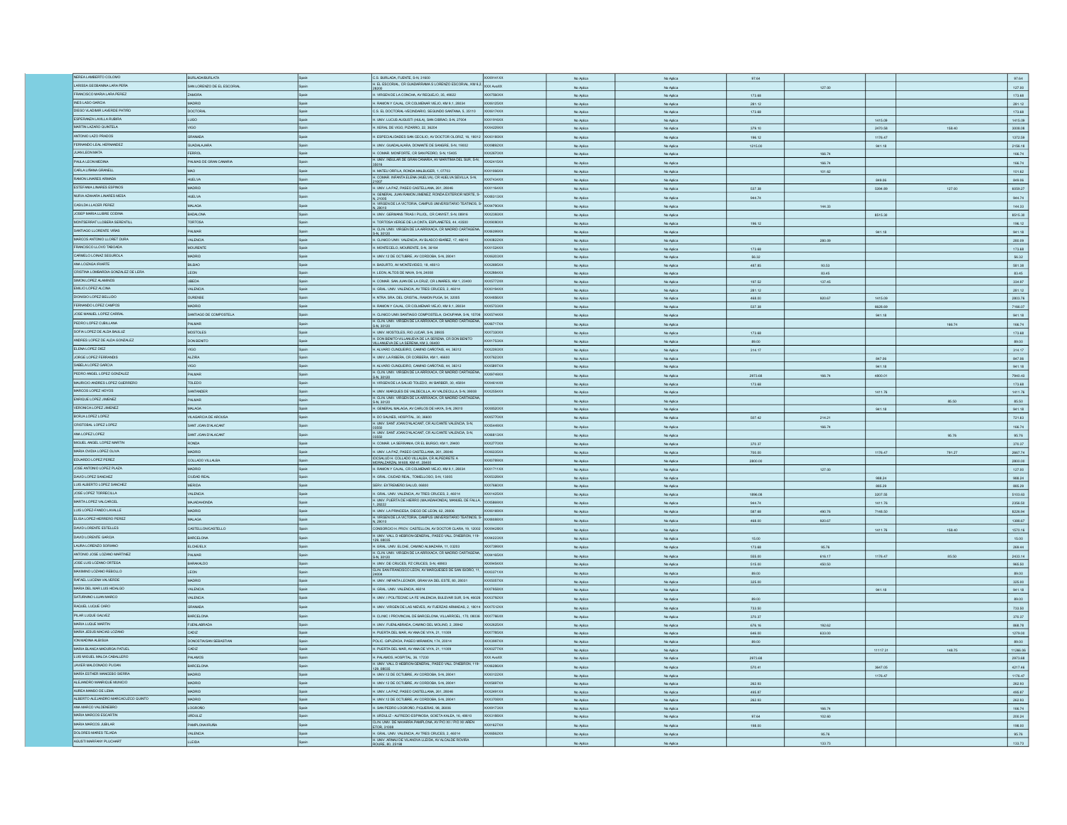| | | | | | | | | | | | |
|---|---|---|---|---|---|---|---|---|---|---|---|
| NEREA LAMBERTO COLOMO | BURLADA/BURLATA | Spain | C.S. BURLADA, FUENTE, S-N, 31600 | XXX9141XX | No Aplica | No Aplica | 97.64 | | | | 97.64 |
| LARISSA GEORGINA LARA PEÑA | SAN LORENZO DE EL ESCORIAL | Spain | H. EL ESCORIAL, CR GUADARRAMA S LORENZO ESCORIAL, KM 6.2, 28200 | XXX AxxXX | No Aplica | No Aplica | | 127.00 | | | 127.00 |
| FRANCISCO MARIA LARA PEREZ | ZAMORA | Spain | H. VIRGEN DE LA CONCHA, AV REQUEJO, 35, 49022 | XXX7590XX | No Aplica | No Aplica | 173.68 | | | | 173.68 |
| INES LASO GARCIA | MADRID | Spain | H. RAMON Y CAJAL, CR COLMENAR VIEJO, KM 9,1, 28034 | XXX6125XX | No Aplica | No Aplica | 281.12 | | | | 281.12 |
| DIEGO VLADIMIR LAVERDE PATIÑO | DOCTORAL | Spain | C.S. EL DOCTORAL-VECINDARIO, SEGUNDO SANTANA, 5, 35110 | XXX6174XX | No Aplica | No Aplica | 173.68 | | | | 173.68 |
| ESPERANZA LAVILLA RUBIRA | LUGO | Spain | H. UNIV. LUCUS AUGUSTI (HULA), SAN CIBRAO, S-N, 27004 | XXX1916XX | No Aplica | No Aplica | | | 1415.08 | | 1415.08 |
| MARTIN LAZARO QUINTELA | VIGO | Spain | H. XERAL DE VIGO, PIZARRO, 22, 36204 | XXX4229XX | No Aplica | No Aplica | 379.10 | | 2470.58 | 158.40 | 3008.08 |
| ANTONIO LAZO PRADOS | GRANADA | Spain | H. ESPECIALIDADES SAN CECILIO, AV DOCTOR OLORIZ, 16, 18012 | XXX0190XX | No Aplica | No Aplica | 196.12 | | 1176.47 | | 1372.59 |
| FERNANDO LEAL HERNANDEZ | GUADALAJARA | Spain | H. UNIV. GUADALAJARA, DONANTE DE SANGRE, S-N, 19002 | XXX9892XX | No Aplica | No Aplica | 1215.00 | | 941.18 | | 2156.18 |
| JUAN LEON MATA | FERROL | Spain | H. COMAR. MONFORTE, CR SAN PEDRO, S-N, 15405 | XXX2670XX | No Aplica | No Aplica | | 166.74 | | | 166.74 |
| PAULA LEON MEDINA | PALMAS DE GRAN CANARIA | Spain | H. UNIV. INSULAR DE GRAN CANARIA, AV MARITIMA DEL SUR, S-N, 35016 | XXX2415XX | No Aplica | No Aplica | | 166.74 | | | 166.74 |
| CARLA LIRIANO GRANELL | MAO | Spain | H. MATEU ORFILA, RONDA MALBUGER, 1, 07703 | XXX1066XX | No Aplica | No Aplica | | 101.62 | | | 101.62 |
| RAMON LINARES ARMADA | HUELVA | Spain | H. COMAR. INFANTA ELENA (HUELVA), CR HUELVA SEVILLA, S-N, 21007 | XXX7434XX | No Aplica | No Aplica | | | 849.06 | | 849.06 |
| ESTEFANIA LINARES ESPINOS | MADRID | Spain | H. UNIV. LA PAZ, PASEO CASTELLANA, 261, 28046 | XXX1164XX | No Aplica | No Aplica | 537.38 | | 5394.89 | 127.00 | 6059.27 |
| NURIA AZAHARA LINARES MESA | HUELVA | Spain | H. GENERAL JUAN RAMON JIMENEZ, RONDA EXTERIOR NORTE, S-N, 21005 | XXX9313XX | No Aplica | No Aplica | 944.74 | | | | 944.74 |
| CASILDA LLACER PEREZ | MALAGA | Spain | H. VIRGEN DE LA VICTORIA, CAMPUS UNIVERSITARIO TEATINOS, S-N, 29010 | XXX4790XX | No Aplica | No Aplica | | 144.33 | | | 144.33 |
| JOSEP MARIA LLIBRE CODINA | BADALONA | Spain | H. UNIV. GERMANS TRIAS I PUJOL, CR CANYET, S-N, 08916 | XXX2380XX | No Aplica | No Aplica | | | 8515.38 | | 8515.38 |
| MONTSERRAT LLOBERA SERENTILL | TORTOSA | Spain | H. TORTOSA VERGE DE LA CINTA, ESPLANETES, 44, 43500 | XXX0906XX | No Aplica | No Aplica | 196.12 | | | | 196.12 |
| SANTIAGO LLORENTE VIÑAS | PALMAR | Spain | H. CLIN. UNIV. VIRGEN DE LA ARRIXACA, CR MADRID CARTAGENA, S-N, 30120 | XXX6399XX | No Aplica | No Aplica | | | 941.18 | | 941.18 |
| MARCOS ANTONIO LLORET DURA | VALENCIA | Spain | H. CLINICO UNIV. VALENCIA, AV BLASCO IBAÑEZ, 17, 46010 | XXX0822XX | No Aplica | No Aplica | | 280.09 | | | 280.09 |
| FRANCISCO LLOVO TABOADA | MOURENTE | Spain | H. MONTECELO, MOURENTE, S-N, 36164 | XXX1324XX | No Aplica | No Aplica | 173.68 | | | | 173.68 |
| CARMELO LOINAZ SEGUROLA | MADRID | Spain | H. UNIV 12 DE OCTUBRE, AV CORDOBA, S-N, 28041 | XXX6203XX | No Aplica | No Aplica | 56.32 | | | | 56.32 |
| ANA LOIZAGA IRIARTE | BILBAO | Spain | H. BASURTO, AV MONTEVIDEO, 18, 48013 | XXX2695XX | No Aplica | No Aplica | 497.85 | 93.53 | | | 591.38 |
| CRISTINA LOMBARDIA GONZALEZ DE LERA | LEON | Spain | H. LEON, ALTOS DE NAVA, S-N, 24008 | XXX2684XX | No Aplica | No Aplica | | 83.45 | | | 83.45 |
| SIMON LOPEZ ALAMINOS | UBEDA | Spain | H. COMAR. SAN JUAN DE LA CRUZ, CR LINARES, KM 1, 23400 | XXX5772XX | No Aplica | No Aplica | 197.52 | 137.45 | | | 334.97 |
| EMILIO LOPEZ ALCINA | VALENCIA | Spain | H. GRAL. UNIV. VALENCIA, AV TRES CRUCES, 2, 46014 | XXX0194XX | No Aplica | No Aplica | 281.12 | | | | 281.12 |
| DIONISIO LOPEZ BELLIDO | OURENSE | Spain | H. NTRA. SRA. DEL CRISTAL, RAMON PUGA, 54, 32005 | XXX4656XX | No Aplica | No Aplica | 468.00 | 920.67 | 1415.09 | | 2803.76 |
| FERNANDO LOPEZ CAMPOS | MADRID | Spain | H. RAMON Y CAJAL, CR COLMENAR VIEJO, KM 9,1, 28034 | XXX5733XX | No Aplica | No Aplica | 537.38 | | 6628.69 | | 7166.07 |
| JOSE MANUEL LOPEZ CARRAL | SANTIAGO DE COMPOSTELA | Spain | H. CLINICO UNIV.SANTIAGO COMPOSTELA, CHOUPANA, S-N, 15706 | XXX5744XX | No Aplica | No Aplica | | | 941.18 | | 941.18 |
| PEDRO LOPEZ CUBILLANA | PALMAR | Spain | H. CLIN. UNIV. VIRGEN DE LA ARRIXACA, CR MADRID CARTAGENA, S-N, 30120 | XXX9717XX | No Aplica | No Aplica | | | | 166.74 | 166.74 |
| SOFIA LOPEZ DE ALDA BAULUZ | MOSTOLES | Spain | H. UNIV. MOSTOLES, RIO JUCAR, S-N, 28935 | XXX7330XX | No Aplica | No Aplica | 173.68 | | | | 173.68 |
| ANDRES LOPEZ DE ALDA GONZALEZ | DON BENITO | Spain | H. DON BENITO-VILLANUEVA DE LA SERENA, CR DON BENITO VILLANUEVA DE LA SERENA, KM 3, 06400 | XXX1753XX | No Aplica | No Aplica | 89.00 | | | | 89.00 |
| ELENA LOPEZ DIEZ | VIGO | Spain | H. ALVARO CUNQUEIRO, CAMINO CANOTAS, 44, 36312 | XXX2293XX | No Aplica | No Aplica | 314.17 | | | | 314.17 |
| JORGE LOPEZ FERRANDIS | ALZIRA | Spain | H. UNIV. LA RIBERA, CR CORBERA, KM 1, 46600 | XXX7623XX | No Aplica | No Aplica | | | 847.06 | | 847.06 |
| SABELA LOPEZ GARCIA | VIGO | Spain | H. ALVARO CUNQUEIRO, CAMINO CANOTAS, 44, 36312 | XXX5897XX | No Aplica | No Aplica | | | 941.18 | | 941.18 |
| PEDRO ANGEL LOPEZ GONZALEZ | PALMAR | Spain | H. CLIN. UNIV. VIRGEN DE LA ARRIXACA, CR MADRID CARTAGENA, S-N, 30120 | XXX9749XX | No Aplica | No Aplica | 2973.68 | 166.74 | 4800.01 | | 7940.43 |
| MAURICIO ANDRES LOPEZ GUERRERO | TOLEDO | Spain | H. VIRGEN DE LA SALUD TOLEDO, AV BARBER, 30, 45004 | XXX4614XX | No Aplica | No Aplica | 173.68 | | | | 173.68 |
| MARCOS LOPEZ HOYOS | SANTANDER | Spain | H. UNIV. MARQUES DE VALDECILLA, AV VALDECILLA, S-N, 39008 | XXX2554XX | No Aplica | No Aplica | | | 1411.76 | | 1411.76 |
| ENRIQUE LOPEZ JIMENEZ | PALMAR | Spain | H. CLIN. UNIV. VIRGEN DE LA ARRIXACA, CR MADRID CARTAGENA, S-N, 30120 | XXX9121XX | No Aplica | No Aplica | | | | 85.50 | 85.50 |
| VERONICA LOPEZ JIMENEZ | MALAGA | Spain | H. GENERAL MALAGA, AV CARLOS DE HAYA, S-N, 29010 | XXX6620XX | No Aplica | No Aplica | | | 941.18 | | 941.18 |
| BORJA LOPEZ LOPEZ | VILAGARCIA DE AROUSA | Spain | H. DO SALNES, HOSPITAL, 30, 36600 | XXX5770XX | No Aplica | No Aplica | 507.42 | 214.21 | | | 721.63 |
| CRISTOBAL LOPEZ LOPEZ | SANT JOAN D'ALACANT | Spain | H. UNIV. SANT JOAN D'ALACANT, CR ALICANTE VALENCIA, S-N, 03550 | XXX5449XX | No Aplica | No Aplica | | 166.74 | | | 166.74 |
| ANA LOPEZ LOPEZ | SANT JOAN D'ALACANT | Spain | H. UNIV. SANT JOAN D'ALACANT, CR ALICANTE VALENCIA, S-N, 03550 | XXX6613XX | No Aplica | No Aplica | | | | 95.76 | 95.76 |
| MIGUEL ANGEL LOPEZ MARTIN | RONDA | Spain | H. COMAR. LA SERRANIA, CR EL BURGO, KM 1, 29400 | XXX2770XX | No Aplica | No Aplica | 370.37 | | | | 370.37 |
| MARIA OVIDIA LOPEZ OLIVA | MADRID | Spain | H. UNIV. LA PAZ, PASEO CASTELLANA, 261, 28046 | XXX0335XX | No Aplica | No Aplica | 700.00 | | 1176.47 | 791.27 | 2667.74 |
| EDUARDO LOPEZ PEREZ | COLLADO VILLALBA | Spain | IDCSALUD H. COLLADO VILLALBA, CR ALPEDRETE A MORALZARZAL M-608, KM 41, 28400 | XXX0789XX | No Aplica | No Aplica | 2800.00 | | | | 2800.00 |
| JOSE ANTONIO LOPEZ PLAZA | MADRID | Spain | H. RAMON Y CAJAL, CR COLMENAR VIEJO, KM 9,1, 28034 | XXX1711XX | No Aplica | No Aplica | | 127.00 | | | 127.00 |
| DAVID LOPEZ SANCHEZ | CIUDAD REAL | Spain | H. GRAL. CIUDAD REAL, TOMELLOSO, S-N, 13005 | XXX5328XX | No Aplica | No Aplica | | | 988.24 | | 988.24 |
| LUIS ALBERTO LOPEZ SANCHEZ | MERIDA | Spain | SERV. EXTREMEÑO SALUD, 06800 | XXX7646XX | No Aplica | No Aplica | | | 865.29 | | 865.29 |
| JOSE LOPEZ TORRECILLA | VALENCIA | Spain | H. GRAL. UNIV. VALENCIA, AV TRES CRUCES, 2, 46014 | XXX1425XX | No Aplica | No Aplica | 1896.08 | | 3207.55 | | 5103.63 |
| MARTA LOPEZ VALCARCEL | MAJADAHONDA | Spain | H. UNIV. PUERTA DE HIERRO (MAJADAHONDA), MANUEL DE FALLA, 1, 28222 | XXX5868XX | No Aplica | No Aplica | 944.74 | | 1411.76 | | 2356.50 |
| LUIS LOPEZ-FANDO LAVALLE | MADRID | Spain | H. UNIV. LA PRINCESA, DIEGO DE LEON, 62, 28006 | XXX6168XX | No Aplica | No Aplica | 587.68 | 490.76 | 7148.50 | | 8226.94 |
| ELISA LOPEZ-HERRERO PEREZ | MALAGA | Spain | H. VIRGEN DE LA VICTORIA, CAMPUS UNIVERSITARIO TEATINOS, S-N, 29010 | XXX6086XX | No Aplica | No Aplica | 468.00 | 920.67 | | | 1388.67 |
| DAVID LORENTE ESTELLES | CASTELLON/CASTELLO | Spain | CONSORCIO H. PROV. CASTELLON, AV DOCTOR CLARA, 19, 12002 | XXX9428XX | No Aplica | No Aplica | | | 1411.76 | 158.40 | 1570.16 |
| DAVID LORENTE GARCIA | BARCELONA | Spain | H. UNIV. VALL D HEBRON-GENERAL, PASEO VALL D'HEBRON, 119-129, 08035 | XXX4223XX | No Aplica | No Aplica | 15.00 | | | | 15.00 |
| LAURA LORENZO SORIANO | ELCHE/ELX | Spain | H. GRAL. UNIV. ELCHE, CAMINO ALMAZARA, 11, 03203 | XXX7399XX | No Aplica | No Aplica | 173.68 | 95.76 | | | 269.44 |
| ANTONIO JOSE LOZANO MARTINEZ | PALMAR | Spain | H. CLIN. UNIV. VIRGEN DE LA ARRIXACA, CR MADRID CARTAGENA, S-N, 30120 | XXX4165XX | No Aplica | No Aplica | 555.00 | 616.17 | 1176.47 | 85.50 | 2433.14 |
| JOSE LUIS LOZANO ORTEGA | BARAKALDO | Spain | H. UNIV. DE CRUCES, PZ CRUCES, S-N, 48903 | XXX9454XX | No Aplica | No Aplica | 515.00 | 450.50 | | | 965.50 |
| MAXIMINO LOZANO REBOLLO | LEON | Spain | CLIN. SAN FRANCISCO LEON, AV MARQUESES DE SAN ISIDRO, 11, 24004 | XXX0371XX | No Aplica | No Aplica | 89.00 | | | | 89.00 |
| RAFAEL LUCENA VALVERDE | MADRID | Spain | H. UNIV. INFANTA LEONOR, GRAN VIA DEL ESTE, 80, 28031 | XXX5057XX | No Aplica | No Aplica | 325.00 | | | | 325.00 |
| MARIA DEL MAR LUIS HIDALGO | VALENCIA | Spain | H. GRAL. UNIV. VALENCIA, 46014 | XXX7958XX | No Aplica | No Aplica | | | 941.18 | | 941.18 |
| SATURNINO LUJAN MARCO | VALENCIA | Spain | H. UNIV. I POLITECNIC LA FE VALENCIA, BULEVAR SUR, S-N, 46026 | XXX0782XX | No Aplica | No Aplica | 89.00 | | | | 89.00 |
| RAQUEL LUQUE CARO | GRANADA | Spain | H. UNIV. VIRGEN DE LAS NIEVES, AV FUERZAS ARMADAS, 2, 18014 | XXX7512XX | No Aplica | No Aplica | 733.50 | | | | 733.50 |
| PILAR LUQUE GALVEZ | BARCELONA | Spain | H. CLINIC I PROVINCIAL DE BARCELONA, VILLARROEL, 170, 08036 | XXX7766XX | No Aplica | No Aplica | 370.37 | | | | 370.37 |
| MARIA LUQUE MARTIN | FUENLABRADA | Spain | H. UNIV. FUENLABRADA, CAMINO DEL MOLINO, 2, 28942 | XXX2625XX | No Aplica | No Aplica | 676.16 | 192.62 | | | 868.78 |
| MARIA JESUS MACIAS LOZANO | CADIZ | Spain | H. PUERTA DEL MAR, AV ANA DE VIYA, 21, 11009 | XXX7785XX | No Aplica | No Aplica | 646.00 | 633.00 | | | 1279.00 |
| ION MADINA ALBISUA | DONOSTIA/SAN SEBASTIAN | Spain | POLIC. GIPUZKOA, PASEO MIRAMON, 174, 20014 | XXX3997XX | No Aplica | No Aplica | 89.00 | | | | 89.00 |
| MARIA BLANCA MADURGA PATUEL | CADIZ | Spain | H. PUERTA DEL MAR, AV ANA DE VIYA, 21, 11009 | XXX0277XX | No Aplica | No Aplica | | | 11117.31 | 148.75 | 11266.06 |
| LUIS MIGUEL MALCA CABALLERO | PALAMOS | Spain | H. PALAMOS, HOSPITAL, 36, 17230 | XXX AxxXX | No Aplica | No Aplica | 2973.68 | | | | 2973.68 |
| JAVIER MALDONADO PIJOAN | BARCELONA | Spain | H. UNIV. VALL D HEBRON-GENERAL, PASEO VALL D'HEBRON, 119-129, 08035 | XXX6286XX | No Aplica | No Aplica | 570.41 | | 3647.05 | | 4217.46 |
| MARIA ESTHER MANCEBO SIERRA | MADRID | Spain | H. UNIV 12 DE OCTUBRE, AV CORDOBA, S-N, 28041 | XXX0122XX | No Aplica | No Aplica | | | 1176.47 | | 1176.47 |
| ALEJANDRO MANRIQUE MUNICIO | MADRID | Spain | H. UNIV 12 DE OCTUBRE, AV CORDOBA, S-N, 28041 | XXX5697XX | No Aplica | No Aplica | 262.93 | | | | 262.93 |
| AUREA MANSO DE LEMA | MADRID | Spain | H. UNIV. LA PAZ, PASEO CASTELLANA, 261, 28046 | XXX2491XX | No Aplica | No Aplica | 495.87 | | | | 495.87 |
| ALBERTO ALEJANDRO MARCACUZCO QUINTO | MADRID | Spain | H. UNIV 12 DE OCTUBRE, AV CORDOBA, S-N, 28041 | XXX3708XX | No Aplica | No Aplica | 262.93 | | | | 262.93 |
| ANA MARCO VALDENEBRO | LOGROÑO | Spain | H. SAN PEDRO LOGROÑO, PIQUERAS, 98, 26006 | XXX9172XX | No Aplica | No Aplica | | 166.74 | | | 166.74 |
| MARIA MARCOS ESCARTIN | URDULIZ | Spain | H. URDULIZ - ALFREDO ESPINOSA, GOIETA KALEA, 16, 48610 | XXX3188XX | No Aplica | No Aplica | 97.64 | 102.60 | | | 200.24 |
| MARIA MARCOS JUBILAR | PAMPLONA/IRUÑA | Spain | CLIN. UNIV. DE NAVARRA PAMPLONA, AV PIO XII / PIO XII AREN ETOR, 31008 | XXX1627XX | No Aplica | No Aplica | 198.00 | | | | 198.00 |
| DOLORES MARES TEJADA | VALENCIA | Spain | H. GRAL. UNIV. VALENCIA, AV TRES CRUCES, 2, 46014 | XXX6592XX | No Aplica | No Aplica | | 95.76 | | | 95.76 |
| AGUSTI MARFANY PLUCHART | LLEIDA | Spain | H. UNIV. ARNAU DE VILANOVA LLEIDA, AV ALCALDE ROVIRA ROURE, 80, 25198 | XXX9228XX | No Aplica | No Aplica | | 133.73 | | | 133.73 |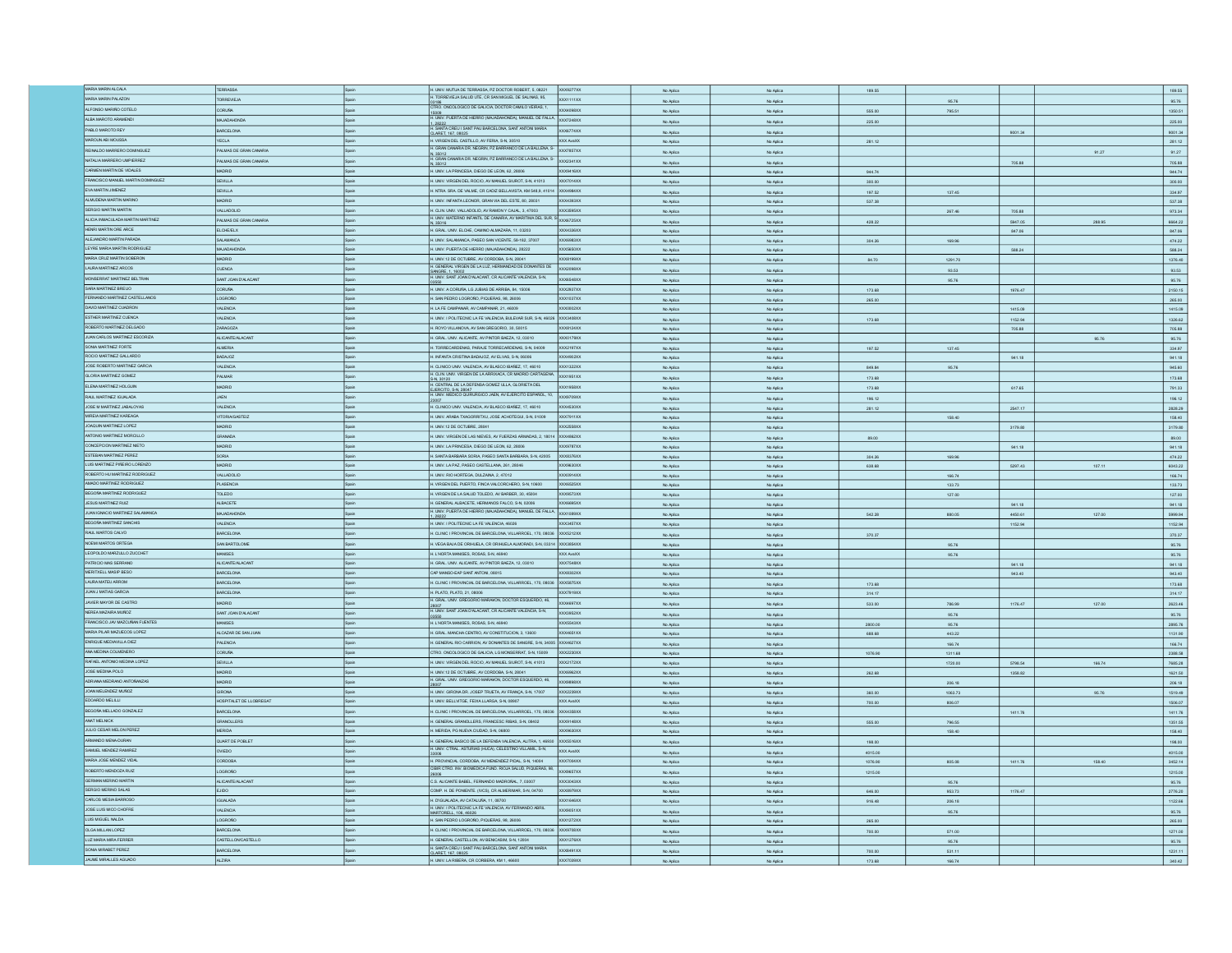| | | | | | | | | | | | |
|---|---|---|---|---|---|---|---|---|---|---|---|
| MARIA MARIN ALCALA | TERRASSA | Spain | H. UNIV. MUTUA DE TERRASSA, PZ DOCTOR ROBERT, 5, 08221 | XXX9277XX | No Aplica | No Aplica | 189.55 | | | | 189.55 |
| MARIA MARIN PALAZON | TORREVIEJA | Spain | H. TORREVIEJA SALUD UTE, CR SAN MIGUEL DE SALINAS, 95, 03186 | XXX1111XX | No Aplica | No Aplica | | 95.76 | | | 95.76 |
| ALFONSO MARIÑO COTELO | CORUÑA | Spain | CTRO. ONCOLOGICO DE GALICIA, DOCTOR CAMILO VEIRAS, 1, 15009 | XXX4096XX | No Aplica | No Aplica | 555.00 | 795.51 | | | 1350.51 |
| ALBA MAROTO ARAMENDI | MAJADAHONDA | Spain | H. UNIV. PUERTA DE HIERRO (MAJADAHONDA), MANUEL DE FALLA, 1, 28222 | XXX7248XX | No Aplica | No Aplica | 225.00 | | | | 225.00 |
| PABLO MAROTO REY | BARCELONA | Spain | H. SANTA CREU I SANT PAU BARCELONA, SANT ANTONI MARIA CLARET, 167, 08025 | XXX9774XX | No Aplica | No Aplica | | | 9001.34 | | 9001.34 |
| MAROUN ABI MOUSSA | YECLA | Spain | H. VIRGEN DEL CASTILLO, AV FERIA, S-N, 30510 | XXX AxxXX | No Aplica | No Aplica | 281.12 | | | | 281.12 |
| REINALDO MARRERO DOMINGUEZ | PALMAS DE GRAN CANARIA | Spain | H. GRAN CANARIA DR. NEGRIN, PZ BARRANCO DE LA BALLENA, S-N, 35012 | XXX7857XX | No Aplica | No Aplica | | | | 91.27 | 91.27 |
| NATALIA MARRERO UMPIERREZ | PALMAS DE GRAN CANARIA | Spain | H. GRAN CANARIA DR. NEGRIN, PZ BARRANCO DE LA BALLENA, S-N, 35012 | XXX2341XX | No Aplica | No Aplica | | | 705.88 | | 705.88 |
| CARMEN MARTIN DE VIDALES | MADRID | Spain | H. UNIV. LA PRINCESA, DIEGO DE LEON, 62, 28006 | XXX9416XX | No Aplica | No Aplica | 944.74 | | | | 944.74 |
| FRANCISCO MANUEL MARTIN DOMINGUEZ | SEVILLA | Spain | H. UNIV. VIRGEN DEL ROCIO, AV MANUEL SIUROT, S-N, 41013 | XXX7014XX | No Aplica | No Aplica | 300.00 | | | | 300.00 |
| EVA MARTIN JIMENEZ | SEVILLA | Spain | H. NTRA. SRA. DE VALME, CR CADIZ BELLAVISTA, KM 548,9, 41014 | XXX4984XX | No Aplica | No Aplica | 197.52 | 137.45 | | | 334.97 |
| ALMUDENA MARTIN MARINO | MADRID | Spain | H. UNIV. INFANTA LEONOR, GRAN VIA DEL ESTE, 80, 28031 | XXX4382XX | No Aplica | No Aplica | 537.38 | | | | 537.38 |
| SERGIO MARTIN MARTIN | VALLADOLID | Spain | H. CLIN. UNIV. VALLADOLID, AV RAMON Y CAJAL, 3, 47003 | XXX3895XX | No Aplica | No Aplica | | 267.46 | 705.88 | | 973.34 |
| ALICIA INMACULADA MARTIN MARTINEZ | PALMAS DE GRAN CANARIA | Spain | H. UNIV. MATERNO INFANTIL DE CANARIA, AV MARITIMA DEL SUR, S-N, 35016 | XXX6725XX | No Aplica | No Aplica | 428.22 | | 5947.05 | 288.95 | 6664.22 |
| HENRI MARTIN ORE ARCE | ELCHE/ELX | Spain | H. GRAL. UNIV. ELCHE, CAMINO ALMAZARA, 11, 03203 | XXX4336XX | No Aplica | No Aplica | | | 847.06 | | 847.06 |
| ALEJANDRO MARTIN PARADA | SALAMANCA | Spain | H. UNIV. SALAMANCA, PASEO SAN VICENTE, 58-182, 37007 | XXX6982XX | No Aplica | No Aplica | 304.26 | 169.96 | | | 474.22 |
| LEYRE MARIA MARTIN RODRIGUEZ | MAJADAHONDA | Spain | H. UNIV. PUERTA DE HIERRO (MAJADAHONDA), 28222 | XXX5850XX | No Aplica | No Aplica | | | 588.24 | | 588.24 |
| MARIA CRUZ MARTIN SOBERON | MADRID | Spain | H. UNIV. 12 DE OCTUBRE, AV CORDOBA, S-N, 28041 | XXX8196XX | No Aplica | No Aplica | 84.70 | 1291.70 | | | 1376.40 |
| LAURA MARTINEZ ARCOS | CUENCA | Spain | H. GENERAL VIRGEN DE LA LUZ, HERMANDAD DE DONANTES DE SANGRE, 1, 16002 | XXX2098XX | No Aplica | No Aplica | | 93.53 | | | 93.53 |
| MONSERRAT MARTINEZ BELTRAN | SANT JOAN D'ALACANT | Spain | H. UNIV. SANT JOAN D'ALACANT, CR ALICANTE VALENCIA, S-N, 03550 | XXX6546XX | No Aplica | No Aplica | | 95.76 | | | 95.76 |
| SARA MARTINEZ BREIJO | CORUÑA | Spain | H. UNIV. A CORUÑA, LG XUBIAS DE ARRIBA, 84, 15006 | XXX2837XX | No Aplica | No Aplica | 173.68 | | 1976.47 | | 2150.15 |
| FERNANDO MARTINEZ CASTELLANOS | LOGROÑO | Spain | H. SAN PEDRO LOGROÑO, PIQUERAS, 98, 26006 | XXX1037XX | No Aplica | No Aplica | 265.00 | | | | 265.00 |
| DAVID MARTINEZ CUADRON | VALENCIA | Spain | H. LA FE CAMPANAR, AV CAMPANAR, 21, 46009 | XXX0832XX | No Aplica | No Aplica | | | 1415.09 | | 1415.09 |
| ESTHER MARTINEZ CUENCA | VALENCIA | Spain | H. UNIV. I POLITECNIC LA FE VALENCIA, BULEVAR SUR, S-N, 46026 | XXX3488XX | No Aplica | No Aplica | 173.68 | | 1152.94 | | 1326.62 |
| ROBERTO MARTINEZ DELGADO | ZARAGOZA | Spain | H. ROYO VILLANOVA, AV SAN GREGORIO, 30, 50015 | XXX8124XX | No Aplica | No Aplica | | | 705.88 | | 705.88 |
| JUAN CARLOS MARTINEZ ESCORIZA | ALICANTE/ALACANT | Spain | H. GRAL. UNIV. ALICANTE, AV PINTOR BAEZA, 12, 03010 | XXX0179XX | No Aplica | No Aplica | | | | 95.76 | 95.76 |
| SONIA MARTINEZ FORTE | ALMERIA | Spain | H. TORRECARDENAS, PARAJE TORRECARDENAS, S-N, 04009 | XXX2197XX | No Aplica | No Aplica | 197.52 | 137.45 | | | 334.97 |
| ROCIO MARTINEZ GALLARDO | BADAJOZ | Spain | H. INFANTA CRISTINA BADAJOZ, AV ELVAS, S-N, 06006 | XXX4902XX | No Aplica | No Aplica | | | 941.18 | | 941.18 |
| JOSE ROBERTO MARTINEZ GARCIA | VALENCIA | Spain | H. CLINICO UNIV. VALENCIA, AV BLASCO IBAÑEZ, 17, 46010 | XXX1322XX | No Aplica | No Aplica | 849.84 | 95.76 | | | 945.60 |
| GLORIA MARTINEZ GOMEZ | PALMAR | Spain | H. CLIN. UNIV. VIRGEN DE LA ARRIXACA, CR MADRID CARTAGENA, S-N, 30120 | XXX1951XX | No Aplica | No Aplica | 173.68 | | | | 173.68 |
| ELENA MARTINEZ HOLGUIN | MADRID | Spain | H. CENTRAL DE LA DEFENSA GOMEZ ULLA, GLORIETA DEL EJERCITO, S-N, 28047 | XXX1956XX | No Aplica | No Aplica | 173.68 | | 617.65 | | 791.33 |
| RAUL MARTINEZ IGUALADA | JAEN | Spain | H. UNIV. MEDICO QUIRURGICO JAEN, AV EJERCITO ESPAÑOL, 10, 23007 | XXX9706XX | No Aplica | No Aplica | 196.12 | | | | 196.12 |
| JOSE M MARTINEZ JABALOYAS | VALENCIA | Spain | H. CLINICO UNIV. VALENCIA, AV BLASCO IBAÑEZ, 17, 46010 | XXX4530XX | No Aplica | No Aplica | 281.12 | | 2547.17 | | 2828.29 |
| MIREIA MARTINEZ KAREAGA | VITORIA/GASTEIZ | Spain | H. UNIV. ARABA TXAGORRITXU, JOSE ACHOTEGUI, S-N, 01009 | XXX7911XX | No Aplica | No Aplica | | 158.40 | | | 158.40 |
| JOAQUIN MARTINEZ LOPEZ | MADRID | Spain | H. UNIV. 12 DE OCTUBRE, 28041 | XXX2590XX | No Aplica | No Aplica | | | 3179.00 | | 3179.00 |
| ANTONIO MARTINEZ MORCILLO | GRANADA | Spain | H. UNIV. VIRGEN DE LAS NIEVES, AV FUERZAS ARMADAS, 2, 18014 | XXX4882XX | No Aplica | No Aplica | 89.00 | | | | 89.00 |
| CONCEPCION MARTINEZ NIETO | MADRID | Spain | H. UNIV. LA PRINCESA, DIEGO DE LEON, 62, 28006 | XXX9787XX | No Aplica | No Aplica | | | 941.18 | | 941.18 |
| ESTEBAN MARTINEZ PEREZ | SORIA | Spain | H. SANTA BARBARA SORIA, PASEO SANTA BARBARA, S-N, 42005 | XXX0376XX | No Aplica | No Aplica | 304.26 | 169.96 | | | 474.22 |
| LUIS MARTINEZ PIÑEIRO LORENZO | MADRID | Spain | H. UNIV. LA PAZ, PASEO CASTELLANA, 261, 28046 | XXX9630XX | No Aplica | No Aplica | 638.68 | | 5297.43 | 107.11 | 6043.22 |
| ROBERTO HU MARTINEZ RODRIGUEZ | VALLADOLID | Spain | H. UNIV. RIO HORTEGA, DULZAINA, 2, 47012 | XXX0914XX | No Aplica | No Aplica | | 166.74 | | | 166.74 |
| AMADO MARTINEZ RODRIGUEZ | PLASENCIA | Spain | H. VIRGEN DEL PUERTO, FINCA VALCORCHERO, S-N, 10600 | XXX6025XX | No Aplica | No Aplica | | 133.73 | | | 133.73 |
| BEGOÑA MARTINEZ RODRIGUEZ | TOLEDO | Spain | H. VIRGEN DE LA SALUD TOLEDO, AV BARBER, 30, 45004 | XXX9570XX | No Aplica | No Aplica | | 127.00 | | | 127.00 |
| JESUS MARTINEZ RUIZ | ALBACETE | Spain | H. GENERAL ALBACETE, HERMANOS FALCO, S-N, 02006 | XXX6085XX | No Aplica | No Aplica | | | 941.18 | | 941.18 |
| JUAN IGNACIO MARTINEZ SALAMANCA | MAJADAHONDA | Spain | H. UNIV. PUERTA DE HIERRO (MAJADAHONDA), MANUEL DE FALLA, 1, 28222 | XXX1088XX | No Aplica | No Aplica | 542.28 | 880.05 | 4450.61 | 127.00 | 5999.94 |
| BEGOÑA MARTINEZ SANCHIS | VALENCIA | Spain | H. UNIV. I POLITECNIC LA FE VALENCIA, 46026 | XXX3457XX | No Aplica | No Aplica | | | 1152.94 | | 1152.94 |
| RAUL MARTOS CALVO | BARCELONA | Spain | H. CLINIC I PROVINCIAL DE BARCELONA, VILLARROEL, 170, 08036 | XXX5212XX | No Aplica | No Aplica | 370.37 | | | | 370.37 |
| NOEMI MARTOS ORTEGA | SAN BARTOLOME | Spain | H. VEGA BAJA DE ORIHUELA, CR ORIHUELA ALMORADI, S-N, 03314 | XXX3084XX | No Aplica | No Aplica | | 95.76 | | | 95.76 |
| LEOPOLDO MARZULLO ZUCCHET | MANISES | Spain | H. L'HORTA MANISES, ROSAS, S-N, 46940 | XXX AxxXX | No Aplica | No Aplica | | 95.76 | | | 95.76 |
| PATRICIO MAS SERRANO | ALICANTE/ALACANT | Spain | H. GRAL. UNIV. ALICANTE, AV PINTOR BAEZA, 12, 03010 | XXX7548XX | No Aplica | No Aplica | | | 941.18 | | 941.18 |
| MERITXELL MASIP BESO | BARCELONA | Spain | CAP MANSO-CAP SANT ANTONI, 08015 | XXX8302XX | No Aplica | No Aplica | | | 943.40 | | 943.40 |
| LAURA MATEU ARROM | BARCELONA | Spain | H. CLINIC I PROVINCIAL DE BARCELONA, VILLARROEL, 170, 08036 | XXX5875XX | No Aplica | No Aplica | 173.68 | | | | 173.68 |
| JUAN J MATIAS GARCIA | BARCELONA | Spain | H. PLATO, PLATO, 21, 08006 | XXX7916XX | No Aplica | No Aplica | 314.17 | | | | 314.17 |
| JAVIER MAYOR DE CASTRO | MADRID | Spain | H. GRAL. UNIV. GREGORIO MARAÑON, DOCTOR ESQUERDO, 46, 28007 | XXX4697XX | No Aplica | No Aplica | 533.00 | 786.99 | 1176.47 | 127.00 | 2623.46 |
| NEREA MAZARA MUÑOZ | SANT JOAN D'ALACANT | Spain | H. UNIV. SANT JOAN D'ALACANT, CR ALICANTE VALENCIA, S-N, 03550 | XXX3952XX | No Aplica | No Aplica | | 95.76 | | | 95.76 |
| FRANCISCO JAV MAZCUÑAN FUENTES | MANISES | Spain | H. L'HORTA MANISES, ROSAS, S-N, 46940 | XXX5540XX | No Aplica | No Aplica | 2800.00 | 95.76 | | | 2895.76 |
| MARIA PILAR MAZUECOS LOPEZ | ALCAZAR DE SAN JUAN | Spain | H. GRAL. MANCHA CENTRO, AV CONSTITUCION, 3, 13600 | XXX4651XX | No Aplica | No Aplica | 688.68 | 443.22 | | | 1131.90 |
| ENRIQUE MEDIAVILLA DIEZ | PALENCIA | Spain | H. GENERAL RIO CARRION, AV DONANTES DE SANGRE, S-N, 34005 | XXX4627XX | No Aplica | No Aplica | | 166.74 | | | 166.74 |
| ANA MEDINA COLMENERO | CORUÑA | Spain | CTRO. ONCOLOGICO DE GALICIA, LG MONSERRAT, S-N, 15009 | XXX2230XX | No Aplica | No Aplica | 1076.90 | 1311.68 | | | 2388.58 |
| RAFAEL ANTONIO MEDINA LOPEZ | SEVILLA | Spain | H. UNIV. VIRGEN DEL ROCIO, AV MANUEL SIUROT, S-N, 41013 | XXX2172XX | No Aplica | No Aplica | | 1720.00 | 5798.54 | 166.74 | 7685.28 |
| JOSE MEDINA POLO | MADRID | Spain | H. UNIV. 12 DE OCTUBRE, AV CORDOBA, S-N, 28041 | XXX6962XX | No Aplica | No Aplica | 262.68 | | 1358.82 | | 1621.50 |
| ADRIANA MEDRANO ANTORANZAS | MADRID | Spain | H. GRAL. UNIV. GREGORIO MARAÑON, DOCTOR ESQUERDO, 46, 28007 | XXX8696XX | No Aplica | No Aplica | | 206.18 | | | 206.18 |
| JOAN MELENDEZ MUÑOZ | GIRONA | Spain | H. UNIV. GIRONA DR. JOSEP TRUETA, AV FRANÇA, S-N, 17007 | XXX2239XX | No Aplica | No Aplica | 360.00 | 1063.73 | | 95.76 | 1519.49 |
| EDUARDO MELILLI | HOSPITALET DE LLOBREGAT | Spain | H. UNIV. BELLVITGE, FEIXA LLARGA, S-N, 08907 | XXX AxxXX | No Aplica | No Aplica | 700.00 | 806.07 | | | 1506.07 |
| BEGOÑA MELLADO GONZALEZ | BARCELONA | Spain | H. CLINIC I PROVINCIAL DE BARCELONA, VILLARROEL, 170, 08036 | XXX4358XX | No Aplica | No Aplica | | | 1411.76 | | 1411.76 |
| ANAT MELNICK | GRANOLLERS | Spain | H. GENERAL GRANOLLERS, FRANCESC RIBAS, S-N, 08402 | XXX9140XX | No Aplica | No Aplica | 555.00 | 796.55 | | | 1351.55 |
| JULIO CESAR MELON PEREZ | MERIDA | Spain | H. MERIDA, PG NUEVA CIUDAD, S-N, 06800 | XXX9630XX | No Aplica | No Aplica | | 158.40 | | | 158.40 |
| ARMANDO MENA-DURAN | QUART DE POBLET | Spain | H. GENERAL BASICO DE LA DEFENSA VALENCIA, AUTRA, 1, 46930 | XXX5516XX | No Aplica | No Aplica | 198.00 | | | | 198.00 |
| SAMUEL MENDEZ RAMIREZ | OVIEDO | Spain | H. UNIV. CTRAL. ASTURIAS (HUCA), CELESTINO VILLAMIL, S-N, 33006 | XXX AxxXX | No Aplica | No Aplica | 4015.00 | | | | 4015.00 |
| MARIA JOSE MENDEZ VIDAL | CORDOBA | Spain | H. PROVINCIAL CORDOBA, AV MENENDEZ PIDAL, S-N, 14004 | XXX7584XX | No Aplica | No Aplica | 1076.90 | 805.08 | 1411.76 | 158.40 | 3452.14 |
| ROBERTO MENDOZA RUIZ | LOGROÑO | Spain | CIBIR CTRO. INV. BIOMEDICA FUND. RIOJA SALUD, PIQUERAS, 98, 26006 | XXX8457XX | No Aplica | No Aplica | 1215.00 | | | | 1215.00 |
| GERMAN MERINO MARTIN | ALICANTE/ALACANT | Spain | C.S. ALICANTE BABEL, FERNANDO MADROÑAL, 7, 03007 | XXX3043XX | No Aplica | No Aplica | | 95.76 | | | 95.76 |
| SERGIO MERINO SALAS | EJIDO | Spain | COMP. H. DE PONIENTE. (HCS), CR ALMERIMAR, S-N, 04700 | XXX8976XX | No Aplica | No Aplica | 646.00 | 953.73 | 1176.47 | | 2776.20 |
| CARLOS MESIA BARROSO | IGUALADA | Spain | H. D'IGUALADA, AV CATALUNYA, 11, 08700 | XXX1846XX | No Aplica | No Aplica | 916.48 | 206.18 | | | 1122.66 |
| JOSE LUIS MICO CHOFRE | VALENCIA | Spain | H. UNIV. I POLITECNIC LA FE VALENCIA, AV FERNANDO ABRIL MARTORELL, 106, 46026 | XXX8651XX | No Aplica | No Aplica | | 95.76 | | | 95.76 |
| LUIS MIGUEL NALDA | LOGROÑO | Spain | H. SAN PEDRO LOGROÑO, PIQUERAS, 98, 26006 | XXX1272XX | No Aplica | No Aplica | 265.00 | | | | 265.00 |
| OLGA MILLAN LOPEZ | BARCELONA | Spain | H. CLINIC I PROVINCIAL DE BARCELONA, VILLARROEL, 170, 08036 | XXX9788XX | No Aplica | No Aplica | 700.00 | 571.00 | | | 1271.00 |
| LUZ MARIA MIRA FERRER | CASTELLON/CASTELLO | Spain | H. GENERAL CASTELLON, AV BENICASIM, S-N, 12004 | XXX1276XX | No Aplica | No Aplica | | 95.76 | | | 95.76 |
| SONIA MIRABET PEREZ | BARCELONA | Spain | H. SANTA CREU I SANT PAU BARCELONA, SANT ANTONI MARIA CLARET, 167, 08025 | XXX8491XX | No Aplica | No Aplica | 700.00 | 531.11 | | | 1231.11 |
| JAUME MIRALLES AGUADO | ALZIRA | Spain | H. UNIV. LA RIBERA, CR CORBERA, KM 1, 46600 | XXX7030XX | No Aplica | No Aplica | 173.68 | 166.74 | | | 340.42 |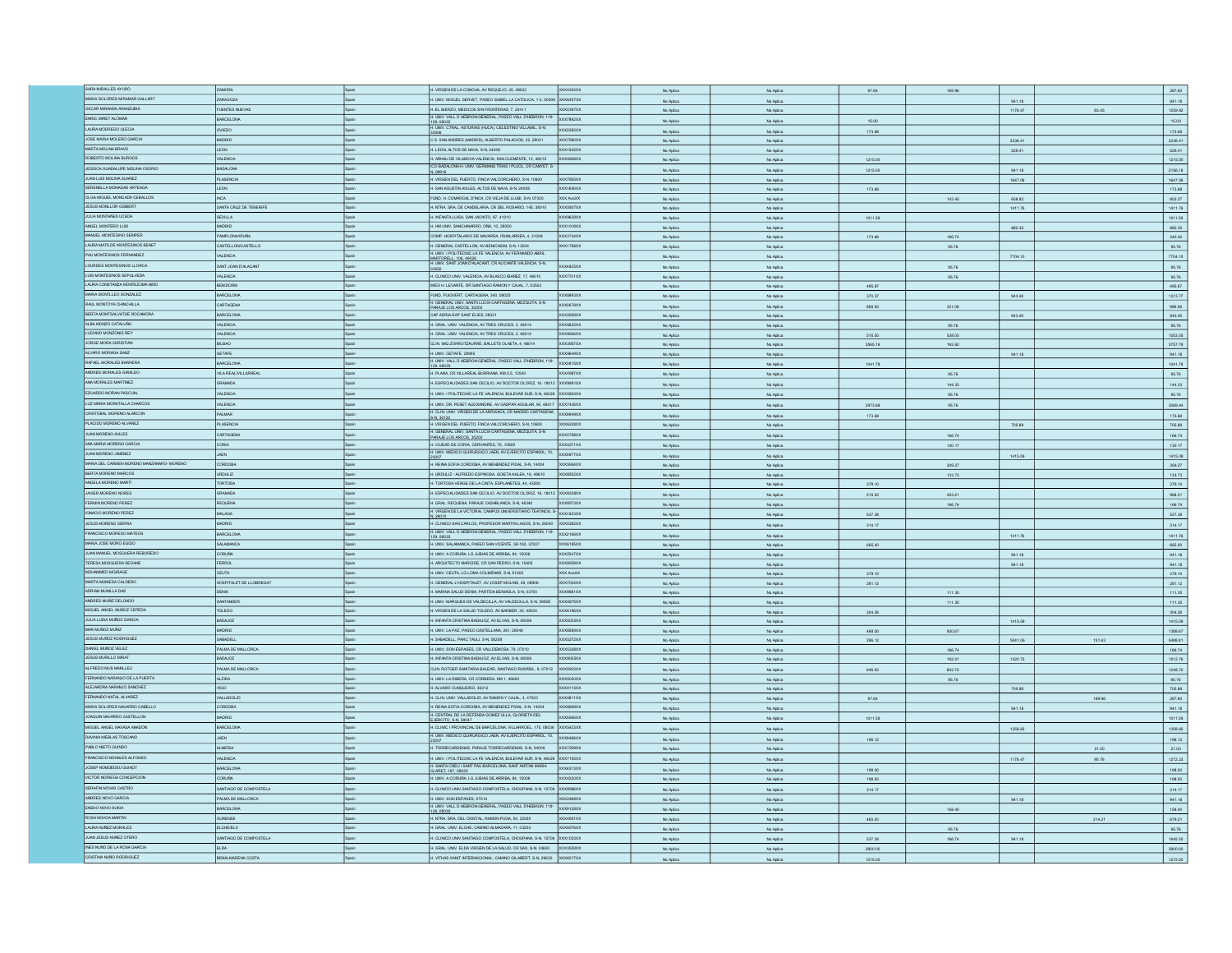| | | | | | | | | | | | |
|---|---|---|---|---|---|---|---|---|---|---|---|
| SARA MIRALLES AFUSO | ZAMORA | Spain | H. VIRGEN DE LA CONCHA, AV REQUEJO, 35, 49022 | XXX4324XX | No Aplica | No Aplica | 97.64 | 169.96 | | | 267.60 |
| MARIA DOLORES MIRAMAR GALLART | ZARAGOZA | Spain | H. UNIV. MIGUEL SERVET, PASEO ISABEL LA CATOLICA, 1-3, 50009 | XXX6457XX | No Aplica | No Aplica | | | 941.18 | | 941.18 |
| OSCAR MIRANDA ARANZUBIA | FUENTES NUEVAS | Spain | H. EL BIERZO, MEDICOS SIN FRONTERAS, 7, 24411 | XXX0367XX | No Aplica | No Aplica | | | 1176.47 | 83.45 | 1259.92 |
| ENRIC MIRET ALOMAR | BARCELONA | Spain | H. UNIV. VALL D HEBRON-GENERAL, PASEO VALL D'HEBRON, 119-129, 08035 | XXX7892XX | No Aplica | No Aplica | 15.00 | | | | 15.00 |
| LAURA MODREGO ULECIA | OVIEDO | Spain | H. UNIV. CTRAL. ASTURIAS (HUCA), CELESTINO VILLAMIL, S-N, 33006 | XXX2282XX | No Aplica | No Aplica | 173.68 | | | | 173.68 |
| JOSE MARIA MOLERO GARCIA | MADRID | Spain | C.S. SAN ANDRES (MADRID), ALBERTO PALACIOS, 22, 28021 | XXX7580XX | No Aplica | No Aplica | | | 2236.41 | | 2236.41 |
| MARTA MOLINA BRAVO | LEON | Spain | H. LEON, ALTOS DE NAVA, S-N, 24008 | XXX1542XX | No Aplica | No Aplica | | | 529.41 | | 529.41 |
| ROBERTO MOLINA BURGOS | VALENCIA | Spain | H. ARNAU DE VILANOVA VALENCIA, SAN CLEMENTE, 12, 46015 | XXX4668XX | No Aplica | No Aplica | 1215.00 | | | | 1215.00 |
| JESSICA GUADALUPE MOLINA OSORIO | BADALONA | Spain | ICO BADALONA-H. UNIV. GERMANS TRIAS I PUJOL, CR CANYET, S-N, 08916 | | No Aplica | No Aplica | 1215.00 | | 941.18 | | 2156.18 |
| JUAN LUIS MOLINA SUAREZ | PLASENCIA | Spain | H. VIRGEN DEL PUERTO, FINCA VALCORCHERO, S-N, 10600 | XXX7655XX | No Aplica | No Aplica | | | 1647.06 | | 1647.06 |
| SERENELLA MONAGAS ARTEAGA | LEON | Spain | H. SAN AGUSTIN AVILES, ALTOS DE NAVA, S-N, 24008 | XXX1690XX | No Aplica | No Aplica | 173.68 | | | | 173.68 |
| OLGA MIGUEL MONCADA CEBALLOS | INCA | Spain | FUND. H. COMARCAL D'INCA, CR VIEJA DE LLUBI, S-N, 07300 | XXX AxxXX | No Aplica | No Aplica | | 143.45 | 658.82 | | 802.27 |
| JESUS MONLLOR GISBERT | SANTA CRUZ DE TENERIFE | Spain | H. NTRA. SRA. DE CANDELARIA, CR DEL ROSARIO, 145, 38010 | XXX0007XX | No Aplica | No Aplica | | | 1411.76 | | 1411.76 |
| JULIA MONTAÑES UCEDA | SEVILLA | Spain | H. INFANTA LUISA, SAN JACINTO, 87, 41010 | XXX9628XX | No Aplica | No Aplica | 1011.59 | | | | 1011.59 |
| ANGEL MONTERO LUIS | MADRID | Spain | H. HM UNIV. SANCHINARRO, OÑA, 10, 28050 | XXX1018XX | No Aplica | No Aplica | | | 882.35 | | 882.35 |
| MANUEL MONTESINO SEMPER | PAMPLONA/IRUÑA | Spain | COMP. HOSPITALARIO DE NAVARRA, IRUNLARREA, 4, 31008 | XXX0734XX | No Aplica | No Aplica | 173.68 | 166.74 | | | 340.42 |
| LAURA MATILDE MONTESINOS BENET | CASTELLON/CASTELLO | Spain | H. GENERAL CASTELLON, AV BENICASIM, S-N, 12004 | XXX1786XX | No Aplica | No Aplica | | 95.76 | | | 95.76 |
| PAU MONTESINOS FERNANDEZ | VALENCIA | Spain | H. UNIV. I POLITECNIC LA FE VALENCIA, AV FERNANDO ABRIL MARTORELL, 106, 46026 | | No Aplica | No Aplica | | | 7704.10 | | 7704.10 |
| LOURDES MONTESINOS LLORCA | SANT JOAN D'ALACANT | Spain | H. UNIV. SANT JOAN D'ALACANT, CR ALICANTE VALENCIA, S-N, 03550 | XXX4625XX | No Aplica | No Aplica | | 95.76 | | | 95.76 |
| LUIS MONTESINOS SEPULVEDA | VALENCIA | Spain | H. CLINICO UNIV. VALENCIA, AV BLASCO IBAÑEZ, 17, 46010 | XXX7701XX | No Aplica | No Aplica | | 95.76 | | | 95.76 |
| LAURA CONSTANZA MONTEZUMA NIÑO | BENIDORM | Spain | IMED H. LEVANTE, DR SANTIAGO RAMON Y CAJAL, 7, 03503 | | No Aplica | No Aplica | 495.87 | | | | 495.87 |
| MARIA MONTLLEO GONZALEZ | BARCELONA | Spain | FUND. PUIGVERT, CARTAGENA, 340, 08025 | XXX6890XX | No Aplica | No Aplica | 370.37 | | 943.40 | | 1313.77 |
| RAUL MONTOYA CHINCHILLA | CARTAGENA | Spain | H. GENERAL UNIV. SANTA LUCIA CARTAGENA, MEZQUITA, S-N PARAJE LOS ARCOS, 30202 | XXX0676XX | No Aplica | No Aplica | 665.00 | 321.06 | | | 986.06 |
| BERTA MONTSALVATGE ROCAMORA | BARCELONA | Spain | CAP ADRIA-EAP SANT ELIES, 08021 | XXX2830XX | No Aplica | No Aplica | | | 943.40 | | 943.40 |
| ALBA MONZO CATALUÑA | VALENCIA | Spain | H. GRAL. UNIV. VALENCIA, AV TRES CRUCES, 2, 46014 | XXX5625XX | No Aplica | No Aplica | | 95.76 | | | 95.76 |
| LUCIANO MONZONIS REY | VALENCIA | Spain | H. GRAL. UNIV. VALENCIA, AV TRES CRUCES, 2, 46014 | XXX9560XX | No Aplica | No Aplica | 515.00 | 538.05 | | | 1053.05 |
| JORGE MORA CHRISTIAN | BILBAO | Spain | CLIN. IMQ ZORROTZAURRE, BALLETS OLAETA, 4, 48014 | XXX2957XX | No Aplica | No Aplica | 3565.16 | 192.62 | | | 3757.78 |
| ALVARO MORAGA SANZ | GETAFE | Spain | H. UNIV. GETAFE, 28905 | XXX9649XX | No Aplica | No Aplica | | | 941.18 | | 941.18 |
| RAFAEL MORALES BARRERA | BARCELONA | Spain | H. UNIV. VALL D HEBRON-GENERAL, PASEO VALL D'HEBRON, 119-129, 08035 | XXX8015XX | No Aplica | No Aplica | 1041.78 | | | | 1041.78 |
| ANDRES MORALES GIRALDO | VILA REAL/VILLARREAL | Spain | H. PLANA, CR VILLAREAL BURRIANA, KM 0,5, 12540 | XXX4987XX | No Aplica | No Aplica | | 95.76 | | | 95.76 |
| ANA MORALES MARTINEZ | GRANADA | Spain | H. ESPECIALIDADES SAN CECILIO, AV DOCTOR OLORIZ, 16, 18012 | XXX9681XX | No Aplica | No Aplica | | 144.33 | | | 144.33 |
| EDUARDO MORAN PASCUAL | VALENCIA | Spain | H. UNIV. I POLITECNIC LA FE VALENCIA, BULEVAR SUR, S-N, 46026 | XXX5603XX | No Aplica | No Aplica | | 95.76 | | | 95.76 |
| LUZ MARIA MORATALLA CHARCOS | VALENCIA | Spain | H. UNIV. DR. PESET ALEXANDRE, AV GASPAR AGUILAR, 90, 46017 | XXX7436XX | No Aplica | No Aplica | 2973.68 | 95.76 | | | 3069.44 |
| CRISTOBAL MORENO ALARCON | PALMAR | Spain | H. CLIN. UNIV. VIRGEN DE LA ARRIXACA, CR MADRID CARTAGENA, S-N, 30120 | XXX9449XX | No Aplica | No Aplica | 173.68 | | | | 173.68 |
| PLACIDO MORENO ALVAREZ | PLASENCIA | Spain | H. VIRGEN DEL PUERTO, FINCA VALCORCHERO, S-N, 10600 | XXX6239XX | No Aplica | No Aplica | | | 705.88 | | 705.88 |
| JUAN MORENO AVILES | CARTAGENA | Spain | H. GENERAL UNIV. SANTA LUCIA CARTAGENA, MEZQUITA, S-N PARAJE LOS ARCOS, 30202 | XXX5798XX | No Aplica | No Aplica | | 166.74 | | | 166.74 |
| ANA MARIA MORENO GARCIA | CORIA | Spain | H. CIUDAD DE CORIA, CERVANTES, 75, 10800 | XXX0271XX | No Aplica | No Aplica | | 130.17 | | | 130.17 |
| JUAN MORENO JIMENEZ | JAEN | Spain | H. UNIV. MEDICO QUIRURGICO JAEN, AV EJERCITO ESPAÑOL, 10, 23007 | XXX5977XX | No Aplica | No Aplica | | | 1415.09 | | 1415.09 |
| MARIA DEL CARMEN MORENO MANZANARO- MORENO | CORDOBA | Spain | H. REINA SOFIA CORDOBA, AV MENENDEZ PIDAL, S-N, 14004 | XXX5994XX | No Aplica | No Aplica | | 309.27 | | | 309.27 |
| BERTA MORENO MARCOS | URDULIZ | Spain | H. URDULIZ - ALFREDO ESPINOSA, GOIETA KALEA, 16, 48610 | XXX8552XX | No Aplica | No Aplica | | 133.73 | | | 133.73 |
| ANGELA MORENO MARTI | TORTOSA | Spain | H. TORTOSA VERGE DE LA CINTA, ESPLANETES, 44, 43500 | | No Aplica | No Aplica | 378.10 | | | | 378.10 |
| JAVIER MORENO NORES | GRANADA | Spain | H. ESPECIALIDADES SAN CECILIO, AV DOCTOR OLORIZ, 16, 18012 | XXX0208XX | No Aplica | No Aplica | 515.00 | 453.21 | | | 968.21 |
| FERMIN MORENO PEREZ | REQUENA | Spain | H. GRAL. REQUENA, PARAJE CASABLANCA, S-N, 46340 | XXX0572XX | No Aplica | No Aplica | | 166.74 | | | 166.74 |
| IGNACIO MORENO PEREZ | MALAGA | Spain | H. VIRGEN DE LA VICTORIA, CAMPUS UNIVERSITARIO TEATINOS, S-N, 29010 | XXX1923XX | No Aplica | No Aplica | 537.38 | | | | 537.38 |
| JESUS MORENO SIERRA | MADRID | Spain | H. CLINICO SAN CARLOS, PROFESOR MARTIN LAGOS, S-N, 28040 | XXX0282XX | No Aplica | No Aplica | 314.17 | | | | 314.17 |
| FRANCISCO MORESO MATEOS | BARCELONA | Spain | H. UNIV. VALL D HEBRON-GENERAL, PASEO VALL D'HEBRON, 119-129, 08035 | XXX2166XX | No Aplica | No Aplica | | | 1411.76 | | 1411.76 |
| MARIA JOSE MORO EGIDO | SALAMANCA | Spain | H. UNIV. SALAMANCA, PASEO SAN VICENTE, 58-182, 37007 | XXX6186XX | No Aplica | No Aplica | 665.00 | | | | 665.00 |
| JUAN MANUEL MOSQUERA REBOREDO | CORUÑA | Spain | H. UNIV. A CORUÑA, LG JUBIAS DE ARRIBA, 84, 15006 | XXX2547XX | No Aplica | No Aplica | | | 941.18 | | 941.18 |
| TERESA MOSQUERA SEOANE | FERROL | Spain | H. ARQUITECTO MARCIDE, CR SAN PEDRO, S-N, 15405 | XXX0589XX | No Aplica | No Aplica | | | 941.18 | | 941.18 |
| MOHAMMED MOIRAGIE | CEUTA | Spain | H. UNIV. CEUTA, LG LOMA COLMENAR, S-N, 51005 | XXX AxxXX | No Aplica | No Aplica | 378.10 | | | | 378.10 |
| MARTA MUNIESA CALDERO | HOSPITALET DE LLOBREGAT | Spain | H. GENERAL L'HOSPITALET, AV JOSEP MOLINS, 29, 08906 | XXX7034XX | No Aplica | No Aplica | 281.12 | | | | 281.12 |
| ADRIAN MUNILLA DAS | DENIA | Spain | H. MARINA SALUD DENIA, PARTIDA BENADLA, S-N, 03700 | XXX9881XX | No Aplica | No Aplica | | 111.35 | | | 111.35 |
| ANDRES MUÑIZ DELGADO | SANTANDER | Spain | H. UNIV. MARQUES DE VALDECILLA, AV VALDECILLA, S-N, 39008 | XXX4675XX | No Aplica | No Aplica | | 111.35 | | | 111.35 |
| MIGUEL ANGEL MUÑOZ CEPEDA | TOLEDO | Spain | H. VIRGEN DE LA SALUD TOLEDO, AV BARBER, 30, 45004 | XXX6196XX | No Aplica | No Aplica | 304.26 | | | | 304.26 |
| JULIA LUISA MUÑOZ GARCIA | BADAJOZ | Spain | H. INFANTA CRISTINA BADAJOZ, AV ELVAS, S-N, 06006 | XXX5053XX | No Aplica | No Aplica | | | 1415.09 | | 1415.09 |
| MAR MUÑOZ MUÑIZ | MADRID | Spain | H. UNIV. LA PAZ, PASEO CASTELLANA, 261, 28046 | XXX8089XX | No Aplica | No Aplica | 468.00 | 920.67 | | | 1388.67 |
| JESUS MUÑOZ RODRIGUEZ | SABADELL | Spain | H. SABADELL, PARC TAULI, S-N, 08208 | XXX5272XX | No Aplica | No Aplica | 296.12 | | 5041.06 | 151.63 | 5488.81 |
| DANIEL MUÑOZ VELEZ | PALMA DE MALLORCA | Spain | H. UNIV. SON ESPASES, CR VALLDEMOSA, 79, 07010 | XXX5328XX | No Aplica | No Aplica | | 166.74 | | | 166.74 |
| JESUS MURILLO MIRAT | BADAJOZ | Spain | H. INFANTA CRISTINA BADAJOZ, AV ELVAS, S-N, 06006 | XXX8655XX | No Aplica | No Aplica | | 192.01 | 1320.75 | | 1512.76 |
| ALFREDO MUS MALLEU | PALMA DE MALLORCA | Spain | CLIN. ROTGER SANITARIA BALEAR, SANTIAGO RUSIÑOL, 9, 07012 | XXX0922XX | No Aplica | No Aplica | 646.00 | 602.70 | | | 1248.70 |
| FERNANDO NARANJO DE LA PUERTA | ALZIRA | Spain | H. UNIV. LA RIBERA, CR CORBERA, KM 1, 46600 | XXX5020XX | No Aplica | No Aplica | | 95.76 | | | 95.76 |
| ALEJANDRA NARANJO SANCHEZ | VIGO | Spain | H. ALVARO CUNQUEIRO, 36312 | XXX4113XX | No Aplica | No Aplica | | | 705.88 | | 705.88 |
| FERNANDO NATAL ALVAREZ | VALLADOLID | Spain | H. CLIN. UNIV. VALLADOLID, AV RAMON Y CAJAL, 3, 47003 | XXX4811XX | No Aplica | No Aplica | 97.64 | | | 169.96 | 267.60 |
| MARIA DOLORES NAVARRO CABELLO | CORDOBA | Spain | H. REINA SOFIA CORDOBA, AV MENENDEZ PIDAL, S-N, 14004 | XXX9089XX | No Aplica | No Aplica | | | 941.18 | | 941.18 |
| JOAQUIN NAVARRO CASTELLON | MADRID | Spain | H. CENTRAL DE LA DEFENSA GOMEZ ULLA, GLORIETA DEL EJERCITO, S-N, 28047 | XXX5566XX | No Aplica | No Aplica | 1011.59 | | | | 1011.59 |
| MIGUEL ANGEL NAVASA ANADON | BARCELONA | Spain | H. CLINIC I PROVINCIAL DE BARCELONA, VILLARROEL, 170, 08036 | XXX5432XX | No Aplica | No Aplica | | | 1358.92 | | 1358.92 |
| DAVINIA NIEBLAS TOSCANO | JAEN | Spain | H. UNIV. MEDICO QUIRURGICO JAEN, AV EJERCITO ESPAÑOL, 10, 23007 | XXX8486XX | No Aplica | No Aplica | 196.12 | | | | 196.12 |
| PABLO NIETO GUINDO | ALMERIA | Spain | H. TORRECARDENAS, PARAJE TORRECARDENAS, S-N, 04009 | XXX7209XX | No Aplica | No Aplica | | | | 21.00 | 21.00 |
| FRANCISCO NOHALES ALFONSO | VALENCIA | Spain | H. UNIV. I POLITECNIC LA FE VALENCIA, BULEVAR SUR, S-N, 46026 | XXX7183XX | No Aplica | No Aplica | | | 1176.47 | 95.76 | 1272.23 |
| JOSEP NOMDEDEU GUINOT | BARCELONA | Spain | H. SANTA CREU I SANT PAU BARCELONA, SANT ANTONI MARIA CLARET, 167, 08025 | XXX4513XX | No Aplica | No Aplica | 198.03 | | | | 198.03 |
| VICTOR NORIEGA CONCEPCION | CORUÑA | Spain | H. UNIV. A CORUÑA, LG JUBIAS DE ARRIBA, 84, 15006 | XXX4230XX | No Aplica | No Aplica | 198.00 | | | | 198.00 |
| SERAFIN NOVAS CASTRO | SANTIAGO DE COMPOSTELA | Spain | H. CLINICO UNIV SANTIAGO COMPOSTELA, CHOUPANA, S-N, 15706 | XXX0986XX | No Aplica | No Aplica | 314.17 | | | | 314.17 |
| ANDRES NOVO GARCIA | PALMA DE MALLORCA | Spain | H. UNIV. SON ESPASES, 07010 | XXX2460XX | No Aplica | No Aplica | | | 941.18 | | 941.18 |
| ENEKO NOVO SUKIA | BARCELONA | Spain | H. UNIV. VALL D HEBRON-GENERAL, PASEO VALL D'HEBRON, 119-129, 08035 | XXX8128XX | No Aplica | No Aplica | | 158.40 | | | 158.40 |
| ROSA NOVOA MARTIN | OURENSE | Spain | H. NTRA. SRA. DEL CRISTAL, RAMON PUGA, 54, 32005 | XXX4621XX | No Aplica | No Aplica | 465.00 | | | 214.21 | 679.21 |
| LAURA NUÑEZ MORALES | ELCHE/ELX | Spain | H. GRAL. UNIV. ELCHE, CAMINO ALMAZARA, 11, 03203 | XXX8876XX | No Aplica | No Aplica | | 95.76 | | | 95.76 |
| JUAN JESUS NUÑEZ OTERO | SANTIAGO DE COMPOSTELA | Spain | H. CLINICO UNIV SANTIAGO COMPOSTELA, CHOUPANA, S-N, 15706 | XXX1022XX | No Aplica | No Aplica | 537.38 | 166.74 | 941.18 | | 1645.30 |
| INES NUÑO DE LA ROSA GARCIA | ELDA | Spain | H. GRAL. UNIV. ELDA VIRGEN DE LA SALUD, CR SAX, S-N, 03600 | XXX3528XX | No Aplica | No Aplica | 2800.00 | | | | 2800.00 |
| CRISTINA NUÑO RODRIGUEZ | BENALMADENA COSTA | Spain | H. VITHAS XANIT INTERNACIONAL, CAMINO GILABERT, S-N, 29630 | XXX6517XX | No Aplica | No Aplica | 1215.00 | | | | 1215.00 |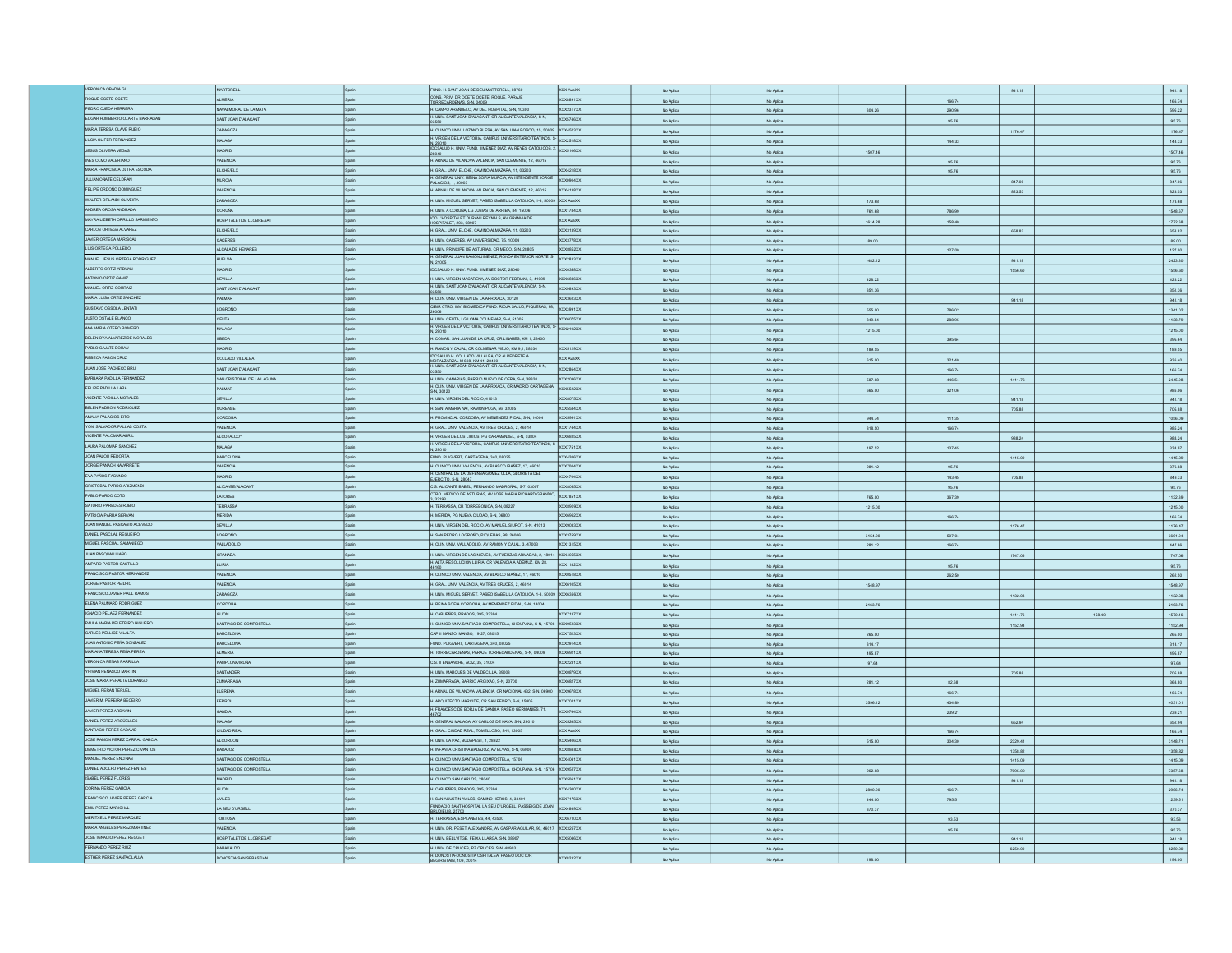| | | | | | | | | | | | |
|---|---|---|---|---|---|---|---|---|---|---|---|
| VERONICA OBADIA GIL | MARTORELL | Spain | FUND. H. SANT JOAN DE DEU MARTORELL, 08760 | XXX AxxXX | No Aplica | No Aplica | | | 941.18 | | 941.18 |
| ROQUE OCETE OCETE | ALMERIA | Spain | CONS. PRIV. DR OCETE OCETE, ROQUE, PARAJE TORRECARDENAS, S-N, 04009 | XXX8891XX | No Aplica | No Aplica | | 166.74 | | | 166.74 |
| PEDRO OJEDA HERRERA | NAVALMORAL DE LA MATA | Spain | H. CAMPO ARAÑUELO, AV DEL HOSPITAL, S-N, 10300 | XXX2317XX | No Aplica | No Aplica | 304.36 | 290.86 | | | 595.22 |
| EDGAR HUMBERTO OLARTE BARRAGAN | SANT JOAN D'ALACANT | Spain | H. UNIV. SANT JOAN D'ALACANT, CR ALICANTE VALENCIA, S-N, 03550 | XXX5746XX | No Aplica | No Aplica | | 95.76 | | | 95.76 |
| MARIA TERESA OLAVE RUBIO | ZARAGOZA | Spain | H. CLINICO UNIV. LOZANO BLESA, AV SAN JUAN BOSCO, 15, 50009 | XXX4023XX | No Aplica | No Aplica | | | 1176.47 | | 1176.47 |
| LUCIA OLIFER FERNANDEZ | MALAGA | Spain | H. VIRGEN DE LA VICTORIA, CAMPUS UNIVERSITARIO TEATINOS, S-N, 29010 | XXX2518XX | No Aplica | No Aplica | | 144.33 | | | 144.33 |
| JESUS OLIVERA VEGAS | MADRID | Spain | IDCSALUD H. UNIV. FUND. JIMENEZ DIAZ, AV REYES CATOLICOS, 2, 28040 | XXX5106XX | No Aplica | No Aplica | 1507.46 | | | | 1507.46 |
| INES OLMO VALERIANO | VALENCIA | Spain | H. ARNAU DE VILANOVA VALENCIA, SAN CLEMENTE, 12, 46015 | | No Aplica | No Aplica | | 95.76 | | | 95.76 |
| MARIA FRANCISCA OLTRA ESCODA | ELCHE/ELX | Spain | H. GRAL. UNIV. ELCHE, CAMINO ALMAZARA, 11, 03203 | XXX4210XX | No Aplica | No Aplica | | 95.76 | | | 95.76 |
| JULIAN OÑATE CELDRAN | MURCIA | Spain | H. GENERAL UNIV. REINA SOFIA MURCIA, AV INTENDENTE JORGE PALACIOS, 1, 30003 | XXX0964XX | No Aplica | No Aplica | | | 847.06 | | 847.06 |
| FELIPE ORDOÑO DOMINGUEZ | VALENCIA | Spain | H. ARNAU DE VILANOVA VALENCIA, SAN CLEMENTE, 12, 46015 | XXX4138XX | No Aplica | No Aplica | | | 823.53 | | 823.53 |
| WALTER ORLANDI OLIVEIRA | ZARAGOZA | Spain | H. UNIV. MIGUEL SERVET, PASEO ISABEL LA CATOLICA, 1-3, 50009 | XXX AxxXX | No Aplica | No Aplica | 173.68 | | | | 173.68 |
| ANDREA OROSA ANDRADA | CORUÑA | Spain | H. UNIV. A CORUÑA, LG JUBIAS DE ARRIBA, 84, 15006 | XXX1784XX | No Aplica | No Aplica | 761.68 | 786.99 | | | 1548.67 |
| MAYRA LIZBETH ORRILLO SARMIENTO | HOSPITALET DE LLOBREGAT | Spain | ICO L'HOSPITALET DURAN I REYNALS, AV GRANVIA DE HOSPITALET, 203, 08907 | XXX AxxXX | No Aplica | No Aplica | 1614.28 | 158.40 | | | 1772.68 |
| CARLOS ORTEGA ALVAREZ | ELCHE/ELX | Spain | H. GRAL. UNIV. ELCHE, CAMINO ALMAZARA, 11, 03203 | XXX3139XX | No Aplica | No Aplica | | | 658.82 | | 658.82 |
| JAVIER ORTEGA MARISCAL | CACERES | Spain | H. UNIV. CACERES, AV UNIVERSIDAD, 75, 10004 | XXX3776XX | No Aplica | No Aplica | 89.00 | | | | 89.00 |
| LUIS ORTEGA POLLEDO | ALCALA DE HENARES | Spain | H. UNIV. PRINCIPE DE ASTURIAS, CR MECO, S-N, 28805 | XXX9952XX | No Aplica | No Aplica | | 127.00 | | | 127.00 |
| MANUEL JESUS ORTEGA RODRIGUEZ | HUELVA | Spain | H. GENERAL JUAN RAMON JIMENEZ, RONDA EXTERIOR NORTE, S-N, 21005 | XXX2833XX | No Aplica | No Aplica | 1482.12 | | 941.18 | | 2423.30 |
| ALBERTO ORTIZ ARDUAN | MADRID | Spain | IDCSALUD H. UNIV. FUND. JIMENEZ DIAZ, 28040 | XXX0358XX | No Aplica | No Aplica | | | 1556.68 | | 1556.68 |
| ANTONIO ORTIZ GAMIZ | SEVILLA | Spain | H. UNIV. VIRGEN MACARENA, AV DOCTOR FEDRIANI, 3, 41009 | XXX6636XX | No Aplica | No Aplica | 428.22 | | | | 428.22 |
| MANUEL ORTIZ GORRAIZ | SANT JOAN D'ALACANT | Spain | H. UNIV. SANT JOAN D'ALACANT, CR ALICANTE VALENCIA, S-N, 03550 | XXX8890XX | No Aplica | No Aplica | 351.36 | | | | 351.36 |
| MARIA LUISA ORTIZ SANCHEZ | PALMAR | Spain | H. CLIN. UNIV. VIRGEN DE LA ARRIXACA, 30120 | XXX3610XX | No Aplica | No Aplica | | | 941.18 | | 941.18 |
| GUSTAVO OSSOLA LENTATI | LOGROÑO | Spain | CIBIR CTRO. INV. BIOMEDICA FUND. RIOJA SALUD, PIQUERAS, 98, 26006 | XXX2891XX | No Aplica | No Aplica | 555.00 | 786.02 | | | 1341.02 |
| JUSTO OSTALE BLANCO | CEUTA | Spain | H. UNIV. CEUTA, LG LOMA COLMENAR, S-N, 51005 | XXX6075XX | No Aplica | No Aplica | 849.84 | 288.95 | | | 1138.79 |
| ANA MARIA OTERO ROMERO | MALAGA | Spain | H. VIRGEN DE LA VICTORIA, CAMPUS UNIVERSITARIO TEATINOS, S-N, 29010 | XXX2102XX | No Aplica | No Aplica | 1215.00 | | | | 1215.00 |
| BELEN OYA ALVAREZ DE MORALES | UBEDA | Spain | H. COMAR. SAN JUAN DE LA CRUZ, CR LINARES, KM 1, 23400 | | No Aplica | No Aplica | | 395.84 | | | 395.84 |
| PABLO GAJATE BORAU | MADRID | Spain | H. RAMON Y CAJAL, CR COLMENAR VIEJO, KM 9,1, 28034 | XXX5139XX | No Aplica | No Aplica | 189.55 | | | | 189.55 |
| REBECA PABON CRUZ | COLLADO VILLALBA | Spain | IDCSALUD H. COLLADO VILLALBA, CR ALPEDRETE A MORALZARZAL M-608, KM 41, 28400 | XXX AxxXX | No Aplica | No Aplica | 615.00 | 321.40 | | | 936.40 |
| JUAN JOSE PACHECO BRU | SANT JOAN D'ALACANT | Spain | H. UNIV. SANT JOAN D'ALACANT, CR ALICANTE VALENCIA, S-N, 03550 | XXX2864XX | No Aplica | No Aplica | | 166.74 | | | 166.74 |
| BARBARA PADILLA FERNANDEZ | SAN CRISTOBAL DE LA LAGUNA | Spain | H. UNIV. CANARIAS, BARRIO NUEVO DE OFRA, S-N, 38320 | XXX2036XX | No Aplica | No Aplica | 587.68 | 446.54 | 1411.76 | | 2445.98 |
| FELIPE PADILLA LARA | PALMAR | Spain | H. CLIN. UNIV. VIRGEN DE LA ARRIXACA, CR MADRID CARTAGENA, S-N, 30120 | XXX5522XX | No Aplica | No Aplica | 665.00 | 321.06 | | | 986.06 |
| VICENTE PADILLA MORALES | SEVILLA | Spain | H. UNIV. VIRGEN DEL ROCIO, 41013 | XXX8075XX | No Aplica | No Aplica | | | 941.18 | | 941.18 |
| BELEN PADRON RODRIGUEZ | OURENSE | Spain | H. SANTA MARIA NAI, RAMON PUGA, 56, 32005 | XXX5534XX | No Aplica | No Aplica | | | 705.88 | | 705.88 |
| AMALIA PALACIOS EITO | CORDOBA | Spain | H. PROVINCIAL CORDOBA, AV MENENDEZ PIDAL, S-N, 14004 | XXX5991XX | No Aplica | No Aplica | 944.74 | 111.35 | | | 1056.09 |
| YONI SALVADOR PALLAS COSTA | VALENCIA | Spain | H. GRAL. UNIV. VALENCIA, AV TRES CRUCES, 2, 46014 | XXX1746XX | No Aplica | No Aplica | 818.50 | 166.74 | | | 985.24 |
| VICENTE PALOMAR ABRIL | ALCOI/ALCOY | Spain | H. VIRGEN DE LOS LIRIOS, PG CARAMANXEL, S-N, 03804 | XXX8815XX | No Aplica | No Aplica | | | 988.24 | | 988.24 |
| LAURA PALOMAR SANCHEZ | MALAGA | Spain | H. VIRGEN DE LA VICTORIA, CAMPUS UNIVERSITARIO TEATINOS, S-N, 29010 | XXX7751XX | No Aplica | No Aplica | 197.52 | 137.45 | | | 334.97 |
| JOAN PALOU REDORTA | BARCELONA | Spain | FUND. PUIGVERT, CARTAGENA, 340, 08025 | XXX4200XX | No Aplica | No Aplica | | | 1415.09 | | 1415.09 |
| JORGE PANACH NAVARRETE | VALENCIA | Spain | H. CLINICO UNIV. VALENCIA, AV BLASCO IBAÑEZ, 17, 46010 | XXX7044XX | No Aplica | No Aplica | 281.12 | 95.76 | | | 376.88 |
| EVA PANOS FAGUNDO | MADRID | Spain | H. CENTRAL DE LA DEFENSA GOMEZ ULLA, GLORIETA DEL EJERCITO, S-N, 28047 | XXX4734XX | No Aplica | No Aplica | | 143.45 | 705.88 | | 849.33 |
| CRISTOBAL PARDO ARIZMENDI | ALICANTE/ALACANT | Spain | C.S. ALICANTE BABEL, FERNANDO MADROÑAL, 5-7, 03007 | XXX0085XX | No Aplica | No Aplica | | 95.76 | | | 95.76 |
| PABLO PARDO COTO | LATORES | Spain | CTRO. MEDICO DE ASTURIAS, AV JOSE MARIA RICHARD GRANDIO, 3, 33193 | XXX7851XX | No Aplica | No Aplica | 765.00 | 367.39 | | | 1132.39 |
| SATURIO PAREDES RUBIO | TERRASSA | Spain | H. TERRASSA, CR TORREBONICA, S-N, 08227 | XXX0969XX | No Aplica | No Aplica | 1215.00 | | | | 1215.00 |
| PATRICIA PARRA SERVAN | MERIDA | Spain | H. MERIDA, PG NUEVA CIUDAD, S-N, 06800 | XXX0962XX | No Aplica | No Aplica | | 166.74 | | | 166.74 |
| JUAN MANUEL PASCASIO ACEVEDO | SEVILLA | Spain | H. UNIV. VIRGEN DEL ROCIO, AV MANUEL SIUROT, S-N, 41013 | XXX9033XX | No Aplica | No Aplica | | | 1176.47 | | 1176.47 |
| DANIEL PASCUAL REGUEIRO | LOGROÑO | Spain | H. SAN PEDRO LOGROÑO, PIQUERAS, 98, 26006 | XXX3798XX | No Aplica | No Aplica | 3154.00 | 507.04 | | | 3661.04 |
| MIGUEL PASCUAL SAMANIEGO | VALLADOLID | Spain | H. CLIN. UNIV. VALLADOLID, AV RAMON Y CAJAL, 3, 47003 | XXX1315XX | No Aplica | No Aplica | 281.12 | 166.74 | | | 447.86 |
| JUAN PASQUAU LIAÑO | GRANADA | Spain | H. UNIV. VIRGEN DE LAS NIEVES, AV FUERZAS ARMADAS, 2, 18014 | XXX4053XX | No Aplica | No Aplica | | | 1747.06 | | 1747.06 |
| AMPARO PASTOR CASTILLO | LLIRIA | Spain | H. ALTA RESOLUCION LLIRIA, CR VALENCIA A ADEMUZ, KM 28, 46160 | XXX1182XX | No Aplica | No Aplica | | 95.76 | | | 95.76 |
| FRANCISCO PASTOR HERNANDEZ | VALENCIA | Spain | H. CLINICO UNIV. VALENCIA, AV BLASCO IBAÑEZ, 17, 46010 | XXX6518XX | No Aplica | No Aplica | | 262.50 | | | 262.50 |
| JORGE PASTOR PEIDRO | VALENCIA | Spain | H. GRAL. UNIV. VALENCIA, AV TRES CRUCES, 2, 46014 | XXX6105XX | No Aplica | No Aplica | 1548.97 | | | | 1548.97 |
| FRANCISCO JAVIER PAUL RAMOS | ZARAGOZA | Spain | H. UNIV. MIGUEL SERVET, PASEO ISABEL LA CATOLICA, 1-3, 50009 | XXX6346XX | No Aplica | No Aplica | | | 1132.08 | | 1132.08 |
| ELENA PAUMARD RODRIGUEZ | CORDOBA | Spain | H. REINA SOFIA CORDOBA, AV MENENDEZ PIDAL, S-N, 14004 | | No Aplica | No Aplica | 2163.76 | | | | 2163.76 |
| IGNACIO PELAEZ FERNANDEZ | GIJON | Spain | H. CABUEÑES, PRADOS, 395, 33394 | XXX7137XX | No Aplica | No Aplica | | | 1411.76 | 158.40 | 1570.16 |
| PAULA MARIA PELETEIRO HIGUERO | SANTIAGO DE COMPOSTELA | Spain | H. CLINICO UNIV SANTIAGO COMPOSTELA, CHOUPANA, S-N, 15706 | XXX9513XX | No Aplica | No Aplica | | | 1152.94 | | 1152.94 |
| CARLES PELLICE VILALTA | BARCELONA | Spain | CAP II MANSO, MANSO, 19-27, 08015 | XXX7523XX | No Aplica | No Aplica | 265.00 | | | | 265.00 |
| JUAN ANTONIO PEÑA GONZALEZ | BARCELONA | Spain | FUND. PUIGVERT, CARTAGENA, 340, 08025 | XXX2814XX | No Aplica | No Aplica | 314.17 | | | | 314.17 |
| MARIANA TERESA PEÑA PEREA | ALMERIA | Spain | H. TORRECARDENAS, PARAJE TORRECARDENAS, S-N, 04009 | XXX6921XX | No Aplica | No Aplica | 495.87 | | | | 495.87 |
| VERONICA PEÑAS PARRILLA | PAMPLONA/IRUÑA | Spain | C.S. II ENSANCHE, AOIZ, 35, 31004 | XXX2231XX | No Aplica | No Aplica | 97.64 | | | | 97.64 |
| YHIVAN PEÑASCO MARTIN | SANTANDER | Spain | H. UNIV. MARQUES DE VALDECILLA, 39008 | XXX0879XX | No Aplica | No Aplica | | | 705.88 | | 705.88 |
| JOSE MARIA PERALTA DURANGO | ZUMARRAGA | Spain | H. ZUMARRAGA, BARRIO ARGIXAO, S-N, 20700 | XXX6627XX | No Aplica | No Aplica | 281.12 | 82.68 | | | 363.80 |
| MIGUEL PERAN TERUEL | LLERENA | Spain | H. ARNAU DE VILANOVA VALENCIA, CR NACIONAL 432, S-N, 06900 | XXX6670XX | No Aplica | No Aplica | | 166.74 | | | 166.74 |
| JAVIER M. PEREIRA BECEIRO | FERROL | Spain | H. ARQUITECTO MARCIDE, CR SAN PEDRO, S-N, 15405 | XXX7011XX | No Aplica | No Aplica | 3596.12 | 434.89 | | | 4031.01 |
| JAVIER PEREZ ARDAVIN | GANDIA | Spain | H. FRANCESC DE BORJA DE GANDIA, PASEO GERMANIES, 71, 46702 | XXX9746XX | No Aplica | No Aplica | | 239.21 | | | 239.21 |
| DANIEL PEREZ ARGÜELLES | MALAGA | Spain | H. GENERAL MALAGA, AV CARLOS DE HAYA, S-N, 29010 | XXX5265XX | No Aplica | No Aplica | | | 652.94 | | 652.94 |
| SANTIAGO PEREZ CADAVID | CIUDAD REAL | Spain | H. GRAL. CIUDAD REAL, TOMELLOSO, S-N, 13005 | XXX AxxXX | No Aplica | No Aplica | | 166.74 | | | 166.74 |
| JOSE RAMON PEREZ CARRAL GARCIA | ALCORCON | Spain | H. UNIV. LA PAZ, BUDAPEST, 1, 28922 | XXX5406XX | No Aplica | No Aplica | 515.00 | 304.30 | 2329.41 | | 3148.71 |
| DEMETRIO VICTOR PEREZ CIVANTOS | BADAJOZ | Spain | H. INFANTA CRISTINA BADAJOZ, AV ELVAS, S-N, 06006 | XXX8848XX | No Aplica | No Aplica | | | 1358.82 | | 1358.82 |
| MANUEL PEREZ ENCINAS | SANTIAGO DE COMPOSTELA | Spain | H. CLINICO UNIV SANTIAGO COMPOSTELA, 15706 | XXX4041XX | No Aplica | No Aplica | | | 1415.09 | | 1415.09 |
| DANIEL ADOLFO PEREZ FENTES | SANTIAGO DE COMPOSTELA | Spain | H. CLINICO UNIV SANTIAGO COMPOSTELA, CHOUPANA, S-N, 15706 | XXX9627XX | No Aplica | No Aplica | 262.68 | | 7095.00 | | 7357.68 |
| ISABEL PEREZ FLORES | MADRID | Spain | H. CLINICO SAN CARLOS, 28040 | XXX5891XX | No Aplica | No Aplica | | | 941.18 | | 941.18 |
| CORINA PEREZ GARCIA | GIJON | Spain | H. CABUEÑES, PRADOS, 395, 33394 | XXX4300XX | No Aplica | No Aplica | 2800.00 | 166.74 | | | 2966.74 |
| FRANCISCO JAVIER PEREZ GARCIA | AVILES | Spain | H. SAN AGUSTIN AVILES, CAMINO HEROS, 4, 33401 | XXX7176XX | No Aplica | No Aplica | 444.00 | 795.51 | | | 1239.51 |
| EMIL PEREZ MARICHAL | LA SEU D'URGELL | Spain | FUNDACIO SANT HOSPITAL LA SEU D'URGELL, PASSEIG DE JOAN BRUDIEU,8, 25700 | XXX8449XX | No Aplica | No Aplica | 370.37 | | | | 370.37 |
| MERITXELL PEREZ MARQUEZ | TORTOSA | Spain | H. TERRASSA, ESPLANETES, 44, 43500 | XXX6716XX | No Aplica | No Aplica | | 93.53 | | | 93.53 |
| MARIA ANGELES PEREZ MARTINEZ | VALENCIA | Spain | H. UNIV. DR. PESET ALEIXANDRE, AV GASPAR AGUILAR, 90, 46017 | XXX3297XX | No Aplica | No Aplica | | 95.76 | | | 95.76 |
| JOSE IGNACIO PEREZ REGOETI | HOSPITALET DE LLOBREGAT | Spain | H. UNIV. BELLVITGE, FEIXA LLARGA, S-N, 08907 | XXX5046XX | No Aplica | No Aplica | | | 941.18 | | 941.18 |
| FERNANDO PEREZ RUIZ | BARAKALDO | Spain | H. UNIV. DE CRUCES, PZ CRUCES, S-N, 48903 | | No Aplica | No Aplica | | | 6250.00 | | 6250.00 |
| ESTHER PEREZ SANTAOLALLA | DONOSTIA/SAN SEBASTIAN | Spain | H. DONOSTIA-DONOSTIA OSPITALEA, PASEO DOCTOR BEGIRISTAIN, 109, 20014 | XXX8032XX | No Aplica | No Aplica | 198.00 | | | | 198.00 |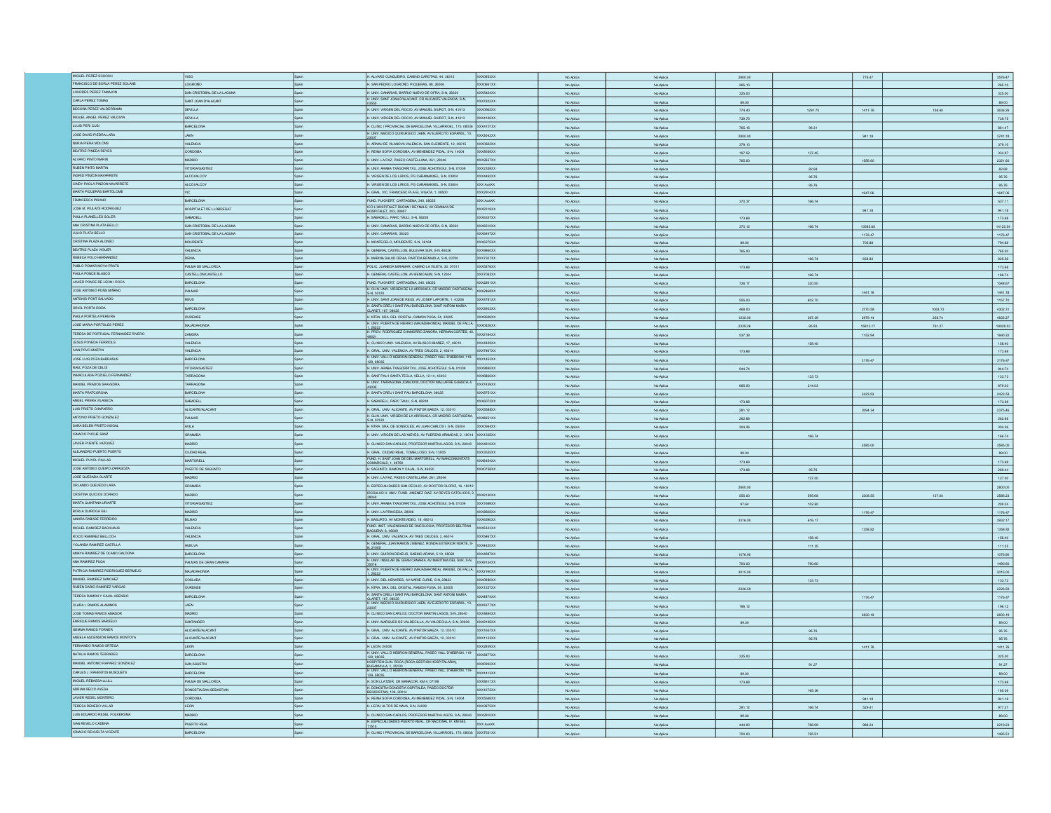| | | | | | | | | | | | |
|---|---|---|---|---|---|---|---|---|---|---|---|
| MIGUEL PEREZ SCHOCH | VIGO | Spain | H. ALVARO CUNQUEIRO, CAMINO CAROTAIS, 44, 36312 | XXX0653XX | No Aplica | No Aplica | 2800.00 | | 776.47 | | 3576.47 |
| FRANCISCO DE BORJA PEREZ SOLANS | LOGROÑO | Spain | H. SAN PEDRO LOGROÑO, PIQUERAS, 98, 26006 | XXX0661XX | No Aplica | No Aplica | 265.10 | | | | 265.10 |
| LOURDES PEREZ TAMAJON | SAN CRISTOBAL DE LA LAGUNA | Spain | H. UNIV. CANARIAS, BARRIO NUEVO DE OFRA, S-N, 38320 | XXX5434XX | No Aplica | No Aplica | 325.00 | | | | 325.00 |
| CARLA PEREZ TOMAS | SANT JOAN D'ALACANT | Spain | H. UNIV. SANT JOAN D'ALACANT, CR ALICANTE VALENCIA, S-N, 03550 | XXX7302XX | No Aplica | No Aplica | 89.00 | | | | 89.00 |
| BEGOÑA PEREZ VALDERRAMA | SEVILLA | Spain | H. UNIV. VIRGEN DEL ROCIO, AV MANUEL SIUROT, S-N, 41013 | XXX0562XX | No Aplica | No Aplica | 774.40 | 1291.70 | 1411.76 | 158.40 | 3636.26 |
| MIGUEL ANGEL PEREZ VALDIVIA | SEVILLA | Spain | H. UNIV. VIRGEN DEL ROCIO, AV MANUEL SIUROT, S-N, 41013 | XXX4126XX | No Aplica | No Aplica | 739.75 | | | | 739.75 |
| LLUIS PERI CUSI | BARCELONA | Spain | H. CLINIC I PROVINCIAL DE BARCELONA, VILLARROEL, 170, 08036 | XXX4107XX | No Aplica | No Aplica | 765.16 | 96.31 | | | 861.47 |
| JOSE DAVID PIEDRA LARA | JAEN | Spain | H. UNIV. MEDICO QUIRURGICO JAEN, AV EJERCITO ESPAÑOL, 10, 23007 | XXX5042XX | No Aplica | No Aplica | 2800.00 | | 941.18 | | 3741.18 |
| NURIA PIERA MOLONS | VALENCIA | Spain | H. ARNAU DE VILANOVA VALENCIA, SAN CLEMENTE, 12, 46015 | XXX0822XX | No Aplica | No Aplica | 379.10 | | | | 379.10 |
| BEATRIZ PINEDA REYES | CORDOBA | Spain | H. REINA SOFIA CORDOBA, AV MENENDEZ PIDAL, S-N, 14004 | XXX0939XX | No Aplica | No Aplica | 197.52 | 137.45 | | | 334.97 |
| ALVARO PINTO MARIN | MADRID | Spain | H. UNIV. LA PAZ, PASEO CASTELLANA, 261, 28046 | XXX2657XX | No Aplica | No Aplica | 765.00 | | 1556.60 | | 2321.60 |
| RUBEN PINTO MARTIN | VITORIA/GASTEIZ | Spain | H. UNIV. ARABA TXAGORRITXU, JOSE ACHOTEGUI, S-N, 01009 | XXX2338XX | No Aplica | No Aplica | | 82.68 | | | 82.68 |
| INGRID PINZON NAVARRETE | ALCOI/ALCOY | Spain | H. VIRGEN DE LOS LIRIOS, PG CARAMANXEL, S-N, 03804 | XXX4485XX | No Aplica | No Aplica | | 95.76 | | | 95.76 |
| CINDY PAOLA PINZON NAVARRETE | ALCOI/ALCOY | Spain | H. VIRGEN DE LOS LIRIOS, PG CARAMANXEL, S-N, 03804 | XXX AxxXX | No Aplica | No Aplica | | 95.76 | | | 95.76 |
| MARTA PIQUERAS BARTOLOME | VIC | Spain | H. GRAL. VIC, FRANCESC PLA EL VIGATA, 1, 08500 | XXX2914XX | No Aplica | No Aplica | | | 1647.06 | | 1647.06 |
| FRANCESCA PISANO | BARCELONA | Spain | FUND. PUIGVERT, CARTAGENA, 340, 08025 | XXX AxxXX | No Aplica | No Aplica | 370.37 | 166.74 | | | 537.11 |
| JOSE M. PIULATS RODRIGUEZ | HOSPITALET DE LLOBREGAT | Spain | ICO L'HOSPITALET DURAN I REYNALS, AV GRANVIA DE HOSPITALET, 203, 08907 | XXX2116XX | No Aplica | No Aplica | | | 941.18 | | 941.18 |
| PAULA PLANELLES SOLER | SABADELL | Spain | H. SABADELL, PARC TAULI, S-N, 08208 | XXX6337XX | No Aplica | No Aplica | 173.68 | | | | 173.68 |
| ANA CRISTINA PLATA BELLO | SAN CRISTOBAL DE LA LAGUNA | Spain | H. UNIV. CANARIAS, BARRIO NUEVO DE OFRA, S-N, 38320 | XXX6510XX | No Aplica | No Aplica | 370.12 | 166.74 | 13585.68 | | 14122.54 |
| JULIO PLATA BELLO | SAN CRISTOBAL DE LA LAGUNA | Spain | H. UNIV. CANARIAS, 38320 | XXX6447XX | No Aplica | No Aplica | | | 1176.47 | | 1176.47 |
| CRISTINA PLAZA ALONSO | MOURENTE | Spain | H. MONTECELO, MOURENTE, S-N, 36164 | XXX6275XX | No Aplica | No Aplica | 89.00 | | 705.88 | | 794.88 |
| BEATRIZ PLAZA WOLLER | VALENCIA | Spain | H. GENERAL CASTELLON, BULEVAR SUR, S-N, 46026 | XXX0960XX | No Aplica | No Aplica | 765.00 | | | | 765.00 |
| REBECA POLO HERNANDEZ | DENIA | Spain | H. MARINA SALUD DENIA, PARTIDA BENIADLA, S-N, 03700 | XXX7307XX | No Aplica | No Aplica | | 166.74 | 658.82 | | 825.56 |
| PABLO POMAR MOYA-PRATS | PALMA DE MALLORCA | Spain | POLIC. JUANEDA MIRAMAR, CAMINO LA VILETA, 30, 07011 | XXX5376XX | No Aplica | No Aplica | 173.68 | | | | 173.68 |
| PAULA PONCE BLASCO | CASTELLON/CASTELLO | Spain | H. GENERAL CASTELLON, AV BENICASIM, S-N, 12004 | XXX7083XX | No Aplica | No Aplica | | 166.74 | | | 166.74 |
| JAVIER PONCE DE LEON I ROCA | BARCELONA | Spain | FUND. PUIGVERT, CARTAGENA, 340, 08025 | XXX2261XX | No Aplica | No Aplica | 728.17 | 320.50 | | | 1048.67 |
| JOSE ANTONIO PONS MIÑANO | PALMAR | Spain | H. CLIN. UNIV. VIRGEN DE LA ARRIXACA, CR MADRID CARTAGENA, S-N, 30120 | XXX2868XX | No Aplica | No Aplica | | | 1441.18 | | 1441.18 |
| ANTONIO PONT SALVADO | REUS | Spain | H. UNIV. SANT JOAN DE REUS, AV JOSEP LAPORTE, 1, 43206 | XXX4781XX | No Aplica | No Aplica | 555.00 | 602.70 | | | 1157.70 |
| ORIOL PORTA RODA | BARCELONA | Spain | H. SANTA CREU I SANT PAU BARCELONA, SANT ANTONI MARIA CLARET, 167, 08025 | XXX3903XX | No Aplica | No Aplica | 468.00 | | 2770.58 | 1063.73 | 4302.31 |
| PAULA PORTELA PEREIRA | OURENSE | Spain | H. NTRA. SRA. DEL CRISTAL, RAMON PUGA, 54, 32005 | XXX0969XX | No Aplica | No Aplica | 1230.00 | 367.39 | 2979.14 | 258.74 | 4835.27 |
| JOSE MARIA PORTOLES PEREZ | MAJADAHONDA | Spain | H. UNIV. PUERTA DE HIERRO (MAJADAHONDA), MANUEL DE FALLA, 1, 28222 | XXX0826XX | No Aplica | No Aplica | 2329.26 | 95.83 | 15812.17 | 791.27 | 19028.53 |
| TERESA DE PORTUGAL FERNANDEZ RIVERO | ZAMORA | Spain | H. PROV. RODRIGUEZ CHAMORRO ZAMORA, HERNAN CORTES, 40, 49021 | XXX2184XX | No Aplica | No Aplica | 537.38 | | 1152.94 | | 1690.32 |
| JESUS POVEDA FERRIOLS | VALENCIA | Spain | H. CLINICO UNIV. VALENCIA, AV BLASCO IBAÑEZ, 17, 46010 | XXX4429XX | No Aplica | No Aplica | | 158.40 | | | 158.40 |
| IVAN POVO MARTIN | VALENCIA | Spain | H. GRAL. UNIV. VALENCIA, AV TRES CRUCES, 2, 46014 | XXX7467XX | No Aplica | No Aplica | 173.68 | | | | 173.68 |
| JOSE LUIS POZA BARRASUS | BARCELONA | Spain | H. UNIV. VALL D HEBRON-GENERAL, PASEO VALL D'HEBRON, 119-129, 08035 | XXX1453XX | No Aplica | No Aplica | | | 3176.47 | | 3176.47 |
| RAUL POZA DE CELIS | VITORIA/GASTEIZ | Spain | H. UNIV. ARABA TXAGORRITXU, JOSE ACHOTEGUI, S-N, 01009 | XXX0985XX | No Aplica | No Aplica | 944.74 | | | | 944.74 |
| INMACULADA POZUELO FERNANDEZ | TARRAGONA | Spain | H. SANT PAU I SANTA TECLA, VELLA, 12-14, 43003 | XXX6860XX | No Aplica | No Aplica | | 133.73 | | | 133.73 |
| MANUEL PRADOS SAAVEDRA | TARRAGONA | Spain | H. UNIV. TARRAGONA JOAN XXIII, DOCTOR MALLAFRE GUASCH, 4, 43005 | XXX7439XX | No Aplica | No Aplica | 665.00 | 214.03 | | | 879.03 |
| MARTA PRATCORONA | BARCELONA | Spain | H. SANTA CREU I SANT PAU BARCELONA, 08025 | XXX0751XX | No Aplica | No Aplica | | | 2423.53 | | 2423.53 |
| ANGEL PRERA VILASECA | SABADELL | Spain | H. SABADELL, PARC TAULI, S-N, 08208 | XXX6072XX | No Aplica | No Aplica | 173.68 | | | | 173.68 |
| LUIS PRIETO CHAPARRO | ALICANTE/ALACANT | Spain | H. GRAL. UNIV. ALICANTE, AV PINTOR BAEZA, 12, 03010 | XXX5588XX | No Aplica | No Aplica | 281.12 | | 2094.34 | | 2375.46 |
| ANTONIO PRIETO GONZALEZ | PALMAR | Spain | H. CLIN. UNIV. VIRGEN DE LA ARRIXACA, CR MADRID CARTAGENA, S-N, 30120 | XXX8651XX | No Aplica | No Aplica | 262.68 | | | | 262.68 |
| SARA BELEN PRIETO NOGAL | AVILA | Spain | H. NTRA. SRA. DE SONSOLES, AV JUAN CARLOS I, S-N, 05004 | XXX0944XX | No Aplica | No Aplica | 304.26 | | | | 304.26 |
| IGNACIO PUCHE SANZ | GRANADA | Spain | H. UNIV. VIRGEN DE LAS NIEVES, AV FUERZAS ARMADAS, 2, 18014 | XXX1365XX | No Aplica | No Aplica | | 166.74 | | | 166.74 |
| JAVIER PUENTE VAZQUEZ | MADRID | Spain | H. CLINICO SAN CARLOS, PROFESOR MARTIN LAGOS, S-N, 28040 | XXX4810XX | No Aplica | No Aplica | | | 3585.00 | | 3585.00 |
| ALEJANDRO PUERTO PUERTO | CIUDAD REAL | Spain | H. GRAL. CIUDAD REAL, TOMELLOSO, S-N, 13005 | XXX3525XX | No Aplica | No Aplica | 89.00 | | | | 89.00 |
| MIGUEL PUYOL PALLAS | MARTORELL | Spain | FUND. H. SANT JOAN DE DEU MARTORELL, AV MANCOMUNITATS COMARCALS, 1, 08760 | XXX6454XX | No Aplica | No Aplica | 173.68 | | | | 173.68 |
| JOSE ANTONIO QUEIPO ZARAGOZA | PUERTO DE SAGUNTO | Spain | H. SAGUNTO, RAMON Y CAJAL, S-N, 46520 | XXX0758XX | No Aplica | No Aplica | 173.68 | 95.76 | | | 269.44 |
| JOSE QUESADA OLARTE | MADRID | Spain | H. UNIV. LA PAZ, PASEO CASTELLANA, 261, 28046 | | No Aplica | No Aplica | | 127.00 | | | 127.00 |
| ORLANDO QUEVEDO LARA | GRANADA | Spain | H. ESPECIALIDADES SAN CECILIO, AV DOCTOR OLORIZ, 16, 18012 | | No Aplica | No Aplica | 2800.00 | | | | 2800.00 |
| CRISTINA QUICIOS DORADO | MADRID | Spain | IDCSALUD H. UNIV. FUND. JIMENEZ DIAZ, AV REYES CATOLICOS, 2, 28040 | XXX0913XX | No Aplica | No Aplica | 555.00 | 595.68 | 2308.55 | 127.00 | 3586.23 |
| MARTA QUINTANA URIARTE | VITORIA/GASTEIZ | Spain | H. UNIV. ARABA TXAGORRITXU, JOSE ACHOTEGUI, S-N, 01009 | XXX1686XX | No Aplica | No Aplica | 97.64 | 102.60 | | | 200.24 |
| BORJA QUIROGA GILI | MADRID | Spain | H. UNIV. LA PRINCESA, 28006 | XXX0800XX | No Aplica | No Aplica | | | 1176.47 | | 1176.47 |
| AINARA RABADE FERREIRO | BILBAO | Spain | H. BASURTO, AV MONTEVIDEO, 18, 48013 | XXX0280XX | No Aplica | No Aplica | 3316.00 | 616.17 | | | 3932.17 |
| MIGUEL RAMIREZ BACKHAUS | VALENCIA | Spain | FUND. INST. VALENCIANO DE ONCOLOGIA, PROFESOR BELTRAN BAGUENA, 8, 46009 | XXX5223XX | No Aplica | No Aplica | | | 1358.82 | | 1358.82 |
| ROCIO RAMIREZ BELLOCH | VALENCIA | Spain | H. GRAL. UNIV. VALENCIA, AV TRES CRUCES, 2, 46014 | XXX5467XX | No Aplica | No Aplica | | 158.40 | | | 158.40 |
| YOLANDA RAMIREZ CASTILLA | HUELVA | Spain | H. GENERAL JUAN RAMON JIMENEZ, RONDA EXTERIOR NORTE, S-N, 21005 | XXX4420XX | No Aplica | No Aplica | | 111.35 | | | 111.35 |
| AMAYA RAMIREZ DE OLANO GALDONA | BARCELONA | Spain | H. UNIV. QUIRON DEXEUS, SABINO ARANA, 5-19, 08028 | XXX4687XX | No Aplica | No Aplica | 1076.90 | | | | 1076.90 |
| ANA RAMIREZ PUGA | PALMAS DE GRAN CANARIA | Spain | H. UNIV. INSULAR DE GRAN CANARIA, AV MARITIMA DEL SUR, S-N, 35016 | XXX6134XX | No Aplica | No Aplica | 700.00 | 790.60 | | | 1490.60 |
| PATRICIA RAMIREZ RODRIGUEZ-BERMEJO | MAJADAHONDA | Spain | H. UNIV. PUERTA DE HIERRO (MAJADAHONDA), MANUEL DE FALLA, 1, 28222 | XXX2180XX | No Aplica | No Aplica | 3015.00 | | | | 3015.00 |
| MANUEL RAMIREZ SANCHEZ | COSLADA | Spain | H. UNIV. DEL HENARES, AV MARIE CURIE, S-N, 28822 | XXX0840XX | No Aplica | No Aplica | | 133.73 | | | 133.73 |
| RUBEN DARIO RAMIREZ VARGAS | OURENSE | Spain | H. NTRA. SRA. DEL CRISTAL, RAMON PUGA, 54, 32005 | XXX1237XX | No Aplica | No Aplica | 2226.59 | | | | 2226.59 |
| TERESA RAMON Y CAJAL ASENSIO | BARCELONA | Spain | H. SANTA CREU I SANT PAU BARCELONA, SANT ANTONI MARIA CLARET, 167, 08025 | XXX4474XX | No Aplica | No Aplica | | | 1176.47 | | 1176.47 |
| CLARA I. RAMOS ALAMINOS | JAEN | Spain | H. UNIV. MEDICO QUIRURGICO JAEN, AV EJERCITO ESPAÑOL, 10, 23007 | XXX0277XX | No Aplica | No Aplica | 196.12 | | | | 196.12 |
| JOSE TOMAS RAMOS AMADOR | MADRID | Spain | H. CLINICO SAN CARLOS, DOCTOR MARTIN LAGOS, S-N, 28040 | XXX4684XX | No Aplica | No Aplica | | | 2830.19 | | 2830.19 |
| ENRIQUE RAMOS BARSELO | SANTANDER | Spain | H. UNIV. MARQUES DE VALDECILLA, AV VALDECILLA, S-N, 39008 | XXX0195XX | No Aplica | No Aplica | 89.00 | | | | 89.00 |
| GEMMA RAMOS FORNER | ALICANTE/ALACANT | Spain | H. GRAL. UNIV. ALICANTE, AV PINTOR BAEZA, 12, 03010 | XXX1657XX | No Aplica | No Aplica | | 95.76 | | | 95.76 |
| ANGELA ASCENSION RAMOS MONTOYA | ALICANTE/ALACANT | Spain | H. GRAL. UNIV. ALICANTE, AV PINTOR BAEZA, 12, 03010 | XXX1123XX | No Aplica | No Aplica | | 95.76 | | | 95.76 |
| FERNANDO RAMOS ORTEGA | LEON | Spain | H. LEON, 24008 | XXX2636XX | No Aplica | No Aplica | | | 1411.76 | | 1411.76 |
| NATALIA RAMOS TERRADES | BARCELONA | Spain | H. UNIV. VALL D HEBRON-GENERAL, PASEO VALL D'HEBRON, 119-129, 08035 | XXX0877XX | No Aplica | No Aplica | 325.00 | | | | 325.00 |
| MANUEL ANTONIO RAPARIZ GONZALEZ | SAN AGUSTIN | Spain | HOSPITEN CLIN. ROCA (ROCA GESTION HOSPITALARIA), BUGANVILLA, 1, 35100 | XXX0992XX | No Aplica | No Aplica | | 91.27 | | | 91.27 |
| CARLES J. RAVENTOS BUSQUETS | BARCELONA | Spain | H. UNIV. VALL D HEBRON-GENERAL, PASEO VALL D'HEBRON, 119-129, 08035 | XXX1413XX | No Aplica | No Aplica | 89.00 | | | | 89.00 |
| MIGUEL REBASSA LLULL | PALMA DE MALLORCA | Spain | H. SON LLATZER, CR MANACOR, KM 4, 07198 | XXX0611XX | No Aplica | No Aplica | 173.68 | | | | 173.68 |
| ADRIAN RECIO AYESA | DONOSTIA/SAN SEBASTIAN | Spain | H. DONOSTIA-DONOSTIA OSPITALEA, PASEO DOCTOR BEGIRISTAIN, 109, 20014 | XXX1072XX | No Aplica | No Aplica | | 165.36 | | | 165.36 |
| JAVIER REDEL MONTERO | CORDOBA | Spain | H. REINA SOFIA CORDOBA, AV MENENDEZ PIDAL, S-N, 14004 | XXX5586XX | No Aplica | No Aplica | | | 941.18 | | 941.18 |
| TERESA REÑEDO VILLAR | LEON | Spain | H. LEON, ALTOS DE NAVA, S-N, 24008 | XXX3970XX | No Aplica | No Aplica | 281.12 | 166.74 | 529.41 | | 977.27 |
| LUIS EDUARDO RESEL FOLKERSMA | MADRID | Spain | H. CLINICO SAN CARLOS, PROFESOR MARTIN LAGOS, S-N, 28040 | XXX2810XX | No Aplica | No Aplica | 89.00 | | | | 89.00 |
| IVAN REVELO CADENA | PUERTO REAL | Spain | H. ESPECIALIDADES PUERTO REAL, CR NACIONAL IV, KM 665, 11510 | XXX AxxXX | No Aplica | No Aplica | 444.00 | 786.99 | 988.24 | | 2219.23 |
| IGNACIO REVUELTA VICENTE | BARCELONA | Spain | H. CLINIC I PROVINCIAL DE BARCELONA, VILLARROEL, 170, 08036 | XXX7531XX | No Aplica | No Aplica | 700.00 | 795.51 | | | 1495.51 |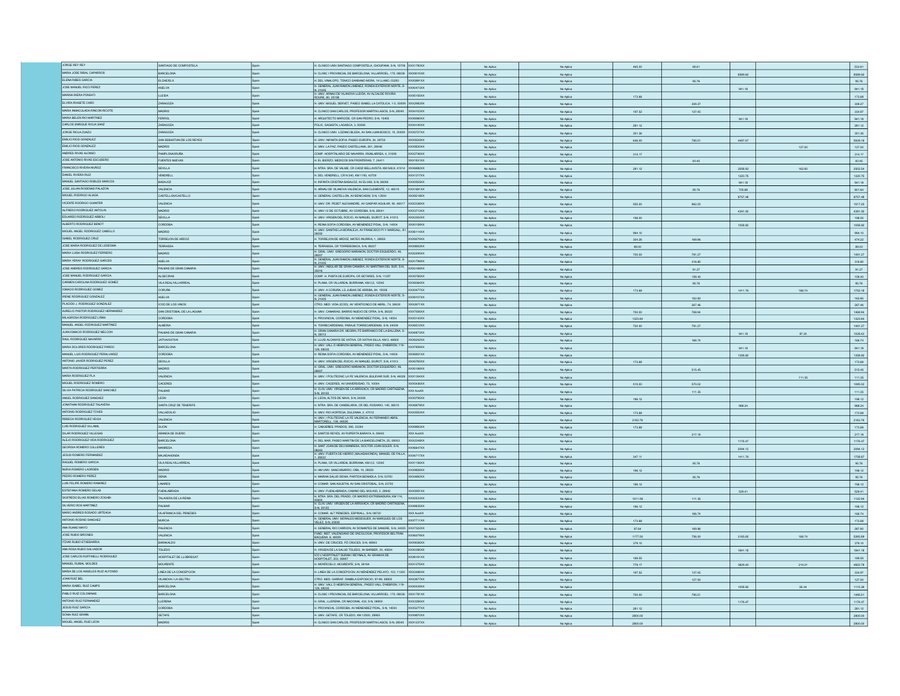| | | | | | | | | | | | | |
|---|---|---|---|---|---|---|---|---|---|---|---|---|
| JORGE REY REY | SANTIAGO DE COMPOSTELA | Spain | H. CLINICO UNIV.SANTIAGO COMPOSTELA, CHOUPANA, S-N, 15706 | XXX1782XX | | No Aplica | No Aplica | 465.00 | 68.61 | | | 533.61 |
| MARIA JOSE RIBAL CAPARROS | BARCELONA | Spain | H. CLINIC I PROVINCIAL DE BARCELONA, VILLARROEL, 170, 08036 | XXX9015XX | | No Aplica | No Aplica | | | 8589.62 | | 8589.62 |
| ELENA RIBES GARCIA | ELCHE/ELX | Spain | H. DEL VINALOPO, TONICO SANSANO MORA, 14 LLANO, 03293 | XXX5891XX | | No Aplica | No Aplica | | 95.76 | | | 95.76 |
| JOSE MANUEL RICO PEREZ | HUELVA | Spain | H. GENERAL JUAN RAMON JIMENEZ, RONDA EXTERIOR NORTE, S-N, 21005 | XXX0477XX | | No Aplica | No Aplica | | | 941.18 | | 941.18 |
| MARINA RIERA PONSATI | LLEIDA | Spain | H. UNIV. ARNAU DE VILANOVA LLEIDA, AV ALCALDE ROVIRA ROURE, 80, 25198 | XXX5155XX | | No Aplica | No Aplica | 173.68 | | | | 173.68 |
| ELVIRA RIHUETE CARO | ZARAGOZA | Spain | H. CLINICO UNIV. MIGUEL SERVET, PASEO ISABEL LA CATOLICA, 1-3, 50009 | XXX2983XX | | No Aplica | No Aplica | | 309.27 | | | 309.27 |
| MARIA INMACULADA RINCON RICOTE | MADRID | Spain | H. CLINICO SAN CARLOS, PROFESOR MARTIN LAGOS, S-N, 28040 | XXX4103XX | | No Aplica | No Aplica | 197.52 | 137.45 | | | 334.97 |
| MARIA BELEN RIO MARTINEZ | FERROL | Spain | H. ARQUITECTO MARCIDE, CR SAN PEDRO, S-N, 15405 | XXX6990XX | | No Aplica | No Aplica | | | 941.18 | | 941.18 |
| CARLOS ENRIQUE RIOJA SANZ | ZARAGOZA | Spain | POLIC. SAGASTA, LAGASCA, 3, 50006 | XXX4140XX | | No Aplica | No Aplica | 281.12 | | | | 281.12 |
| JORGE RIOJA ZUAZU | ZARAGOZA | Spain | H. CLINICO UNIV. LOZANO BLESA, AV SAN JUAN BOSCO, 15, 50009 | XXX5727XX | | No Aplica | No Aplica | 351.36 | | | | 351.36 |
| EMILIO RIOS GONZALEZ | SAN SEBASTIAN DE LOS REYES | Spain | H. UNIV. INFANTA SOFIA, PASEO EUROPA, 34, 28702 | XXX5520XX | | No Aplica | No Aplica | 646.00 | 795.51 | 4497.67 | | 5939.18 |
| EMILIO RIOS GONZALEZ | MADRID | Spain | H. UNIV. LA PAZ, PASEO CASTELLANA, 261, 28046 | XXX5520XX | | No Aplica | No Aplica | | | | 127.00 | 127.00 |
| ANDRES RIVAS ALONSO | PAMPLONA/IRUÑA | Spain | COMP. HOSPITALARIO DE NAVARRA, IRUNLARREA, 4, 31008 | XXX2746XX | | No Aplica | No Aplica | 314.17 | | | | 314.17 |
| JOSE ANTONIO RIVAS ESCUDERO | FUENTES NUEVAS | Spain | H. EL BIERZO, MEDICOS SIN FRONTERAS, 7, 24411 | XXX1631XX | | No Aplica | No Aplica | | 83.45 | | | 83.45 |
| FRANCISCO RIVERA MUÑOZ | SEVILLA | Spain | H. NTRA. SRA. DE VALME, CR CADIZ BELLAVISTA, KM 548,9, 41014 | XXX6682XX | | No Aplica | No Aplica | 281.12 | | 2058.92 | 162.60 | 2502.64 |
| DANIEL RIVERA RUIZ | VENDRELL | Spain | H. DEL VENDRELL, CR N 340, KM 1183, 43700 | XXX1217XX | | No Aplica | No Aplica | | | 1320.75 | | 1320.75 |
| MANUEL SANTIAGO ROBLES MARCOS | BADAJOZ | Spain | H. INFANTA CRISTINA BADAJOZ, AV ELVAS, S-N, 06006 | XXX0555XX | | No Aplica | No Aplica | | | 941.18 | | 941.18 |
| JOSE JULIAN RODENAS PALAZON | VALENCIA | Spain | H. ARNAU DE VILANOVA VALENCIA, SAN CLEMENTE, 12, 46015 | XXX1691XX | | No Aplica | No Aplica | | 95.76 | 705.88 | | 801.64 |
| MIGUEL RODRIGO ALIAGA | CASTELLON/CASTELLO | Spain | H. GENERAL CASTELLON, AV BENICASIM, S-N, 12004 | XXX9218XX | | No Aplica | No Aplica | | | 8757.48 | | 8757.48 |
| VICENTE RODRIGO GUANTER | VALENCIA | Spain | H. UNIV. DR. PESET ALEIXANDRE, AV GASPAR AGUILAR, 90, 46017 | XXX2338XX | | No Aplica | No Aplica | 555.00 | 962.25 | | | 1517.25 |
| ALFREDO RODRIGUEZ ANTOLIN | MADRID | Spain | H. UNIV.12 DE OCTUBRE, AV CORDOBA, S-N, 28041 | XXX3713XX | | No Aplica | No Aplica | | | 4391.50 | | 4391.50 |
| EDUARDO RODRIGUEZ ARBOLI | SEVILLA | Spain | H. UNIV. VIRGEN DEL ROCIO, AV MANUEL SIUROT, S-N, 41013 | XXX2302XX | | No Aplica | No Aplica | 198.00 | | | | 198.00 |
| ALBERTO RODRIGUEZ BENOT | CORDOBA | Spain | H. REINA SOFIA CORDOBA, AV MENENDEZ PIDAL, S-N, 14004 | XXX0198XX | | No Aplica | No Aplica | | | 1058.82 | | 1058.82 |
| MIGUEL ANGEL RODRIGUEZ CABELLO | MADRID | Spain | H. UNIV. SANITAS LA MORALEJA, AV FRANCISCO PI Y MARGALL, 81, 28050 | XXX6114XX | | No Aplica | No Aplica | 984.10 | | | | 984.10 |
| ISABEL RODRIGUEZ CRUZ | TORREJON DE ARDOZ | Spain | H. TORREJON DE ARDOZ, MATEO INURRIA, 1, 28850 | XXX9079XX | | No Aplica | No Aplica | 304.36 | 169.96 | | | 474.32 |
| JOSE MARIA RODRIGUEZ DE LEDESMA | TERRASSA | Spain | H. TERRASSA, CR TORREBONICA, S-N, 08227 | XXX8952XX | | No Aplica | No Aplica | 89.00 | | | | 89.00 |
| MARIA LUISA RODRIGUEZ FERRERO | MADRID | Spain | H. GRAL. UNIV. GREGORIO MARAÑON, DOCTOR ESQUERDO, 46, 28007 | XXX2295XX | | No Aplica | No Aplica | 700.00 | 791.27 | | | 1491.27 |
| MARIA YERAY RODRIGUEZ GARCES | HUELVA | Spain | H. GENERAL JUAN RAMON JIMENEZ, RONDA EXTERIOR NORTE, S-N, 21005 | XXX1790XX | | No Aplica | No Aplica | | 316.80 | | | 316.80 |
| JOSE ANDRES RODRIGUEZ GARCIA | PALMAS DE GRAN CANARIA | Spain | H. UNIV. INSULAR DE GRAN CANARIA, AV MARITIMA DEL SUR, S-N, 35016 | XXX3169XX | | No Aplica | No Aplica | | 91.27 | | | 91.27 |
| JOSE MANUEL RODRIGUEZ GARCIA | ALGECIRAS | Spain | COMP. H. PUNTA DE EUROPA, CR GETARES, S-N, 11207 | XXX5785XX | | No Aplica | No Aplica | | 158.40 | | | 158.40 |
| CARMEN CAROLINA RODRIGUEZ GOMEZ | VILA REAL/VILLARREAL | Spain | H. PLANA, CR VILLAREAL BURRIANA, KM 0.5, 12540 | XXX9394XX | | No Aplica | No Aplica | | 95.76 | | | 95.76 |
| IGNACIO RODRIGUEZ GOMEZ | CORUÑA | Spain | H. UNIV. A CORUÑA, LG JUBIAS DE ARRIBA, 84, 15006 | XXX0477XX | | No Aplica | No Aplica | 173.68 | | 1411.76 | 166.74 | 1752.18 |
| IRENE RODRIGUEZ GONZALEZ | HUELVA | Spain | H. GENERAL JUAN RAMON JIMENEZ, RONDA EXTERIOR NORTE, S-N, 21005 | XXX8107XX | | No Aplica | No Aplica | | 162.60 | | | 162.60 |
| PLACIDO J. RODRIGUEZ GONZALEZ | ICOD DE LOS VINOS | Spain | CTRO. MED. VIDA (ICOD), AV VEINTICINCO DE ABRIL, 74, 38430 | XXX2671XX | | No Aplica | No Aplica | | 267.46 | | | 267.46 |
| AURELIO PASTOR RODRIGUEZ HERNANDEZ | SAN CRISTOBAL DE LA LAGUNA | Spain | H. UNIV. CANARIAS, BARRIO NUEVO DE OFRA, S-N, 38320 | XXX7006XX | | No Aplica | No Aplica | 700.00 | 768.94 | | | 1468.94 |
| MILAGROSA RODRIGUEZ LIÑAN | CORDOBA | Spain | H. PROVINCIAL CORDOBA, AV MENENDEZ PIDAL, S-N, 14004 | XXX5143XX | | No Aplica | No Aplica | 1323.84 | | | | 1323.84 |
| MANUEL ANGEL RODRIGUEZ MARTINEZ | ALMERIA | Spain | H. TORRECARDENAS, PARAJE TORRECARDENAS, S-N, 04009 | XXX6512XX | | No Aplica | No Aplica | 700.00 | 791.27 | | | 1491.27 |
| JUAN IGNACIO RODRIGUEZ MELCON | PALMAS DE GRAN CANARIA | Spain | H. GRAN CANARIA DR. NEGRIN, PZ BARRANCO DE LA BALLENA, S-N, 35012 | XXX4473XX | | No Aplica | No Aplica | | | 941.18 | 87.24 | 1028.42 |
| RAUL RODRIGUEZ NAVARRO | JATIVA/XATIVA | Spain | H. LLUIS ALCANYS DE XATIVA, CR XATIVA SILLA, KM 2, 46800 | XXX9242XX | | No Aplica | No Aplica | | 166.74 | | | 166.74 |
| MARIA DOLORES RODRIGUEZ PARDO | BARCELONA | Spain | H. UNIV. VALL D HEBRON-GENERAL, PASEO VALL D'HEBRON, 119-129, 08035 | XXX7906XX | | No Aplica | No Aplica | | | 941.18 | | 941.18 |
| MANUEL LUIS RODRIGUEZ PERALVAREZ | CORDOBA | Spain | H. REINA SOFIA CORDOBA, AV MENENDEZ PIDAL, S-N, 14004 | XXX6821XX | | No Aplica | No Aplica | | | 1358.82 | | 1358.82 |
| ANTONIO JAVIER RODRIGUEZ PEREZ | SEVILLA | Spain | H. UNIV. VIRGEN DEL ROCIO, AV MANUEL SIUROT, S-N, 41013 | XXX6765XX | | No Aplica | No Aplica | 173.68 | | | | 173.68 |
| MARTA RODRIGUEZ PERTIERRA | MADRID | Spain | H. GRAL. UNIV. GREGORIO MARAÑON, DOCTOR ESQUERDO, 46, 28007 | XXX0188XX | | No Aplica | No Aplica | | 515.45 | | | 515.45 |
| MARIA RODRIGUEZ PLA | VALENCIA | Spain | H. UNIV. I POLITECNIC LA FE VALENCIA, BULEVAR SUR, S-N, 46026 | XXX1304XX | | No Aplica | No Aplica | | | | 111.35 | 111.35 |
| MIGUEL RODRIGUEZ ROMERO | CACERES | Spain | H. UNIV. CACERES, AV UNIVERSIDAD, 75, 10004 | XXX5436XX | | No Aplica | No Aplica | 515.00 | 570.02 | | | 1085.02 |
| SILVIA PATRICIA RODRIGUEZ SANCHEZ | PALMAR | Spain | H. CLIN. UNIV. VIRGEN DE LA ARRIXACA, CR MADRID CARTAGENA, S-N, 30120 | XXX AxxXX | | No Aplica | No Aplica | | 111.35 | | | 111.35 |
| ANGEL RODRIGUEZ SANCHEZ | LEON | Spain | H. LEON, ALTOS DE NAVA, S-N, 24008 | XXX0795XX | | No Aplica | No Aplica | 196.12 | | | | 196.12 |
| JONATHAN RODRIGUEZ TALAVERA | SANTA CRUZ DE TENERIFE | Spain | H. NTRA. SRA. DE CANDELARIA, CR DEL ROSARIO, 145, 38010 | XXX6978XX | | No Aplica | No Aplica | | | 988.24 | | 988.24 |
| ANTONIO RODRIGUEZ TOVES | VALLADOLID | Spain | H. UNIV. RIO HORTEGA, DULZAINA, 2, 47012 | XXX2553XX | | No Aplica | No Aplica | 173.68 | | | | 173.68 |
| REBECA RODRIGUEZ VEIGA | VALENCIA | Spain | H. UNIV. I POLITECNIC LA FE VALENCIA, AV FERNANDO ABRIL MARTORELL, 106, 46026 | | | No Aplica | No Aplica | 2163.76 | | | | 2163.76 |
| LUIS RODRIGUEZ VILLAMIL | GIJON | Spain | H. CABUEÑES, PRADOS, 395, 33394 | XXX9880XX | | No Aplica | No Aplica | 173.68 | | | | 173.68 |
| DILAR RODRIGUEZ VILLEGAS | ARANDA DE DUERO | Spain | H. SANTOS REYES, AV RUPERTA BARAYA, 6, 09400 | XXX AxxXX | | No Aplica | No Aplica | | 217.18 | | | 217.18 |
| ALEJO RODRIGUEZ-VIDA RODRIGUEZ | BARCELONA | Spain | H. DEL MAR, PASEO MARITIM DE LA BARCELONETA, 25, 08003 | XXX2248XX | | No Aplica | No Aplica | | | 1176.47 | | 1176.47 |
| GEORGIA ROMERO CULLERES | MANRESA | Spain | H. SANT JOAN DE DEU MANRESA, DOCTOR JOAN SOLER, S-N, 08243 | XXX6447XX | | No Aplica | No Aplica | | | 2094.12 | | 2094.12 |
| JESUS ROMERO FERNANDEZ | MAJADAHONDA | Spain | H. UNIV. PUERTA DE HIERRO (MAJADAHONDA), MANUEL DE FALLA, 1, 28222 | XXX4177XX | | No Aplica | No Aplica | 347.11 | | 1411.76 | | 1758.87 |
| RAQUEL ROMERO GARCIA | VILA REAL/VILLARREAL | Spain | H. PLANA, CR VILLAREAL BURRIANA, KM 0.5, 12540 | XXX1190XX | | No Aplica | No Aplica | | 95.76 | | | 95.76 |
| NURIA ROMERO LAORDEN | MADRID | Spain | H. NIÑ UNIV. NIÑO JESUS, ORIA, 10, 28050 | XXX9628XX | | No Aplica | No Aplica | 196.12 | | | | 196.12 |
| PEDRO ROMERO PEREZ | DENIA | Spain | H. MARINA SALUD DENIA, PARTIDA BENIADLA, S-N, 03700 | XXX4692XX | | No Aplica | No Aplica | | 95.76 | | | 95.76 |
| LUIS FELIPE ROMERO RAMIREZ | LINARES | Spain | H. COMAR. SAN AGUSTIN, AV SAN CRISTOBAL, S-N, 23700 | | | No Aplica | No Aplica | 196.12 | | | | 196.12 |
| ESTEFANIA ROMERO SELAS | FUENLABRADA | Spain | H. UNIV. FUENLABRADA, CAMINO DEL MOLINO, 2, 28942 | XXX5951XX | | No Aplica | No Aplica | | | 529.41 | | 529.41 |
| SIGFREDO ELIAS ROMERO ZOGHBI | TALAVERA DE LA REINA | Spain | H. NTRA. SRA. DEL PRADO, CR MADRID EXTREMADURA, KM 114, 45600 | XXX2533XX | | No Aplica | No Aplica | 1011.59 | 111.35 | | | 1122.94 |
| SILVERIO ROS MARTINEZ | PALMAR | Spain | H. CLIN. UNIV. VIRGEN DE LA ARRIXACA, CR MADRID CARTAGENA, S-N, 30120 | XXX9635XX | | No Aplica | No Aplica | 196.12 | | | | 196.12 |
| MARIO ANDRES ROSADO URTEAGA | VILAFRANCA DEL PENEDES | Spain | H. COMAR. ALT PENEDES, ESPIRALL, S-N, 08720 | XXX AxxXX | | No Aplica | No Aplica | | 166.74 | | | 166.74 |
| ANTONIO ROSINO SANCHEZ | MURCIA | Spain | H. GENERAL UNIV. MORALES MESEGUER, AV MARQUES DE LOS VELEZ, S-N, 30008 | XXX7711XX | | No Aplica | No Aplica | 173.68 | | | | 173.68 |
| ANA RUANO MAYO | PALENCIA | Spain | H. GENERAL RIO CARRION, AV DONANTES DE SANGRE, S-N, 34005 | XXX7322XX | | No Aplica | No Aplica | 97.64 | 169.96 | | | 267.60 |
| JOSE RUBIO BRIONES | VALENCIA | Spain | FUND. INST. VALENCIANO DE ONCOLOGIA, PROFESOR BELTRAN BAGUENA, 8, 46009 | XXX6079XX | | No Aplica | No Aplica | 1177.50 | 756.00 | 3165.65 | 166.74 | 5265.89 |
| ITZIAR RUBIO ETXEBARRIA | BARAKALDO | Spain | H. UNIV. DE CRUCES, PZ CRUCES, S-N, 48903 | XXX9036XX | | No Aplica | No Aplica | 378.10 | | | | 378.10 |
| ANA ROSA RUBIO SALVADOR | TOLEDO | Spain | H. VIRGEN DE LA SALUD TOLEDO, AV BARBER, 30, 45004 | XXX0395XX | | No Aplica | No Aplica | | | 1841.18 | | 1841.18 |
| JOSE CARLOS RUFFINELLI RODRIGUEZ | HOSPITALET DE LLOBREGAT | Spain | ICO L'HOSPITALET DURAN I REYNALS, AV GRANVIA DE HOSPITALET, 203, 08907 | XXX8181XX | | No Aplica | No Aplica | 169.55 | | | | 169.55 |
| MANUEL RUIBAL MOLDES | MOURENTE | Spain | H. MONTECELO, MOURENTE, S-N, 36164 | XXX1275XX | | No Aplica | No Aplica | 779.17 | | 3829.40 | 214.21 | 4822.78 |
| MARIA DE LOS ANGELES RUIZ ALFONSO | LINEA DE LA CONCEPCION | Spain | H. LINEA DE LA CONCEPCION, AV MENENDEZ PELAYO, 103, 11300 | XXX2468XX | | No Aplica | No Aplica | 197.52 | 137.45 | | | 334.97 |
| JOAN RUIZ BEL | VILANOVA I LA GELTRU | Spain | CTRO. MED. GARRAF, RAMBLA EXPOSICIO, 97-99, 08800 | XXX2877XX | | No Aplica | No Aplica | | 127.00 | | | 127.00 |
| MARIA ISABEL RUIZ CAMPS | BARCELONA | Spain | H. UNIV. VALL D HEBRON-GENERAL, PASEO VALL D'HEBRON, 119-129, 08035 | XXX0030XX | | No Aplica | No Aplica | | | 1058.82 | 56.44 | 1115.26 |
| PABLO RUIZ COLOMINAS | BARCELONA | Spain | H. CLINIC I PROVINCIAL DE BARCELONA, VILLARROEL, 170, 08036 | XXX1781XX | | No Aplica | No Aplica | 700.00 | 795.51 | | | 1495.51 |
| ANTONIO RUIZ FERNANDEZ | LLERENA | Spain | H. GRAL. LLERENA, CR NACIONAL 432, S-N, 06900 | XXX3356XX | | No Aplica | No Aplica | | | 1176.47 | | 1176.47 |
| JESUS RUIZ GARCIA | CORDOBA | Spain | H. PROVINCIAL CORDOBA, AV MENENDEZ PIDAL, S-N, 14004 | XXX5277XX | | No Aplica | No Aplica | 281.12 | | | | 281.12 |
| SONIA RUIZ GRAÑA | GETAFE | Spain | H. UNIV. GETAFE, CR TOLEDO, KM 12500, 28905 | XXX9870XX | | No Aplica | No Aplica | 2800.00 | | | | 2800.00 |
| MIGUEL ANGEL RUIZ LEON | MADRID | Spain | H. CLINICO SAN CARLOS, PROFESOR MARTIN LAGOS, S-N, 28040 | XXX1149XX | | No Aplica | No Aplica | 2800.00 | | | | 2800.00 |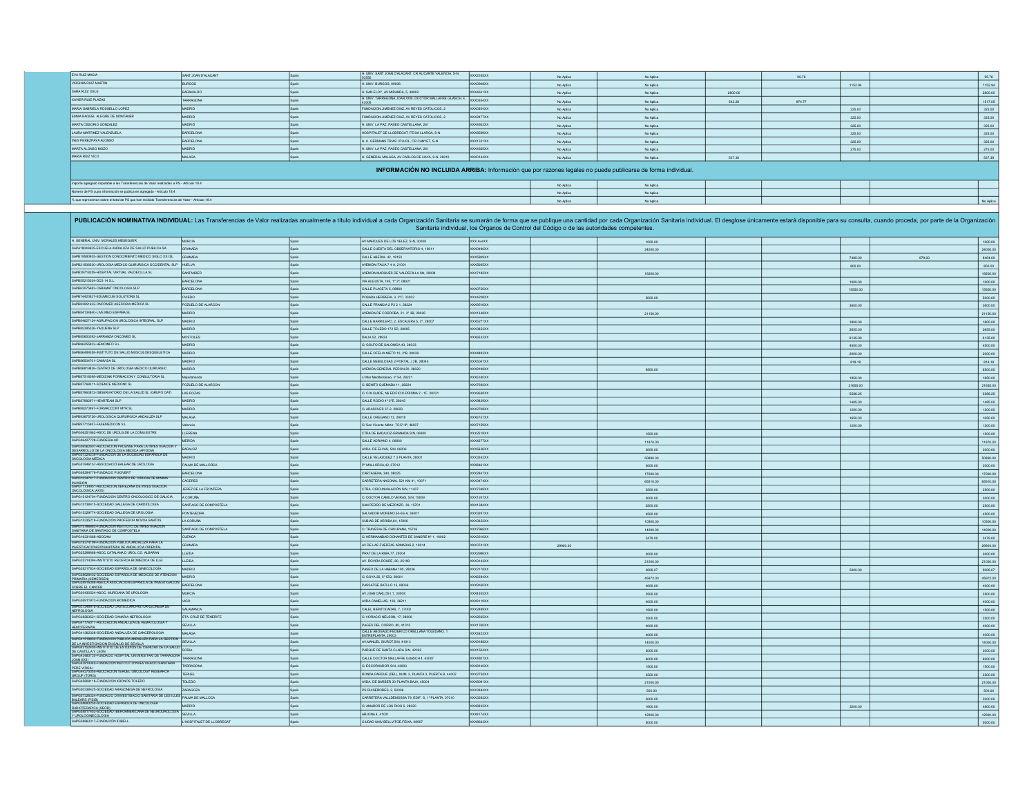| | | | | | | | | | | | |
|---|---|---|---|---|---|---|---|---|---|---|---|
| EVA RUIZ MACIA | SANT JOAN D'ALACANT | Spain | H. UNIV. SANT JOAN D'ALACANT, CR ALICANTE VALENCIA, S-N, 03550 | XXX0955XX | No Aplica | No Aplica | | 95.76 | | | 95.76 |
| VIRGINIA RUIZ MARTIN | BURGOS | Spain | H. UNIV. BURGOS, 09006 | XXX0946XX | No Aplica | No Aplica | | | 1152.94 | | 1152.94 |
| SARA RUIZ OSLE | BARAKALDO | Spain | H. SAN ELOY, AV MIRANDA, 5, 48902 | XXX4631XX | No Aplica | No Aplica | 2800.00 | | | | 2800.00 |
| XAVIER RUIZ PLAZAS | TARRAGONA | Spain | H. UNIV. TARRAGONA JOAN XXIII, DOCTOR MALLAFRE GUASCH, 4, 43005 | XXX0554XX | No Aplica | No Aplica | 542.28 | 974.77 | | | 1517.05 |
| MARIA GABRIELA ROSSELLO LOPEZ | MADRID | Spain | FUNDACION JIMENEZ DIAZ, AV REYES CATOLICOS, 2 | XXX0304XX | No Aplica | No Aplica | | | 325.00 | | 325.00 |
| EMMA RAQUEL ALEGRE DE MONTANER | MADRID | Spain | FUNDACION JIMENEZ DIAZ, AV REYES CATOLICOS, 2 | XXX2477XX | No Aplica | No Aplica | | | 325.00 | | 325.00 |
| MARTA OSSORIO GONZALEZ | MADRID | Spain | H. UNIV. LA PAZ, PASEO CASTELLANA, 261 | XXX4603XX | No Aplica | No Aplica | | | 325.00 | | 325.00 |
| LAURA MARTINEZ VALENZUELA | BARCELONA | Spain | HOSPITALET DE LLOBREGAT, FEIXA LLARGA, S-N | XXX0598XX | No Aplica | No Aplica | | | 325.00 | | 325.00 |
| INES PEREZPAYA ALONSO | BARCELONA | Spain | H. U. GERMANS TRIAS I PUJOL, CR CANYET, S-N | XXX1331XX | No Aplica | No Aplica | | | 325.00 | | 325.00 |
| MARTA ALONSO MOZO | MADRID | Spain | H. UNIV. LA PAZ, PASEO CASTELLANA, 261 | XXX4355XX | No Aplica | No Aplica | | | 275.00 | | 275.00 |
| MARIA RUIZ VICO | MALAGA | Spain | H. GENERAL MALAGA, AV CARLOS DE HAYA, S-N, 29010 | XXX0144XX | No Aplica | No Aplica | 537.38 | | | | 537.38 |
| **INFORMACIÓN NO INCLUIDA ARRIBA:** Información que por razones legales no puede publicarse de forma individual. | | | | | | | | | | | |
| Importe agregado imputable a las Transferencias de Valor realizadas a PS - Artículo 18.4 | | | | | No Aplica | No Aplica | | | | | |
| Número de PS cuya información se publica en agregado - Artículo 18.4 | | | | | No Aplica | No Aplica | | | | | |
| % que representan sobre el total de PS que han recibido Transferencias de Valor - Artículo 18.4 | | | | | No Aplica | No Aplica | | | | | No Aplica |

**PUBLICACIÓN NOMINATIVA INDIVIDUAL:** Las Transferencias de Valor realizadas anualmente a título individual a cada Organización Sanitaria se sumarán de forma que se publique una cantidad por cada Organización Sanitaria individual. El desglose únicamente estará disponible para su consulta, cuando proceda, por parte de la Organización Sanitaria individual, los Órganos de Control del Código o de las autoridades competentes.

| | | | | | | | | | | | |
|---|---|---|---|---|---|---|---|---|---|---|---|
| H. GENERAL UNIV. MORALES MESEGUER | MURCIA | Spain | AV MARQUES DE LOS VELEZ, S-N, 30008 | XXX XxxXX | | 1000.00 | | | | | 1000.00 |
| SAPA18049635-ESCUELA ANDALUZA DE SALUD PUBLICA SA | GRANADA | Spain | CALLE CUESTA DEL OBSERVATORIO 4, 18011 | XXX0496XX | | 24000.00 | | | | | 24000.00 |
| SAPB19080935-GESTION CONOCIMIENTO MEDICO SIGLO XXI SL | GRANADA | Spain | CALLE ABEDUL 42, 18150 | XXX5809XX | | | | | 7485.00 | 979.00 | 8464.00 |
| SAPB21906930-UROLOGIA MEDICO QUIRURGICA OCCIDENTAL SLP | HUELVA | Spain | AVENIDA ITALIA 7 4 A, 21001 | XXX5069XX | | | | | 800.00 | | 800.00 |
| SAPB39710259-HOSPITAL VIRTUAL VALDECILLA SL | SANTANDER | Spain | AVENIDA MARQUES DE VALDECILLA SN, 39008 | XXX7102XX | | 19200.00 | | | | | 19200.00 |
| SAPB55215034-DCS 14 S.L. | BARCELONA | Spain | VIA AUGUSTA, 149, 1º 2ª, 08021 | | | | | | 1000.00 | | 1000.00 |
| SAPB63075883-CARAMAT ONCOLOGIA SLP | BARCELONA | Spain | CALLE PLACETA 5, 08860 | XXX0758XX | | | | | 15550.00 | | 15550.00 |
| SAPB74420837-EDUMECUM SOLUTIONS SL | OVIEDO | Spain | POSADA HERRERA, 3, 3ºC, 33002 | XXX4208XX | | 5000.00 | | | | | 5000.00 |
| SAPB80951633-ONCOMED ASESORIA MEDICA SL | POZUELO DE ALARCON | Spain | CALLE FRANCIA 2 P2 2 1, 28224 | XXX9516XX | | | | | 3600.00 | | 3600.00 |
| SAPB84134640-LIVE MED ESPAÑA SL | MADRID | Spain | AVENIDA DE CORDOBA, 21, 3º 3B, 28026 | XXX1346XX | | 21150.00 | | | | | 21150.00 |
| SAPB84627124-AGRUPACION UROLOGICA INTEGRAL, SLP | MADRID | Spain | CALLE BARRILERO, 2, ESCALERA 5, 2º, 28007 | XXX6271XX | | | | | 1800.00 | | 1800.00 |
| SAPB85280230-YAQUENA SLP | MADRID | Spain | CALLE TOLEDO 172 5D, 28005 | XXX2802XX | | | | | 2655.00 | | 2655.00 |
| SAPB85653362-JARRANZA ONCOMED SL | MOSTOLES | Spain | DALIA 53, 28933 | XXX6533XX | | | | | 6135.00 | | 6135.00 |
| SAPB86255833-HEMOINFO S.L. | MADRID | Spain | C/ GOLFO DE SALONICA 43, 28033 | XXX2558XX | | | | | 4500.00 | | 4500.00 |
| SAPB86489259-INSTITUTO DE SALUD MUSCULOESQUELETICA | MADRID | Spain | CALLE OFELIA NIETO 10, 2ºB, 28039 | XXX4892XX | | | | | 2000.00 | | 2000.00 |
| SAPB86504701-CAMIYSA SL | MADRID | Spain | CALLE NEBULOSAS 2 PORTAL 2 2B, 28045 | XXX5047XX | | | | | 818.18 | | 818.18 |
| SAPB86819836-CENTRO DE UROLOGIA MEDICO QUIRURGIC | MADRID | Spain | AVENIDA GENERAL PERON 20, 28020 | XXX8198XX | | 6500.00 | | | | | 6500.00 |
| SAPB87510890-MEDIZINK FORMACION Y CONSULTORIA SL | Majadahonda | Spain | c/ Mar Mediterráneo, nº 54, 28221 | XXX5108XX | | | | | 1850.00 | | 1850.00 |
| SAPB87576511-SCIENCE MEDIONC SL | POZUELO DE ALARCON | Spain | C/ BENITO GUEMADA 11, 28224 | XXX5765XX | | | | | 21655.00 | | 21655.00 |
| SAPB87663872-OBSERVATORIO DE LA SALUD SL (GRUPO OAT) | LAS ROZAS | Spain | C/ COLQUIDE, N6 EDIFICIO PRISMA 2 - 1F, 28231 | XXX6638XX | | | | | 5588.25 | | 5588.25 |
| SAPB87682971-HEARTEAM SLP | MADRID | Spain | CALLE RODIO 4 1º E, 28045 | XXX6829XX | | | | | 1485.00 | | 1485.00 |
| SAPB88027897-FORMACCONT MYR SL | MADRID | Spain | C/ ARASCUES 37-2, 28023 | XXX0278XX | | | | | 1200.00 | | 1200.00 |
| SAPB93075726-UROLOGICA QUIRURGICA ANDALUZA SLP | MALAGA | Spain | CALLE OREGANO 13, 29018 | XXX0757XX | | | | | 1650.00 | | 1650.00 |
| SAPB97710957-FASEMEDICON S.L. | Valencia | Spain | C/ Sant Vicente Màrtir 75-07-8ª, 46007 | XXX7109XX | | | | | 1200.00 | | 1200.00 |
| SAPG06251862-ASOC. DE UROLOG DE LA COMU.EXTRE | LLERENA | Spain | CTRA DE BADAJOZ-GRANADA S/N, 06900 | XXX2518XX | | 1500.00 | | | | | 1500.00 |
| SAPG06427728-FUNDESALUD | MERIDA | Spain | CALLE ADRIANO 4, 06800 | XXX4277XX | | 11870.00 | | | | | 11870.00 |
| SAPG06562607-ASOCIACION PACIENTE PARA LA INVESTIGACION Y DESARROLLO DE LA ONCOLOGIA MEDICA (APIDOM) | BADAJOZ | Spain | AVDA. DE ELVAS, S/N, 06006 | XXX5626XX | | 3000.00 | | | | | 3000.00 |
| SAPG83524246-FUNDACION DE LA SOCIEDAD ESPAÑOLA DE ONCOLOGIA MEDICA | MADRID | Spain | CALLE VELAZQUEZ 7 3 PLANTA, 28001 | XXX5242XX | | 50890.00 | | | | | 50890.00 |
| SAPG07966157-ASSOCIACIO BALEAR DE UROLOGIA | PALMA DE MALLORCA | Spain | Pº MALLORCA 42, 07012 | XXX9661XX | | 3000.00 | | | | | 3000.00 |
| SAPG08264779-FUNDACIO PUIGVERT | BARCELONA | Spain | CARTAGENA, 340, 08025 | XXX2647XX | | 17000.00 | | | | | 17000.00 |
| SAPG10347417-FUNDACION CENTRO DE CIRUGIA DE MINIMA INVASION | CACERES | Spain | CARRETERA NACIONAL 521 KM 41, 10071 | XXX3474XX | | 65510.00 | | | | | 65510.00 |
| SAPG11734601-ASOCIACION JEREZANA DE INVESTIGACION ONCOLOGICA (AJIIO) | JEREZ DE LA FRONTERA | Spain | CTRA. CIRCUNVALACIÓN S/N, 11407 | XXX7346XX | | 2500.00 | | | | | 2500.00 |
| SAPG15124704-FUNDACION CENTRO ONCOLOGICO DE GALICIA | A CORUÑA | Spain | C/ DOCTOR CAMILO VEIRAS, S/N, 15009 | XXX1247XX | | 3000.00 | | | | | 3000.00 |
| SAPG15138415-SOCIEDAD GALLEGA DE CARDIOLOGIA | SANTIAGO DE COMPOSTELA | Spain | SAN PEDRO DE MEZONZO, 39, 15701 | XXX1384XX | | 2500.00 | | | | | 2500.00 |
| SAPG15329774-SOCIEDAD GALLEGA DE UROLOGIA | PONTEVEDRA | Spain | SALVADOR MORENO 64-6S-A, 36001 | XXX3297XX | | 4500.00 | | | | | 4500.00 |
| SAPG15335219-FUNDACION PROFESOR NOVOA SANTOS | LA CORUÑA | Spain | XUBIAS DE ARRIBA,84, 15006 | XXX3352XX | | 10500.00 | | | | | 10500.00 |
| SAPG15760663-FUNDACION INSTITUTO DE INVESTIGACION SANITARIA DE SANTIAGO DE COMPOSTELA | SANTIAGO DE COMPOSTELA | Spain | C/ TRAVESIA DE CHOUPANA, 15706 | XXX7606XX | | 14000.00 | | | | | 14000.00 |
| SAPG16331668-ASOCAM | CUENCA | Spain | C/ HERMANDAD DONANTES DE SANGRE Nº 1, 16002 | XXX3316XX | | 2479.00 | | | | | 2479.00 |
| SAPG18374198-FUNDACION PUBLICA ANDALUZA PARA LA INVESTIGACION BIOSANITARIA DE ANDALUCIA ORIENTAL | GRANADA | Spain | AV DE LAS FUERZAS ARMADAS 2, 18014 | XXX3741XX | 29660.00 | | | | | | 29660.00 |
| SAPG25286668-ASOC.CATALANA D UROL.CO. ALBARAN | LLEIDA | Spain | PRAT DE LA RIBA,77, 25004 | XXX2866XX | | 2000.00 | | | | | 2000.00 |
| SAPG25314394-INSTITUTO RECERCA BIOMEDICA DE LLEI | LLEIDA | Spain | AV. ROVIRA ROURE, 80, 25198 | XXX3143XX | | 21000.00 | | | | | 21000.00 |
| SAPG28217504-SOCIEDAD ESPAÑOLA DE GINECOLOGIA | MADRID | Spain | PASEO DE LA HABANA 190, 28036 | XXX2175XX | | 3606.07 | | | 5400.00 | | 9006.07 |
| SAPG28628402-SOCIEDAD ESPAÑOLA DE MEDICOS DE ATENCION PRIMARIA (SEMERGEN) | MADRID | Spain | C/ GOYA 25, 5º IZQ, 28001 | XXX6284XX | | 45972.00 | | | | | 45972.00 |
| SAPG28916088-ASOCIACION ESPAÑOLA DE INVESTIGACION SOBRE EL CANCER | BARCELONA | Spain | PASSATGE BATLLO 15, 08036 | XXX9160XX | | 4000.00 | | | | | 4000.00 |
| SAPG30430524-ASOC. MURCIANA DE UROLOGIA | MURCIA | Spain | AV JUAN CARLOS I,1, 30008 | XXX4305XX | | 2500.00 | | | | | 2500.00 |
| SAPG36911972-FUNDACION BIOMEDICA | VIGO | Spain | AVDA CAMELIAS, 109, 36211 | XXX9119XX | | 4000.00 | | | | | 4000.00 |
| SAPG37269970-SOCIEDAD CASTELLANO-ASTURLEONESA DE NEFROLOGIA | SALAMANCA | Spain | CALEL BIENTOCADAS 7, 37002 | XXX2699XX | | 1500.00 | | | | | 1500.00 |
| SAPG38063521-SOCIEDAD CANARIA NEFROLOGIA | STA. CRUZ DE TENERIFE | Spain | C/ HORACIO NELSON, 17, 38006 | XXX0635XX | | 2500.00 | | | | | 2500.00 |
| SAPG41776017-ASOCIACION ANDALUZA DE HEMATOLOGIA Y HEMOTERAPIA | SEVILLA | Spain | PAGES DEL CORRO, 80, 41010 | XXX7760XX | | 4000.00 | | | | | 4000.00 |
| SAPG41362328-SOCIEDAD ANDALUZA DE CANCEROLOGIA | MALAGA | Spain | CALLE ABOGADO FEDERICO ORELLANA TOLEDANO, 1 ENTREPLANTA, 29003 | XXX3623XX | | 4000.00 | | | | | 4000.00 |
| SAPG41918029-FUNDACION PUBLICA ANDALUZA PARA LA GESTION DE LA INVESTIGACION EN SALUD DE SEVILLA | SEVILLA | Spain | AV.MANUEL SIUROT,S/N, 41013 | XXX9180XX | | 14600.00 | | | | | 14600.00 |
| SAPG42124675-INSTITUTO DE ESTUDIOS DE CIENCIAS DE LA SALUD DE CASTILLA Y LEON | SORIA | Spain | PARQUE DE SANTA CLARA S/N, 42002 | XXX1246XX | | 3000.00 | | | | | 3000.00 |
| SAPG43480739-FUNDACIO HOSPITAL UNIVERSITARI DE TARRAGONA JOAN XXIII | TARRAGONA | Spain | CALLE DOCTOR MALLAFRE GUASCH 4, 43007 | XXX4807XX | | 6000.00 | | | | | 6000.00 |
| SAPG43814045-FUNDACION INSTITUT D'INVESTIGACIO SANITARIA PERE VIRGILI | TARRAGONA | Spain | C/ ESCORXADOR S/N, 43003 | XXX8140XX | | 1500.00 | | | | | 1500.00 |
| SAPG44271032-ASOCIACION TERUEL ONCOLOGY RESEARCH GROUP (TORG) | TERUEL | Spain | RONDA PARQUE (DEL), NUM. 2, PLANTA 3, PUERTA B, 44002 | XXX2710XX | | 3500.00 | | | | | 3500.00 |
| SAPG45089118-FUNDACION KRONOS TOLEDO | TOLEDO | Spain | AVDA. DE BARBER 30 PLANTA BAJA, 45004 | XXX0891XX | | 21000.00 | | | | | 21000.00 |
| SAPG50338425-SOCIEDAD ARAGONESA DE NEFROLOGIA | ZARAGOZA | Spain | PS RUISEÑORES, 2, 50006 | XXX3384XX | | 500.00 | | | | | 500.00 |
| SAPG57328224-FUNDACIO D'INVESTIGACIO SANITARIA DE LES ILLES BALEARS (FISIB) | PALMA DE MALLOCA | Spain | CARRETERA VALLDEMOSSA 79, EDIF. S, 1ªPLANTA, 07010 | XXX3282XX | | 2000.00 | | | | | 2000.00 |
| SAPG58683228-SOCIEDAD ESPAÑOLA DE ONCOLOGIA RADIOTERAPICA (SEOR) | MADRID | Spain | C/ AMADOR DE LOS RIOS 5, 28020 | XXX6832XX | | 1600.00 | | | 3200.00 | | 4800.00 |
| SAPG58917652-SOCIEDAD IBEROAMERICANA DE NEUROUROLOGIA Y UROGINECOLOGIA | SEVILLA | Spain | ARJONA 4, 41001 | XXX9176XX | | 12660.00 | | | | | 12660.00 |
| SAPG58863317-FUNDACIÓN IDIBELL | L'HOSPITALET DE LLOBREGAT | Spain | CIUDAD UNIV.BELLVITGE.FEIXA, 08907 | XXX8633XX | | 5000.00 | | | | | 5000.00 |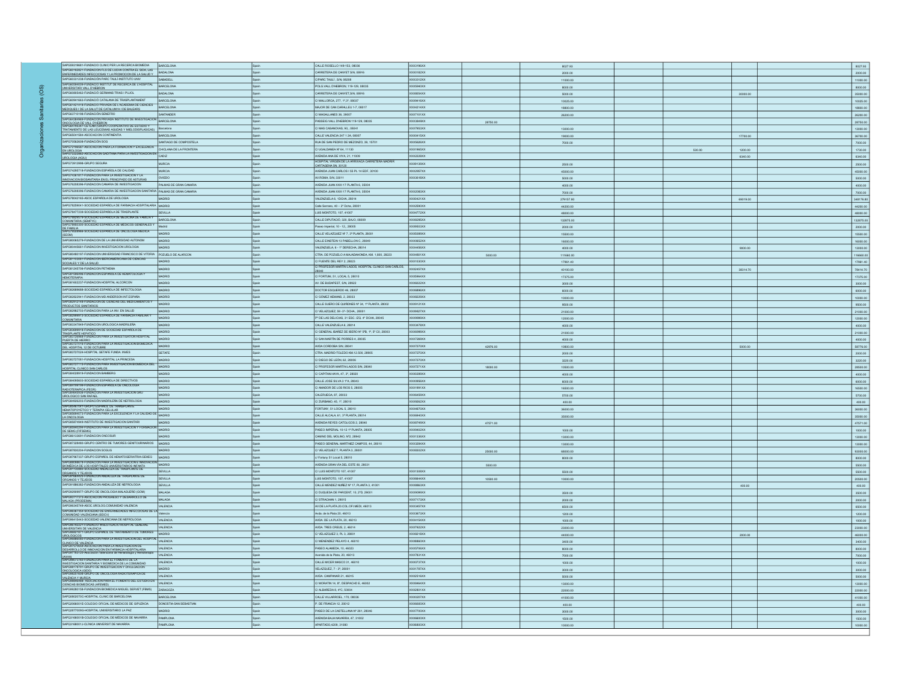| | | | | | | | | | | | | |
|---|---|---|---|---|---|---|---|---|---|---|---|---|
| Organizaciones Sanitarias (OS) | SAP0593196R1-FUNDACIO CLINIC PER LA RECERCA BIOMEDICA | BARCELONA | Spain | CALLE ROSELLO 149-153, 08036 | XXX3196XX | | 8027.00 | | | | | 8027.00 |
| | SAP0679282Y-FUNDACION FLS DE LUCHA CONTRA EL SIDA, LAS ENFERMEDADES INFECCIOSAS Y LA PROMOCION DE LA SALUD Y | BADALONA | Spain | CARRETERA DE CANYET S/N, 08916 | XXX0182XX | | 2000.00 | | | | | 2000.00 |
| | SAP0833123B-FUNDACIO PARC TAULI-INSTITUTO UNIV | SABADELL | Spain | C/PARC TAULÍ, S/N, 08208 | XXX3312XX | | 11000.00 | | | | | 11000.00 |
| | SAP0839400B-FUNDACIO INSTITUT DE RECERCA DE L'HOSPITAL UNIVERSITARI VALL D'HEBRON | BARCELONA | Spain | POLG.VALL D'HEBRON, 119-129, 08035 | XXX5940XX | | 8000.00 | | | | | 8000.00 |
| | SAP0808854G2-FUNDACIÓ GERMANS TRIAS I PUJOL | BADALONA | Spain | CARRETERA DE CANYET,S/N, 08916 | XXX8854XX | | 5000.00 | | | 30000.00 | | 35000.00 |
| | SAP0694160J-FUNDACIÓ CATALANA DE TRASPLANTAMENT | BARCELONA | Spain | C/ MALLORCA, 277, 1º,3ª, 08037 | XXX9416XX | | 10025.00 | | | | | 10025.00 |
| | SAP0814216T-FUNDACIO PRIVADA DE L'ACADEMIA DE CIENCIES MEDIQUES I DE LA SALUT DE CATALUNYA I DE BALEARS | BARCELONA | Spain | MAJOR DE CAN CARALLEU 1-7, 08017 | XXX4214XX | | 18800.00 | | | | | 18800.00 |
| | SAP0837101H8-FUNDACIÓN SENEFRO | SANTANDER | Spain | C/ MAGALLANES 36, 39007 | XXX7101XX | | 26200.00 | | | | | 26200.00 |
| | SAP0843849B-FUNDACION PRIVADA INSTITUTO DE INVESTIGACION ONCOLOGICA DE VALL D'HEBRON | BARCELONA | Spain | PASSEIG VALL D'HEBRON 119-129, 08035 | XXX3849XX | 28750.00 | | | | | | 28750.00 |
| | SAP0847893K-CETLAM (GRUPO COOPERATIVO DE ESTUDIO Y TRATAMIENTO DE LAS LEUCEMIAS AGUDAS Y MIELODISPLASICAS) | Barcelona | Spain | C/ MAS CASANOVAS, 90,, 08041 | XXX7893XX | | 13000.00 | | | | | 13000.00 |
| | SAP0850415W-ASOCIACIÓN CONTINENTIA | BARCELONA | Spain | CALLE VALENCIA 247 1 2A, 08007 | XXX0415XX | | 19000.00 | | | 17700.00 | | 36700.00 |
| | SAP0705826GB-FUNDACIÓN SOS | SANTIAGO DE COMPOSTELA | Spain | RUA DE SAN PEDRO DE MEZONZO, 39, 15701 | XXX5826XX | | 7000.00 | | | | | 7000.00 |
| | SAP0721965D7-ASOCIACION PARA LA FORMACION Y EXCELENCIA EN UROLOGIA | CHICLANA DE LA FRONTERA | Spain | C/ UGALDANEA Nº 64, 11130 | XXX1965XX | | | | 530.00 | 1200.00 | | 1730.00 |
| | SAP0722200J-ASOCIACION GADITANA PARA LA INVESTIGACION EN UROLOGIA (AGIU) | CADIZ | Spain | AVENIDA ANA DE VIYA, 21, 11009 | XXX2200XX | | | | | 6340.00 | | 6340.00 |
| | SAP0739139W8-GRUPO SEGURA | MURCIA | Spain | HOSPITAL VIRGEN DE LA ARRIXACA CARRETERA MADRID CARTAGENA S/N, 30120 | XXX9139XX | | 2500.00 | | | | | 2500.00 |
| | SAP0742657G-FUNDACION ESPAÑOLA DE CALIDAD | MURCIA | Spain | AVENIDA JUAN CARLOS I 55 PL 14 EDF, 30100 | XXX2657XX | | 45000.00 | | | | | 45000.00 |
| | SAP0743618T7-FUNDACION PARA LA INVESTIGACION Y LA INNOVACION BIOSANITARIA EN EL PRINCIPADO DE ASTURIAS | OVIEDO | Spain | AV.ROMA, S/N, 33011 | XXX3618XX | | 5000.00 | | | | | 5000.00 |
| | SAP0762083N6-FUNDACION CANARIA DE INVESTIGACION | PALMAS DE GRAN CANARIA | Spain | AVENIDA JUAN XXIII 17 PLANTA 6, 35004 | | | 4000.00 | | | | | 4000.00 |
| | SAP0762083N6-FUNDACION CANARIA DE INVESTIGACION SANITARIA | PALMAS DE GRAN CANARIA | Spain | AVENIDA JUAN XXIII 17 PLANTA 6, 35004 | XXX2083XX | | 7000.00 | | | | | 7000.00 |
| | SAP0780421G5-ASOC ESPAÑOLA DE UROLOGIA | MADRID | Spain | VALENZUELA 6, 1DCHA, 28014 | XXX0421XX | | 279157.80 | | | 69019.00 | | 348176.80 |
| | SAP0782504I1-SOCIEDAD ESPAÑOLA DE FARMACIA HOSPITALARIA | MADRID | Spain | Calle Serrano, 40 – 2º Dcha, 28001 | XXX2504XX | | 44200.00 | | | | | 44200.00 |
| | SAP0784772R8-SOCIEDAD ESPAÑOLA DE TRASPLANTE | SEVILLA | Spain | LUIS MONTOTO, 107, 41007 | XXX4772XX | | 48000.00 | | | | | 48000.00 |
| | SAP0785092Y9-SOCIEDAD ESPAÑOLA DE MEDICINA DE FAMILIA Y COMUNITARIA (SEMFYC) | BARCELONA | Spain | CALLE DIPUTACIO, 320, BAJO, 08009 | XXX5092XX | | 132875.00 | | | | | 132875.00 |
| | SAP0786602N-SOCIEDAD ESPAÑOLA DE MEDICOS GENERALES Y DE FAMILIA | Madrid | Spain | Paseo Imperial, 10 - 12,, 28005 | XXX6602XX | | 2000.00 | | | | | 2000.00 |
| | SAP0792089I8-SOCIEDAD ESPAÑOLA DE ONCOLOGIA MEDICA (SEOM) | MADRID | Spain | CALLE VELAZQUEZ Nº 7, 3ª PLANTA, 28001 | XXX2089XX | | 15500.00 | | | | | 15500.00 |
| | SAP0800527B-FUNDACION DE LA UNIVERSIDAD AUTONOM | MADRID | Spain | CALLE EINSTEIN 13 PABELLON C, 28049 | XXX0052XX | | 16000.00 | | | | | 16000.00 |
| | SAP0804456I1-FUNDACION INVESTIGACION UROLOGIA | MADRID | Spain | VALENZUELA, 6 - 1º DERECHA, 28014 | XXX4456XX | | 4000.00 | | | 8000.00 | | 12000.00 |
| | SAP0804801G7-FUNDACION UNIVERSIDAD FRANCISCO DE VITORIA | POZUELO DE ALARCON | Spain | CTRA. DE POZUELO A MAJADAHONDA, KM. 1,800, 28223 | XXX4801XX | 5000.00 | 111660.00 | | | | | 116660.00 |
| | SAP0811030K1-FUNDACION IBEROAMERICANA DE CIENCIAS SOCIALES Y DE LA SALUD | MADRID | Spain | C/ FUENTE DEL REY 2, 28023 | XXX1030XX | | 17661.40 | | | | | 17661.40 |
| | SAP0812457G8-FUNDACION PETHEMA | MADRID | Spain | C/ PROFESOR MARTIN LAGOS, HOSPITAL CLINICO SAN CARLOS, 28040 | XXX2457XX | | 40100.00 | | | 38314.70 | | 78414.70 |
| | SAP0815864M-FUNDACION ESPAÑOLA DE HEMATOLOGIA Y HEMOTERAPIA | MADRID | Spain | C/ FORTUNY, 51, LOCAL 5, 28010 | XXX5864XX | | 17375.00 | | | | | 17375.00 |
| | SAP0816822S7-FUNDACION HOSPITAL ALCORCON | MADRID | Spain | AV. DE BUDAPEST, S/N, 28922 | XXX6822XX | | 3000.00 | | | | | 3000.00 |
| | SAP0826890B-SOCIEDAD ESPAÑOLA DE INFECTOLOGIA | MADRID | Spain | DOCTOR ESQUERDO 46, 28007 | XXX6890XX | | 6000.00 | | | | | 6000.00 |
| | SAP0828229H1-FUNDACION MD ANDERSON INT ESPAÑA | MADRID | Spain | C/ GÓMEZ HEMANS, 2, 28033 | XXX8229XX | | 10000.00 | | | | | 10000.00 |
| | SAP0829121R8-FUNDACION DE CIENCIAS DEL MEDICAMENTO Y PRODUCTOS SANITARIOS | MADRID | Spain | CALLE SUERO DE QUIÑONES Nº 34, 1ª PLANTA, 28002 | XXX9121XX | | 8500.00 | | | | | 8500.00 |
| | SAP0829827D-FUNDACION PARA LA INV. EN SALUD | MADRID | Spain | C/ VELAZQUEZ, 59 - 2º DCHA., 28001 | XXX9827XX | | 21000.00 | | | | | 21000.00 |
| | SAP0829966I3-SOCIEDAD ESPAÑOLA DE FARMACIA FAMILIAR Y COMUNITARIA | MADRID | Spain | Pº DE LAS DELICIAS, 31 ESC. IZQ. 4º DCHA, 28045 | XXX9966XX | | 12000.00 | | | | | 12000.00 |
| | SAP0833476I8-FUNDACION UROLOGICA MADRILEÑA | MADRID | Spain | CALLE VALENZUELA 6, 28014 | XXX3476XX | | 4000.00 | | | | | 4000.00 |
| | SAP0836599Y8-FUNDACION DE LA SOCIEDAD ESPAÑOLA DE TRASPLANTE HEPATICO | MADRID | Spain | C/ GENERAL IBAÑEZ DE IBERO Nº 5ºB, 1º, 5º CO, 28003 | XXX6599XX | | 21000.00 | | | | | 21000.00 |
| | SAP0837290K8-FUNDACION PARA LA INVESTIGACION HOSPITAL PUERTA DE HIERRO | MADRID | Spain | C/ SAN MARTIN DE PORRES 4, 28035 | XXX7290XX | | 4000.00 | | | | | 4000.00 |
| | SAP0837270T8-FUNDACION PARA LA INVESTIGACION BIOMEDICA DEL HOSPITAL 12 DE OCTUBRE | MADRID | Spain | AVDA CORDOBA S/N, 28041 | XXX7270XX | 42976.00 | 10800.00 | | | 5000.00 | | 58776.00 |
| | SAP0837270Q4-HOSPITAL GETAFE FUNDA. INVES | GETAFE | Spain | CTRA. MADRID-TOLEDO KM.12.500, 28905 | XXX7270XX | | 2000.00 | | | | | 2000.00 |
| | SAP0837270I1-FUNDACION HOSPITAL LA PRINCESA | MADRID | Spain | C/ DIEGO DE LEÓN, 62, 28006 | XXX7270XX | | 3220.00 | | | | | 3220.00 |
| | SAP0837271I8-FUNDACION PARA INVESTIGACION BIOMEDICA DEL HOSPITAL CLINICO SAN CARLOS | MADRID | Spain | C/ PROFESOR MARTIN LAGOS S/N, 28040 | XXX7271XX | 18000.00 | 10500.00 | | | | | 28500.00 |
| | SAP0840281I9-FUNDACION BAMBERG | MADRID | Spain | C/ CAPITAN HAYA, 47, 3º, 28020 | XXX0281XX | | 4000.00 | | | | | 4000.00 |
| | SAP0840956G3-SOCIEDAD ESPAÑOLA DE DIRECTIVOS | MADRID | Spain | CALLE JOSE SILVA 3 1ºA, 28043 | XXX0956XX | | 6000.00 | | | | | 6000.00 |
| | SAP0841991I8-FUNDACION ESPAÑOLA DE ONCOLOGIA RADIOTERAPICA (FEOR) | MADRID | Spain | C/ AMADOR DE LOS RIOS 5, 28005 | XXX1991XX | | 16500.00 | | | | | 16500.00 |
| | SAP0840649I8-FUNDACION PARA LA INVESTIGACION URO UROLOGICO SAN RAFAEL | MADRID | Spain | CALERUEGA, 87, 28033 | XXX0649XX | | 5700.00 | | | | | 5700.00 |
| | SAP0840926I3-FUNDACIÓN MADRILEÑA DE NEFROLOGIA | MADRID | Spain | C/ ZURBANO, 45, 1º, 28010 | XXX0926XX | | 400.00 | | | | | 400.00 |
| | SAP0846787I-GRUPO ESPAÑOL DE TRASPLANTE HEMATOPOYETICO Y TERAPIA CELULAR | MADRID | Spain | FORTUNY, 51 LOCAL 5, 28010 | XXX6787XX | | 36000.00 | | | | | 36000.00 |
| | SAP0856940I3-FUNDACION PARA LA EXCELENCIA Y LA CALIDAD DE LA ONCOLOGIA | MADRID | Spain | CALLE ALCALA, 61, 3ª PLANTA, 28014 | XXX6940XX | | 35000.00 | | | | | 35000.00 |
| | SAP0858749I8-FUNDACION DE INVESTIGACION SANITARI | MADRID | Spain | AVENIDA REYES CATOLICOS 2, 28040 | XXX8749XX | 47571.00 | | | | | | 47571.00 |
| | SAP0859402I8-FUNDACION PARA LA INVESTIGACION Y FORMACION DE SENO (FIFSEMO) | MADRID | Spain | PASEO IMPERIAL 10-12 1ª PLANTA, 28005 | XXX9402XX | | 1000.00 | | | | | 1000.00 |
| | SAP0861336I1-FUNDACION ONCOSUR | MADRID | Spain | CAMINO DEL MOLINO, Nº3, 28942 | XXX1336XX | | 13000.00 | | | | | 13000.00 |
| | SAP0873284I8-GRUPO CENTRO DE TUMORES GENITOURINARIOS | MADRID | Spain | PASEO GENERAL MARTINEZ CAMPOS, 44, 28010 | XXX3284XX | | 13000.00 | | | | | 13000.00 |
| | SAP0876930I4-FUNDACION SOGUG | MADRID | Spain | C/ VELAZQUEZ 7, PLANTA 3, 28001 | XXX6930XX | 25000.00 | 68000.00 | | | | | 93000.00 |
| | SAP0879673I7-GRUPO ESPAÑOL DE HEMATOGERIATRIA GEHEG | MADRID | Spain | c/ Fortuny 51 Local 5, 28010 | XXX9673XX | | 8000.00 | | | | | 8000.00 |
| | SAP0880667I8-FUNDACION PARA LA INVESTIGACION E INNOVACION BIOMEDICA DE LOS HOSPITALES UNIVERSITARIOS INFANTA | MADRID | Spain | AVENIDA GRAN VÍA DEL ESTE 80, 28031 | | 5500.00 | | | | | | 5500.00 |
| | SAP0811338I8-SOCIEDAD ANDALUZA DE TRASPLANTE DE ORGANOS Y TEJIDOS | SEVILLA | Spain | C/ LUIS MONTOTO 107, 41007 | XXX1338XX | | 5500.00 | | | | | 5500.00 |
| | SAP0846644I-FUNDACION ANDALUZA DE TRASPLANTE DE ORGANOS Y TEJIDOS | SEVILLA | Spain | LUIS MONTOTO, 107, 41007 | XXX6644XX | 10500.00 | 10000.00 | | | | | 20500.00 |
| | SAP0918863I2-FUNDACION ANDALUZA DE NEFROLOGIA | SEVILLA | Spain | CALLE MENDEZ NUÑEZ Nº 17, PLANTA 3, 41001 | XXX8863XX | | | | | 400.00 | | 400.00 |
| | SAP0826908I7-GRUPO DE ONCOLOGIA MALAGUEÑO (GOM) | MALAGA | Spain | C/ DUQUESA DE PARCENT, 10, 2ºD, 29001 | XXX6908XX | | 3500.00 | | | | | 3500.00 |
| | SAP0837717I3-ASOCIACION PROGRESO Y DESARROLLO DE MALAGA (PRODEMA) | MALAGA | Spain | C/ STRACHAN 1, 29015 | XXX7717XX | | 2000.00 | | | | | 2000.00 |
| | SAP0863457I4-ASOC.UROLOG.COMUNIDAD VALENCIA | VALENCIA | Spain | AV.DE LA PLATA 20,COL.OFI.MEDI, 46013 | XXX3457XX | | 6500.00 | | | | | 6500.00 |
| | SAP0863673I4-SOCIEDAD DE ENFERMEDADES INFECCIOSAS DE LA COMUNIDAD VALENCIANA (SEICV) | Valencia | Spain | Avda. de la Plata 20, 46013 | XXX3673XX | | 1200.00 | | | | | 1200.00 |
| | SAP0841544I3-SOCIEDAD VALENCIANA DE NEFROLOGIA | VALENCIA | Spain | AVDA. DE LA PLATA, 20, 46013 | XXX4154XX | | 1000.00 | | | | | 1000.00 |
| | SAP0879022I1-FUNDACIO INVESTIGACIO HOSPITAL GENERAL UNIVERSITARI DE VALENCIA | VALENCIA | Spain | AVDA. TRES CREUS, 2, 46014 | XXX7902XX | | 23000.00 | | | | | 23000.00 |
| | SAP0882107I1-GRUPO ESPAÑOL DE TRATAMIENTO DE TUMORES UROLOGICOS | MADRID | Spain | C/ VELAZQUEZ 3, PL 3, 28001 | XXX8210XX | | 44000.00 | | | 2000.00 | | 46000.00 |
| | SAP0869868I8-FUNDACION PARA LA INVESTIGACION DEL HOSPITAL CLINICO DE VALENCIA | VALENCIA | Spain | C/ MENENDEZ PELAYO 4, 46010 | XXX6986XX | | 3400.00 | | | | | 3400.00 |
| | SAP0875706I8-ASOCIACION PARA LA INVESTIGACION DESARROLLO E INNOVACION EN FARMACIA HOSPITALARIA | VALENCIA | Spain | PASEO ALAMEDA, 10, 46023 | XXX5706XX | | 8000.00 | | | | | 8000.00 |
| | SAP0917831I3-Asociación Valenciana de Hematología y Hemoterapia (AVHH) | VALENCIA | Spain | Avenida de la Plata, 20, 46013 | XXX7831XX | | 7000.00 | | | | | 7000.00 |
| | SAP0860273I1-FUNDACION PARA EL FOMENTO DE LA INVESTIGACION SANITARIA Y BIOMEDICA DE LA COMUNIDAD | VALENCIA | Spain | CALLE MICER MASCO 31, 46010 | XXX0273XX | | 1000.00 | | | | | 1000.00 |
| | SAP0861787I1-GRUPO DE INVESTIGACION Y DIVULGACION ONCOLOGICA (GIDO) | MADRID | Spain | VELAZQUEZ, 7 - 3º, 28001 | XXX1787XX | | 3000.00 | | | | | 3000.00 |
| | SAP0862516I8-GRUPO DE ONCOLOGIA RADIOTERAPICA DE VALENCIA Y MURCIA | VALENCIA | Spain | AVDA. CAMPANAR 21, 46015 | XXX2516XX | | 5000.00 | | | | | 5000.00 |
| | SAP0869464I8-ASOCIACION PARA EL FOMENTO DEL ESTUDIO EN CIENCIAS BIOMEDICAS (AFEMED) | VALENCIA | Spain | C/ MORATIN 14, 8º, DESPACHO E, 46002 | XXX9464XX | | 13000.00 | | | | | 13000.00 |
| | SAP0928011I8-FUNDACION BIOMEDICA MIGUEL SERVET (FBMS) | ZARAGOZA | Spain | C/ ALBAREDA 8, 4ºC, 50004 | XXX2801XX | | 22000.00 | | | | | 22000.00 |
| | SAP02080270-HOSPITAL CLINIC DE BARCELONA | BARCELONA | Spain | CALLE VILLARROEL, 170, 08036 | XXX0207XX | | 41000.00 | | | | | 41000.00 |
| | SAP2068001E-COLEGIO OFICIAL DE MEDICOS DE GIPUZKOA | DONOSTIA-SAN SEBASTIAN | Spain | P. DE FRANCIA 12, 20012 | XXX6800XX | | 400.00 | | | | | 400.00 |
| | SAP2877000G-HOSPITAL UNIVERSITARIO LA PAZ | MADRID | Spain | PASEO DE LA CASTELLANA Nº 261, 28046 | XXX7700XX | | 3000.00 | | | | | 3000.00 |
| | SAP3166001B-COLEGIO OFICIAL DE MEDICOS DE NAVARRA | PAMPLONA | Spain | AVENIDA BAJA NAVARRA, 47, 31002 | XXX6600XX | | 1500.00 | | | | | 1500.00 |
| | SAP3168001J-CLINICA UNIVERSIT.DE NAVARRA | PAMPLONA | Spain | APARTADO 4209, 31080 | XXX6800XX | | 10000.00 | | | | | 10000.00 |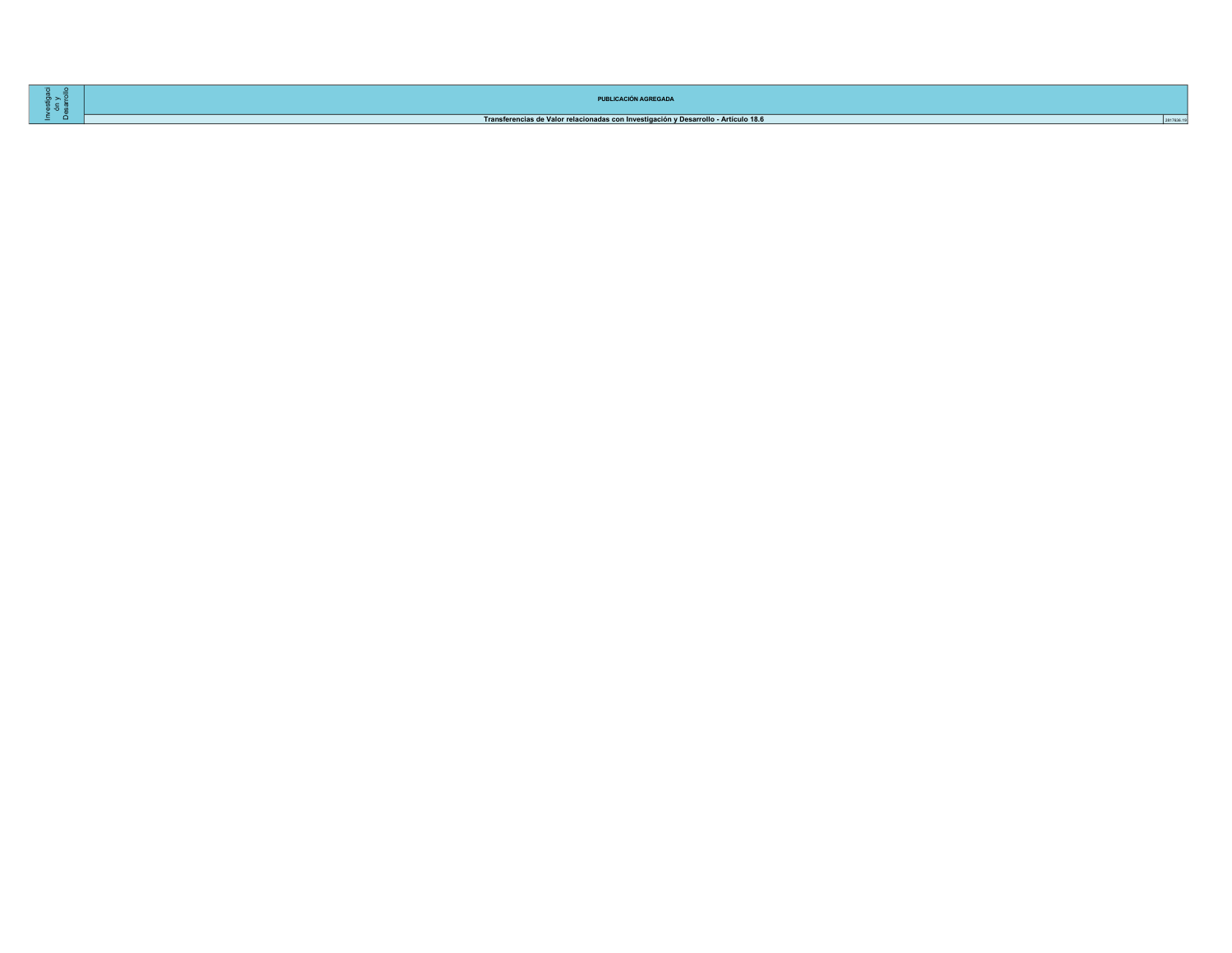| Investigación y Desarrollo | PUBLICACIÓN AGREGADA | |
|---|---|---|
| | Transferencias de Valor relacionadas con Investigación y Desarrollo - Artículo 18.6 | 20170630.19 |